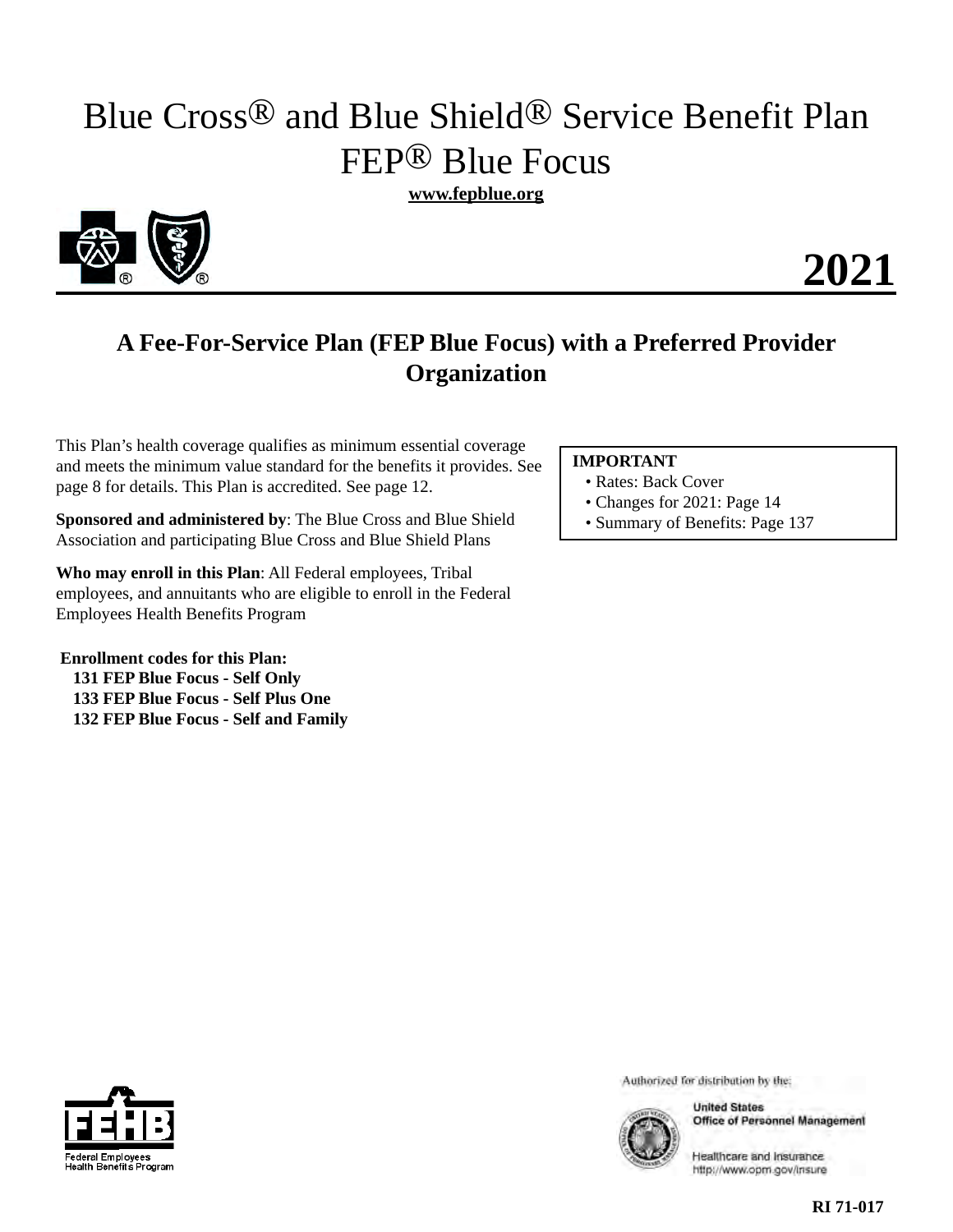# Blue Cross® and Blue Shield® Service Benefit Plan FEP® Blue Focus

**www.fepblue.org**

# 2021

## A Fee-For-Service Plan (FEP Blue Focus) with a Preferred Provider Organization

This Plan's health coverage qualifies as minimum essential coverage and meets the minimum value standard for the benefits it provides. See page 8 for details. This Plan is accredited. See page 12.

**Sponsored and administered by**: The Blue Cross and Blue Shield Association and participating Blue Cross and Blue Shield Plans

**Who may enroll in this Plan**: All Federal employees, Tribal employees, and annuitants who are eligible to enroll in the Federal Employees Health Benefits Program

**Enrollment codes for this Plan:**
**131 FEP Blue Focus - Self Only**
**133 FEP Blue Focus - Self Plus One**
**132 FEP Blue Focus - Self and Family**

**IMPORTANT**
- Rates: Back Cover
- Changes for 2021: Page 14
- Summary of Benefits: Page 137

FEHB Federal Employees Health Benefits Program

Authorized for distribution by the:

United States Office of Personnel Management

Healthcare and Insurance
http://www.opm.gov/insure

RI 71-017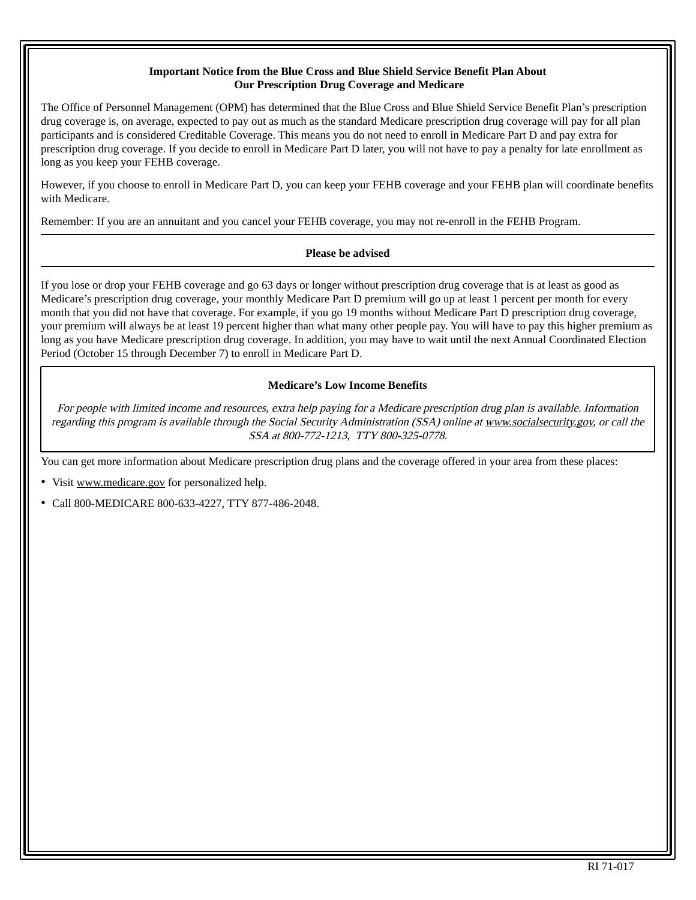**Important Notice from the Blue Cross and Blue Shield Service Benefit Plan About Our Prescription Drug Coverage and Medicare**

The Office of Personnel Management (OPM) has determined that the Blue Cross and Blue Shield Service Benefit Plan's prescription drug coverage is, on average, expected to pay out as much as the standard Medicare prescription drug coverage will pay for all plan participants and is considered Creditable Coverage. This means you do not need to enroll in Medicare Part D and pay extra for prescription drug coverage. If you decide to enroll in Medicare Part D later, you will not have to pay a penalty for late enrollment as long as you keep your FEHB coverage.

However, if you choose to enroll in Medicare Part D, you can keep your FEHB coverage and your FEHB plan will coordinate benefits with Medicare.

Remember: If you are an annuitant and you cancel your FEHB coverage, you may not re-enroll in the FEHB Program.

---

**Please be advised**

---

If you lose or drop your FEHB coverage and go 63 days or longer without prescription drug coverage that is at least as good as Medicare's prescription drug coverage, your monthly Medicare Part D premium will go up at least 1 percent per month for every month that you did not have that coverage. For example, if you go 19 months without Medicare Part D prescription drug coverage, your premium will always be at least 19 percent higher than what many other people pay. You will have to pay this higher premium as long as you have Medicare prescription drug coverage. In addition, you may have to wait until the next Annual Coordinated Election Period (October 15 through December 7) to enroll in Medicare Part D.

**Medicare's Low Income Benefits**

*For people with limited income and resources, extra help paying for a Medicare prescription drug plan is available. Information regarding this program is available through the Social Security Administration (SSA) online at www.socialsecurity.gov, or call the SSA at 800-772-1213, TTY 800-325-0778.*

You can get more information about Medicare prescription drug plans and the coverage offered in your area from these places:

- Visit www.medicare.gov for personalized help.
- Call 800-MEDICARE 800-633-4227, TTY 877-486-2048.

RI 71-017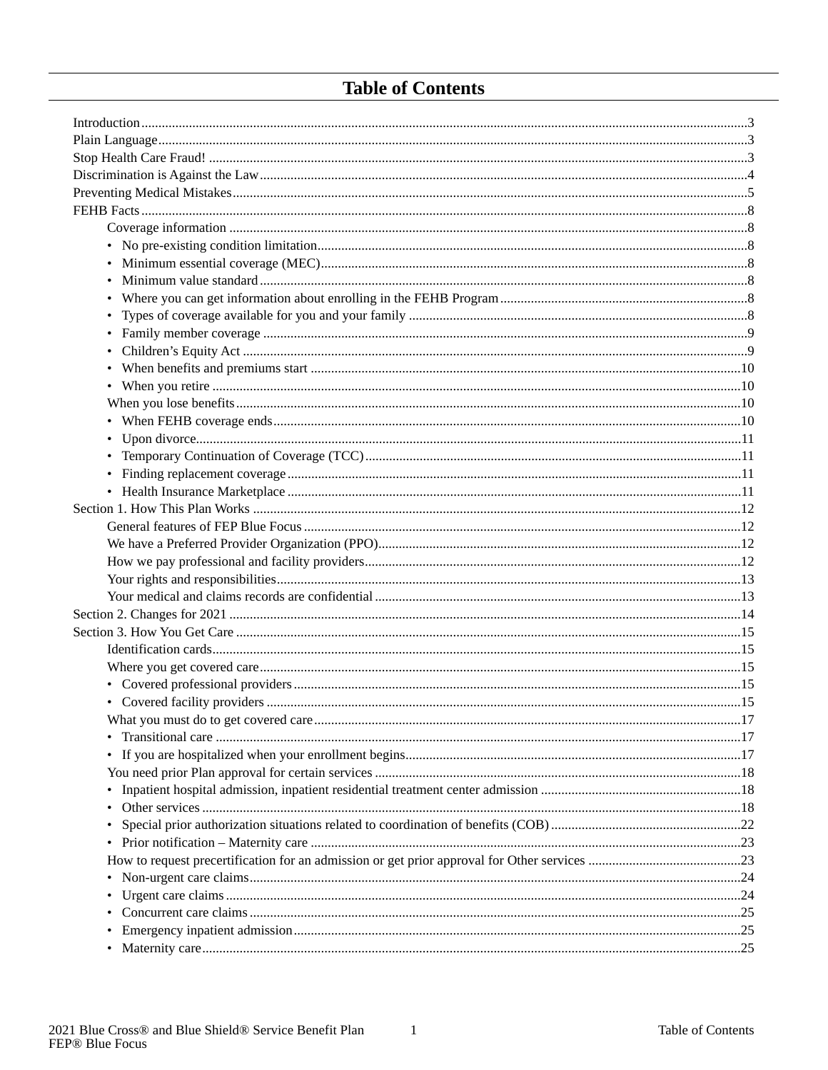# Table of Contents

- Introduction ....3
- Plain Language ....3
- Stop Health Care Fraud! ....3
- Discrimination is Against the Law ....4
- Preventing Medical Mistakes ....5
- FEHB Facts ....8
  - Coverage information ....8
    - No pre-existing condition limitation ....8
    - Minimum essential coverage (MEC) ....8
    - Minimum value standard ....8
    - Where you can get information about enrolling in the FEHB Program ....8
    - Types of coverage available for you and your family ....8
    - Family member coverage ....9
    - Children's Equity Act ....9
    - When benefits and premiums start ....10
    - When you retire ....10
  - When you lose benefits ....10
    - When FEHB coverage ends ....10
    - Upon divorce ....11
    - Temporary Continuation of Coverage (TCC) ....11
    - Finding replacement coverage ....11
    - Health Insurance Marketplace ....11
- Section 1. How This Plan Works ....12
  - General features of FEP Blue Focus ....12
  - We have a Preferred Provider Organization (PPO) ....12
  - How we pay professional and facility providers ....12
  - Your rights and responsibilities ....13
  - Your medical and claims records are confidential ....13
- Section 2. Changes for 2021 ....14
- Section 3. How You Get Care ....15
  - Identification cards ....15
  - Where you get covered care ....15
    - Covered professional providers ....15
    - Covered facility providers ....15
  - What you must do to get covered care ....17
    - Transitional care ....17
    - If you are hospitalized when your enrollment begins ....17
  - You need prior Plan approval for certain services ....18
    - Inpatient hospital admission, inpatient residential treatment center admission ....18
    - Other services ....18
    - Special prior authorization situations related to coordination of benefits (COB) ....22
    - Prior notification – Maternity care ....23
  - How to request precertification for an admission or get prior approval for Other services ....23
    - Non-urgent care claims ....24
    - Urgent care claims ....24
    - Concurrent care claims ....25
    - Emergency inpatient admission ....25
    - Maternity care ....25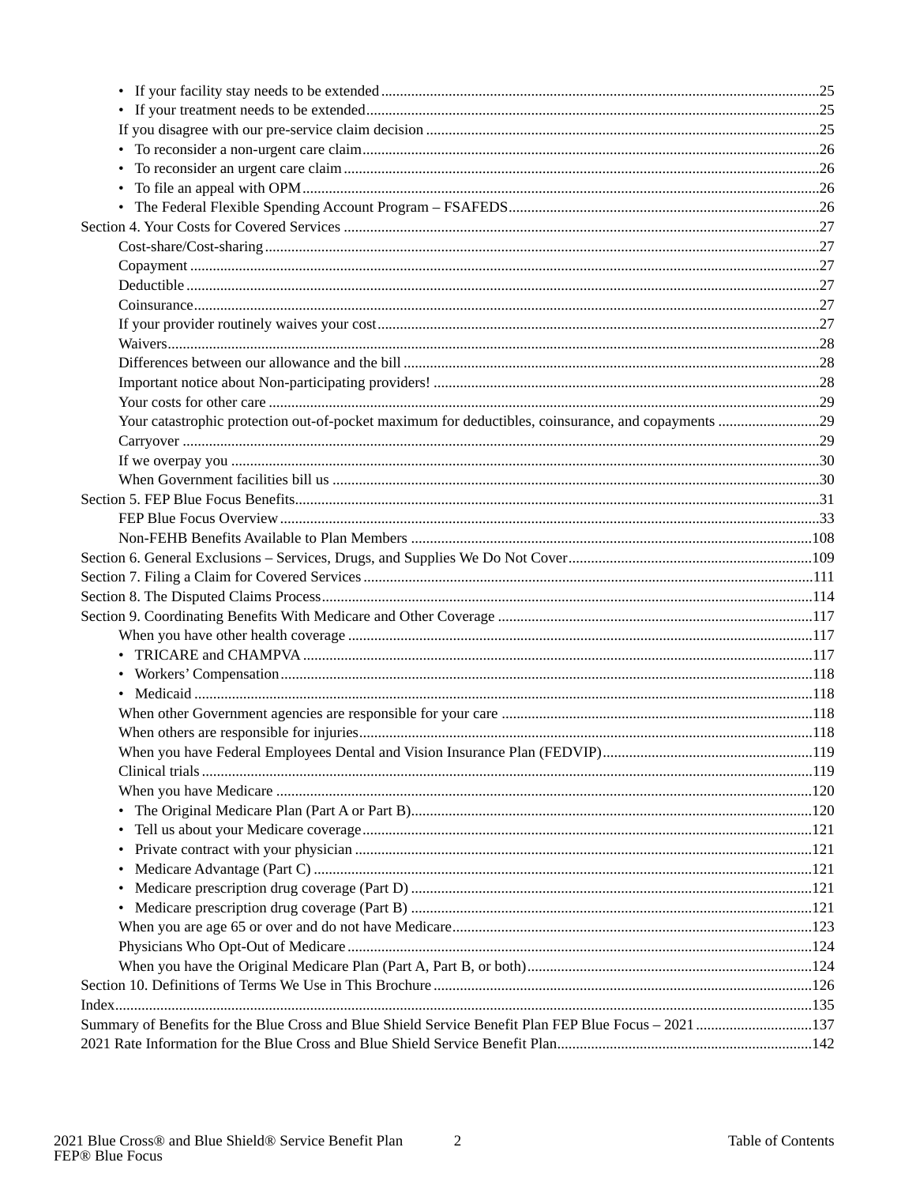- If your facility stay needs to be extended ....................25
- If your treatment needs to be extended ....................25

If you disagree with our pre-service claim decision ....................25

- To reconsider a non-urgent care claim ....................26
- To reconsider an urgent care claim ....................26
- To file an appeal with OPM ....................26
- The Federal Flexible Spending Account Program – FSAFEDS ....................26

Section 4. Your Costs for Covered Services ....................27

Cost-share/Cost-sharing ....................27

Copayment ....................27

Deductible ....................27

Coinsurance ....................27

If your provider routinely waives your cost ....................27

Waivers ....................28

Differences between our allowance and the bill ....................28

Important notice about Non-participating providers! ....................28

Your costs for other care ....................29

Your catastrophic protection out-of-pocket maximum for deductibles, coinsurance, and copayments ....................29

Carryover ....................29

If we overpay you ....................30

When Government facilities bill us ....................30

Section 5. FEP Blue Focus Benefits ....................31

FEP Blue Focus Overview ....................33

Non-FEHB Benefits Available to Plan Members ....................108

Section 6. General Exclusions – Services, Drugs, and Supplies We Do Not Cover ....................109

Section 7. Filing a Claim for Covered Services ....................111

Section 8. The Disputed Claims Process ....................114

Section 9. Coordinating Benefits With Medicare and Other Coverage ....................117

When you have other health coverage ....................117

- TRICARE and CHAMPVA ....................117
- Workers' Compensation ....................118
- Medicaid ....................118

When other Government agencies are responsible for your care ....................118

When others are responsible for injuries ....................118

When you have Federal Employees Dental and Vision Insurance Plan (FEDVIP) ....................119

Clinical trials ....................119

When you have Medicare ....................120

- The Original Medicare Plan (Part A or Part B) ....................120
- Tell us about your Medicare coverage ....................121
- Private contract with your physician ....................121
- Medicare Advantage (Part C) ....................121
- Medicare prescription drug coverage (Part D) ....................121
- Medicare prescription drug coverage (Part B) ....................121

When you are age 65 or over and do not have Medicare ....................123

Physicians Who Opt-Out of Medicare ....................124

When you have the Original Medicare Plan (Part A, Part B, or both) ....................124

Section 10. Definitions of Terms We Use in This Brochure ....................126

Index ....................135

Summary of Benefits for the Blue Cross and Blue Shield Service Benefit Plan FEP Blue Focus – 2021 ....................137

2021 Rate Information for the Blue Cross and Blue Shield Service Benefit Plan ....................142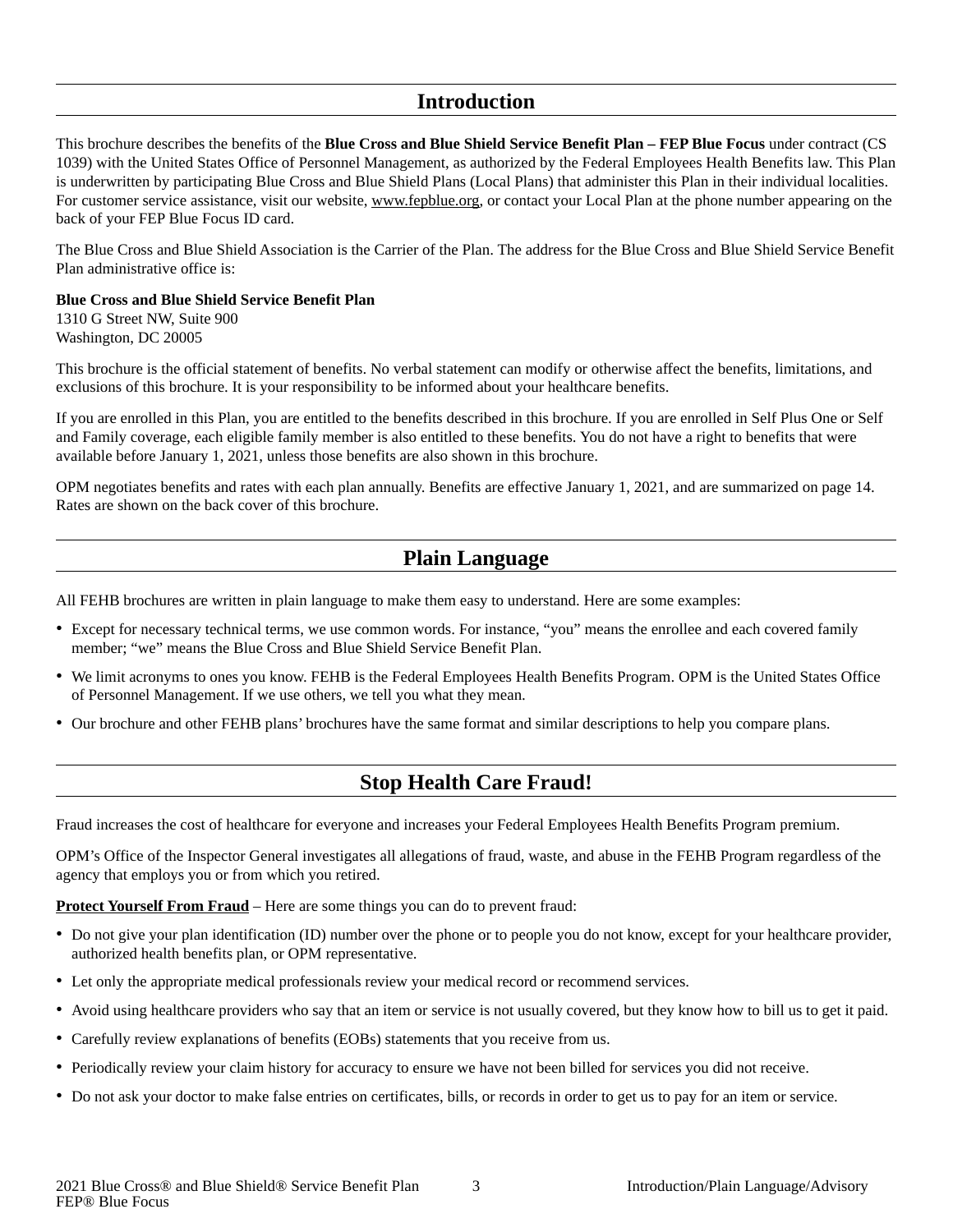## Introduction

This brochure describes the benefits of the **Blue Cross and Blue Shield Service Benefit Plan – FEP Blue Focus** under contract (CS 1039) with the United States Office of Personnel Management, as authorized by the Federal Employees Health Benefits law. This Plan is underwritten by participating Blue Cross and Blue Shield Plans (Local Plans) that administer this Plan in their individual localities. For customer service assistance, visit our website, www.fepblue.org, or contact your Local Plan at the phone number appearing on the back of your FEP Blue Focus ID card.

The Blue Cross and Blue Shield Association is the Carrier of the Plan. The address for the Blue Cross and Blue Shield Service Benefit Plan administrative office is:

**Blue Cross and Blue Shield Service Benefit Plan**
1310 G Street NW, Suite 900
Washington, DC 20005

This brochure is the official statement of benefits. No verbal statement can modify or otherwise affect the benefits, limitations, and exclusions of this brochure. It is your responsibility to be informed about your healthcare benefits.

If you are enrolled in this Plan, you are entitled to the benefits described in this brochure. If you are enrolled in Self Plus One or Self and Family coverage, each eligible family member is also entitled to these benefits. You do not have a right to benefits that were available before January 1, 2021, unless those benefits are also shown in this brochure.

OPM negotiates benefits and rates with each plan annually. Benefits are effective January 1, 2021, and are summarized on page 14. Rates are shown on the back cover of this brochure.

## Plain Language

All FEHB brochures are written in plain language to make them easy to understand. Here are some examples:

- Except for necessary technical terms, we use common words. For instance, "you" means the enrollee and each covered family member; "we" means the Blue Cross and Blue Shield Service Benefit Plan.
- We limit acronyms to ones you know. FEHB is the Federal Employees Health Benefits Program. OPM is the United States Office of Personnel Management. If we use others, we tell you what they mean.
- Our brochure and other FEHB plans' brochures have the same format and similar descriptions to help you compare plans.

## Stop Health Care Fraud!

Fraud increases the cost of healthcare for everyone and increases your Federal Employees Health Benefits Program premium.

OPM's Office of the Inspector General investigates all allegations of fraud, waste, and abuse in the FEHB Program regardless of the agency that employs you or from which you retired.

**Protect Yourself From Fraud** – Here are some things you can do to prevent fraud:

- Do not give your plan identification (ID) number over the phone or to people you do not know, except for your healthcare provider, authorized health benefits plan, or OPM representative.
- Let only the appropriate medical professionals review your medical record or recommend services.
- Avoid using healthcare providers who say that an item or service is not usually covered, but they know how to bill us to get it paid.
- Carefully review explanations of benefits (EOBs) statements that you receive from us.
- Periodically review your claim history for accuracy to ensure we have not been billed for services you did not receive.
- Do not ask your doctor to make false entries on certificates, bills, or records in order to get us to pay for an item or service.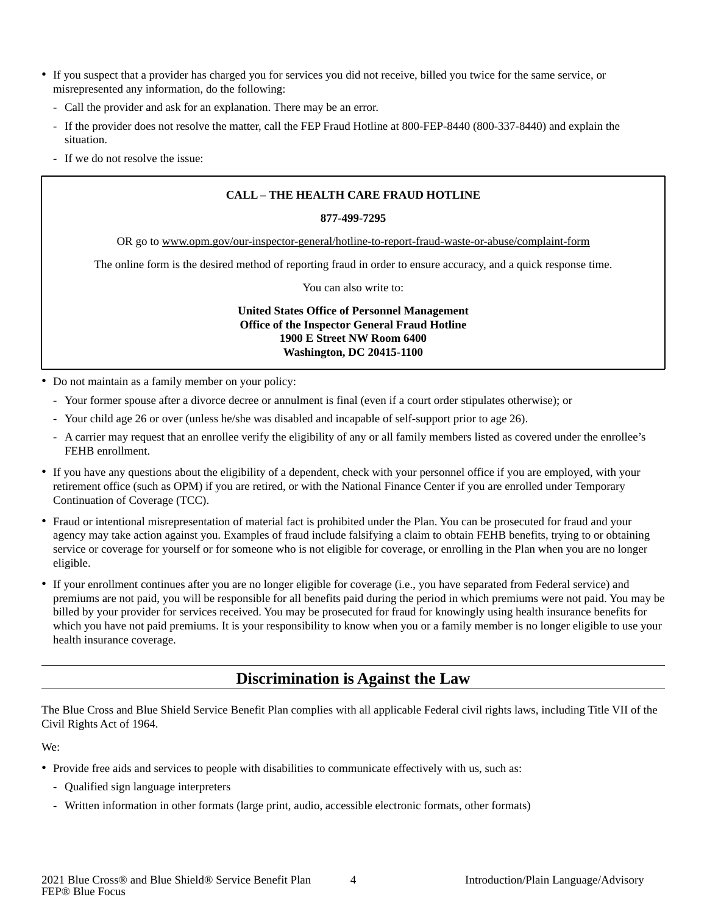- If you suspect that a provider has charged you for services you did not receive, billed you twice for the same service, or misrepresented any information, do the following:
  - Call the provider and ask for an explanation. There may be an error.
  - If the provider does not resolve the matter, call the FEP Fraud Hotline at 800-FEP-8440 (800-337-8440) and explain the situation.
  - If we do not resolve the issue:

**CALL – THE HEALTH CARE FRAUD HOTLINE**

**877-499-7295**

OR go to www.opm.gov/our-inspector-general/hotline-to-report-fraud-waste-or-abuse/complaint-form

The online form is the desired method of reporting fraud in order to ensure accuracy, and a quick response time.

You can also write to:

**United States Office of Personnel Management**
**Office of the Inspector General Fraud Hotline**
**1900 E Street NW Room 6400**
**Washington, DC 20415-1100**

- Do not maintain as a family member on your policy:
  - Your former spouse after a divorce decree or annulment is final (even if a court order stipulates otherwise); or
  - Your child age 26 or over (unless he/she was disabled and incapable of self-support prior to age 26).
  - A carrier may request that an enrollee verify the eligibility of any or all family members listed as covered under the enrollee's FEHB enrollment.
- If you have any questions about the eligibility of a dependent, check with your personnel office if you are employed, with your retirement office (such as OPM) if you are retired, or with the National Finance Center if you are enrolled under Temporary Continuation of Coverage (TCC).
- Fraud or intentional misrepresentation of material fact is prohibited under the Plan. You can be prosecuted for fraud and your agency may take action against you. Examples of fraud include falsifying a claim to obtain FEHB benefits, trying to or obtaining service or coverage for yourself or for someone who is not eligible for coverage, or enrolling in the Plan when you are no longer eligible.
- If your enrollment continues after you are no longer eligible for coverage (i.e., you have separated from Federal service) and premiums are not paid, you will be responsible for all benefits paid during the period in which premiums were not paid. You may be billed by your provider for services received. You may be prosecuted for fraud for knowingly using health insurance benefits for which you have not paid premiums. It is your responsibility to know when you or a family member is no longer eligible to use your health insurance coverage.

## Discrimination is Against the Law

The Blue Cross and Blue Shield Service Benefit Plan complies with all applicable Federal civil rights laws, including Title VII of the Civil Rights Act of 1964.

We:

- Provide free aids and services to people with disabilities to communicate effectively with us, such as:
  - Qualified sign language interpreters
  - Written information in other formats (large print, audio, accessible electronic formats, other formats)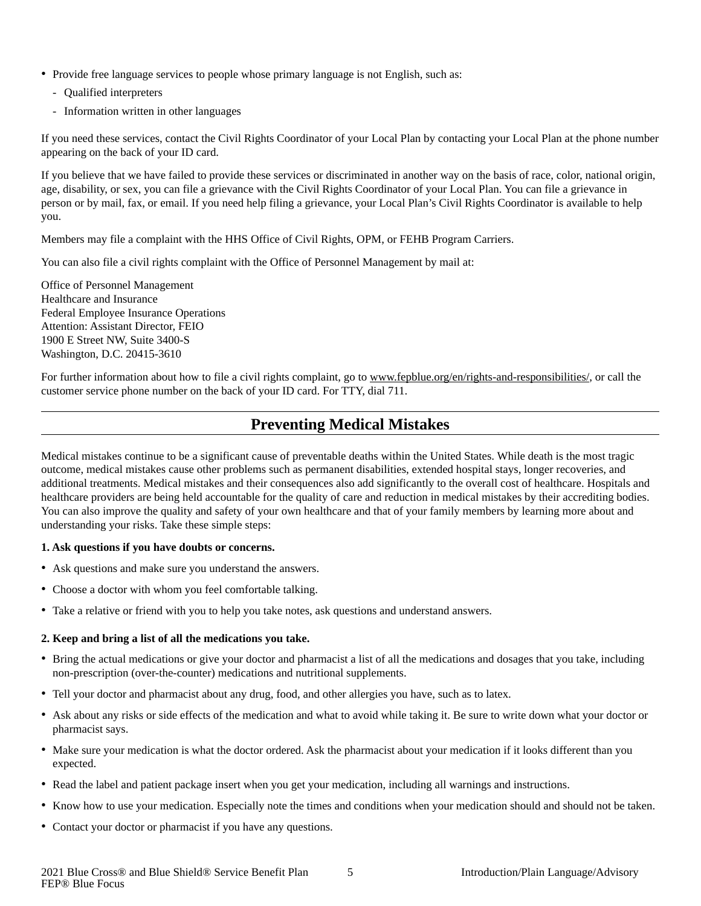- Provide free language services to people whose primary language is not English, such as:
  - Qualified interpreters
  - Information written in other languages

If you need these services, contact the Civil Rights Coordinator of your Local Plan by contacting your Local Plan at the phone number appearing on the back of your ID card.

If you believe that we have failed to provide these services or discriminated in another way on the basis of race, color, national origin, age, disability, or sex, you can file a grievance with the Civil Rights Coordinator of your Local Plan. You can file a grievance in person or by mail, fax, or email. If you need help filing a grievance, your Local Plan's Civil Rights Coordinator is available to help you.

Members may file a complaint with the HHS Office of Civil Rights, OPM, or FEHB Program Carriers.

You can also file a civil rights complaint with the Office of Personnel Management by mail at:

Office of Personnel Management
Healthcare and Insurance
Federal Employee Insurance Operations
Attention: Assistant Director, FEIO
1900 E Street NW, Suite 3400-S
Washington, D.C. 20415-3610

For further information about how to file a civil rights complaint, go to www.fepblue.org/en/rights-and-responsibilities/, or call the customer service phone number on the back of your ID card. For TTY, dial 711.

## Preventing Medical Mistakes

Medical mistakes continue to be a significant cause of preventable deaths within the United States. While death is the most tragic outcome, medical mistakes cause other problems such as permanent disabilities, extended hospital stays, longer recoveries, and additional treatments. Medical mistakes and their consequences also add significantly to the overall cost of healthcare. Hospitals and healthcare providers are being held accountable for the quality of care and reduction in medical mistakes by their accrediting bodies. You can also improve the quality and safety of your own healthcare and that of your family members by learning more about and understanding your risks. Take these simple steps:

**1. Ask questions if you have doubts or concerns.**

- Ask questions and make sure you understand the answers.
- Choose a doctor with whom you feel comfortable talking.
- Take a relative or friend with you to help you take notes, ask questions and understand answers.

**2. Keep and bring a list of all the medications you take.**

- Bring the actual medications or give your doctor and pharmacist a list of all the medications and dosages that you take, including non-prescription (over-the-counter) medications and nutritional supplements.
- Tell your doctor and pharmacist about any drug, food, and other allergies you have, such as to latex.
- Ask about any risks or side effects of the medication and what to avoid while taking it. Be sure to write down what your doctor or pharmacist says.
- Make sure your medication is what the doctor ordered. Ask the pharmacist about your medication if it looks different than you expected.
- Read the label and patient package insert when you get your medication, including all warnings and instructions.
- Know how to use your medication. Especially note the times and conditions when your medication should and should not be taken.
- Contact your doctor or pharmacist if you have any questions.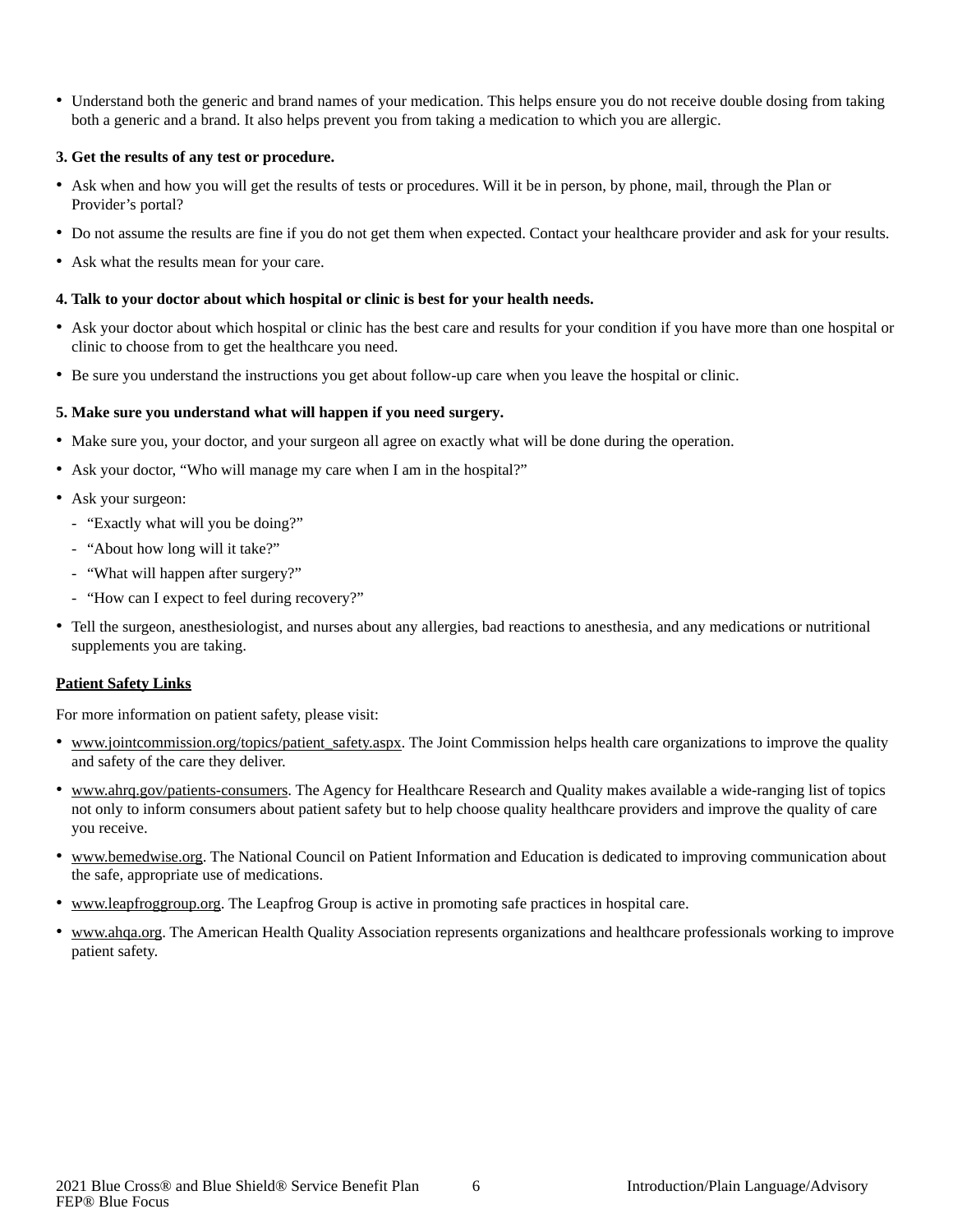- Understand both the generic and brand names of your medication. This helps ensure you do not receive double dosing from taking both a generic and a brand. It also helps prevent you from taking a medication to which you are allergic.

**3. Get the results of any test or procedure.**

- Ask when and how you will get the results of tests or procedures. Will it be in person, by phone, mail, through the Plan or Provider's portal?
- Do not assume the results are fine if you do not get them when expected. Contact your healthcare provider and ask for your results.
- Ask what the results mean for your care.

**4. Talk to your doctor about which hospital or clinic is best for your health needs.**

- Ask your doctor about which hospital or clinic has the best care and results for your condition if you have more than one hospital or clinic to choose from to get the healthcare you need.
- Be sure you understand the instructions you get about follow-up care when you leave the hospital or clinic.

**5. Make sure you understand what will happen if you need surgery.**

- Make sure you, your doctor, and your surgeon all agree on exactly what will be done during the operation.
- Ask your doctor, "Who will manage my care when I am in the hospital?"
- Ask your surgeon:
  - "Exactly what will you be doing?"
  - "About how long will it take?"
  - "What will happen after surgery?"
  - "How can I expect to feel during recovery?"
- Tell the surgeon, anesthesiologist, and nurses about any allergies, bad reactions to anesthesia, and any medications or nutritional supplements you are taking.

**Patient Safety Links**

For more information on patient safety, please visit:

- www.jointcommission.org/topics/patient_safety.aspx. The Joint Commission helps health care organizations to improve the quality and safety of the care they deliver.
- www.ahrq.gov/patients-consumers. The Agency for Healthcare Research and Quality makes available a wide-ranging list of topics not only to inform consumers about patient safety but to help choose quality healthcare providers and improve the quality of care you receive.
- www.bemedwise.org. The National Council on Patient Information and Education is dedicated to improving communication about the safe, appropriate use of medications.
- www.leapfroggroup.org. The Leapfrog Group is active in promoting safe practices in hospital care.
- www.ahqa.org. The American Health Quality Association represents organizations and healthcare professionals working to improve patient safety.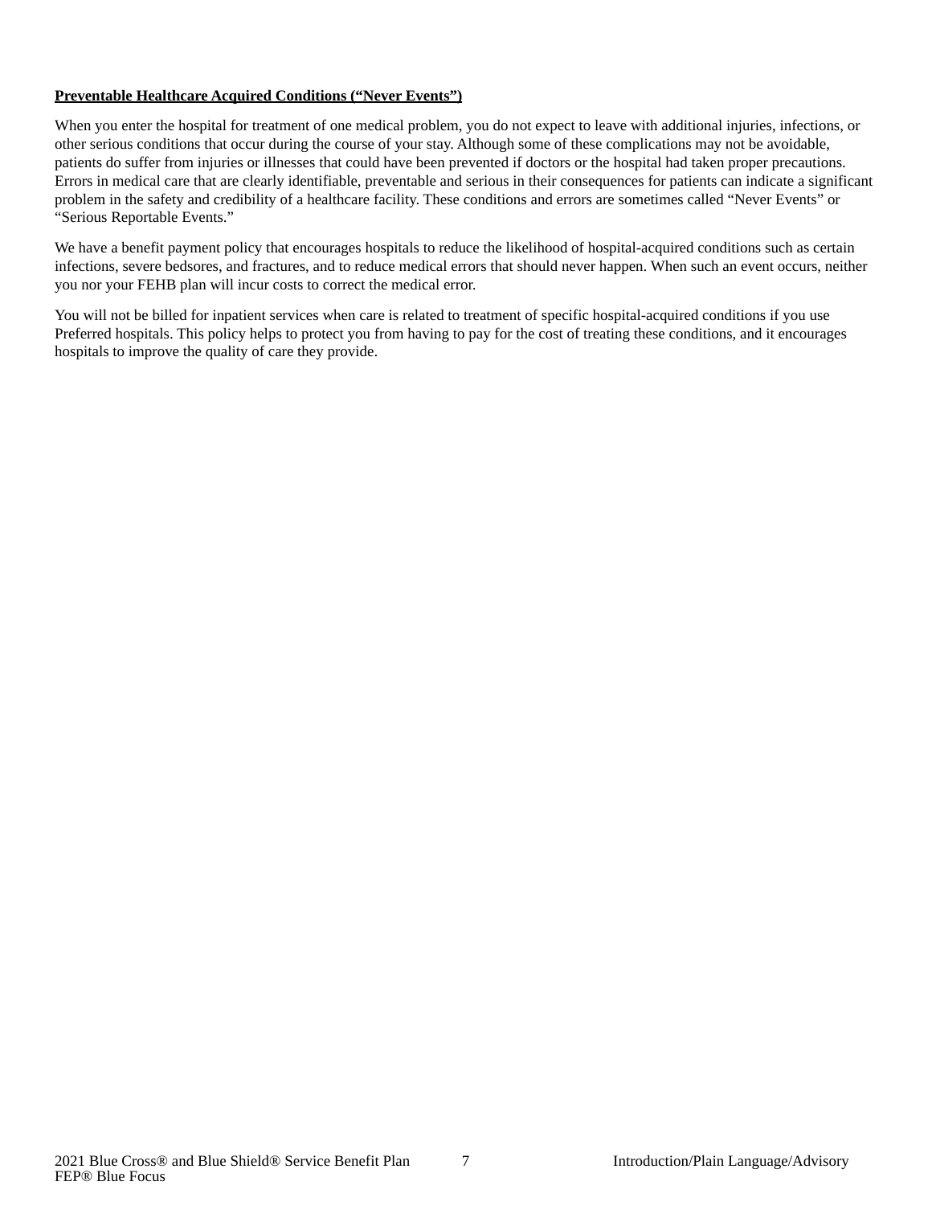**Preventable Healthcare Acquired Conditions ("Never Events")**

When you enter the hospital for treatment of one medical problem, you do not expect to leave with additional injuries, infections, or other serious conditions that occur during the course of your stay. Although some of these complications may not be avoidable, patients do suffer from injuries or illnesses that could have been prevented if doctors or the hospital had taken proper precautions. Errors in medical care that are clearly identifiable, preventable and serious in their consequences for patients can indicate a significant problem in the safety and credibility of a healthcare facility. These conditions and errors are sometimes called "Never Events" or "Serious Reportable Events."

We have a benefit payment policy that encourages hospitals to reduce the likelihood of hospital-acquired conditions such as certain infections, severe bedsores, and fractures, and to reduce medical errors that should never happen. When such an event occurs, neither you nor your FEHB plan will incur costs to correct the medical error.

You will not be billed for inpatient services when care is related to treatment of specific hospital-acquired conditions if you use Preferred hospitals. This policy helps to protect you from having to pay for the cost of treating these conditions, and it encourages hospitals to improve the quality of care they provide.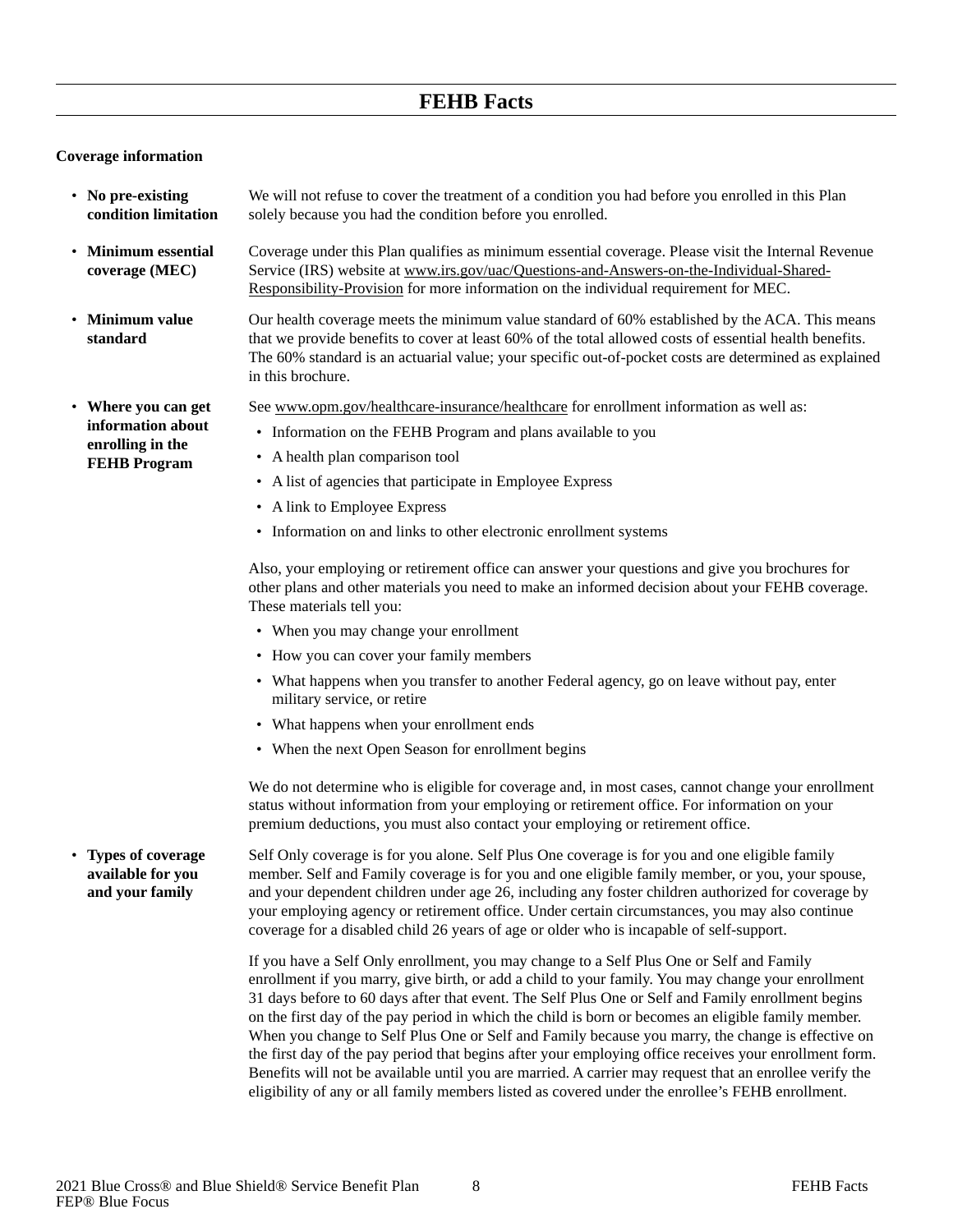## FEHB Facts

### Coverage information

- **No pre-existing condition limitation**

  We will not refuse to cover the treatment of a condition you had before you enrolled in this Plan solely because you had the condition before you enrolled.

- **Minimum essential coverage (MEC)**

  Coverage under this Plan qualifies as minimum essential coverage. Please visit the Internal Revenue Service (IRS) website at www.irs.gov/uac/Questions-and-Answers-on-the-Individual-Shared-Responsibility-Provision for more information on the individual requirement for MEC.

- **Minimum value standard**

  Our health coverage meets the minimum value standard of 60% established by the ACA. This means that we provide benefits to cover at least 60% of the total allowed costs of essential health benefits. The 60% standard is an actuarial value; your specific out-of-pocket costs are determined as explained in this brochure.

- **Where you can get information about enrolling in the FEHB Program**

  See www.opm.gov/healthcare-insurance/healthcare for enrollment information as well as:

  - Information on the FEHB Program and plans available to you
  - A health plan comparison tool
  - A list of agencies that participate in Employee Express
  - A link to Employee Express
  - Information on and links to other electronic enrollment systems

  Also, your employing or retirement office can answer your questions and give you brochures for other plans and other materials you need to make an informed decision about your FEHB coverage. These materials tell you:

  - When you may change your enrollment
  - How you can cover your family members
  - What happens when you transfer to another Federal agency, go on leave without pay, enter military service, or retire
  - What happens when your enrollment ends
  - When the next Open Season for enrollment begins

  We do not determine who is eligible for coverage and, in most cases, cannot change your enrollment status without information from your employing or retirement office. For information on your premium deductions, you must also contact your employing or retirement office.

- **Types of coverage available for you and your family**

  Self Only coverage is for you alone. Self Plus One coverage is for you and one eligible family member. Self and Family coverage is for you and one eligible family member, or you, your spouse, and your dependent children under age 26, including any foster children authorized for coverage by your employing agency or retirement office. Under certain circumstances, you may also continue coverage for a disabled child 26 years of age or older who is incapable of self-support.

  If you have a Self Only enrollment, you may change to a Self Plus One or Self and Family enrollment if you marry, give birth, or add a child to your family. You may change your enrollment 31 days before to 60 days after that event. The Self Plus One or Self and Family enrollment begins on the first day of the pay period in which the child is born or becomes an eligible family member. When you change to Self Plus One or Self and Family because you marry, the change is effective on the first day of the pay period that begins after your employing office receives your enrollment form. Benefits will not be available until you are married. A carrier may request that an enrollee verify the eligibility of any or all family members listed as covered under the enrollee's FEHB enrollment.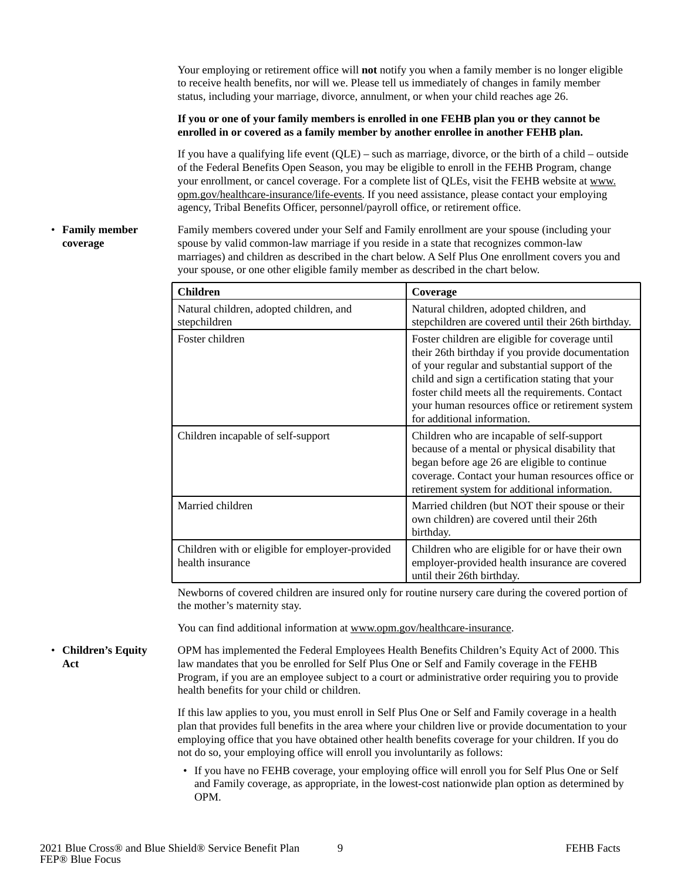Your employing or retirement office will **not** notify you when a family member is no longer eligible to receive health benefits, nor will we. Please tell us immediately of changes in family member status, including your marriage, divorce, annulment, or when your child reaches age 26.

**If you or one of your family members is enrolled in one FEHB plan you or they cannot be enrolled in or covered as a family member by another enrollee in another FEHB plan.**

If you have a qualifying life event (QLE) – such as marriage, divorce, or the birth of a child – outside of the Federal Benefits Open Season, you may be eligible to enroll in the FEHB Program, change your enrollment, or cancel coverage. For a complete list of QLEs, visit the FEHB website at www.opm.gov/healthcare-insurance/life-events. If you need assistance, please contact your employing agency, Tribal Benefits Officer, personnel/payroll office, or retirement office.

- **Family member coverage**

Family members covered under your Self and Family enrollment are your spouse (including your spouse by valid common-law marriage if you reside in a state that recognizes common-law marriages) and children as described in the chart below. A Self Plus One enrollment covers you and your spouse, or one other eligible family member as described in the chart below.

| Children | Coverage |
| --- | --- |
| Natural children, adopted children, and stepchildren | Natural children, adopted children, and stepchildren are covered until their 26th birthday. |
| Foster children | Foster children are eligible for coverage until their 26th birthday if you provide documentation of your regular and substantial support of the child and sign a certification stating that your foster child meets all the requirements. Contact your human resources office or retirement system for additional information. |
| Children incapable of self-support | Children who are incapable of self-support because of a mental or physical disability that began before age 26 are eligible to continue coverage. Contact your human resources office or retirement system for additional information. |
| Married children | Married children (but NOT their spouse or their own children) are covered until their 26th birthday. |
| Children with or eligible for employer-provided health insurance | Children who are eligible for or have their own employer-provided health insurance are covered until their 26th birthday. |

Newborns of covered children are insured only for routine nursery care during the covered portion of the mother's maternity stay.

You can find additional information at www.opm.gov/healthcare-insurance.

- **Children's Equity Act**

OPM has implemented the Federal Employees Health Benefits Children's Equity Act of 2000. This law mandates that you be enrolled for Self Plus One or Self and Family coverage in the FEHB Program, if you are an employee subject to a court or administrative order requiring you to provide health benefits for your child or children.

If this law applies to you, you must enroll in Self Plus One or Self and Family coverage in a health plan that provides full benefits in the area where your children live or provide documentation to your employing office that you have obtained other health benefits coverage for your children. If you do not do so, your employing office will enroll you involuntarily as follows:

- If you have no FEHB coverage, your employing office will enroll you for Self Plus One or Self and Family coverage, as appropriate, in the lowest-cost nationwide plan option as determined by OPM.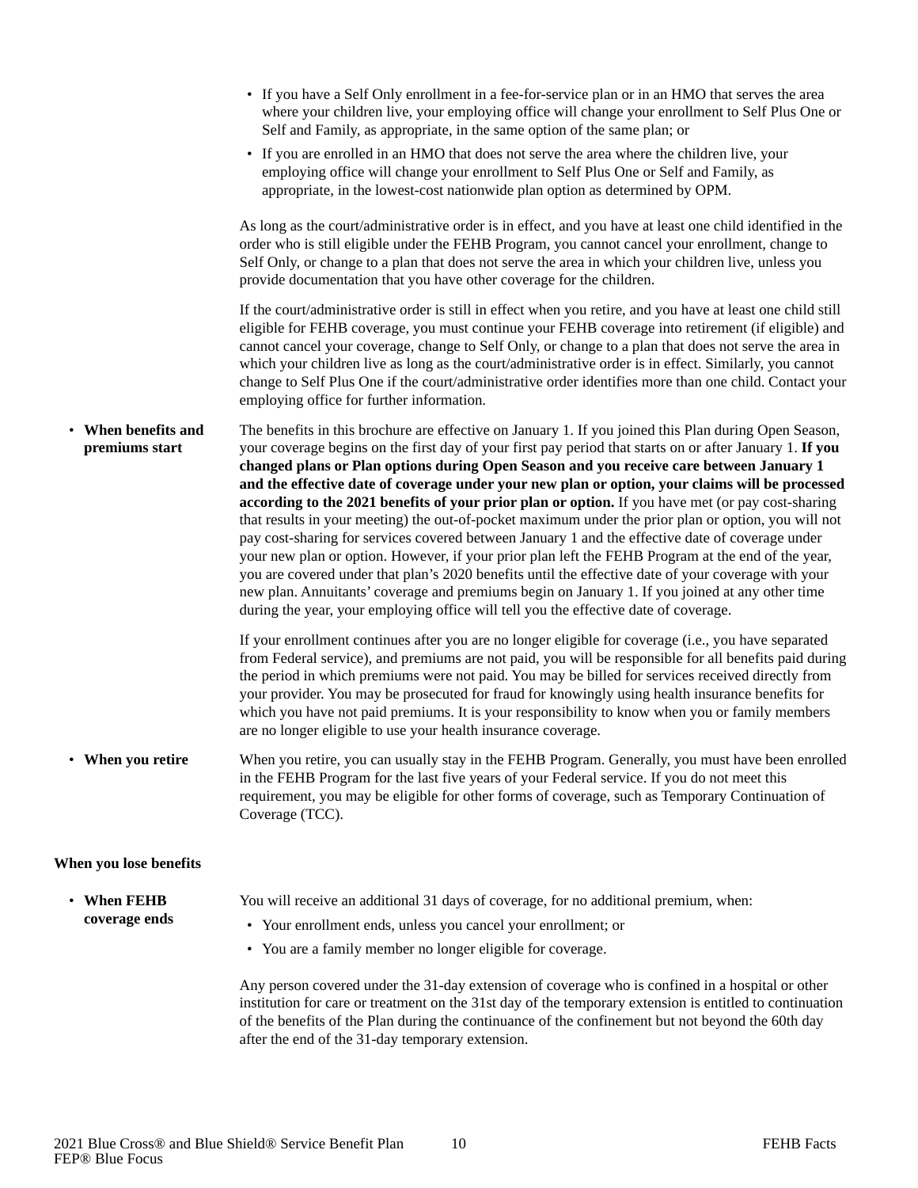- If you have a Self Only enrollment in a fee-for-service plan or in an HMO that serves the area where your children live, your employing office will change your enrollment to Self Plus One or Self and Family, as appropriate, in the same option of the same plan; or
- If you are enrolled in an HMO that does not serve the area where the children live, your employing office will change your enrollment to Self Plus One or Self and Family, as appropriate, in the lowest-cost nationwide plan option as determined by OPM.

As long as the court/administrative order is in effect, and you have at least one child identified in the order who is still eligible under the FEHB Program, you cannot cancel your enrollment, change to Self Only, or change to a plan that does not serve the area in which your children live, unless you provide documentation that you have other coverage for the children.

If the court/administrative order is still in effect when you retire, and you have at least one child still eligible for FEHB coverage, you must continue your FEHB coverage into retirement (if eligible) and cannot cancel your coverage, change to Self Only, or change to a plan that does not serve the area in which your children live as long as the court/administrative order is in effect. Similarly, you cannot change to Self Plus One if the court/administrative order identifies more than one child. Contact your employing office for further information.

- **When benefits and premiums start**

The benefits in this brochure are effective on January 1. If you joined this Plan during Open Season, your coverage begins on the first day of your first pay period that starts on or after January 1. **If you changed plans or Plan options during Open Season and you receive care between January 1 and the effective date of coverage under your new plan or option, your claims will be processed according to the 2021 benefits of your prior plan or option.** If you have met (or pay cost-sharing that results in your meeting) the out-of-pocket maximum under the prior plan or option, you will not pay cost-sharing for services covered between January 1 and the effective date of coverage under your new plan or option. However, if your prior plan left the FEHB Program at the end of the year, you are covered under that plan's 2020 benefits until the effective date of your coverage with your new plan. Annuitants' coverage and premiums begin on January 1. If you joined at any other time during the year, your employing office will tell you the effective date of coverage.

If your enrollment continues after you are no longer eligible for coverage (i.e., you have separated from Federal service), and premiums are not paid, you will be responsible for all benefits paid during the period in which premiums were not paid. You may be billed for services received directly from your provider. You may be prosecuted for fraud for knowingly using health insurance benefits for which you have not paid premiums. It is your responsibility to know when you or family members are no longer eligible to use your health insurance coverage.

- **When you retire**

When you retire, you can usually stay in the FEHB Program. Generally, you must have been enrolled in the FEHB Program for the last five years of your Federal service. If you do not meet this requirement, you may be eligible for other forms of coverage, such as Temporary Continuation of Coverage (TCC).

**When you lose benefits**

- **When FEHB coverage ends**

You will receive an additional 31 days of coverage, for no additional premium, when:

- Your enrollment ends, unless you cancel your enrollment; or
- You are a family member no longer eligible for coverage.

Any person covered under the 31-day extension of coverage who is confined in a hospital or other institution for care or treatment on the 31st day of the temporary extension is entitled to continuation of the benefits of the Plan during the continuance of the confinement but not beyond the 60th day after the end of the 31-day temporary extension.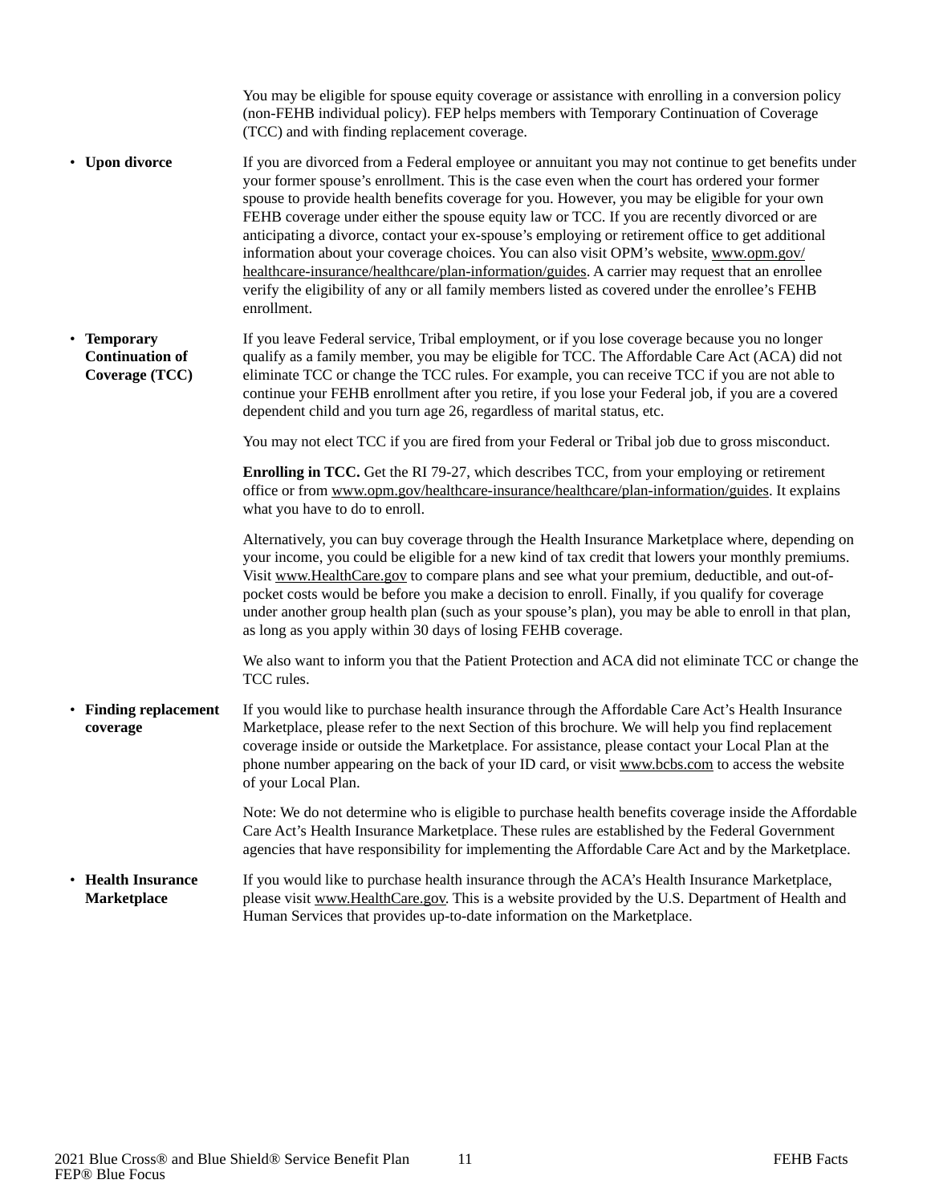You may be eligible for spouse equity coverage or assistance with enrolling in a conversion policy (non-FEHB individual policy). FEP helps members with Temporary Continuation of Coverage (TCC) and with finding replacement coverage.

- **Upon divorce**

If you are divorced from a Federal employee or annuitant you may not continue to get benefits under your former spouse's enrollment. This is the case even when the court has ordered your former spouse to provide health benefits coverage for you. However, you may be eligible for your own FEHB coverage under either the spouse equity law or TCC. If you are recently divorced or are anticipating a divorce, contact your ex-spouse's employing or retirement office to get additional information about your coverage choices. You can also visit OPM's website, www.opm.gov/healthcare-insurance/healthcare/plan-information/guides. A carrier may request that an enrollee verify the eligibility of any or all family members listed as covered under the enrollee's FEHB enrollment.

- **Temporary Continuation of Coverage (TCC)**

If you leave Federal service, Tribal employment, or if you lose coverage because you no longer qualify as a family member, you may be eligible for TCC. The Affordable Care Act (ACA) did not eliminate TCC or change the TCC rules. For example, you can receive TCC if you are not able to continue your FEHB enrollment after you retire, if you lose your Federal job, if you are a covered dependent child and you turn age 26, regardless of marital status, etc.

You may not elect TCC if you are fired from your Federal or Tribal job due to gross misconduct.

**Enrolling in TCC.** Get the RI 79-27, which describes TCC, from your employing or retirement office or from www.opm.gov/healthcare-insurance/healthcare/plan-information/guides. It explains what you have to do to enroll.

Alternatively, you can buy coverage through the Health Insurance Marketplace where, depending on your income, you could be eligible for a new kind of tax credit that lowers your monthly premiums. Visit www.HealthCare.gov to compare plans and see what your premium, deductible, and out-of-pocket costs would be before you make a decision to enroll. Finally, if you qualify for coverage under another group health plan (such as your spouse's plan), you may be able to enroll in that plan, as long as you apply within 30 days of losing FEHB coverage.

We also want to inform you that the Patient Protection and ACA did not eliminate TCC or change the TCC rules.

- **Finding replacement coverage**

If you would like to purchase health insurance through the Affordable Care Act's Health Insurance Marketplace, please refer to the next Section of this brochure. We will help you find replacement coverage inside or outside the Marketplace. For assistance, please contact your Local Plan at the phone number appearing on the back of your ID card, or visit www.bcbs.com to access the website of your Local Plan.

Note: We do not determine who is eligible to purchase health benefits coverage inside the Affordable Care Act's Health Insurance Marketplace. These rules are established by the Federal Government agencies that have responsibility for implementing the Affordable Care Act and by the Marketplace.

- **Health Insurance Marketplace**

If you would like to purchase health insurance through the ACA's Health Insurance Marketplace, please visit www.HealthCare.gov. This is a website provided by the U.S. Department of Health and Human Services that provides up-to-date information on the Marketplace.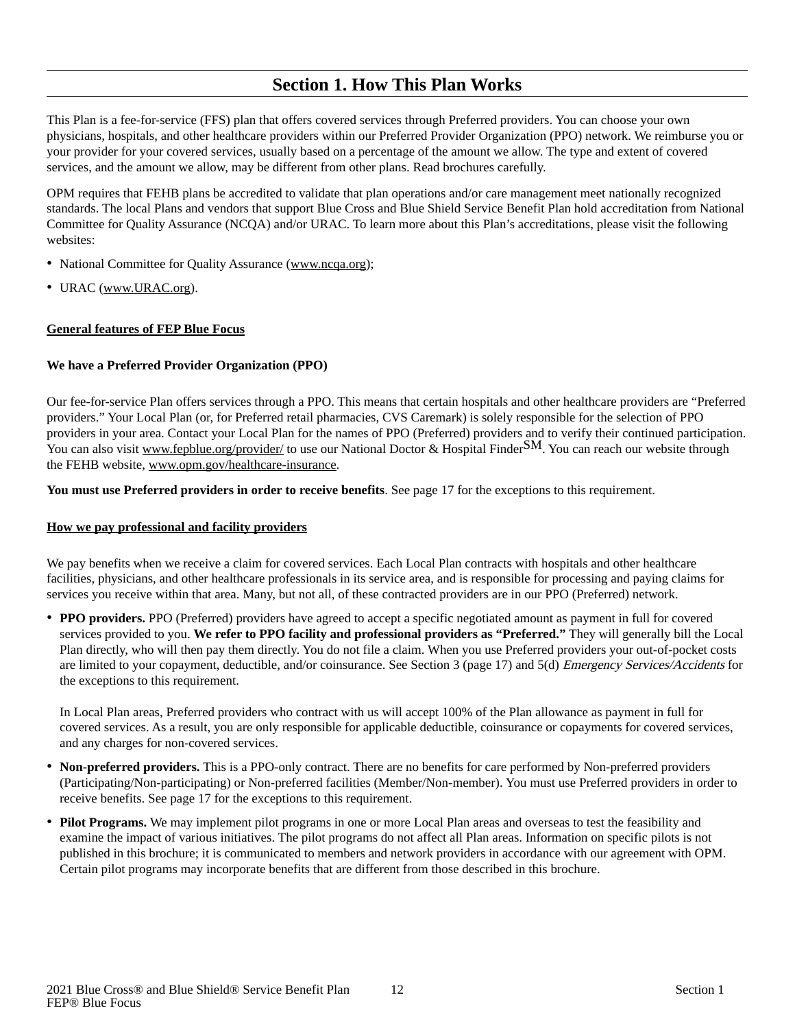# Section 1. How This Plan Works

This Plan is a fee-for-service (FFS) plan that offers covered services through Preferred providers. You can choose your own physicians, hospitals, and other healthcare providers within our Preferred Provider Organization (PPO) network. We reimburse you or your provider for your covered services, usually based on a percentage of the amount we allow. The type and extent of covered services, and the amount we allow, may be different from other plans. Read brochures carefully.

OPM requires that FEHB plans be accredited to validate that plan operations and/or care management meet nationally recognized standards. The local Plans and vendors that support Blue Cross and Blue Shield Service Benefit Plan hold accreditation from National Committee for Quality Assurance (NCQA) and/or URAC. To learn more about this Plan's accreditations, please visit the following websites:

- National Committee for Quality Assurance (www.ncqa.org);
- URAC (www.URAC.org).

## General features of FEP Blue Focus

### We have a Preferred Provider Organization (PPO)

Our fee-for-service Plan offers services through a PPO. This means that certain hospitals and other healthcare providers are "Preferred providers." Your Local Plan (or, for Preferred retail pharmacies, CVS Caremark) is solely responsible for the selection of PPO providers in your area. Contact your Local Plan for the names of PPO (Preferred) providers and to verify their continued participation. You can also visit www.fepblue.org/provider/ to use our National Doctor & Hospital Finder℠. You can reach our website through the FEHB website, www.opm.gov/healthcare-insurance.

**You must use Preferred providers in order to receive benefits**. See page 17 for the exceptions to this requirement.

## How we pay professional and facility providers

We pay benefits when we receive a claim for covered services. Each Local Plan contracts with hospitals and other healthcare facilities, physicians, and other healthcare professionals in its service area, and is responsible for processing and paying claims for services you receive within that area. Many, but not all, of these contracted providers are in our PPO (Preferred) network.

- **PPO providers.** PPO (Preferred) providers have agreed to accept a specific negotiated amount as payment in full for covered services provided to you. **We refer to PPO facility and professional providers as "Preferred."** They will generally bill the Local Plan directly, who will then pay them directly. You do not file a claim. When you use Preferred providers your out-of-pocket costs are limited to your copayment, deductible, and/or coinsurance. See Section 3 (page 17) and 5(d) *Emergency Services/Accidents* for the exceptions to this requirement.

  In Local Plan areas, Preferred providers who contract with us will accept 100% of the Plan allowance as payment in full for covered services. As a result, you are only responsible for applicable deductible, coinsurance or copayments for covered services, and any charges for non-covered services.

- **Non-preferred providers.** This is a PPO-only contract. There are no benefits for care performed by Non-preferred providers (Participating/Non-participating) or Non-preferred facilities (Member/Non-member). You must use Preferred providers in order to receive benefits. See page 17 for the exceptions to this requirement.
- **Pilot Programs.** We may implement pilot programs in one or more Local Plan areas and overseas to test the feasibility and examine the impact of various initiatives. The pilot programs do not affect all Plan areas. Information on specific pilots is not published in this brochure; it is communicated to members and network providers in accordance with our agreement with OPM. Certain pilot programs may incorporate benefits that are different from those described in this brochure.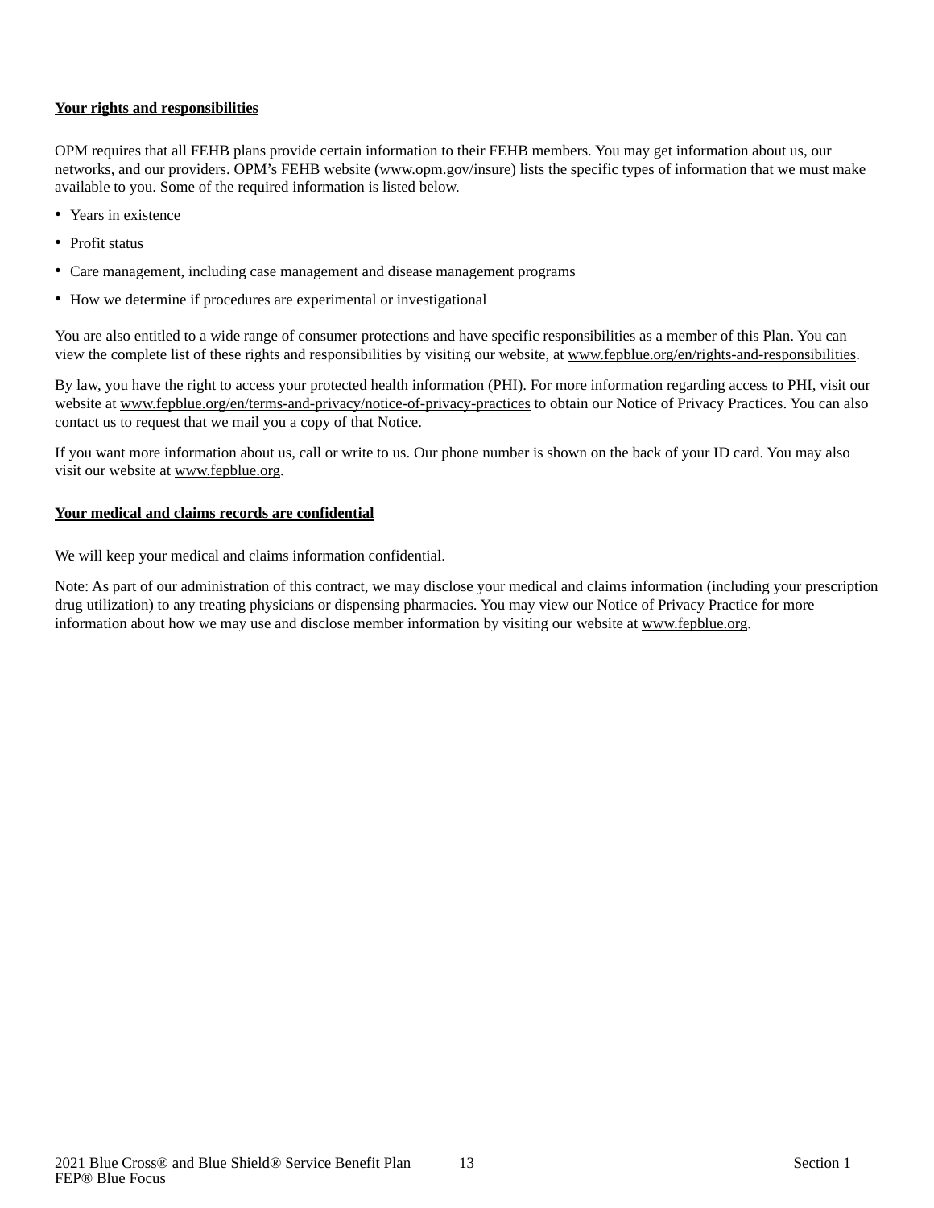**Your rights and responsibilities**

OPM requires that all FEHB plans provide certain information to their FEHB members. You may get information about us, our networks, and our providers. OPM's FEHB website (www.opm.gov/insure) lists the specific types of information that we must make available to you. Some of the required information is listed below.

- Years in existence
- Profit status
- Care management, including case management and disease management programs
- How we determine if procedures are experimental or investigational

You are also entitled to a wide range of consumer protections and have specific responsibilities as a member of this Plan. You can view the complete list of these rights and responsibilities by visiting our website, at www.fepblue.org/en/rights-and-responsibilities.

By law, you have the right to access your protected health information (PHI). For more information regarding access to PHI, visit our website at www.fepblue.org/en/terms-and-privacy/notice-of-privacy-practices to obtain our Notice of Privacy Practices. You can also contact us to request that we mail you a copy of that Notice.

If you want more information about us, call or write to us. Our phone number is shown on the back of your ID card. You may also visit our website at www.fepblue.org.

**Your medical and claims records are confidential**

We will keep your medical and claims information confidential.

Note: As part of our administration of this contract, we may disclose your medical and claims information (including your prescription drug utilization) to any treating physicians or dispensing pharmacies. You may view our Notice of Privacy Practice for more information about how we may use and disclose member information by visiting our website at www.fepblue.org.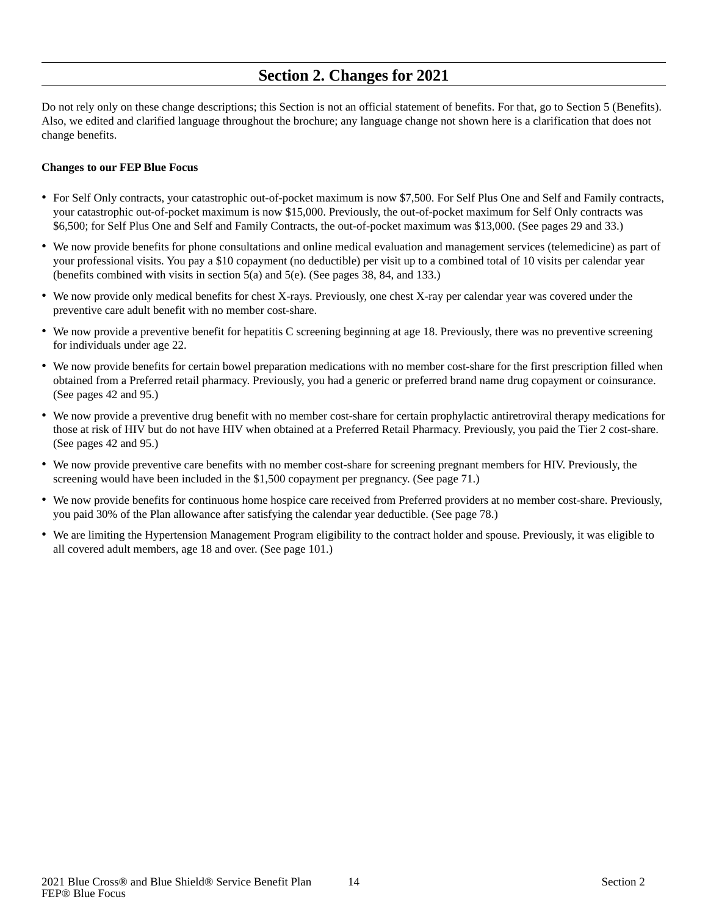## Section 2. Changes for 2021

Do not rely only on these change descriptions; this Section is not an official statement of benefits. For that, go to Section 5 (Benefits). Also, we edited and clarified language throughout the brochure; any language change not shown here is a clarification that does not change benefits.

**Changes to our FEP Blue Focus**

- For Self Only contracts, your catastrophic out-of-pocket maximum is now $7,500. For Self Plus One and Self and Family contracts, your catastrophic out-of-pocket maximum is now $15,000. Previously, the out-of-pocket maximum for Self Only contracts was $6,500; for Self Plus One and Self and Family Contracts, the out-of-pocket maximum was $13,000. (See pages 29 and 33.)
- We now provide benefits for phone consultations and online medical evaluation and management services (telemedicine) as part of your professional visits. You pay a $10 copayment (no deductible) per visit up to a combined total of 10 visits per calendar year (benefits combined with visits in section 5(a) and 5(e). (See pages 38, 84, and 133.)
- We now provide only medical benefits for chest X-rays. Previously, one chest X-ray per calendar year was covered under the preventive care adult benefit with no member cost-share.
- We now provide a preventive benefit for hepatitis C screening beginning at age 18. Previously, there was no preventive screening for individuals under age 22.
- We now provide benefits for certain bowel preparation medications with no member cost-share for the first prescription filled when obtained from a Preferred retail pharmacy. Previously, you had a generic or preferred brand name drug copayment or coinsurance. (See pages 42 and 95.)
- We now provide a preventive drug benefit with no member cost-share for certain prophylactic antiretroviral therapy medications for those at risk of HIV but do not have HIV when obtained at a Preferred Retail Pharmacy. Previously, you paid the Tier 2 cost-share. (See pages 42 and 95.)
- We now provide preventive care benefits with no member cost-share for screening pregnant members for HIV. Previously, the screening would have been included in the $1,500 copayment per pregnancy. (See page 71.)
- We now provide benefits for continuous home hospice care received from Preferred providers at no member cost-share. Previously, you paid 30% of the Plan allowance after satisfying the calendar year deductible. (See page 78.)
- We are limiting the Hypertension Management Program eligibility to the contract holder and spouse. Previously, it was eligible to all covered adult members, age 18 and over. (See page 101.)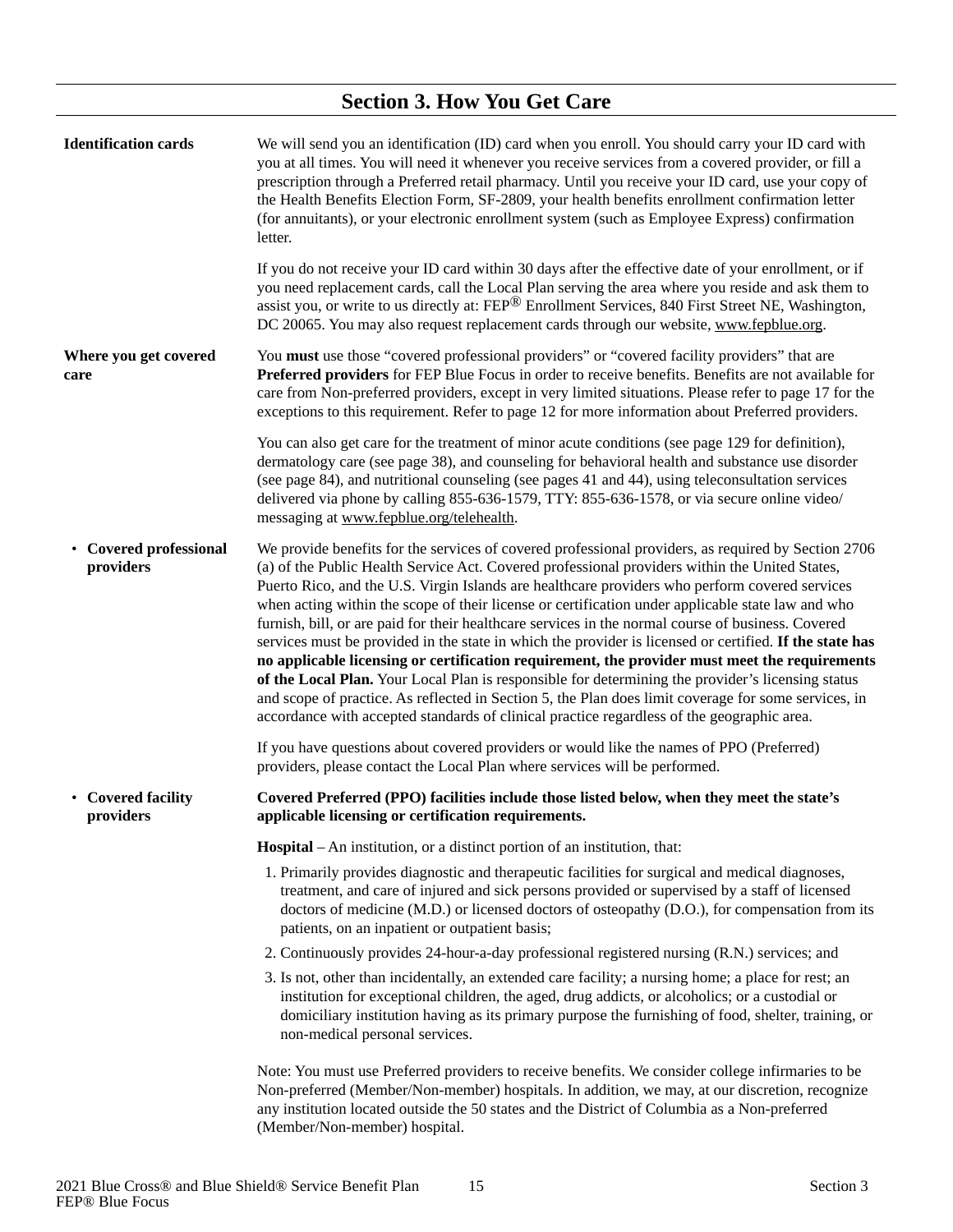# Section 3. How You Get Care

**Identification cards**

We will send you an identification (ID) card when you enroll. You should carry your ID card with you at all times. You will need it whenever you receive services from a covered provider, or fill a prescription through a Preferred retail pharmacy. Until you receive your ID card, use your copy of the Health Benefits Election Form, SF-2809, your health benefits enrollment confirmation letter (for annuitants), or your electronic enrollment system (such as Employee Express) confirmation letter.

If you do not receive your ID card within 30 days after the effective date of your enrollment, or if you need replacement cards, call the Local Plan serving the area where you reside and ask them to assist you, or write to us directly at: FEP® Enrollment Services, 840 First Street NE, Washington, DC 20065. You may also request replacement cards through our website, www.fepblue.org.

**Where you get covered care**

You **must** use those "covered professional providers" or "covered facility providers" that are **Preferred providers** for FEP Blue Focus in order to receive benefits. Benefits are not available for care from Non-preferred providers, except in very limited situations. Please refer to page 17 for the exceptions to this requirement. Refer to page 12 for more information about Preferred providers.

You can also get care for the treatment of minor acute conditions (see page 129 for definition), dermatology care (see page 38), and counseling for behavioral health and substance use disorder (see page 84), and nutritional counseling (see pages 41 and 44), using teleconsultation services delivered via phone by calling 855-636-1579, TTY: 855-636-1578, or via secure online video/messaging at www.fepblue.org/telehealth.

- **Covered professional providers**

We provide benefits for the services of covered professional providers, as required by Section 2706 (a) of the Public Health Service Act. Covered professional providers within the United States, Puerto Rico, and the U.S. Virgin Islands are healthcare providers who perform covered services when acting within the scope of their license or certification under applicable state law and who furnish, bill, or are paid for their healthcare services in the normal course of business. Covered services must be provided in the state in which the provider is licensed or certified. **If the state has no applicable licensing or certification requirement, the provider must meet the requirements of the Local Plan.** Your Local Plan is responsible for determining the provider's licensing status and scope of practice. As reflected in Section 5, the Plan does limit coverage for some services, in accordance with accepted standards of clinical practice regardless of the geographic area.

If you have questions about covered providers or would like the names of PPO (Preferred) providers, please contact the Local Plan where services will be performed.

- **Covered facility providers**

**Covered Preferred (PPO) facilities include those listed below, when they meet the state's applicable licensing or certification requirements.**

**Hospital** – An institution, or a distinct portion of an institution, that:

1. Primarily provides diagnostic and therapeutic facilities for surgical and medical diagnoses, treatment, and care of injured and sick persons provided or supervised by a staff of licensed doctors of medicine (M.D.) or licensed doctors of osteopathy (D.O.), for compensation from its patients, on an inpatient or outpatient basis;
2. Continuously provides 24-hour-a-day professional registered nursing (R.N.) services; and
3. Is not, other than incidentally, an extended care facility; a nursing home; a place for rest; an institution for exceptional children, the aged, drug addicts, or alcoholics; or a custodial or domiciliary institution having as its primary purpose the furnishing of food, shelter, training, or non-medical personal services.

Note: You must use Preferred providers to receive benefits. We consider college infirmaries to be Non-preferred (Member/Non-member) hospitals. In addition, we may, at our discretion, recognize any institution located outside the 50 states and the District of Columbia as a Non-preferred (Member/Non-member) hospital.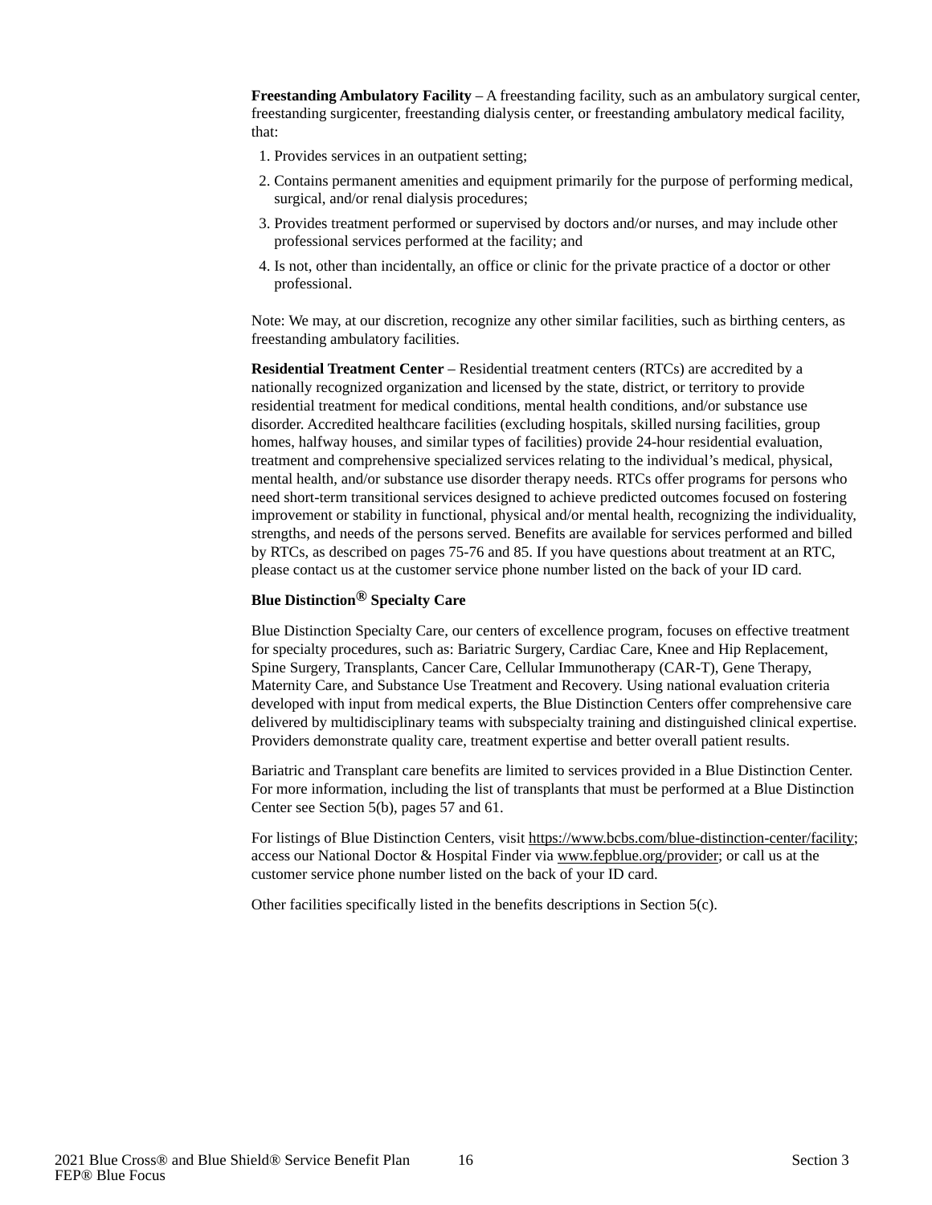**Freestanding Ambulatory Facility** – A freestanding facility, such as an ambulatory surgical center, freestanding surgicenter, freestanding dialysis center, or freestanding ambulatory medical facility, that:

1. Provides services in an outpatient setting;
2. Contains permanent amenities and equipment primarily for the purpose of performing medical, surgical, and/or renal dialysis procedures;
3. Provides treatment performed or supervised by doctors and/or nurses, and may include other professional services performed at the facility; and
4. Is not, other than incidentally, an office or clinic for the private practice of a doctor or other professional.

Note: We may, at our discretion, recognize any other similar facilities, such as birthing centers, as freestanding ambulatory facilities.

**Residential Treatment Center** – Residential treatment centers (RTCs) are accredited by a nationally recognized organization and licensed by the state, district, or territory to provide residential treatment for medical conditions, mental health conditions, and/or substance use disorder. Accredited healthcare facilities (excluding hospitals, skilled nursing facilities, group homes, halfway houses, and similar types of facilities) provide 24-hour residential evaluation, treatment and comprehensive specialized services relating to the individual's medical, physical, mental health, and/or substance use disorder therapy needs. RTCs offer programs for persons who need short-term transitional services designed to achieve predicted outcomes focused on fostering improvement or stability in functional, physical and/or mental health, recognizing the individuality, strengths, and needs of the persons served. Benefits are available for services performed and billed by RTCs, as described on pages 75-76 and 85. If you have questions about treatment at an RTC, please contact us at the customer service phone number listed on the back of your ID card.

**Blue Distinction® Specialty Care**

Blue Distinction Specialty Care, our centers of excellence program, focuses on effective treatment for specialty procedures, such as: Bariatric Surgery, Cardiac Care, Knee and Hip Replacement, Spine Surgery, Transplants, Cancer Care, Cellular Immunotherapy (CAR-T), Gene Therapy, Maternity Care, and Substance Use Treatment and Recovery. Using national evaluation criteria developed with input from medical experts, the Blue Distinction Centers offer comprehensive care delivered by multidisciplinary teams with subspecialty training and distinguished clinical expertise. Providers demonstrate quality care, treatment expertise and better overall patient results.

Bariatric and Transplant care benefits are limited to services provided in a Blue Distinction Center. For more information, including the list of transplants that must be performed at a Blue Distinction Center see Section 5(b), pages 57 and 61.

For listings of Blue Distinction Centers, visit https://www.bcbs.com/blue-distinction-center/facility; access our National Doctor & Hospital Finder via www.fepblue.org/provider; or call us at the customer service phone number listed on the back of your ID card.

Other facilities specifically listed in the benefits descriptions in Section 5(c).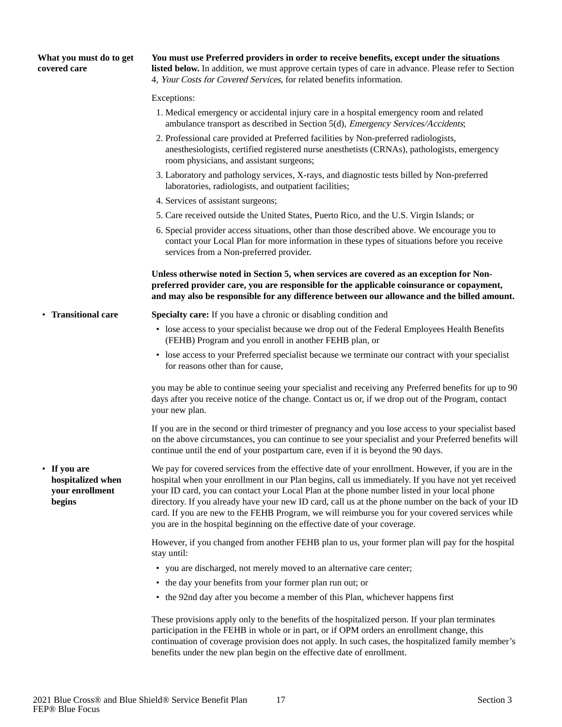**What you must do to get covered care**

**You must use Preferred providers in order to receive benefits, except under the situations listed below.** In addition, we must approve certain types of care in advance. Please refer to Section 4, *Your Costs for Covered Services*, for related benefits information.

Exceptions:

1. Medical emergency or accidental injury care in a hospital emergency room and related ambulance transport as described in Section 5(d), *Emergency Services/Accidents*;
2. Professional care provided at Preferred facilities by Non-preferred radiologists, anesthesiologists, certified registered nurse anesthetists (CRNAs), pathologists, emergency room physicians, and assistant surgeons;
3. Laboratory and pathology services, X-rays, and diagnostic tests billed by Non-preferred laboratories, radiologists, and outpatient facilities;
4. Services of assistant surgeons;
5. Care received outside the United States, Puerto Rico, and the U.S. Virgin Islands; or
6. Special provider access situations, other than those described above. We encourage you to contact your Local Plan for more information in these types of situations before you receive services from a Non-preferred provider.

**Unless otherwise noted in Section 5, when services are covered as an exception for Non-preferred provider care, you are responsible for the applicable coinsurance or copayment, and may also be responsible for any difference between our allowance and the billed amount.**

- **Transitional care**

**Specialty care:** If you have a chronic or disabling condition and

- lose access to your specialist because we drop out of the Federal Employees Health Benefits (FEHB) Program and you enroll in another FEHB plan, or
- lose access to your Preferred specialist because we terminate our contract with your specialist for reasons other than for cause,

you may be able to continue seeing your specialist and receiving any Preferred benefits for up to 90 days after you receive notice of the change. Contact us or, if we drop out of the Program, contact your new plan.

If you are in the second or third trimester of pregnancy and you lose access to your specialist based on the above circumstances, you can continue to see your specialist and your Preferred benefits will continue until the end of your postpartum care, even if it is beyond the 90 days.

- **If you are hospitalized when your enrollment begins**

We pay for covered services from the effective date of your enrollment. However, if you are in the hospital when your enrollment in our Plan begins, call us immediately. If you have not yet received your ID card, you can contact your Local Plan at the phone number listed in your local phone directory. If you already have your new ID card, call us at the phone number on the back of your ID card. If you are new to the FEHB Program, we will reimburse you for your covered services while you are in the hospital beginning on the effective date of your coverage.

However, if you changed from another FEHB plan to us, your former plan will pay for the hospital stay until:

- you are discharged, not merely moved to an alternative care center;
- the day your benefits from your former plan run out; or
- the 92nd day after you become a member of this Plan, whichever happens first

These provisions apply only to the benefits of the hospitalized person. If your plan terminates participation in the FEHB in whole or in part, or if OPM orders an enrollment change, this continuation of coverage provision does not apply. In such cases, the hospitalized family member's benefits under the new plan begin on the effective date of enrollment.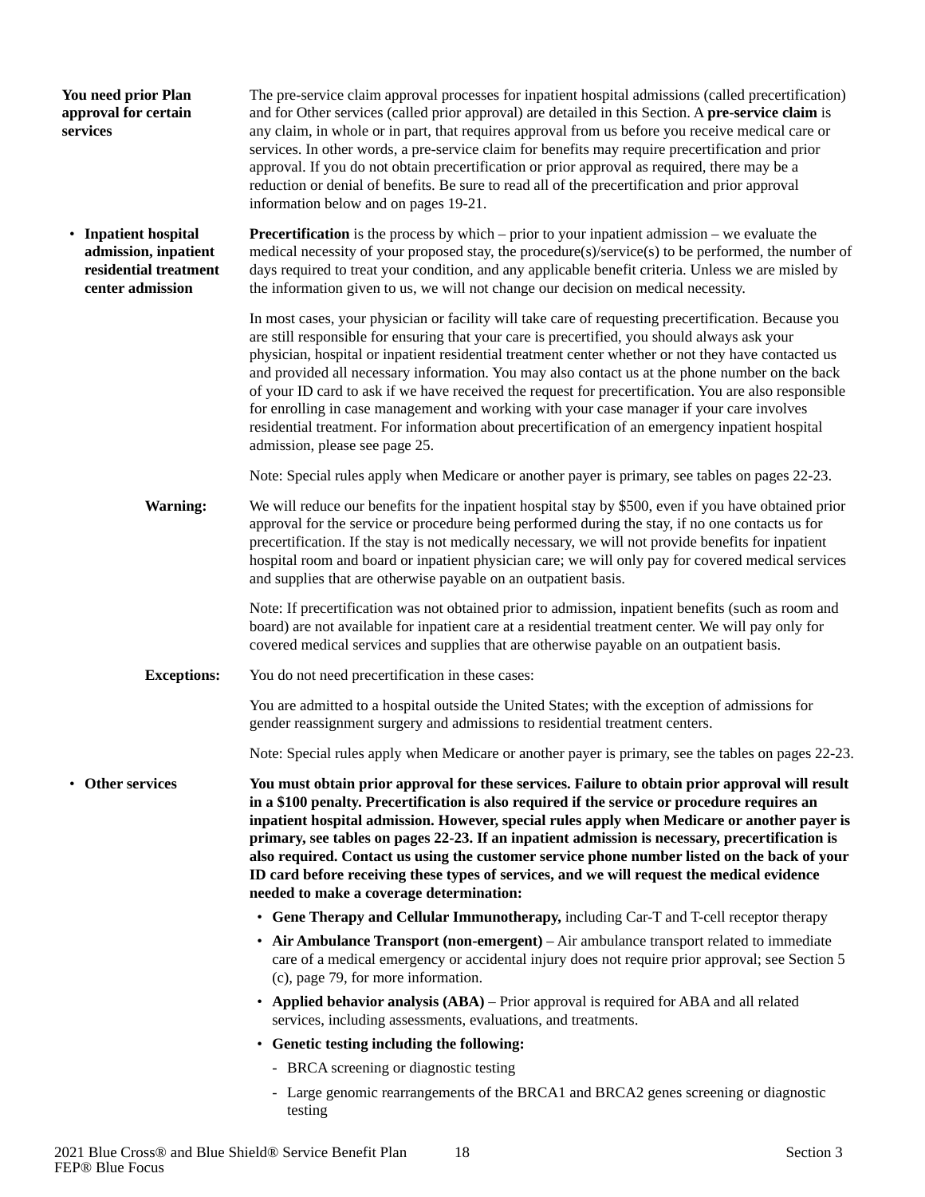**You need prior Plan approval for certain services**

The pre-service claim approval processes for inpatient hospital admissions (called precertification) and for Other services (called prior approval) are detailed in this Section. A **pre-service claim** is any claim, in whole or in part, that requires approval from us before you receive medical care or services. In other words, a pre-service claim for benefits may require precertification and prior approval. If you do not obtain precertification or prior approval as required, there may be a reduction or denial of benefits. Be sure to read all of the precertification and prior approval information below and on pages 19-21.

- **Inpatient hospital admission, inpatient residential treatment center admission**

**Precertification** is the process by which – prior to your inpatient admission – we evaluate the medical necessity of your proposed stay, the procedure(s)/service(s) to be performed, the number of days required to treat your condition, and any applicable benefit criteria. Unless we are misled by the information given to us, we will not change our decision on medical necessity.

In most cases, your physician or facility will take care of requesting precertification. Because you are still responsible for ensuring that your care is precertified, you should always ask your physician, hospital or inpatient residential treatment center whether or not they have contacted us and provided all necessary information. You may also contact us at the phone number on the back of your ID card to ask if we have received the request for precertification. You are also responsible for enrolling in case management and working with your case manager if your care involves residential treatment. For information about precertification of an emergency inpatient hospital admission, please see page 25.

Note: Special rules apply when Medicare or another payer is primary, see tables on pages 22-23.

**Warning:**

We will reduce our benefits for the inpatient hospital stay by $500, even if you have obtained prior approval for the service or procedure being performed during the stay, if no one contacts us for precertification. If the stay is not medically necessary, we will not provide benefits for inpatient hospital room and board or inpatient physician care; we will only pay for covered medical services and supplies that are otherwise payable on an outpatient basis.

Note: If precertification was not obtained prior to admission, inpatient benefits (such as room and board) are not available for inpatient care at a residential treatment center. We will pay only for covered medical services and supplies that are otherwise payable on an outpatient basis.

**Exceptions:**

You do not need precertification in these cases:

You are admitted to a hospital outside the United States; with the exception of admissions for gender reassignment surgery and admissions to residential treatment centers.

Note: Special rules apply when Medicare or another payer is primary, see the tables on pages 22-23.

- **Other services**

**You must obtain prior approval for these services. Failure to obtain prior approval will result in a $100 penalty. Precertification is also required if the service or procedure requires an inpatient hospital admission. However, special rules apply when Medicare or another payer is primary, see tables on pages 22-23. If an inpatient admission is necessary, precertification is also required. Contact us using the customer service phone number listed on the back of your ID card before receiving these types of services, and we will request the medical evidence needed to make a coverage determination:**

- **Gene Therapy and Cellular Immunotherapy,** including Car-T and T-cell receptor therapy
- **Air Ambulance Transport (non-emergent)** – Air ambulance transport related to immediate care of a medical emergency or accidental injury does not require prior approval; see Section 5 (c), page 79, for more information.
- **Applied behavior analysis (ABA)** – Prior approval is required for ABA and all related services, including assessments, evaluations, and treatments.
- **Genetic testing including the following:**
  - BRCA screening or diagnostic testing
  - Large genomic rearrangements of the BRCA1 and BRCA2 genes screening or diagnostic testing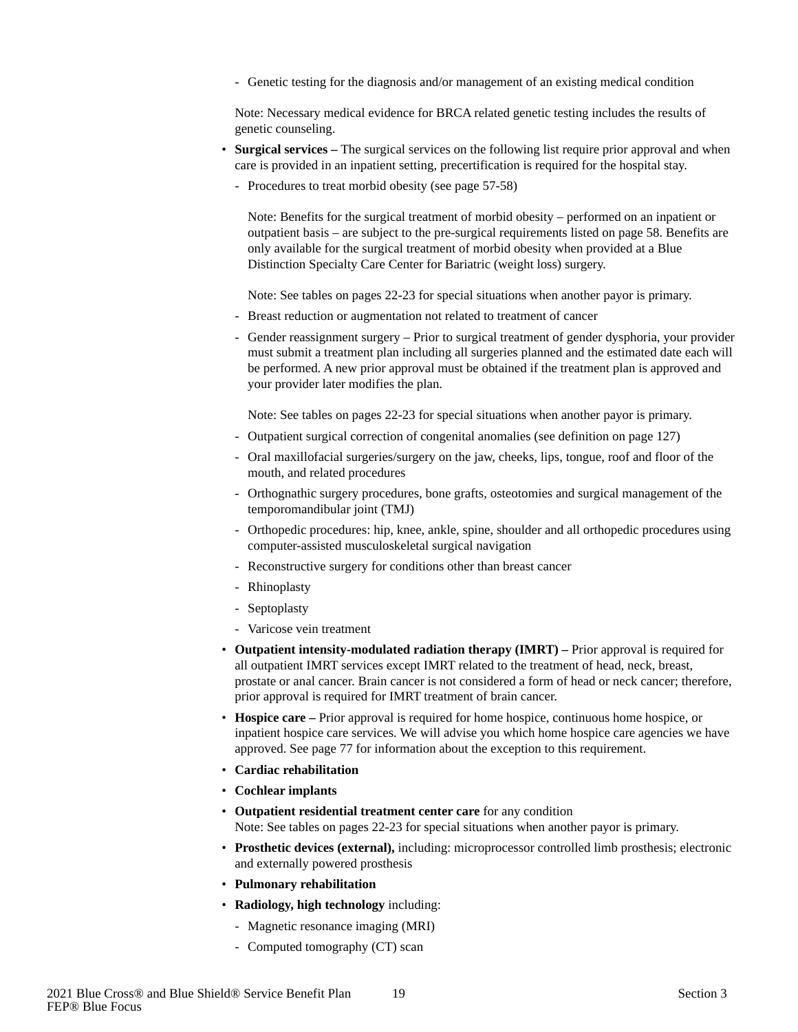- Genetic testing for the diagnosis and/or management of an existing medical condition

  Note: Necessary medical evidence for BRCA related genetic testing includes the results of genetic counseling.

- **Surgical services –** The surgical services on the following list require prior approval and when care is provided in an inpatient setting, precertification is required for the hospital stay.
  - Procedures to treat morbid obesity (see page 57-58)

    Note: Benefits for the surgical treatment of morbid obesity – performed on an inpatient or outpatient basis – are subject to the pre-surgical requirements listed on page 58. Benefits are only available for the surgical treatment of morbid obesity when provided at a Blue Distinction Specialty Care Center for Bariatric (weight loss) surgery.

    Note: See tables on pages 22-23 for special situations when another payor is primary.

  - Breast reduction or augmentation not related to treatment of cancer
  - Gender reassignment surgery – Prior to surgical treatment of gender dysphoria, your provider must submit a treatment plan including all surgeries planned and the estimated date each will be performed. A new prior approval must be obtained if the treatment plan is approved and your provider later modifies the plan.

    Note: See tables on pages 22-23 for special situations when another payor is primary.

  - Outpatient surgical correction of congenital anomalies (see definition on page 127)
  - Oral maxillofacial surgeries/surgery on the jaw, cheeks, lips, tongue, roof and floor of the mouth, and related procedures
  - Orthognathic surgery procedures, bone grafts, osteotomies and surgical management of the temporomandibular joint (TMJ)
  - Orthopedic procedures: hip, knee, ankle, spine, shoulder and all orthopedic procedures using computer-assisted musculoskeletal surgical navigation
  - Reconstructive surgery for conditions other than breast cancer
  - Rhinoplasty
  - Septoplasty
  - Varicose vein treatment
- **Outpatient intensity-modulated radiation therapy (IMRT) –** Prior approval is required for all outpatient IMRT services except IMRT related to the treatment of head, neck, breast, prostate or anal cancer. Brain cancer is not considered a form of head or neck cancer; therefore, prior approval is required for IMRT treatment of brain cancer.
- **Hospice care –** Prior approval is required for home hospice, continuous home hospice, or inpatient hospice care services. We will advise you which home hospice care agencies we have approved. See page 77 for information about the exception to this requirement.
- **Cardiac rehabilitation**
- **Cochlear implants**
- **Outpatient residential treatment center care** for any condition
  Note: See tables on pages 22-23 for special situations when another payor is primary.
- **Prosthetic devices (external),** including: microprocessor controlled limb prosthesis; electronic and externally powered prosthesis
- **Pulmonary rehabilitation**
- **Radiology, high technology** including:
  - Magnetic resonance imaging (MRI)
  - Computed tomography (CT) scan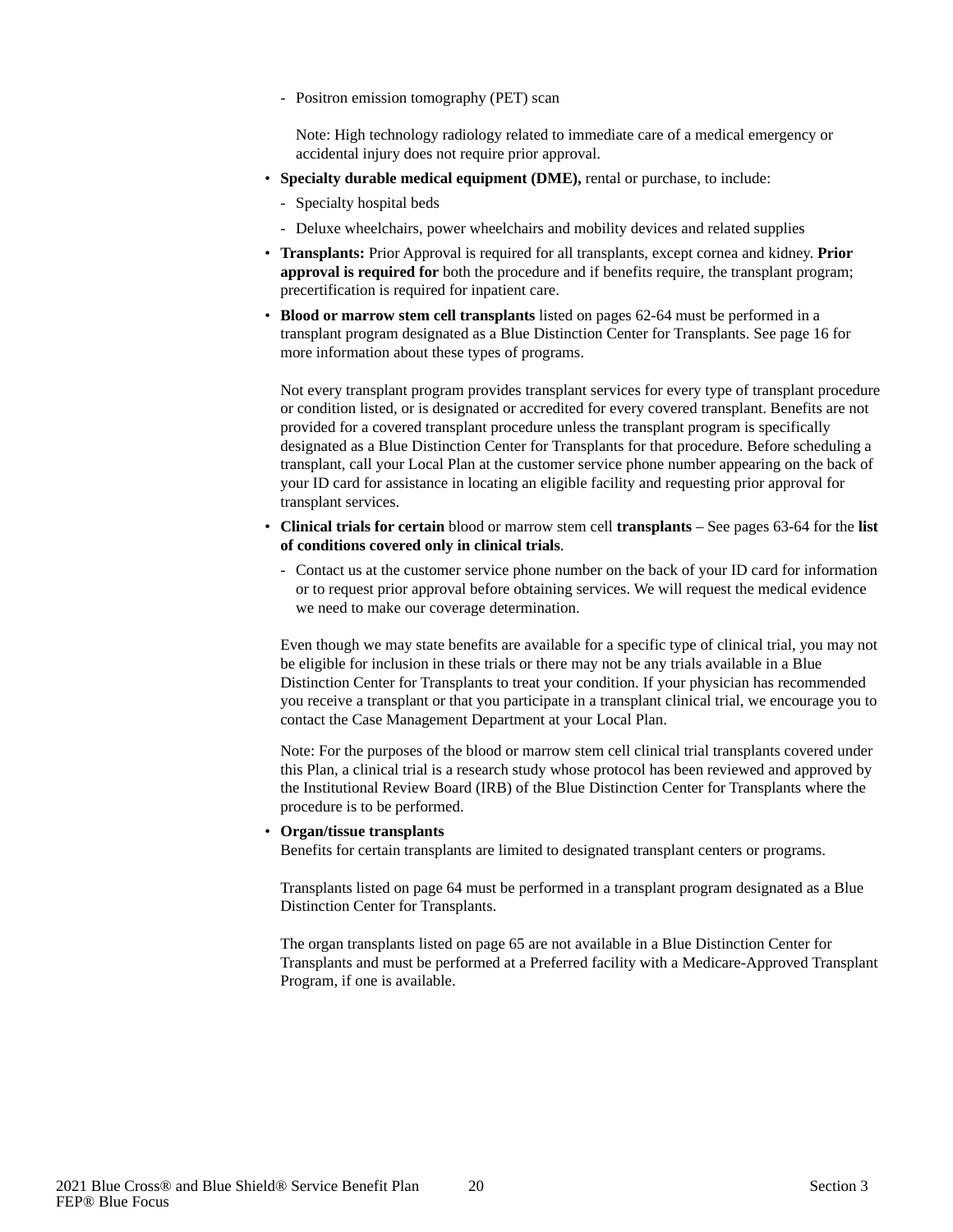- Positron emission tomography (PET) scan

  Note: High technology radiology related to immediate care of a medical emergency or accidental injury does not require prior approval.

- **Specialty durable medical equipment (DME),** rental or purchase, to include:
  - Specialty hospital beds
  - Deluxe wheelchairs, power wheelchairs and mobility devices and related supplies
- **Transplants:** Prior Approval is required for all transplants, except cornea and kidney. **Prior approval is required for** both the procedure and if benefits require, the transplant program; precertification is required for inpatient care.
- **Blood or marrow stem cell transplants** listed on pages 62-64 must be performed in a transplant program designated as a Blue Distinction Center for Transplants. See page 16 for more information about these types of programs.

  Not every transplant program provides transplant services for every type of transplant procedure or condition listed, or is designated or accredited for every covered transplant. Benefits are not provided for a covered transplant procedure unless the transplant program is specifically designated as a Blue Distinction Center for Transplants for that procedure. Before scheduling a transplant, call your Local Plan at the customer service phone number appearing on the back of your ID card for assistance in locating an eligible facility and requesting prior approval for transplant services.

- **Clinical trials for certain** blood or marrow stem cell **transplants** – See pages 63-64 for the **list of conditions covered only in clinical trials**.
  - Contact us at the customer service phone number on the back of your ID card for information or to request prior approval before obtaining services. We will request the medical evidence we need to make our coverage determination.

  Even though we may state benefits are available for a specific type of clinical trial, you may not be eligible for inclusion in these trials or there may not be any trials available in a Blue Distinction Center for Transplants to treat your condition. If your physician has recommended you receive a transplant or that you participate in a transplant clinical trial, we encourage you to contact the Case Management Department at your Local Plan.

  Note: For the purposes of the blood or marrow stem cell clinical trial transplants covered under this Plan, a clinical trial is a research study whose protocol has been reviewed and approved by the Institutional Review Board (IRB) of the Blue Distinction Center for Transplants where the procedure is to be performed.

- **Organ/tissue transplants**
  Benefits for certain transplants are limited to designated transplant centers or programs.

  Transplants listed on page 64 must be performed in a transplant program designated as a Blue Distinction Center for Transplants.

  The organ transplants listed on page 65 are not available in a Blue Distinction Center for Transplants and must be performed at a Preferred facility with a Medicare-Approved Transplant Program, if one is available.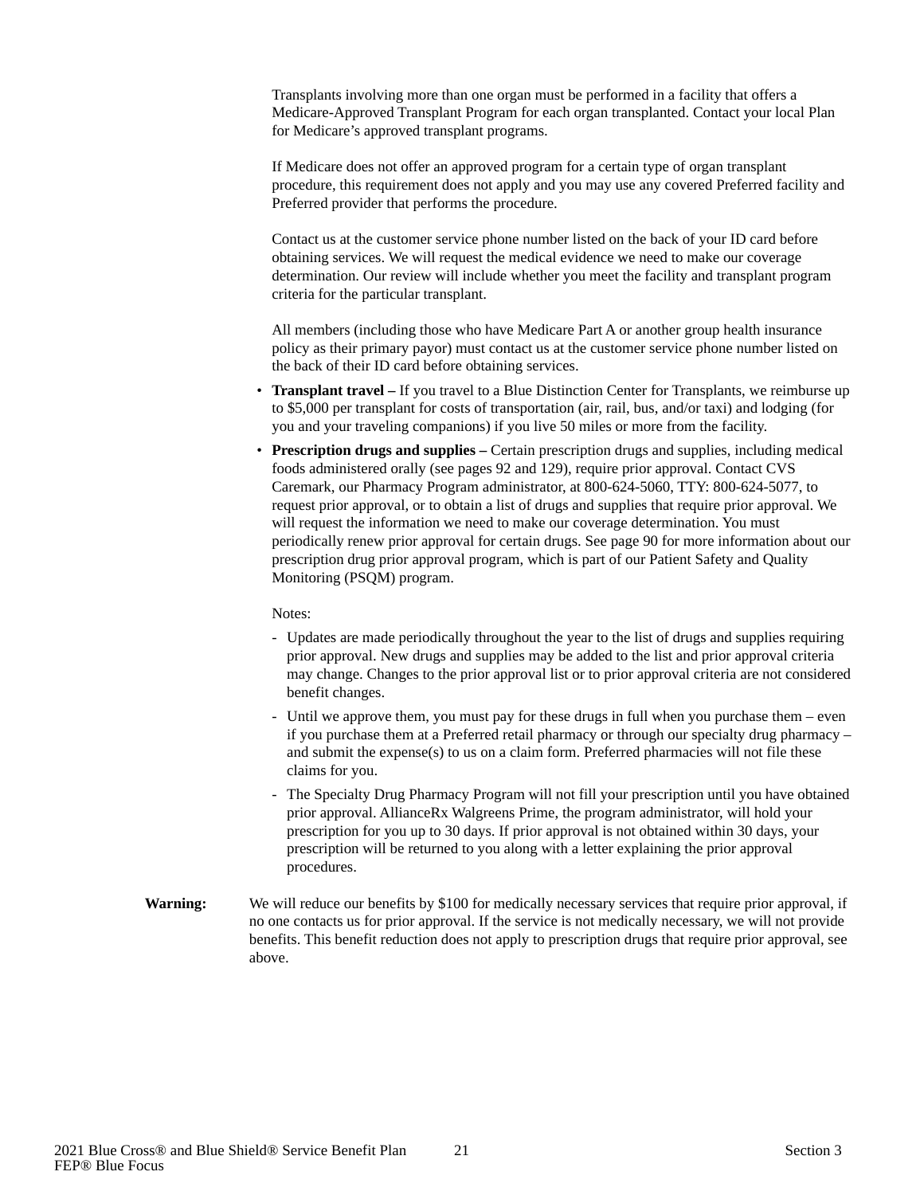Transplants involving more than one organ must be performed in a facility that offers a Medicare-Approved Transplant Program for each organ transplanted. Contact your local Plan for Medicare's approved transplant programs.

If Medicare does not offer an approved program for a certain type of organ transplant procedure, this requirement does not apply and you may use any covered Preferred facility and Preferred provider that performs the procedure.

Contact us at the customer service phone number listed on the back of your ID card before obtaining services. We will request the medical evidence we need to make our coverage determination. Our review will include whether you meet the facility and transplant program criteria for the particular transplant.

All members (including those who have Medicare Part A or another group health insurance policy as their primary payor) must contact us at the customer service phone number listed on the back of their ID card before obtaining services.

- **Transplant travel –** If you travel to a Blue Distinction Center for Transplants, we reimburse up to $5,000 per transplant for costs of transportation (air, rail, bus, and/or taxi) and lodging (for you and your traveling companions) if you live 50 miles or more from the facility.
- **Prescription drugs and supplies –** Certain prescription drugs and supplies, including medical foods administered orally (see pages 92 and 129), require prior approval. Contact CVS Caremark, our Pharmacy Program administrator, at 800-624-5060, TTY: 800-624-5077, to request prior approval, or to obtain a list of drugs and supplies that require prior approval. We will request the information we need to make our coverage determination. You must periodically renew prior approval for certain drugs. See page 90 for more information about our prescription drug prior approval program, which is part of our Patient Safety and Quality Monitoring (PSQM) program.

  Notes:

  - Updates are made periodically throughout the year to the list of drugs and supplies requiring prior approval. New drugs and supplies may be added to the list and prior approval criteria may change. Changes to the prior approval list or to prior approval criteria are not considered benefit changes.
  - Until we approve them, you must pay for these drugs in full when you purchase them – even if you purchase them at a Preferred retail pharmacy or through our specialty drug pharmacy – and submit the expense(s) to us on a claim form. Preferred pharmacies will not file these claims for you.
  - The Specialty Drug Pharmacy Program will not fill your prescription until you have obtained prior approval. AllianceRx Walgreens Prime, the program administrator, will hold your prescription for you up to 30 days. If prior approval is not obtained within 30 days, your prescription will be returned to you along with a letter explaining the prior approval procedures.

**Warning:** We will reduce our benefits by $100 for medically necessary services that require prior approval, if no one contacts us for prior approval. If the service is not medically necessary, we will not provide benefits. This benefit reduction does not apply to prescription drugs that require prior approval, see above.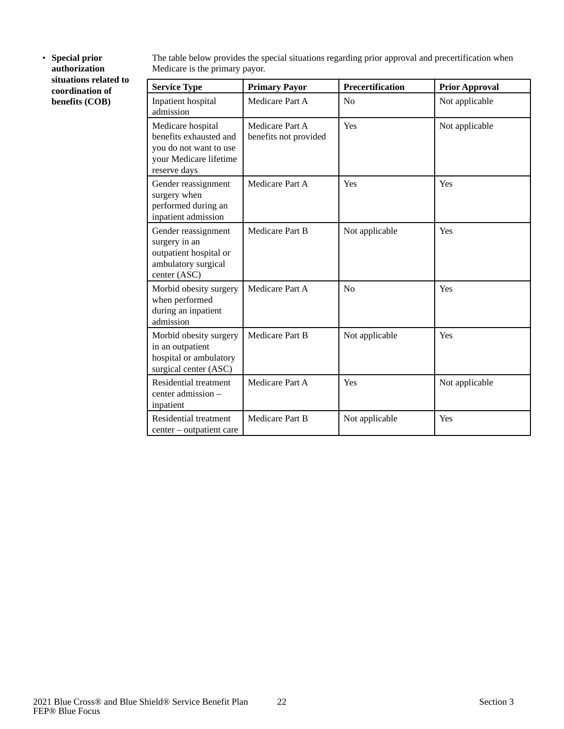- **Special prior authorization situations related to coordination of benefits (COB)**

The table below provides the special situations regarding prior approval and precertification when Medicare is the primary payor.

| Service Type | Primary Payor | Precertification | Prior Approval |
|---|---|---|---|
| Inpatient hospital admission | Medicare Part A | No | Not applicable |
| Medicare hospital benefits exhausted and you do not want to use your Medicare lifetime reserve days | Medicare Part A benefits not provided | Yes | Not applicable |
| Gender reassignment surgery when performed during an inpatient admission | Medicare Part A | Yes | Yes |
| Gender reassignment surgery in an outpatient hospital or ambulatory surgical center (ASC) | Medicare Part B | Not applicable | Yes |
| Morbid obesity surgery when performed during an inpatient admission | Medicare Part A | No | Yes |
| Morbid obesity surgery in an outpatient hospital or ambulatory surgical center (ASC) | Medicare Part B | Not applicable | Yes |
| Residential treatment center admission – inpatient | Medicare Part A | Yes | Not applicable |
| Residential treatment center – outpatient care | Medicare Part B | Not applicable | Yes |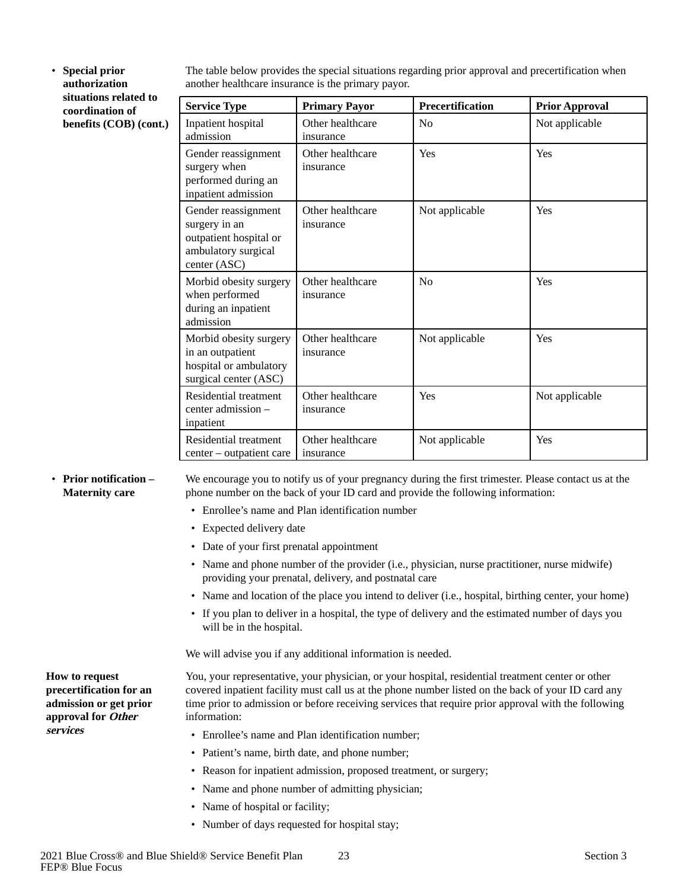- **Special prior authorization situations related to coordination of benefits (COB) (cont.)**

The table below provides the special situations regarding prior approval and precertification when another healthcare insurance is the primary payor.

| Service Type | Primary Payor | Precertification | Prior Approval |
|---|---|---|---|
| Inpatient hospital admission | Other healthcare insurance | No | Not applicable |
| Gender reassignment surgery when performed during an inpatient admission | Other healthcare insurance | Yes | Yes |
| Gender reassignment surgery in an outpatient hospital or ambulatory surgical center (ASC) | Other healthcare insurance | Not applicable | Yes |
| Morbid obesity surgery when performed during an inpatient admission | Other healthcare insurance | No | Yes |
| Morbid obesity surgery in an outpatient hospital or ambulatory surgical center (ASC) | Other healthcare insurance | Not applicable | Yes |
| Residential treatment center admission – inpatient | Other healthcare insurance | Yes | Not applicable |
| Residential treatment center – outpatient care | Other healthcare insurance | Not applicable | Yes |

- **Prior notification – Maternity care**

We encourage you to notify us of your pregnancy during the first trimester. Please contact us at the phone number on the back of your ID card and provide the following information:

- Enrollee's name and Plan identification number
- Expected delivery date
- Date of your first prenatal appointment
- Name and phone number of the provider (i.e., physician, nurse practitioner, nurse midwife) providing your prenatal, delivery, and postnatal care
- Name and location of the place you intend to deliver (i.e., hospital, birthing center, your home)
- If you plan to deliver in a hospital, the type of delivery and the estimated number of days you will be in the hospital.

We will advise you if any additional information is needed.

**How to request precertification for an admission or get prior approval for *Other services***

You, your representative, your physician, or your hospital, residential treatment center or other covered inpatient facility must call us at the phone number listed on the back of your ID card any time prior to admission or before receiving services that require prior approval with the following information:

- Enrollee's name and Plan identification number;
- Patient's name, birth date, and phone number;
- Reason for inpatient admission, proposed treatment, or surgery;
- Name and phone number of admitting physician;
- Name of hospital or facility;
- Number of days requested for hospital stay;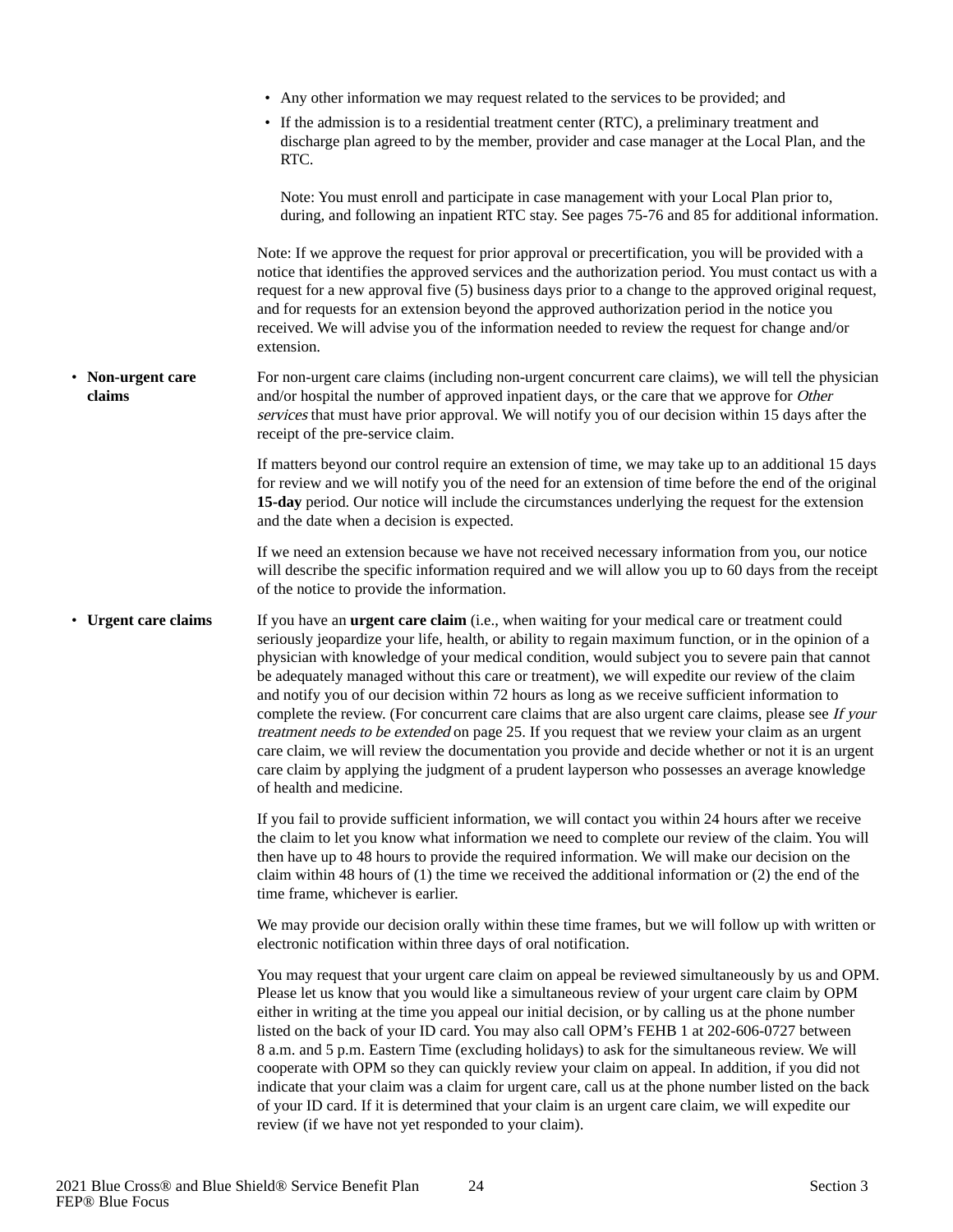- Any other information we may request related to the services to be provided; and
- If the admission is to a residential treatment center (RTC), a preliminary treatment and discharge plan agreed to by the member, provider and case manager at the Local Plan, and the RTC.

  Note: You must enroll and participate in case management with your Local Plan prior to, during, and following an inpatient RTC stay. See pages 75-76 and 85 for additional information.

Note: If we approve the request for prior approval or precertification, you will be provided with a notice that identifies the approved services and the authorization period. You must contact us with a request for a new approval five (5) business days prior to a change to the approved original request, and for requests for an extension beyond the approved authorization period in the notice you received. We will advise you of the information needed to review the request for change and/or extension.

- **Non-urgent care claims**

For non-urgent care claims (including non-urgent concurrent care claims), we will tell the physician and/or hospital the number of approved inpatient days, or the care that we approve for *Other services* that must have prior approval. We will notify you of our decision within 15 days after the receipt of the pre-service claim.

If matters beyond our control require an extension of time, we may take up to an additional 15 days for review and we will notify you of the need for an extension of time before the end of the original **15-day** period. Our notice will include the circumstances underlying the request for the extension and the date when a decision is expected.

If we need an extension because we have not received necessary information from you, our notice will describe the specific information required and we will allow you up to 60 days from the receipt of the notice to provide the information.

- **Urgent care claims**

If you have an **urgent care claim** (i.e., when waiting for your medical care or treatment could seriously jeopardize your life, health, or ability to regain maximum function, or in the opinion of a physician with knowledge of your medical condition, would subject you to severe pain that cannot be adequately managed without this care or treatment), we will expedite our review of the claim and notify you of our decision within 72 hours as long as we receive sufficient information to complete the review. (For concurrent care claims that are also urgent care claims, please see *If your treatment needs to be extended* on page 25. If you request that we review your claim as an urgent care claim, we will review the documentation you provide and decide whether or not it is an urgent care claim by applying the judgment of a prudent layperson who possesses an average knowledge of health and medicine.

If you fail to provide sufficient information, we will contact you within 24 hours after we receive the claim to let you know what information we need to complete our review of the claim. You will then have up to 48 hours to provide the required information. We will make our decision on the claim within 48 hours of (1) the time we received the additional information or (2) the end of the time frame, whichever is earlier.

We may provide our decision orally within these time frames, but we will follow up with written or electronic notification within three days of oral notification.

You may request that your urgent care claim on appeal be reviewed simultaneously by us and OPM. Please let us know that you would like a simultaneous review of your urgent care claim by OPM either in writing at the time you appeal our initial decision, or by calling us at the phone number listed on the back of your ID card. You may also call OPM's FEHB 1 at 202-606-0727 between 8 a.m. and 5 p.m. Eastern Time (excluding holidays) to ask for the simultaneous review. We will cooperate with OPM so they can quickly review your claim on appeal. In addition, if you did not indicate that your claim was a claim for urgent care, call us at the phone number listed on the back of your ID card. If it is determined that your claim is an urgent care claim, we will expedite our review (if we have not yet responded to your claim).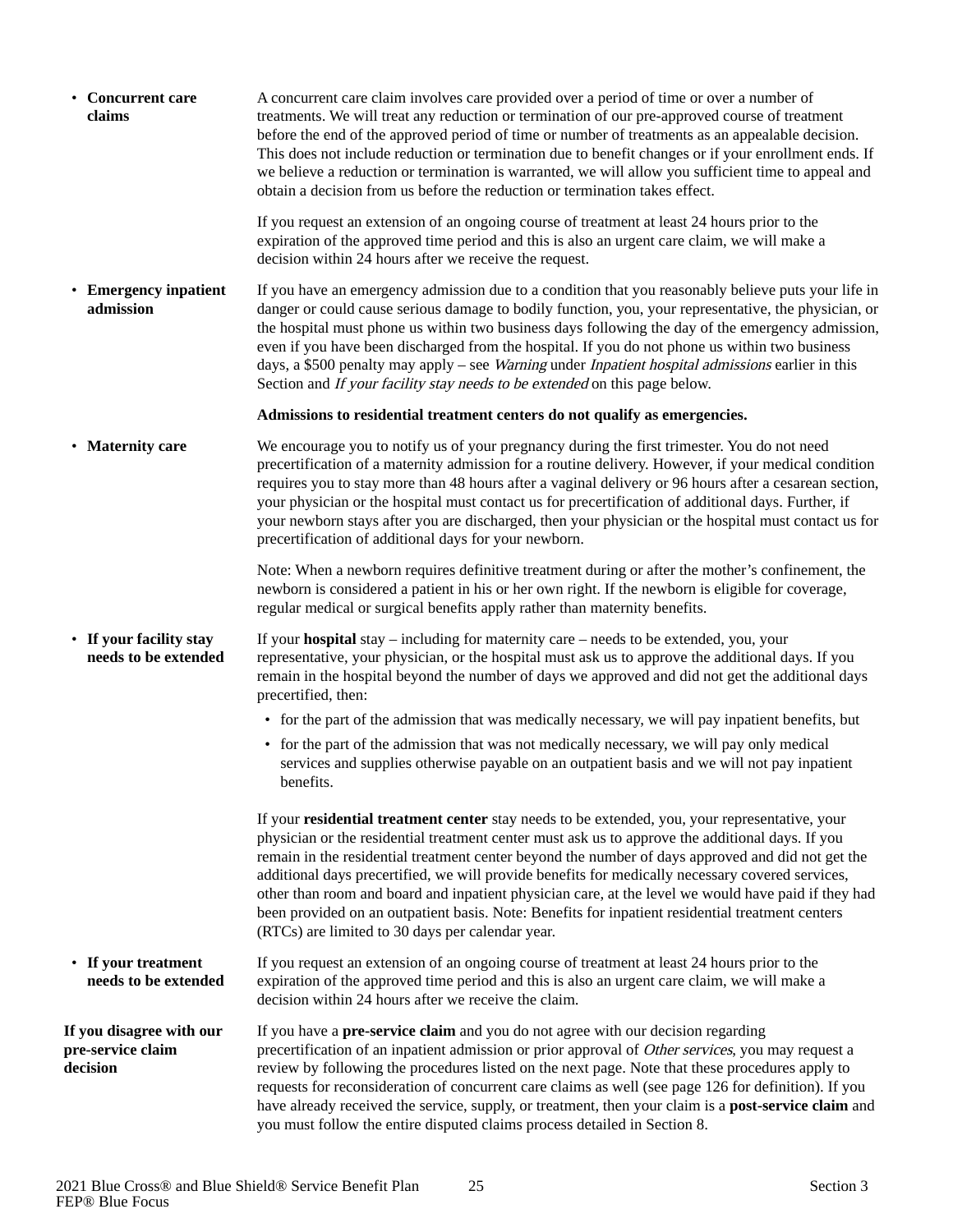- **Concurrent care claims**

A concurrent care claim involves care provided over a period of time or over a number of treatments. We will treat any reduction or termination of our pre-approved course of treatment before the end of the approved period of time or number of treatments as an appealable decision. This does not include reduction or termination due to benefit changes or if your enrollment ends. If we believe a reduction or termination is warranted, we will allow you sufficient time to appeal and obtain a decision from us before the reduction or termination takes effect.

If you request an extension of an ongoing course of treatment at least 24 hours prior to the expiration of the approved time period and this is also an urgent care claim, we will make a decision within 24 hours after we receive the request.

- **Emergency inpatient admission**

If you have an emergency admission due to a condition that you reasonably believe puts your life in danger or could cause serious damage to bodily function, you, your representative, the physician, or the hospital must phone us within two business days following the day of the emergency admission, even if you have been discharged from the hospital. If you do not phone us within two business days, a $500 penalty may apply – see *Warning* under *Inpatient hospital admissions* earlier in this Section and *If your facility stay needs to be extended* on this page below.

**Admissions to residential treatment centers do not qualify as emergencies.**

- **Maternity care**

We encourage you to notify us of your pregnancy during the first trimester. You do not need precertification of a maternity admission for a routine delivery. However, if your medical condition requires you to stay more than 48 hours after a vaginal delivery or 96 hours after a cesarean section, your physician or the hospital must contact us for precertification of additional days. Further, if your newborn stays after you are discharged, then your physician or the hospital must contact us for precertification of additional days for your newborn.

Note: When a newborn requires definitive treatment during or after the mother's confinement, the newborn is considered a patient in his or her own right. If the newborn is eligible for coverage, regular medical or surgical benefits apply rather than maternity benefits.

- **If your facility stay needs to be extended**

If your **hospital** stay – including for maternity care – needs to be extended, you, your representative, your physician, or the hospital must ask us to approve the additional days. If you remain in the hospital beyond the number of days we approved and did not get the additional days precertified, then:

  - for the part of the admission that was medically necessary, we will pay inpatient benefits, but
  - for the part of the admission that was not medically necessary, we will pay only medical services and supplies otherwise payable on an outpatient basis and we will not pay inpatient benefits.

If your **residential treatment center** stay needs to be extended, you, your representative, your physician or the residential treatment center must ask us to approve the additional days. If you remain in the residential treatment center beyond the number of days approved and did not get the additional days precertified, we will provide benefits for medically necessary covered services, other than room and board and inpatient physician care, at the level we would have paid if they had been provided on an outpatient basis. Note: Benefits for inpatient residential treatment centers (RTCs) are limited to 30 days per calendar year.

- **If your treatment needs to be extended**

If you request an extension of an ongoing course of treatment at least 24 hours prior to the expiration of the approved time period and this is also an urgent care claim, we will make a decision within 24 hours after we receive the claim.

**If you disagree with our pre-service claim decision**

If you have a **pre-service claim** and you do not agree with our decision regarding precertification of an inpatient admission or prior approval of *Other services*, you may request a review by following the procedures listed on the next page. Note that these procedures apply to requests for reconsideration of concurrent care claims as well (see page 126 for definition). If you have already received the service, supply, or treatment, then your claim is a **post-service claim** and you must follow the entire disputed claims process detailed in Section 8.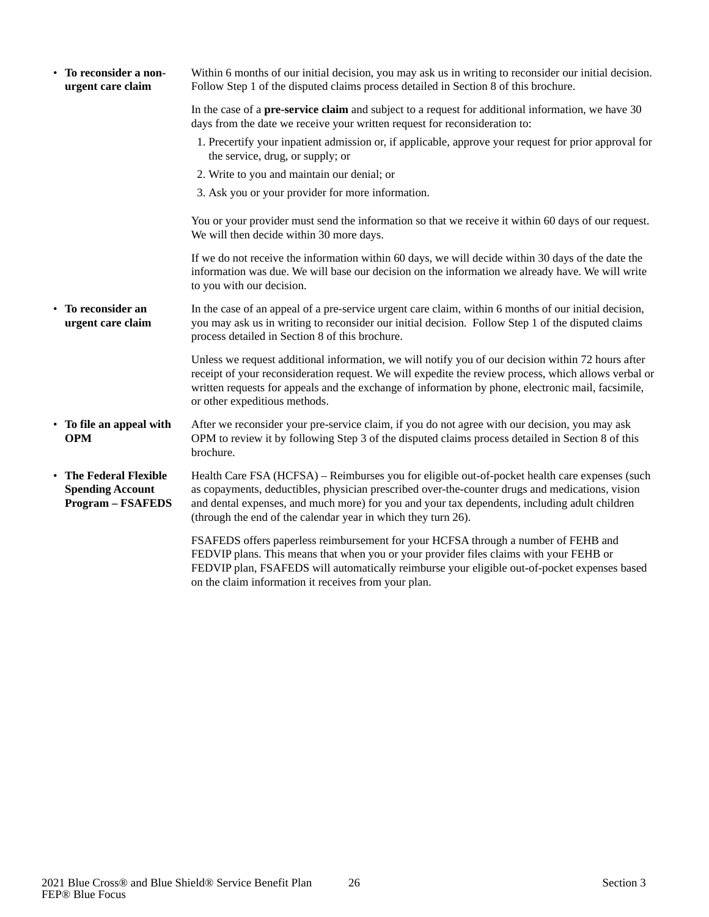- **To reconsider a non-urgent care claim**

Within 6 months of our initial decision, you may ask us in writing to reconsider our initial decision. Follow Step 1 of the disputed claims process detailed in Section 8 of this brochure.

In the case of a **pre-service claim** and subject to a request for additional information, we have 30 days from the date we receive your written request for reconsideration to:

1. Precertify your inpatient admission or, if applicable, approve your request for prior approval for the service, drug, or supply; or
2. Write to you and maintain our denial; or
3. Ask you or your provider for more information.

You or your provider must send the information so that we receive it within 60 days of our request. We will then decide within 30 more days.

If we do not receive the information within 60 days, we will decide within 30 days of the date the information was due. We will base our decision on the information we already have. We will write to you with our decision.

- **To reconsider an urgent care claim**

In the case of an appeal of a pre-service urgent care claim, within 6 months of our initial decision, you may ask us in writing to reconsider our initial decision. Follow Step 1 of the disputed claims process detailed in Section 8 of this brochure.

Unless we request additional information, we will notify you of our decision within 72 hours after receipt of your reconsideration request. We will expedite the review process, which allows verbal or written requests for appeals and the exchange of information by phone, electronic mail, facsimile, or other expeditious methods.

- **To file an appeal with OPM**

After we reconsider your pre-service claim, if you do not agree with our decision, you may ask OPM to review it by following Step 3 of the disputed claims process detailed in Section 8 of this brochure.

- **The Federal Flexible Spending Account Program – FSAFEDS**

Health Care FSA (HCFSA) – Reimburses you for eligible out-of-pocket health care expenses (such as copayments, deductibles, physician prescribed over-the-counter drugs and medications, vision and dental expenses, and much more) for you and your tax dependents, including adult children (through the end of the calendar year in which they turn 26).

FSAFEDS offers paperless reimbursement for your HCFSA through a number of FEHB and FEDVIP plans. This means that when you or your provider files claims with your FEHB or FEDVIP plan, FSAFEDS will automatically reimburse your eligible out-of-pocket expenses based on the claim information it receives from your plan.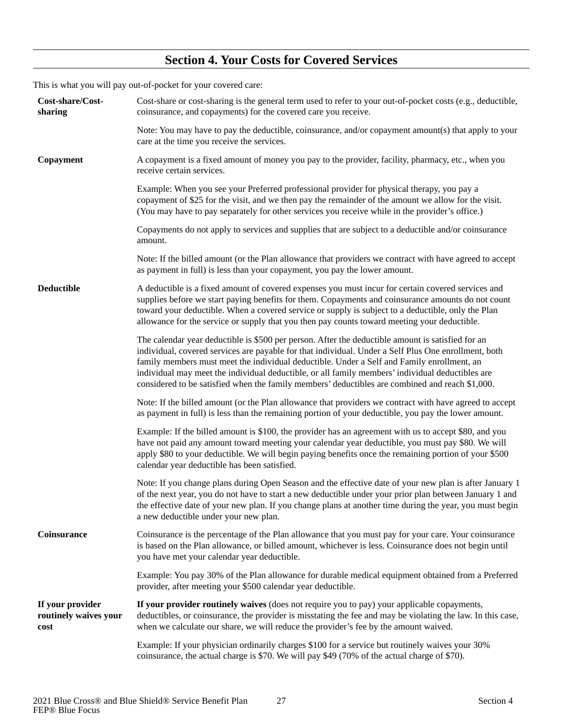## Section 4. Your Costs for Covered Services

This is what you will pay out-of-pocket for your covered care:

**Cost-share/Cost-sharing**

Cost-share or cost-sharing is the general term used to refer to your out-of-pocket costs (e.g., deductible, coinsurance, and copayments) for the covered care you receive.

Note: You may have to pay the deductible, coinsurance, and/or copayment amount(s) that apply to your care at the time you receive the services.

**Copayment**

A copayment is a fixed amount of money you pay to the provider, facility, pharmacy, etc., when you receive certain services.

Example: When you see your Preferred professional provider for physical therapy, you pay a copayment of $25 for the visit, and we then pay the remainder of the amount we allow for the visit. (You may have to pay separately for other services you receive while in the provider's office.)

Copayments do not apply to services and supplies that are subject to a deductible and/or coinsurance amount.

Note: If the billed amount (or the Plan allowance that providers we contract with have agreed to accept as payment in full) is less than your copayment, you pay the lower amount.

**Deductible**

A deductible is a fixed amount of covered expenses you must incur for certain covered services and supplies before we start paying benefits for them. Copayments and coinsurance amounts do not count toward your deductible. When a covered service or supply is subject to a deductible, only the Plan allowance for the service or supply that you then pay counts toward meeting your deductible.

The calendar year deductible is $500 per person. After the deductible amount is satisfied for an individual, covered services are payable for that individual. Under a Self Plus One enrollment, both family members must meet the individual deductible. Under a Self and Family enrollment, an individual may meet the individual deductible, or all family members' individual deductibles are considered to be satisfied when the family members' deductibles are combined and reach $1,000.

Note: If the billed amount (or the Plan allowance that providers we contract with have agreed to accept as payment in full) is less than the remaining portion of your deductible, you pay the lower amount.

Example: If the billed amount is $100, the provider has an agreement with us to accept $80, and you have not paid any amount toward meeting your calendar year deductible, you must pay $80. We will apply $80 to your deductible. We will begin paying benefits once the remaining portion of your $500 calendar year deductible has been satisfied.

Note: If you change plans during Open Season and the effective date of your new plan is after January 1 of the next year, you do not have to start a new deductible under your prior plan between January 1 and the effective date of your new plan. If you change plans at another time during the year, you must begin a new deductible under your new plan.

**Coinsurance**

Coinsurance is the percentage of the Plan allowance that you must pay for your care. Your coinsurance is based on the Plan allowance, or billed amount, whichever is less. Coinsurance does not begin until you have met your calendar year deductible.

Example: You pay 30% of the Plan allowance for durable medical equipment obtained from a Preferred provider, after meeting your $500 calendar year deductible.

**If your provider routinely waives your cost**

**If your provider routinely waives** (does not require you to pay) your applicable copayments, deductibles, or coinsurance, the provider is misstating the fee and may be violating the law. In this case, when we calculate our share, we will reduce the provider's fee by the amount waived.

Example: If your physician ordinarily charges $100 for a service but routinely waives your 30% coinsurance, the actual charge is $70. We will pay $49 (70% of the actual charge of $70).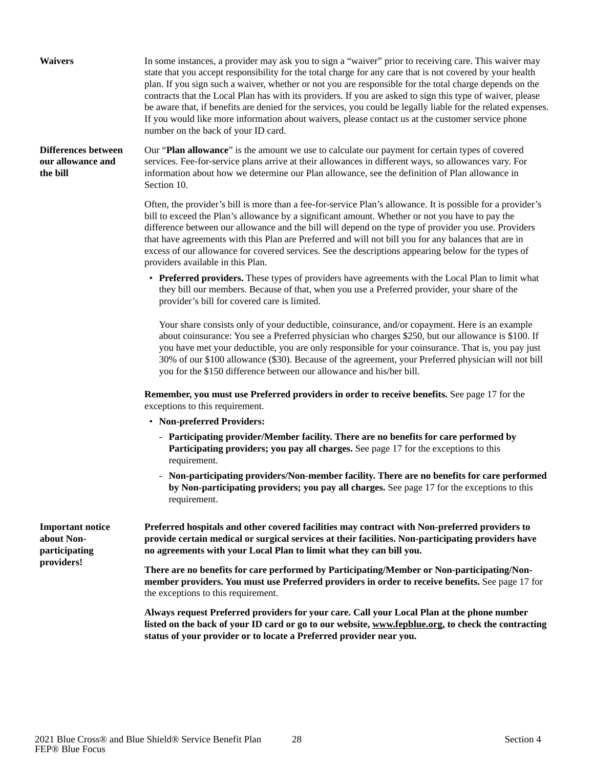**Waivers**

In some instances, a provider may ask you to sign a "waiver" prior to receiving care. This waiver may state that you accept responsibility for the total charge for any care that is not covered by your health plan. If you sign such a waiver, whether or not you are responsible for the total charge depends on the contracts that the Local Plan has with its providers. If you are asked to sign this type of waiver, please be aware that, if benefits are denied for the services, you could be legally liable for the related expenses. If you would like more information about waivers, please contact us at the customer service phone number on the back of your ID card.

**Differences between our allowance and the bill**

Our "**Plan allowance**" is the amount we use to calculate our payment for certain types of covered services. Fee-for-service plans arrive at their allowances in different ways, so allowances vary. For information about how we determine our Plan allowance, see the definition of Plan allowance in Section 10.

Often, the provider's bill is more than a fee-for-service Plan's allowance. It is possible for a provider's bill to exceed the Plan's allowance by a significant amount. Whether or not you have to pay the difference between our allowance and the bill will depend on the type of provider you use. Providers that have agreements with this Plan are Preferred and will not bill you for any balances that are in excess of our allowance for covered services. See the descriptions appearing below for the types of providers available in this Plan.

- **Preferred providers.** These types of providers have agreements with the Local Plan to limit what they bill our members. Because of that, when you use a Preferred provider, your share of the provider's bill for covered care is limited.

  Your share consists only of your deductible, coinsurance, and/or copayment. Here is an example about coinsurance: You see a Preferred physician who charges $250, but our allowance is $100. If you have met your deductible, you are only responsible for your coinsurance. That is, you pay just 30% of our $100 allowance ($30). Because of the agreement, your Preferred physician will not bill you for the $150 difference between our allowance and his/her bill.

**Remember, you must use Preferred providers in order to receive benefits.** See page 17 for the exceptions to this requirement.

- **Non-preferred Providers:**
  - **Participating provider/Member facility. There are no benefits for care performed by Participating providers; you pay all charges.** See page 17 for the exceptions to this requirement.
  - **Non-participating providers/Non-member facility. There are no benefits for care performed by Non-participating providers; you pay all charges.** See page 17 for the exceptions to this requirement.

**Important notice about Non-participating providers!**

**Preferred hospitals and other covered facilities may contract with Non-preferred providers to provide certain medical or surgical services at their facilities. Non-participating providers have no agreements with your Local Plan to limit what they can bill you.**

**There are no benefits for care performed by Participating/Member or Non-participating/Non-member providers. You must use Preferred providers in order to receive benefits.** See page 17 for the exceptions to this requirement.

**Always request Preferred providers for your care. Call your Local Plan at the phone number listed on the back of your ID card or go to our website, www.fepblue.org, to check the contracting status of your provider or to locate a Preferred provider near you.**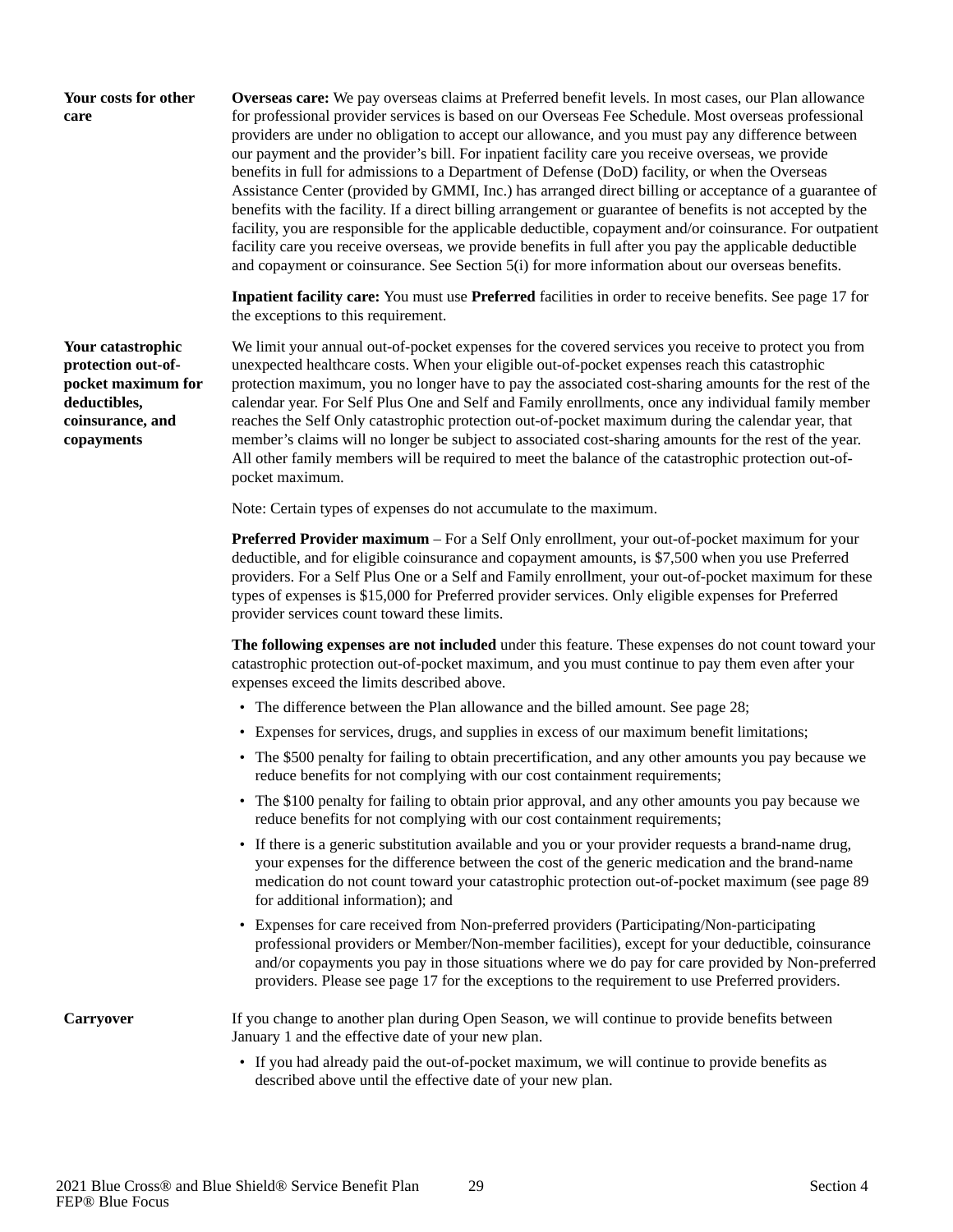**Your costs for other care**

**Overseas care:** We pay overseas claims at Preferred benefit levels. In most cases, our Plan allowance for professional provider services is based on our Overseas Fee Schedule. Most overseas professional providers are under no obligation to accept our allowance, and you must pay any difference between our payment and the provider's bill. For inpatient facility care you receive overseas, we provide benefits in full for admissions to a Department of Defense (DoD) facility, or when the Overseas Assistance Center (provided by GMMI, Inc.) has arranged direct billing or acceptance of a guarantee of benefits with the facility. If a direct billing arrangement or guarantee of benefits is not accepted by the facility, you are responsible for the applicable deductible, copayment and/or coinsurance. For outpatient facility care you receive overseas, we provide benefits in full after you pay the applicable deductible and copayment or coinsurance. See Section 5(i) for more information about our overseas benefits.

**Inpatient facility care:** You must use **Preferred** facilities in order to receive benefits. See page 17 for the exceptions to this requirement.

**Your catastrophic protection out-of-pocket maximum for deductibles, coinsurance, and copayments**

We limit your annual out-of-pocket expenses for the covered services you receive to protect you from unexpected healthcare costs. When your eligible out-of-pocket expenses reach this catastrophic protection maximum, you no longer have to pay the associated cost-sharing amounts for the rest of the calendar year. For Self Plus One and Self and Family enrollments, once any individual family member reaches the Self Only catastrophic protection out-of-pocket maximum during the calendar year, that member's claims will no longer be subject to associated cost-sharing amounts for the rest of the year. All other family members will be required to meet the balance of the catastrophic protection out-of-pocket maximum.

Note: Certain types of expenses do not accumulate to the maximum.

**Preferred Provider maximum** – For a Self Only enrollment, your out-of-pocket maximum for your deductible, and for eligible coinsurance and copayment amounts, is $7,500 when you use Preferred providers. For a Self Plus One or a Self and Family enrollment, your out-of-pocket maximum for these types of expenses is $15,000 for Preferred provider services. Only eligible expenses for Preferred provider services count toward these limits.

**The following expenses are not included** under this feature. These expenses do not count toward your catastrophic protection out-of-pocket maximum, and you must continue to pay them even after your expenses exceed the limits described above.

- The difference between the Plan allowance and the billed amount. See page 28;
- Expenses for services, drugs, and supplies in excess of our maximum benefit limitations;
- The $500 penalty for failing to obtain precertification, and any other amounts you pay because we reduce benefits for not complying with our cost containment requirements;
- The $100 penalty for failing to obtain prior approval, and any other amounts you pay because we reduce benefits for not complying with our cost containment requirements;
- If there is a generic substitution available and you or your provider requests a brand-name drug, your expenses for the difference between the cost of the generic medication and the brand-name medication do not count toward your catastrophic protection out-of-pocket maximum (see page 89 for additional information); and
- Expenses for care received from Non-preferred providers (Participating/Non-participating professional providers or Member/Non-member facilities), except for your deductible, coinsurance and/or copayments you pay in those situations where we do pay for care provided by Non-preferred providers. Please see page 17 for the exceptions to the requirement to use Preferred providers.

**Carryover**

If you change to another plan during Open Season, we will continue to provide benefits between January 1 and the effective date of your new plan.

- If you had already paid the out-of-pocket maximum, we will continue to provide benefits as described above until the effective date of your new plan.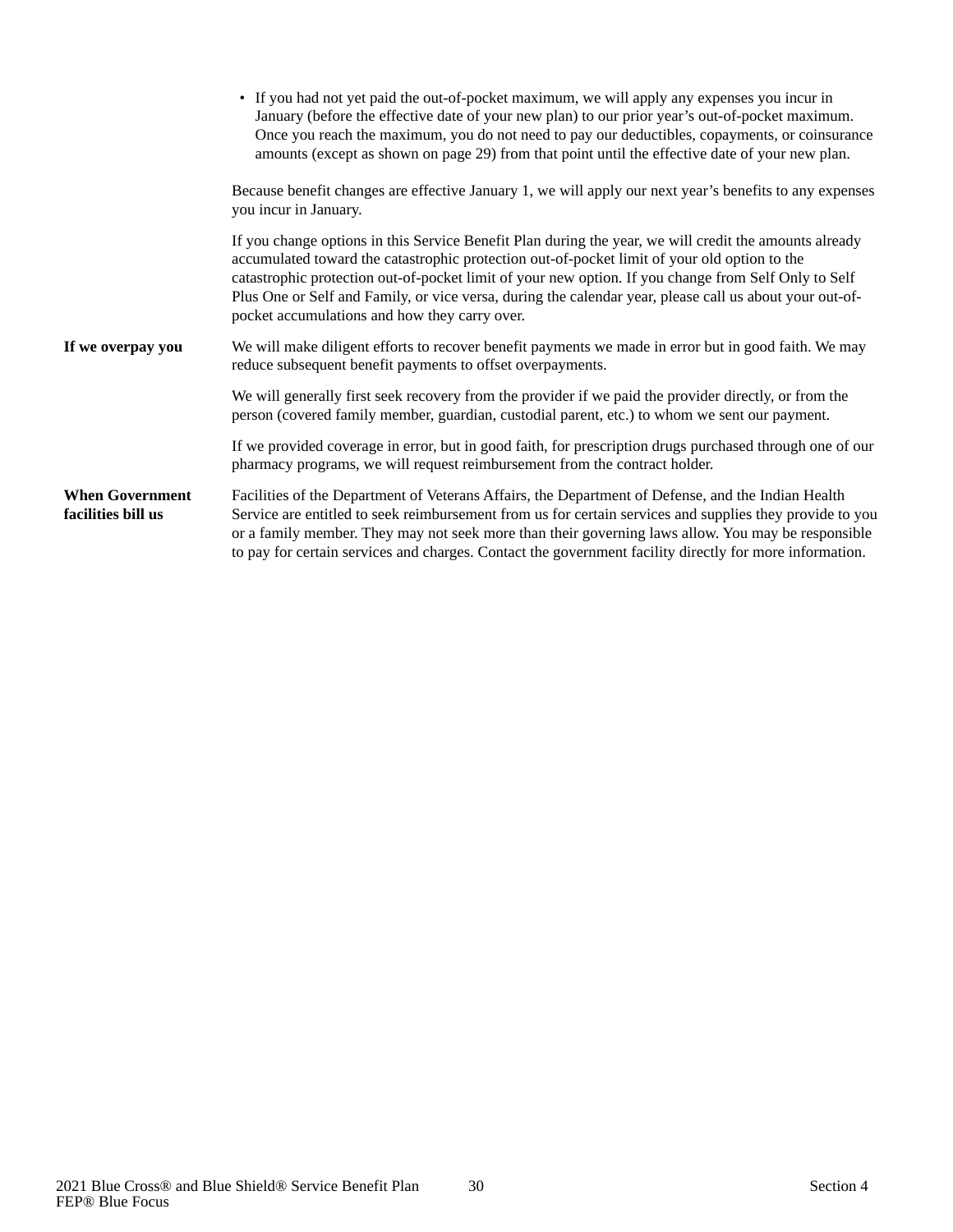- If you had not yet paid the out-of-pocket maximum, we will apply any expenses you incur in January (before the effective date of your new plan) to our prior year's out-of-pocket maximum. Once you reach the maximum, you do not need to pay our deductibles, copayments, or coinsurance amounts (except as shown on page 29) from that point until the effective date of your new plan.

Because benefit changes are effective January 1, we will apply our next year's benefits to any expenses you incur in January.

If you change options in this Service Benefit Plan during the year, we will credit the amounts already accumulated toward the catastrophic protection out-of-pocket limit of your old option to the catastrophic protection out-of-pocket limit of your new option. If you change from Self Only to Self Plus One or Self and Family, or vice versa, during the calendar year, please call us about your out-of-pocket accumulations and how they carry over.

**If we overpay you**

We will make diligent efforts to recover benefit payments we made in error but in good faith. We may reduce subsequent benefit payments to offset overpayments.

We will generally first seek recovery from the provider if we paid the provider directly, or from the person (covered family member, guardian, custodial parent, etc.) to whom we sent our payment.

If we provided coverage in error, but in good faith, for prescription drugs purchased through one of our pharmacy programs, we will request reimbursement from the contract holder.

**When Government facilities bill us**

Facilities of the Department of Veterans Affairs, the Department of Defense, and the Indian Health Service are entitled to seek reimbursement from us for certain services and supplies they provide to you or a family member. They may not seek more than their governing laws allow. You may be responsible to pay for certain services and charges. Contact the government facility directly for more information.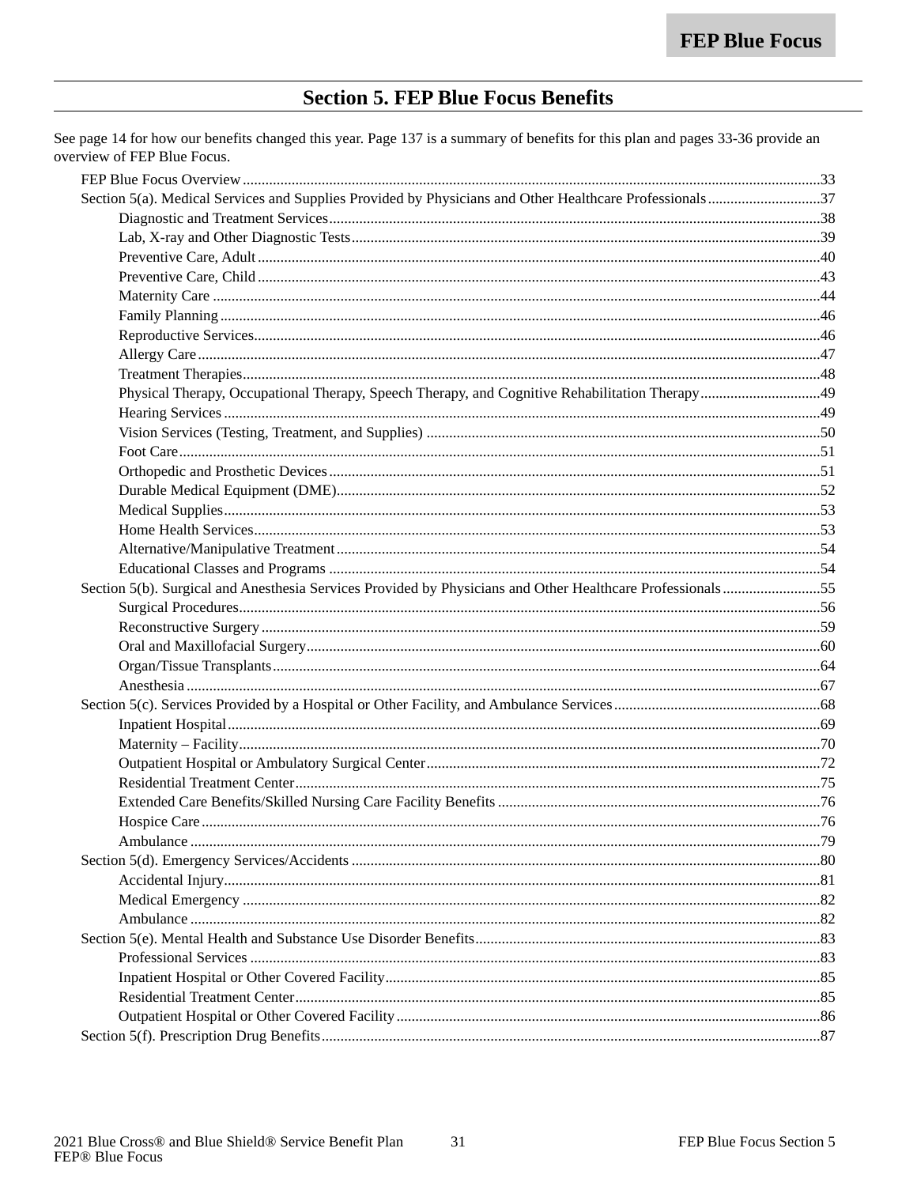# Section 5. FEP Blue Focus Benefits

See page 14 for how our benefits changed this year. Page 137 is a summary of benefits for this plan and pages 33-36 provide an overview of FEP Blue Focus.

- FEP Blue Focus Overview ....... 33
- Section 5(a). Medical Services and Supplies Provided by Physicians and Other Healthcare Professionals ....... 37
  - Diagnostic and Treatment Services ....... 38
  - Lab, X-ray and Other Diagnostic Tests ....... 39
  - Preventive Care, Adult ....... 40
  - Preventive Care, Child ....... 43
  - Maternity Care ....... 44
  - Family Planning ....... 46
  - Reproductive Services ....... 46
  - Allergy Care ....... 47
  - Treatment Therapies ....... 48
  - Physical Therapy, Occupational Therapy, Speech Therapy, and Cognitive Rehabilitation Therapy ....... 49
  - Hearing Services ....... 49
  - Vision Services (Testing, Treatment, and Supplies) ....... 50
  - Foot Care ....... 51
  - Orthopedic and Prosthetic Devices ....... 51
  - Durable Medical Equipment (DME) ....... 52
  - Medical Supplies ....... 53
  - Home Health Services ....... 53
  - Alternative/Manipulative Treatment ....... 54
  - Educational Classes and Programs ....... 54
- Section 5(b). Surgical and Anesthesia Services Provided by Physicians and Other Healthcare Professionals ....... 55
  - Surgical Procedures ....... 56
  - Reconstructive Surgery ....... 59
  - Oral and Maxillofacial Surgery ....... 60
  - Organ/Tissue Transplants ....... 64
  - Anesthesia ....... 67
- Section 5(c). Services Provided by a Hospital or Other Facility, and Ambulance Services ....... 68
  - Inpatient Hospital ....... 69
  - Maternity – Facility ....... 70
  - Outpatient Hospital or Ambulatory Surgical Center ....... 72
  - Residential Treatment Center ....... 75
  - Extended Care Benefits/Skilled Nursing Care Facility Benefits ....... 76
  - Hospice Care ....... 76
  - Ambulance ....... 79
- Section 5(d). Emergency Services/Accidents ....... 80
  - Accidental Injury ....... 81
  - Medical Emergency ....... 82
  - Ambulance ....... 82
- Section 5(e). Mental Health and Substance Use Disorder Benefits ....... 83
  - Professional Services ....... 83
  - Inpatient Hospital or Other Covered Facility ....... 85
  - Residential Treatment Center ....... 85
  - Outpatient Hospital or Other Covered Facility ....... 86
- Section 5(f). Prescription Drug Benefits ....... 87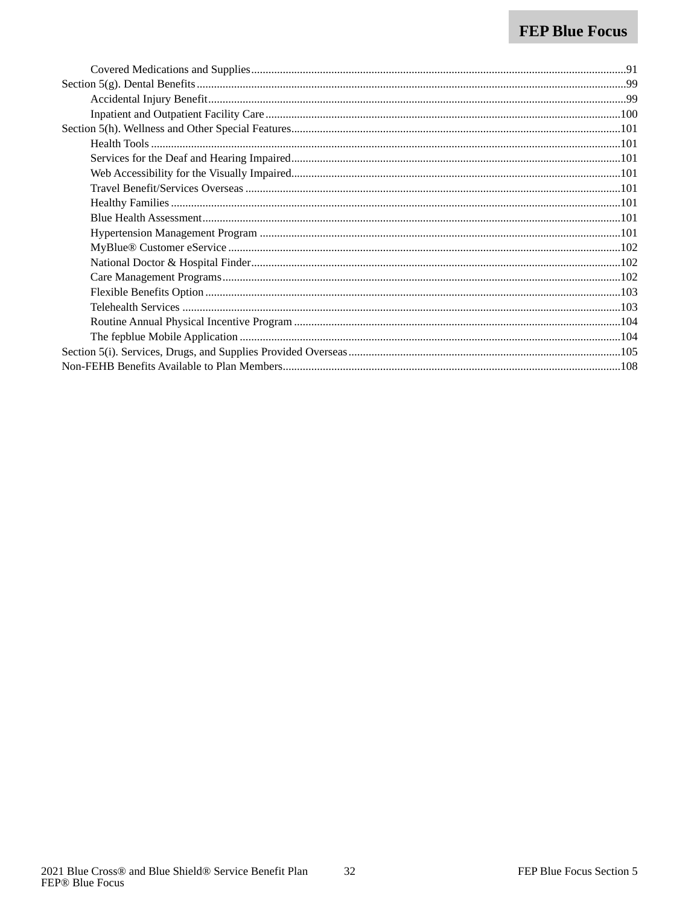- Covered Medications and Supplies.....91
- Section 5(g). Dental Benefits.....99
  - Accidental Injury Benefit.....99
  - Inpatient and Outpatient Facility Care.....100
- Section 5(h). Wellness and Other Special Features.....101
  - Health Tools.....101
  - Services for the Deaf and Hearing Impaired.....101
  - Web Accessibility for the Visually Impaired.....101
  - Travel Benefit/Services Overseas.....101
  - Healthy Families.....101
  - Blue Health Assessment.....101
  - Hypertension Management Program.....101
  - MyBlue® Customer eService.....102
  - National Doctor & Hospital Finder.....102
  - Care Management Programs.....102
  - Flexible Benefits Option.....103
  - Telehealth Services.....103
  - Routine Annual Physical Incentive Program.....104
  - The fepblue Mobile Application.....104
- Section 5(i). Services, Drugs, and Supplies Provided Overseas.....105
- Non-FEHB Benefits Available to Plan Members.....108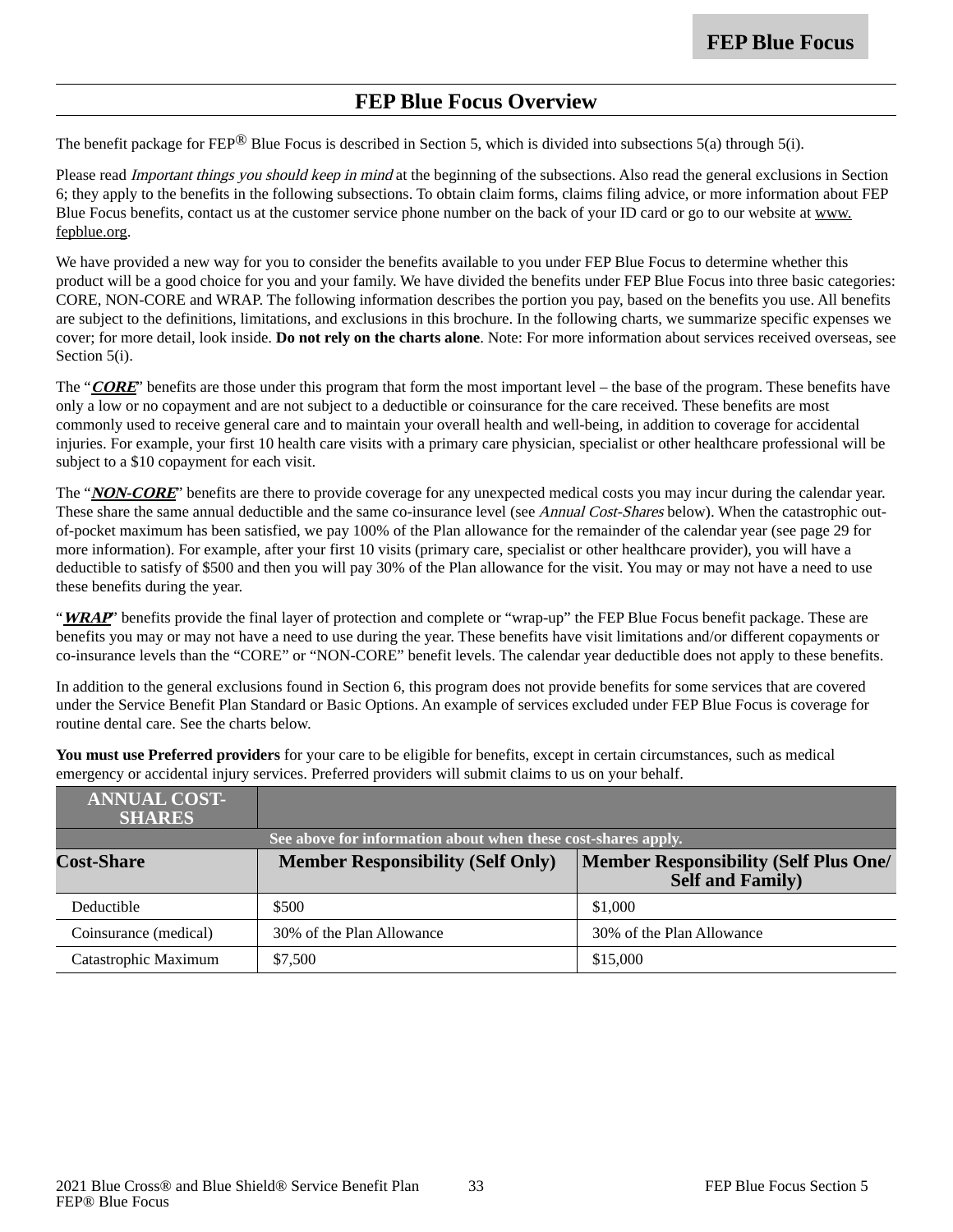## FEP Blue Focus Overview

The benefit package for FEP® Blue Focus is described in Section 5, which is divided into subsections 5(a) through 5(i).

Please read *Important things you should keep in mind* at the beginning of the subsections. Also read the general exclusions in Section 6; they apply to the benefits in the following subsections. To obtain claim forms, claims filing advice, or more information about FEP Blue Focus benefits, contact us at the customer service phone number on the back of your ID card or go to our website at www.fepblue.org.

We have provided a new way for you to consider the benefits available to you under FEP Blue Focus to determine whether this product will be a good choice for you and your family. We have divided the benefits under FEP Blue Focus into three basic categories: CORE, NON-CORE and WRAP. The following information describes the portion you pay, based on the benefits you use. All benefits are subject to the definitions, limitations, and exclusions in this brochure. In the following charts, we summarize specific expenses we cover; for more detail, look inside. **Do not rely on the charts alone**. Note: For more information about services received overseas, see Section 5(i).

The "***CORE***" benefits are those under this program that form the most important level – the base of the program. These benefits have only a low or no copayment and are not subject to a deductible or coinsurance for the care received. These benefits are most commonly used to receive general care and to maintain your overall health and well-being, in addition to coverage for accidental injuries. For example, your first 10 health care visits with a primary care physician, specialist or other healthcare professional will be subject to a $10 copayment for each visit.

The "***NON-CORE***" benefits are there to provide coverage for any unexpected medical costs you may incur during the calendar year. These share the same annual deductible and the same co-insurance level (see *Annual Cost-Shares* below). When the catastrophic out-of-pocket maximum has been satisfied, we pay 100% of the Plan allowance for the remainder of the calendar year (see page 29 for more information). For example, after your first 10 visits (primary care, specialist or other healthcare provider), you will have a deductible to satisfy of $500 and then you will pay 30% of the Plan allowance for the visit. You may or may not have a need to use these benefits during the year.

"***WRAP***" benefits provide the final layer of protection and complete or "wrap-up" the FEP Blue Focus benefit package. These are benefits you may or may not have a need to use during the year. These benefits have visit limitations and/or different copayments or co-insurance levels than the "CORE" or "NON-CORE" benefit levels. The calendar year deductible does not apply to these benefits.

In addition to the general exclusions found in Section 6, this program does not provide benefits for some services that are covered under the Service Benefit Plan Standard or Basic Options. An example of services excluded under FEP Blue Focus is coverage for routine dental care. See the charts below.

**You must use Preferred providers** for your care to be eligible for benefits, except in certain circumstances, such as medical emergency or accidental injury services. Preferred providers will submit claims to us on your behalf.

| **ANNUAL COST-SHARES** | | |
|---|---|---|
| **See above for information about when these cost-shares apply.** | | |
| **Cost-Share** | **Member Responsibility (Self Only)** | **Member Responsibility (Self Plus One/ Self and Family)** |
| Deductible | $500 | $1,000 |
| Coinsurance (medical) | 30% of the Plan Allowance | 30% of the Plan Allowance |
| Catastrophic Maximum | $7,500 | $15,000 |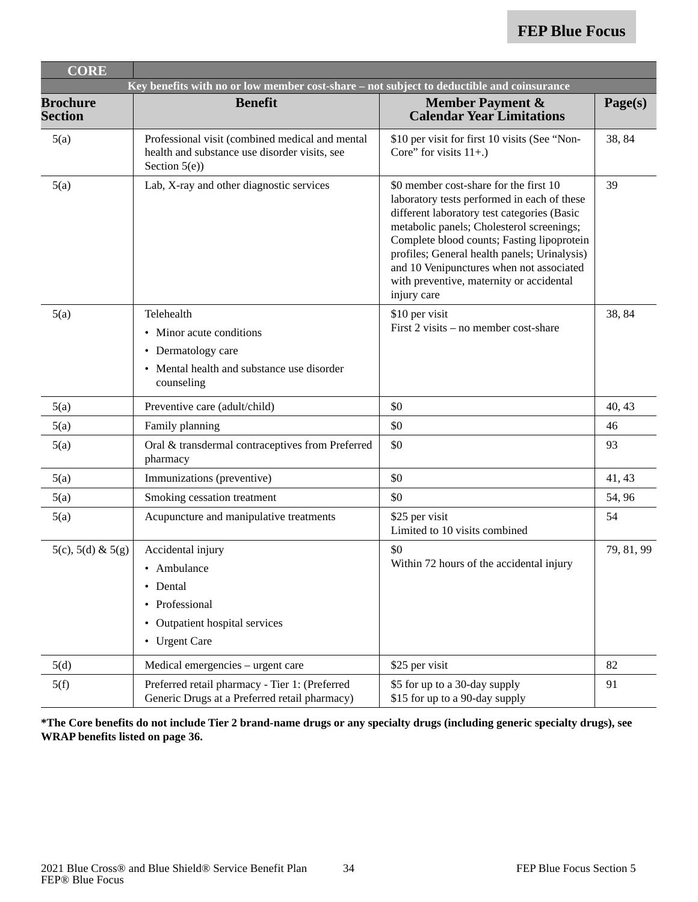| CORE | | | |
|---|---|---|---|
| Key benefits with no or low member cost-share – not subject to deductible and coinsurance | | | |
| **Brochure Section** | **Benefit** | **Member Payment & Calendar Year Limitations** | **Page(s)** |
| 5(a) | Professional visit (combined medical and mental health and substance use disorder visits, see Section 5(e)) | $10 per visit for first 10 visits (See "Non-Core" for visits 11+.) | 38, 84 |
| 5(a) | Lab, X-ray and other diagnostic services | $0 member cost-share for the first 10 laboratory tests performed in each of these different laboratory test categories (Basic metabolic panels; Cholesterol screenings; Complete blood counts; Fasting lipoprotein profiles; General health panels; Urinalysis) and 10 Venipunctures when not associated with preventive, maternity or accidental injury care | 39 |
| 5(a) | Telehealth<br>• Minor acute conditions<br>• Dermatology care<br>• Mental health and substance use disorder counseling | $10 per visit<br>First 2 visits – no member cost-share | 38, 84 |
| 5(a) | Preventive care (adult/child) | $0 | 40, 43 |
| 5(a) | Family planning | $0 | 46 |
| 5(a) | Oral & transdermal contraceptives from Preferred pharmacy | $0 | 93 |
| 5(a) | Immunizations (preventive) | $0 | 41, 43 |
| 5(a) | Smoking cessation treatment | $0 | 54, 96 |
| 5(a) | Acupuncture and manipulative treatments | $25 per visit<br>Limited to 10 visits combined | 54 |
| 5(c), 5(d) & 5(g) | Accidental injury<br>• Ambulance<br>• Dental<br>• Professional<br>• Outpatient hospital services<br>• Urgent Care | $0<br>Within 72 hours of the accidental injury | 79, 81, 99 |
| 5(d) | Medical emergencies – urgent care | $25 per visit | 82 |
| 5(f) | Preferred retail pharmacy - Tier 1: (Preferred Generic Drugs at a Preferred retail pharmacy) | $5 for up to a 30-day supply<br>$15 for up to a 90-day supply | 91 |

**\*The Core benefits do not include Tier 2 brand-name drugs or any specialty drugs (including generic specialty drugs), see WRAP benefits listed on page 36.**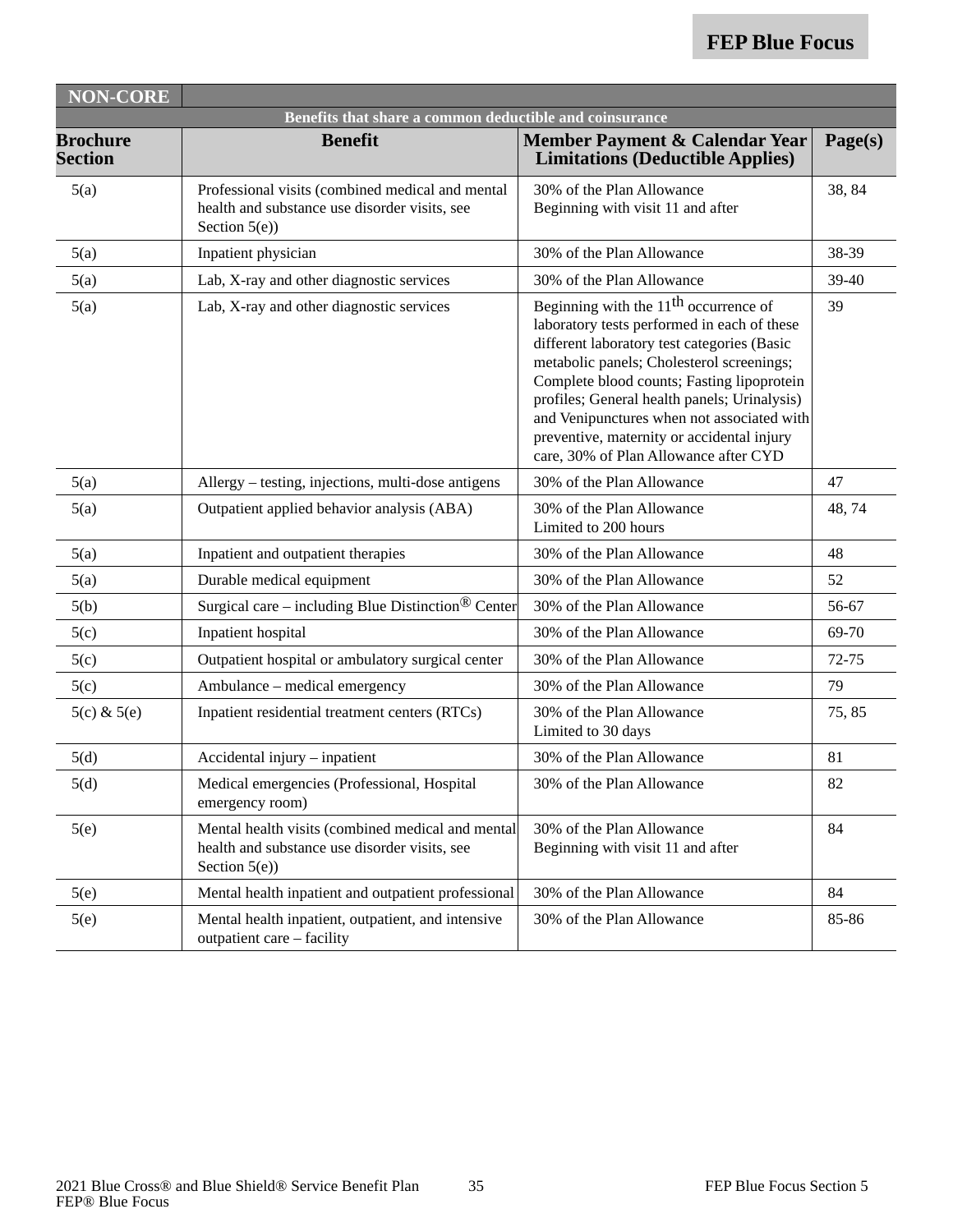| NON-CORE | | | |
|---|---|---|---|
| **Benefits that share a common deductible and coinsurance** | | | |
| **Brochure Section** | **Benefit** | **Member Payment & Calendar Year Limitations (Deductible Applies)** | **Page(s)** |
| 5(a) | Professional visits (combined medical and mental health and substance use disorder visits, see Section 5(e)) | 30% of the Plan Allowance Beginning with visit 11 and after | 38, 84 |
| 5(a) | Inpatient physician | 30% of the Plan Allowance | 38-39 |
| 5(a) | Lab, X-ray and other diagnostic services | 30% of the Plan Allowance | 39-40 |
| 5(a) | Lab, X-ray and other diagnostic services | Beginning with the 11th occurrence of laboratory tests performed in each of these different laboratory test categories (Basic metabolic panels; Cholesterol screenings; Complete blood counts; Fasting lipoprotein profiles; General health panels; Urinalysis) and Venipunctures when not associated with preventive, maternity or accidental injury care, 30% of Plan Allowance after CYD | 39 |
| 5(a) | Allergy – testing, injections, multi-dose antigens | 30% of the Plan Allowance | 47 |
| 5(a) | Outpatient applied behavior analysis (ABA) | 30% of the Plan Allowance Limited to 200 hours | 48, 74 |
| 5(a) | Inpatient and outpatient therapies | 30% of the Plan Allowance | 48 |
| 5(a) | Durable medical equipment | 30% of the Plan Allowance | 52 |
| 5(b) | Surgical care – including Blue Distinction® Center | 30% of the Plan Allowance | 56-67 |
| 5(c) | Inpatient hospital | 30% of the Plan Allowance | 69-70 |
| 5(c) | Outpatient hospital or ambulatory surgical center | 30% of the Plan Allowance | 72-75 |
| 5(c) | Ambulance – medical emergency | 30% of the Plan Allowance | 79 |
| 5(c) & 5(e) | Inpatient residential treatment centers (RTCs) | 30% of the Plan Allowance Limited to 30 days | 75, 85 |
| 5(d) | Accidental injury – inpatient | 30% of the Plan Allowance | 81 |
| 5(d) | Medical emergencies (Professional, Hospital emergency room) | 30% of the Plan Allowance | 82 |
| 5(e) | Mental health visits (combined medical and mental health and substance use disorder visits, see Section 5(e)) | 30% of the Plan Allowance Beginning with visit 11 and after | 84 |
| 5(e) | Mental health inpatient and outpatient professional | 30% of the Plan Allowance | 84 |
| 5(e) | Mental health inpatient, outpatient, and intensive outpatient care – facility | 30% of the Plan Allowance | 85-86 |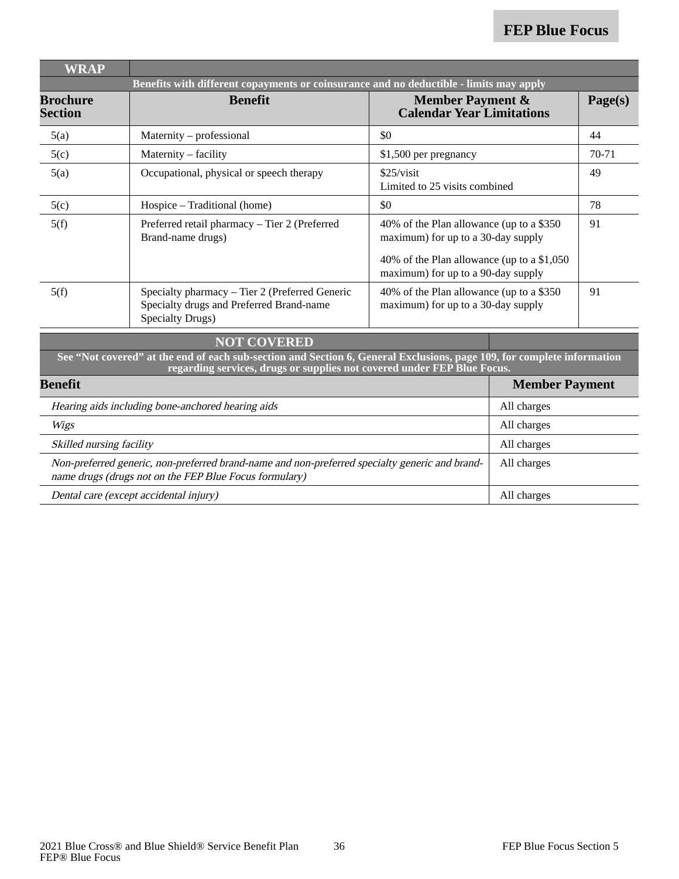| WRAP | | | |
|---|---|---|---|
| Benefits with different copayments or coinsurance and no deductible - limits may apply | | | |
| **Brochure Section** | **Benefit** | **Member Payment & Calendar Year Limitations** | **Page(s)** |
| 5(a) | Maternity – professional | $0 | 44 |
| 5(c) | Maternity – facility | $1,500 per pregnancy | 70-71 |
| 5(a) | Occupational, physical or speech therapy | $25/visit<br>Limited to 25 visits combined | 49 |
| 5(c) | Hospice – Traditional (home) | $0 | 78 |
| 5(f) | Preferred retail pharmacy – Tier 2 (Preferred Brand-name drugs) | 40% of the Plan allowance (up to a $350 maximum) for up to a 30-day supply<br>40% of the Plan allowance (up to a $1,050 maximum) for up to a 90-day supply | 91 |
| 5(f) | Specialty pharmacy – Tier 2 (Preferred Generic Specialty drugs and Preferred Brand-name Specialty Drugs) | 40% of the Plan allowance (up to a $350 maximum) for up to a 30-day supply | 91 |

| NOT COVERED | |
|---|---|
| See "Not covered" at the end of each sub-section and Section 6, General Exclusions, page 109, for complete information regarding services, drugs or supplies not covered under FEP Blue Focus. | |
| **Benefit** | **Member Payment** |
| *Hearing aids including bone-anchored hearing aids* | All charges |
| *Wigs* | All charges |
| *Skilled nursing facility* | All charges |
| *Non-preferred generic, non-preferred brand-name and non-preferred specialty generic and brand-name drugs (drugs not on the FEP Blue Focus formulary)* | All charges |
| *Dental care (except accidental injury)* | All charges |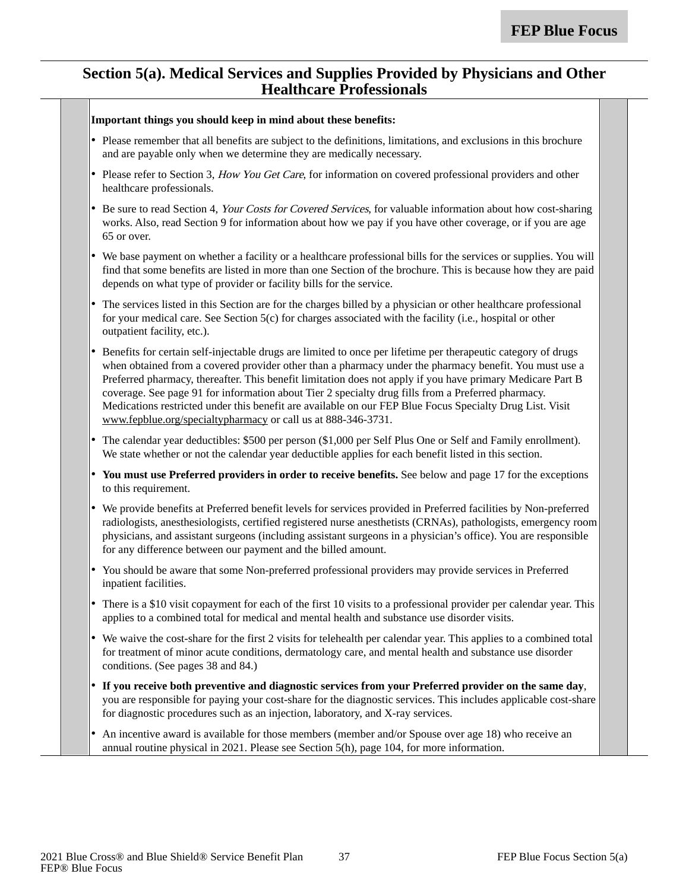## Section 5(a). Medical Services and Supplies Provided by Physicians and Other Healthcare Professionals

**Important things you should keep in mind about these benefits:**

- Please remember that all benefits are subject to the definitions, limitations, and exclusions in this brochure and are payable only when we determine they are medically necessary.
- Please refer to Section 3, *How You Get Care*, for information on covered professional providers and other healthcare professionals.
- Be sure to read Section 4, *Your Costs for Covered Services*, for valuable information about how cost-sharing works. Also, read Section 9 for information about how we pay if you have other coverage, or if you are age 65 or over.
- We base payment on whether a facility or a healthcare professional bills for the services or supplies. You will find that some benefits are listed in more than one Section of the brochure. This is because how they are paid depends on what type of provider or facility bills for the service.
- The services listed in this Section are for the charges billed by a physician or other healthcare professional for your medical care. See Section 5(c) for charges associated with the facility (i.e., hospital or other outpatient facility, etc.).
- Benefits for certain self-injectable drugs are limited to once per lifetime per therapeutic category of drugs when obtained from a covered provider other than a pharmacy under the pharmacy benefit. You must use a Preferred pharmacy, thereafter. This benefit limitation does not apply if you have primary Medicare Part B coverage. See page 91 for information about Tier 2 specialty drug fills from a Preferred pharmacy. Medications restricted under this benefit are available on our FEP Blue Focus Specialty Drug List. Visit www.fepblue.org/specialtypharmacy or call us at 888-346-3731.
- The calendar year deductibles: $500 per person ($1,000 per Self Plus One or Self and Family enrollment). We state whether or not the calendar year deductible applies for each benefit listed in this section.
- **You must use Preferred providers in order to receive benefits.** See below and page 17 for the exceptions to this requirement.
- We provide benefits at Preferred benefit levels for services provided in Preferred facilities by Non-preferred radiologists, anesthesiologists, certified registered nurse anesthetists (CRNAs), pathologists, emergency room physicians, and assistant surgeons (including assistant surgeons in a physician's office). You are responsible for any difference between our payment and the billed amount.
- You should be aware that some Non-preferred professional providers may provide services in Preferred inpatient facilities.
- There is a $10 visit copayment for each of the first 10 visits to a professional provider per calendar year. This applies to a combined total for medical and mental health and substance use disorder visits.
- We waive the cost-share for the first 2 visits for telehealth per calendar year. This applies to a combined total for treatment of minor acute conditions, dermatology care, and mental health and substance use disorder conditions. (See pages 38 and 84.)
- **If you receive both preventive and diagnostic services from your Preferred provider on the same day**, you are responsible for paying your cost-share for the diagnostic services. This includes applicable cost-share for diagnostic procedures such as an injection, laboratory, and X-ray services.
- An incentive award is available for those members (member and/or Spouse over age 18) who receive an annual routine physical in 2021. Please see Section 5(h), page 104, for more information.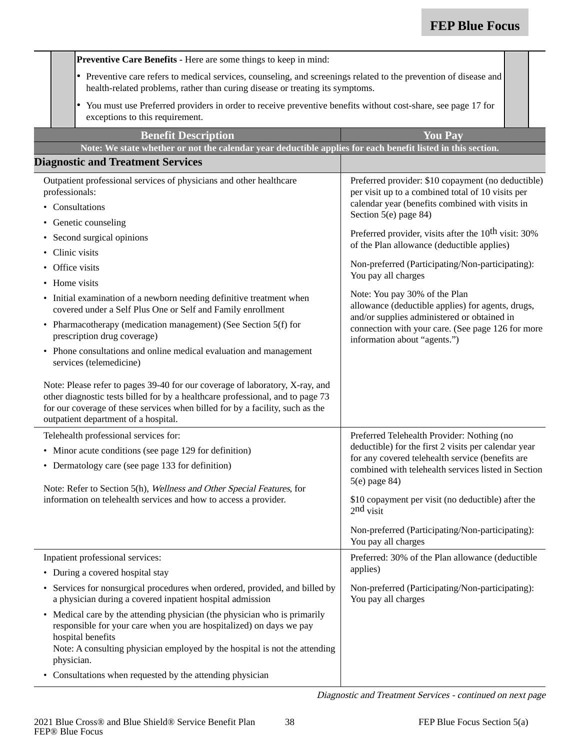**Preventive Care Benefits -** Here are some things to keep in mind:

- Preventive care refers to medical services, counseling, and screenings related to the prevention of disease and health-related problems, rather than curing disease or treating its symptoms.
- You must use Preferred providers in order to receive preventive benefits without cost-share, see page 17 for exceptions to this requirement.

| Benefit Description | You Pay |
|---|---|
| Note: We state whether or not the calendar year deductible applies for each benefit listed in this section. | |
| **Diagnostic and Treatment Services** | |
| Outpatient professional services of physicians and other healthcare professionals:<br>• Consultations<br>• Genetic counseling<br>• Second surgical opinions<br>• Clinic visits<br>• Office visits<br>• Home visits<br>• Initial examination of a newborn needing definitive treatment when covered under a Self Plus One or Self and Family enrollment<br>• Pharmacotherapy (medication management) (See Section 5(f) for prescription drug coverage)<br>• Phone consultations and online medical evaluation and management services (telemedicine)<br><br>Note: Please refer to pages 39-40 for our coverage of laboratory, X-ray, and other diagnostic tests billed for by a healthcare professional, and to page 73 for our coverage of these services when billed for by a facility, such as the outpatient department of a hospital. | Preferred provider: $10 copayment (no deductible) per visit up to a combined total of 10 visits per calendar year (benefits combined with visits in Section 5(e) page 84)<br><br>Preferred provider, visits after the 10th visit: 30% of the Plan allowance (deductible applies)<br><br>Non-preferred (Participating/Non-participating): You pay all charges<br><br>Note: You pay 30% of the Plan allowance (deductible applies) for agents, drugs, and/or supplies administered or obtained in connection with your care. (See page 126 for more information about "agents.") |
| Telehealth professional services for:<br>• Minor acute conditions (see page 129 for definition)<br>• Dermatology care (see page 133 for definition)<br><br>Note: Refer to Section 5(h), *Wellness and Other Special Features*, for information on telehealth services and how to access a provider. | Preferred Telehealth Provider: Nothing (no deductible) for the first 2 visits per calendar year for any covered telehealth service (benefits are combined with telehealth services listed in Section 5(e) page 84)<br><br>$10 copayment per visit (no deductible) after the 2nd visit<br><br>Non-preferred (Participating/Non-participating): You pay all charges |
| Inpatient professional services:<br>• During a covered hospital stay<br>• Services for nonsurgical procedures when ordered, provided, and billed by a physician during a covered inpatient hospital admission<br>• Medical care by the attending physician (the physician who is primarily responsible for your care when you are hospitalized) on days we pay hospital benefits<br>Note: A consulting physician employed by the hospital is not the attending physician.<br>• Consultations when requested by the attending physician | Preferred: 30% of the Plan allowance (deductible applies)<br><br>Non-preferred (Participating/Non-participating): You pay all charges |

*Diagnostic and Treatment Services - continued on next page*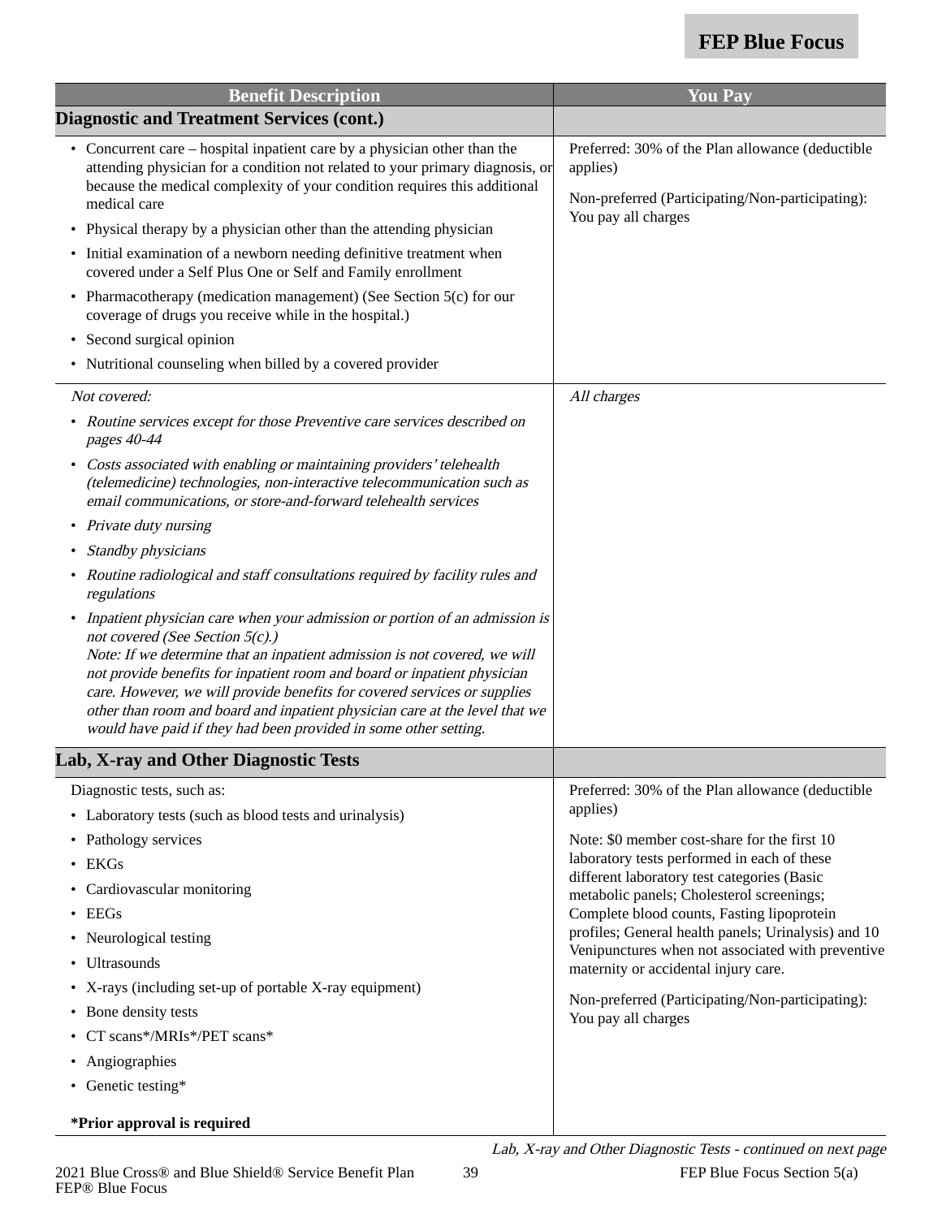| Benefit Description | You Pay |
|---|---|
| **Diagnostic and Treatment Services (cont.)** | |
| • Concurrent care – hospital inpatient care by a physician other than the attending physician for a condition not related to your primary diagnosis, or because the medical complexity of your condition requires this additional medical care<br>• Physical therapy by a physician other than the attending physician<br>• Initial examination of a newborn needing definitive treatment when covered under a Self Plus One or Self and Family enrollment<br>• Pharmacotherapy (medication management) (See Section 5(c) for our coverage of drugs you receive while in the hospital.)<br>• Second surgical opinion<br>• Nutritional counseling when billed by a covered provider | Preferred: 30% of the Plan allowance (deductible applies)<br><br>Non-preferred (Participating/Non-participating): You pay all charges |
| *Not covered:*<br>• *Routine services except for those Preventive care services described on pages 40-44*<br>• *Costs associated with enabling or maintaining providers' telehealth (telemedicine) technologies, non-interactive telecommunication such as email communications, or store-and-forward telehealth services*<br>• *Private duty nursing*<br>• *Standby physicians*<br>• *Routine radiological and staff consultations required by facility rules and regulations*<br>• *Inpatient physician care when your admission or portion of an admission is not covered (See Section 5(c).)*<br>*Note: If we determine that an inpatient admission is not covered, we will not provide benefits for inpatient room and board or inpatient physician care. However, we will provide benefits for covered services or supplies other than room and board and inpatient physician care at the level that we would have paid if they had been provided in some other setting.* | *All charges* |
| **Lab, X-ray and Other Diagnostic Tests** | |
| Diagnostic tests, such as:<br>• Laboratory tests (such as blood tests and urinalysis)<br>• Pathology services<br>• EKGs<br>• Cardiovascular monitoring<br>• EEGs<br>• Neurological testing<br>• Ultrasounds<br>• X-rays (including set-up of portable X-ray equipment)<br>• Bone density tests<br>• CT scans*/MRIs*/PET scans*<br>• Angiographies<br>• Genetic testing*<br><br>**\*Prior approval is required** | Preferred: 30% of the Plan allowance (deductible applies)<br><br>Note: $0 member cost-share for the first 10 laboratory tests performed in each of these different laboratory test categories (Basic metabolic panels; Cholesterol screenings; Complete blood counts, Fasting lipoprotein profiles; General health panels; Urinalysis) and 10 Venipunctures when not associated with preventive maternity or accidental injury care.<br><br>Non-preferred (Participating/Non-participating): You pay all charges |

*Lab, X-ray and Other Diagnostic Tests - continued on next page*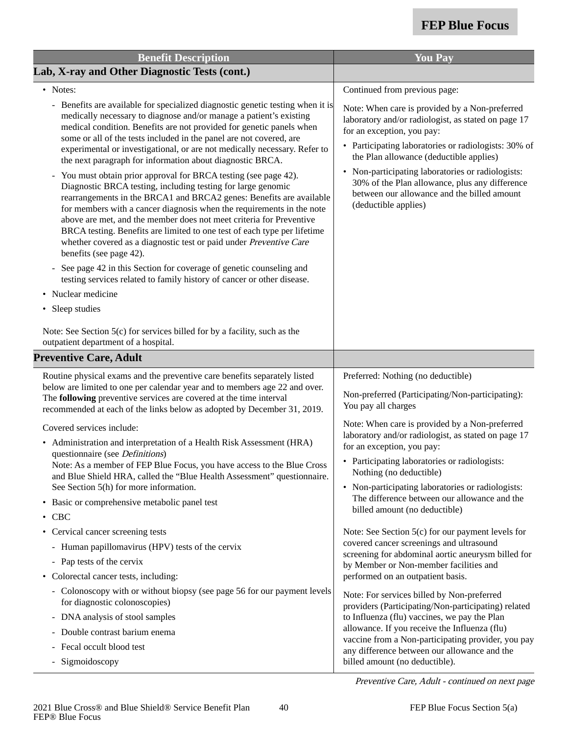| Benefit Description | You Pay |
|---|---|
| **Lab, X-ray and Other Diagnostic Tests (cont.)** | |
| • Notes:<br>- Benefits are available for specialized diagnostic genetic testing when it is medically necessary to diagnose and/or manage a patient's existing medical condition. Benefits are not provided for genetic panels when some or all of the tests included in the panel are not covered, are experimental or investigational, or are not medically necessary. Refer to the next paragraph for information about diagnostic BRCA.<br>- You must obtain prior approval for BRCA testing (see page 42). Diagnostic BRCA testing, including testing for large genomic rearrangements in the BRCA1 and BRCA2 genes: Benefits are available for members with a cancer diagnosis when the requirements in the note above are met, and the member does not meet criteria for Preventive BRCA testing. Benefits are limited to one test of each type per lifetime whether covered as a diagnostic test or paid under *Preventive Care* benefits (see page 42).<br>- See page 42 in this Section for coverage of genetic counseling and testing services related to family history of cancer or other disease.<br>• Nuclear medicine<br>• Sleep studies<br><br>Note: See Section 5(c) for services billed for by a facility, such as the outpatient department of a hospital. | Continued from previous page:<br><br>Note: When care is provided by a Non-preferred laboratory and/or radiologist, as stated on page 17 for an exception, you pay:<br>• Participating laboratories or radiologists: 30% of the Plan allowance (deductible applies)<br>• Non-participating laboratories or radiologists: 30% of the Plan allowance, plus any difference between our allowance and the billed amount (deductible applies) |
| **Preventive Care, Adult** | |
| Routine physical exams and the preventive care benefits separately listed below are limited to one per calendar year and to members age 22 and over. The **following** preventive services are covered at the time interval recommended at each of the links below as adopted by December 31, 2019.<br><br>Covered services include:<br>• Administration and interpretation of a Health Risk Assessment (HRA) questionnaire (see *Definitions*)<br>Note: As a member of FEP Blue Focus, you have access to the Blue Cross and Blue Shield HRA, called the "Blue Health Assessment" questionnaire. See Section 5(h) for more information.<br>• Basic or comprehensive metabolic panel test<br>• CBC<br>• Cervical cancer screening tests<br>- Human papillomavirus (HPV) tests of the cervix<br>- Pap tests of the cervix<br>• Colorectal cancer tests, including:<br>- Colonoscopy with or without biopsy (see page 56 for our payment levels for diagnostic colonoscopies)<br>- DNA analysis of stool samples<br>- Double contrast barium enema<br>- Fecal occult blood test<br>- Sigmoidoscopy | Preferred: Nothing (no deductible)<br><br>Non-preferred (Participating/Non-participating): You pay all charges<br><br>Note: When care is provided by a Non-preferred laboratory and/or radiologist, as stated on page 17 for an exception, you pay:<br>• Participating laboratories or radiologists: Nothing (no deductible)<br>• Non-participating laboratories or radiologists: The difference between our allowance and the billed amount (no deductible)<br><br>Note: See Section 5(c) for our payment levels for covered cancer screenings and ultrasound screening for abdominal aortic aneurysm billed for by Member or Non-member facilities and performed on an outpatient basis.<br><br>Note: For services billed by Non-preferred providers (Participating/Non-participating) related to Influenza (flu) vaccines, we pay the Plan allowance. If you receive the Influenza (flu) vaccine from a Non-participating provider, you pay any difference between our allowance and the billed amount (no deductible). |

*Preventive Care, Adult - continued on next page*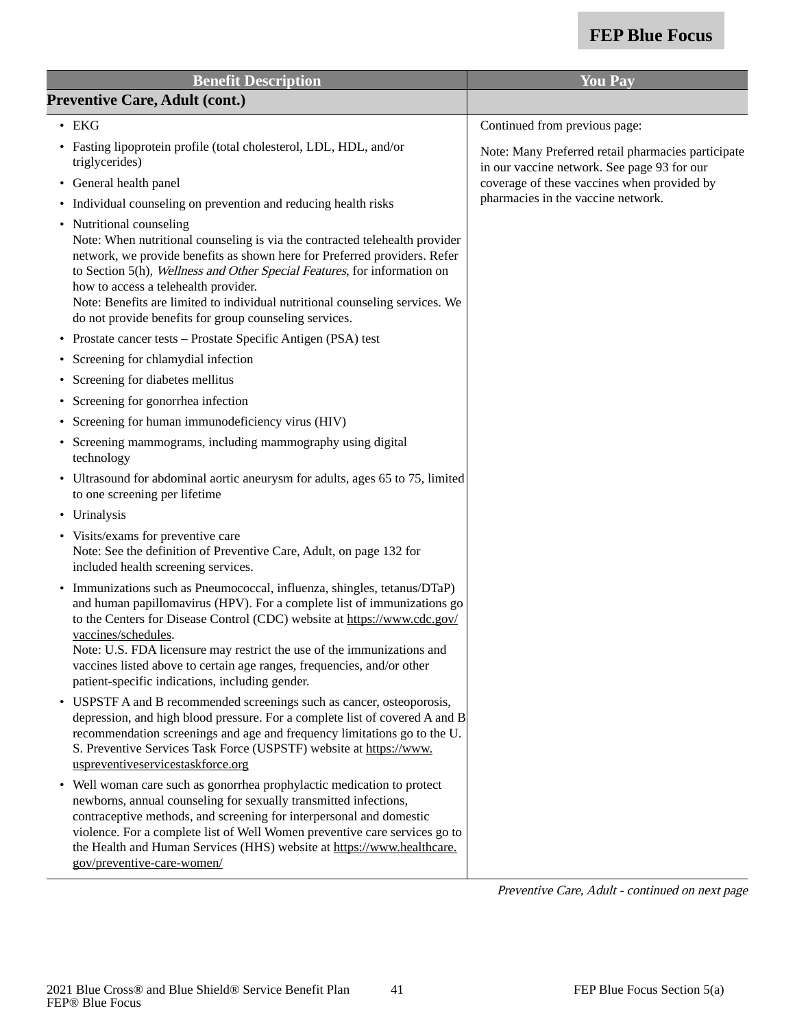| Benefit Description | You Pay |
| --- | --- |
| **Preventive Care, Adult (cont.)** | |
| • EKG<br>• Fasting lipoprotein profile (total cholesterol, LDL, HDL, and/or triglycerides)<br>• General health panel<br>• Individual counseling on prevention and reducing health risks<br>• Nutritional counseling<br>Note: When nutritional counseling is via the contracted telehealth provider network, we provide benefits as shown here for Preferred providers. Refer to Section 5(h), *Wellness and Other Special Features*, for information on how to access a telehealth provider.<br>Note: Benefits are limited to individual nutritional counseling services. We do not provide benefits for group counseling services.<br>• Prostate cancer tests – Prostate Specific Antigen (PSA) test<br>• Screening for chlamydial infection<br>• Screening for diabetes mellitus<br>• Screening for gonorrhea infection<br>• Screening for human immunodeficiency virus (HIV)<br>• Screening mammograms, including mammography using digital technology<br>• Ultrasound for abdominal aortic aneurysm for adults, ages 65 to 75, limited to one screening per lifetime<br>• Urinalysis<br>• Visits/exams for preventive care<br>Note: See the definition of Preventive Care, Adult, on page 132 for included health screening services.<br>• Immunizations such as Pneumococcal, influenza, shingles, tetanus/DTaP) and human papillomavirus (HPV). For a complete list of immunizations go to the Centers for Disease Control (CDC) website at https://www.cdc.gov/vaccines/schedules.<br>Note: U.S. FDA licensure may restrict the use of the immunizations and vaccines listed above to certain age ranges, frequencies, and/or other patient-specific indications, including gender.<br>• USPSTF A and B recommended screenings such as cancer, osteoporosis, depression, and high blood pressure. For a complete list of covered A and B recommendation screenings and age and frequency limitations go to the U. S. Preventive Services Task Force (USPSTF) website at https://www.uspreventiveservicestaskforce.org<br>• Well woman care such as gonorrhea prophylactic medication to protect newborns, annual counseling for sexually transmitted infections, contraceptive methods, and screening for interpersonal and domestic violence. For a complete list of Well Women preventive care services go to the Health and Human Services (HHS) website at https://www.healthcare.gov/preventive-care-women/ | Continued from previous page:<br><br>Note: Many Preferred retail pharmacies participate in our vaccine network. See page 93 for our coverage of these vaccines when provided by pharmacies in the vaccine network. |

*Preventive Care, Adult - continued on next page*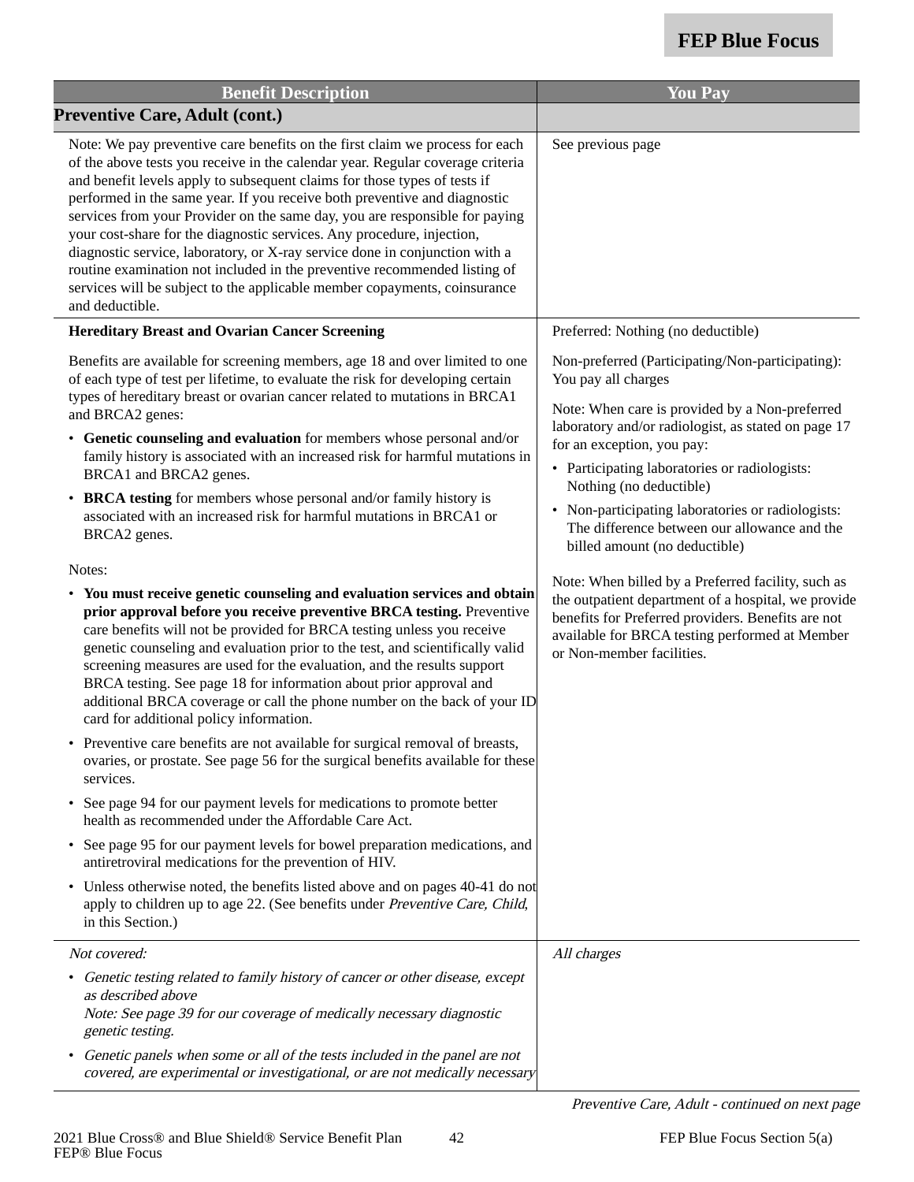| Benefit Description | You Pay |
|---|---|
| **Preventive Care, Adult (cont.)** | |
| Note: We pay preventive care benefits on the first claim we process for each of the above tests you receive in the calendar year. Regular coverage criteria and benefit levels apply to subsequent claims for those types of tests if performed in the same year. If you receive both preventive and diagnostic services from your Provider on the same day, you are responsible for paying your cost-share for the diagnostic services. Any procedure, injection, diagnostic service, laboratory, or X-ray service done in conjunction with a routine examination not included in the preventive recommended listing of services will be subject to the applicable member copayments, coinsurance and deductible. | See previous page |
| **Hereditary Breast and Ovarian Cancer Screening**<br><br>Benefits are available for screening members, age 18 and over limited to one of each type of test per lifetime, to evaluate the risk for developing certain types of hereditary breast or ovarian cancer related to mutations in BRCA1 and BRCA2 genes:<br>• **Genetic counseling and evaluation** for members whose personal and/or family history is associated with an increased risk for harmful mutations in BRCA1 and BRCA2 genes.<br>• **BRCA testing** for members whose personal and/or family history is associated with an increased risk for harmful mutations in BRCA1 or BRCA2 genes.<br><br>Notes:<br>• **You must receive genetic counseling and evaluation services and obtain prior approval before you receive preventive BRCA testing.** Preventive care benefits will not be provided for BRCA testing unless you receive genetic counseling and evaluation prior to the test, and scientifically valid screening measures are used for the evaluation, and the results support BRCA testing. See page 18 for information about prior approval and additional BRCA coverage or call the phone number on the back of your ID card for additional policy information.<br>• Preventive care benefits are not available for surgical removal of breasts, ovaries, or prostate. See page 56 for the surgical benefits available for these services.<br>• See page 94 for our payment levels for medications to promote better health as recommended under the Affordable Care Act.<br>• See page 95 for our payment levels for bowel preparation medications, and antiretroviral medications for the prevention of HIV.<br>• Unless otherwise noted, the benefits listed above and on pages 40-41 do not apply to children up to age 22. (See benefits under *Preventive Care, Child*, in this Section.) | Preferred: Nothing (no deductible)<br><br>Non-preferred (Participating/Non-participating): You pay all charges<br><br>Note: When care is provided by a Non-preferred laboratory and/or radiologist, as stated on page 17 for an exception, you pay:<br>• Participating laboratories or radiologists: Nothing (no deductible)<br>• Non-participating laboratories or radiologists: The difference between our allowance and the billed amount (no deductible)<br><br>Note: When billed by a Preferred facility, such as the outpatient department of a hospital, we provide benefits for Preferred providers. Benefits are not available for BRCA testing performed at Member or Non-member facilities. |
| *Not covered:*<br>• *Genetic testing related to family history of cancer or other disease, except as described above*<br>*Note: See page 39 for our coverage of medically necessary diagnostic genetic testing.*<br>• *Genetic panels when some or all of the tests included in the panel are not covered, are experimental or investigational, or are not medically necessary* | *All charges* |

*Preventive Care, Adult - continued on next page*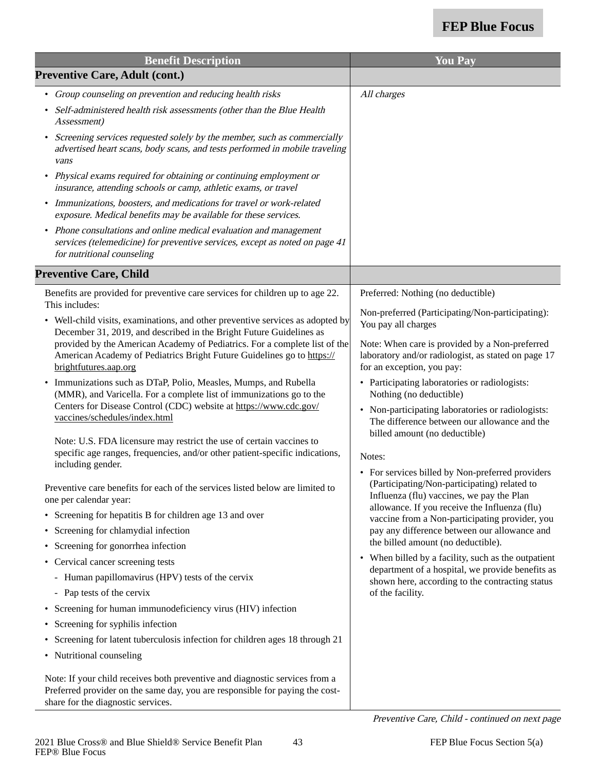| Benefit Description | You Pay |
|---|---|
| **Preventive Care, Adult (cont.)** | |
| • *Group counseling on prevention and reducing health risks*<br>• *Self-administered health risk assessments (other than the Blue Health Assessment)*<br>• *Screening services requested solely by the member, such as commercially advertised heart scans, body scans, and tests performed in mobile traveling vans*<br>• *Physical exams required for obtaining or continuing employment or insurance, attending schools or camp, athletic exams, or travel*<br>• *Immunizations, boosters, and medications for travel or work-related exposure. Medical benefits may be available for these services.*<br>• *Phone consultations and online medical evaluation and management services (telemedicine) for preventive services, except as noted on page 41 for nutritional counseling* | *All charges* |
| **Preventive Care, Child** | |
| Benefits are provided for preventive care services for children up to age 22. This includes:<br>• Well-child visits, examinations, and other preventive services as adopted by December 31, 2019, and described in the Bright Future Guidelines as provided by the American Academy of Pediatrics. For a complete list of the American Academy of Pediatrics Bright Future Guidelines go to https://brightfutures.aap.org<br>• Immunizations such as DTaP, Polio, Measles, Mumps, and Rubella (MMR), and Varicella. For a complete list of immunizations go to the Centers for Disease Control (CDC) website at https://www.cdc.gov/vaccines/schedules/index.html<br><br>Note: U.S. FDA licensure may restrict the use of certain vaccines to specific age ranges, frequencies, and/or other patient-specific indications, including gender.<br><br>Preventive care benefits for each of the services listed below are limited to one per calendar year:<br>• Screening for hepatitis B for children age 13 and over<br>• Screening for chlamydial infection<br>• Screening for gonorrhea infection<br>• Cervical cancer screening tests<br>  - Human papillomavirus (HPV) tests of the cervix<br>  - Pap tests of the cervix<br>• Screening for human immunodeficiency virus (HIV) infection<br>• Screening for syphilis infection<br>• Screening for latent tuberculosis infection for children ages 18 through 21<br>• Nutritional counseling<br><br>Note: If your child receives both preventive and diagnostic services from a Preferred provider on the same day, you are responsible for paying the cost-share for the diagnostic services. | Preferred: Nothing (no deductible)<br><br>Non-preferred (Participating/Non-participating): You pay all charges<br><br>Note: When care is provided by a Non-preferred laboratory and/or radiologist, as stated on page 17 for an exception, you pay:<br>• Participating laboratories or radiologists: Nothing (no deductible)<br>• Non-participating laboratories or radiologists: The difference between our allowance and the billed amount (no deductible)<br><br>Notes:<br>• For services billed by Non-preferred providers (Participating/Non-participating) related to Influenza (flu) vaccines, we pay the Plan allowance. If you receive the Influenza (flu) vaccine from a Non-participating provider, you pay any difference between our allowance and the billed amount (no deductible).<br>• When billed by a facility, such as the outpatient department of a hospital, we provide benefits as shown here, according to the contracting status of the facility. |

*Preventive Care, Child - continued on next page*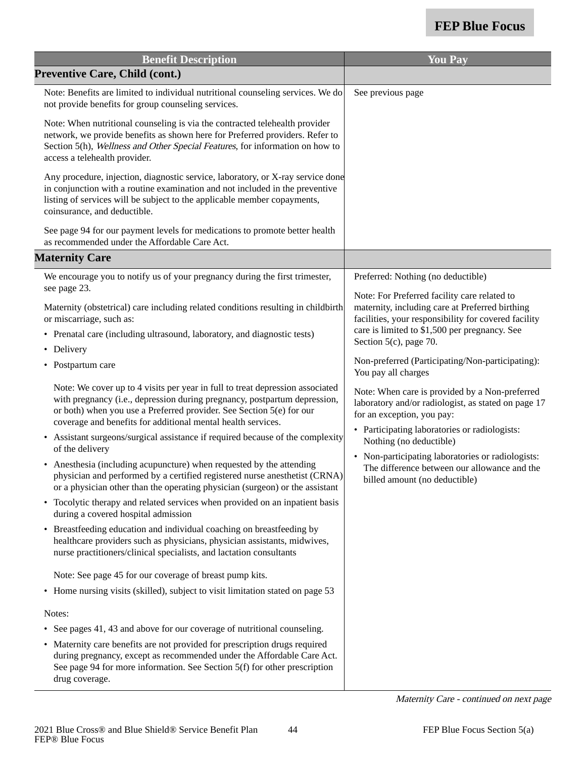| Benefit Description | You Pay |
|---|---|
| **Preventive Care, Child (cont.)** | |
| Note: Benefits are limited to individual nutritional counseling services. We do not provide benefits for group counseling services.<br><br>Note: When nutritional counseling is via the contracted telehealth provider network, we provide benefits as shown here for Preferred providers. Refer to Section 5(h), *Wellness and Other Special Features*, for information on how to access a telehealth provider.<br><br>Any procedure, injection, diagnostic service, laboratory, or X-ray service done in conjunction with a routine examination and not included in the preventive listing of services will be subject to the applicable member copayments, coinsurance, and deductible.<br><br>See page 94 for our payment levels for medications to promote better health as recommended under the Affordable Care Act. | See previous page |
| **Maternity Care** | |
| We encourage you to notify us of your pregnancy during the first trimester, see page 23.<br><br>Maternity (obstetrical) care including related conditions resulting in childbirth or miscarriage, such as:<br>• Prenatal care (including ultrasound, laboratory, and diagnostic tests)<br>• Delivery<br>• Postpartum care<br><br>Note: We cover up to 4 visits per year in full to treat depression associated with pregnancy (i.e., depression during pregnancy, postpartum depression, or both) when you use a Preferred provider. See Section 5(e) for our coverage and benefits for additional mental health services.<br>• Assistant surgeons/surgical assistance if required because of the complexity of the delivery<br>• Anesthesia (including acupuncture) when requested by the attending physician and performed by a certified registered nurse anesthetist (CRNA) or a physician other than the operating physician (surgeon) or the assistant<br>• Tocolytic therapy and related services when provided on an inpatient basis during a covered hospital admission<br>• Breastfeeding education and individual coaching on breastfeeding by healthcare providers such as physicians, physician assistants, midwives, nurse practitioners/clinical specialists, and lactation consultants<br><br>Note: See page 45 for our coverage of breast pump kits.<br>• Home nursing visits (skilled), subject to visit limitation stated on page 53<br><br>Notes:<br>• See pages 41, 43 and above for our coverage of nutritional counseling.<br>• Maternity care benefits are not provided for prescription drugs required during pregnancy, except as recommended under the Affordable Care Act. See page 94 for more information. See Section 5(f) for other prescription drug coverage. | Preferred: Nothing (no deductible)<br><br>Note: For Preferred facility care related to maternity, including care at Preferred birthing facilities, your responsibility for covered facility care is limited to $1,500 per pregnancy. See Section 5(c), page 70.<br><br>Non-preferred (Participating/Non-participating): You pay all charges<br><br>Note: When care is provided by a Non-preferred laboratory and/or radiologist, as stated on page 17 for an exception, you pay:<br>• Participating laboratories or radiologists: Nothing (no deductible)<br>• Non-participating laboratories or radiologists: The difference between our allowance and the billed amount (no deductible) |

*Maternity Care - continued on next page*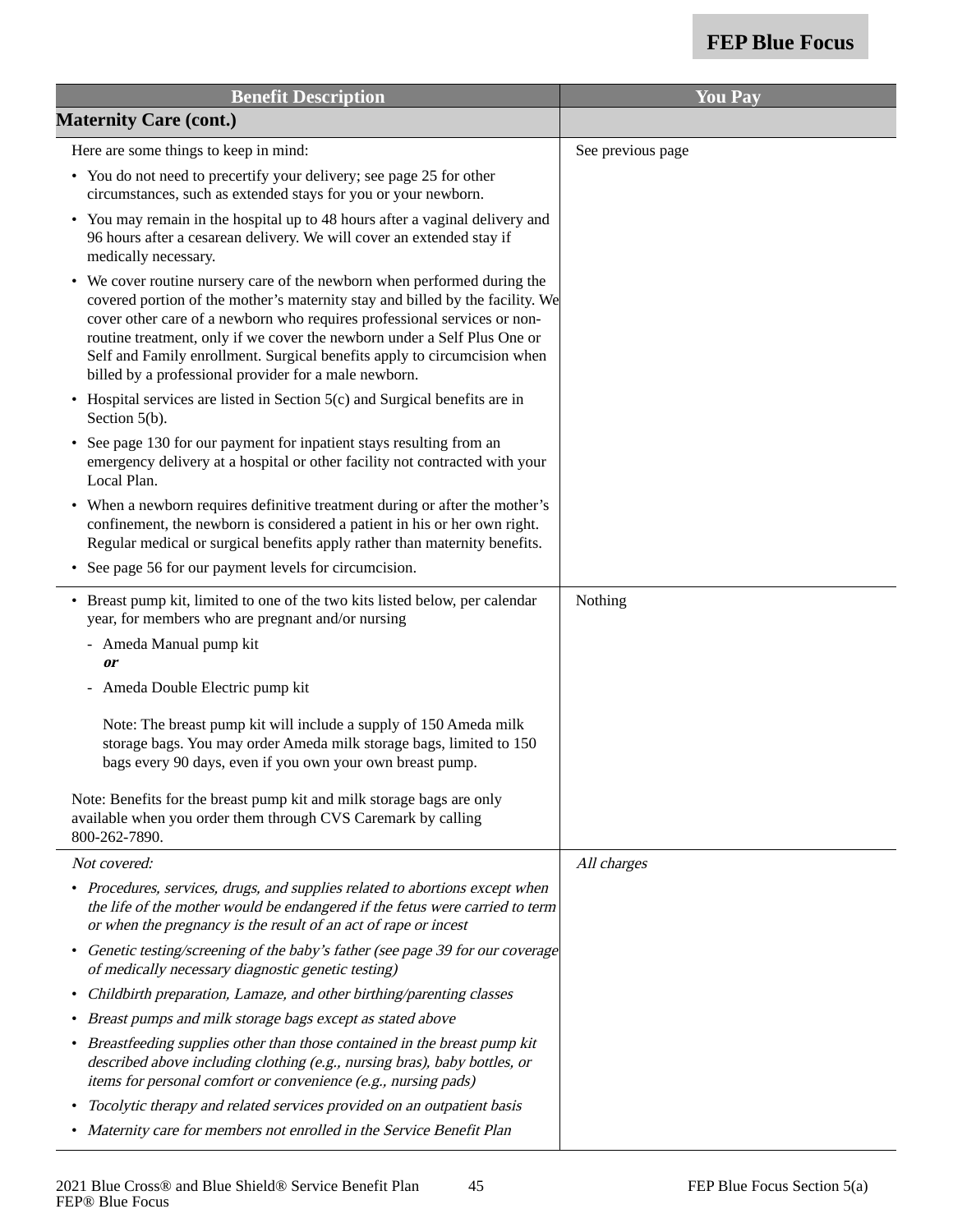| Benefit Description | You Pay |
|---|---|
| **Maternity Care (cont.)** | |
| Here are some things to keep in mind:<br>• You do not need to precertify your delivery; see page 25 for other circumstances, such as extended stays for you or your newborn.<br>• You may remain in the hospital up to 48 hours after a vaginal delivery and 96 hours after a cesarean delivery. We will cover an extended stay if medically necessary.<br>• We cover routine nursery care of the newborn when performed during the covered portion of the mother's maternity stay and billed by the facility. We cover other care of a newborn who requires professional services or non-routine treatment, only if we cover the newborn under a Self Plus One or Self and Family enrollment. Surgical benefits apply to circumcision when billed by a professional provider for a male newborn.<br>• Hospital services are listed in Section 5(c) and Surgical benefits are in Section 5(b).<br>• See page 130 for our payment for inpatient stays resulting from an emergency delivery at a hospital or other facility not contracted with your Local Plan.<br>• When a newborn requires definitive treatment during or after the mother's confinement, the newborn is considered a patient in his or her own right. Regular medical or surgical benefits apply rather than maternity benefits.<br>• See page 56 for our payment levels for circumcision. | See previous page |
| • Breast pump kit, limited to one of the two kits listed below, per calendar year, for members who are pregnant and/or nursing<br>- Ameda Manual pump kit<br>***or***<br>- Ameda Double Electric pump kit<br><br>Note: The breast pump kit will include a supply of 150 Ameda milk storage bags. You may order Ameda milk storage bags, limited to 150 bags every 90 days, even if you own your own breast pump.<br><br>Note: Benefits for the breast pump kit and milk storage bags are only available when you order them through CVS Caremark by calling 800-262-7890. | Nothing |
| *Not covered:*<br>• *Procedures, services, drugs, and supplies related to abortions except when the life of the mother would be endangered if the fetus were carried to term or when the pregnancy is the result of an act of rape or incest*<br>• *Genetic testing/screening of the baby's father (see page 39 for our coverage of medically necessary diagnostic genetic testing)*<br>• *Childbirth preparation, Lamaze, and other birthing/parenting classes*<br>• *Breast pumps and milk storage bags except as stated above*<br>• *Breastfeeding supplies other than those contained in the breast pump kit described above including clothing (e.g., nursing bras), baby bottles, or items for personal comfort or convenience (e.g., nursing pads)*<br>• *Tocolytic therapy and related services provided on an outpatient basis*<br>• *Maternity care for members not enrolled in the Service Benefit Plan* | *All charges* |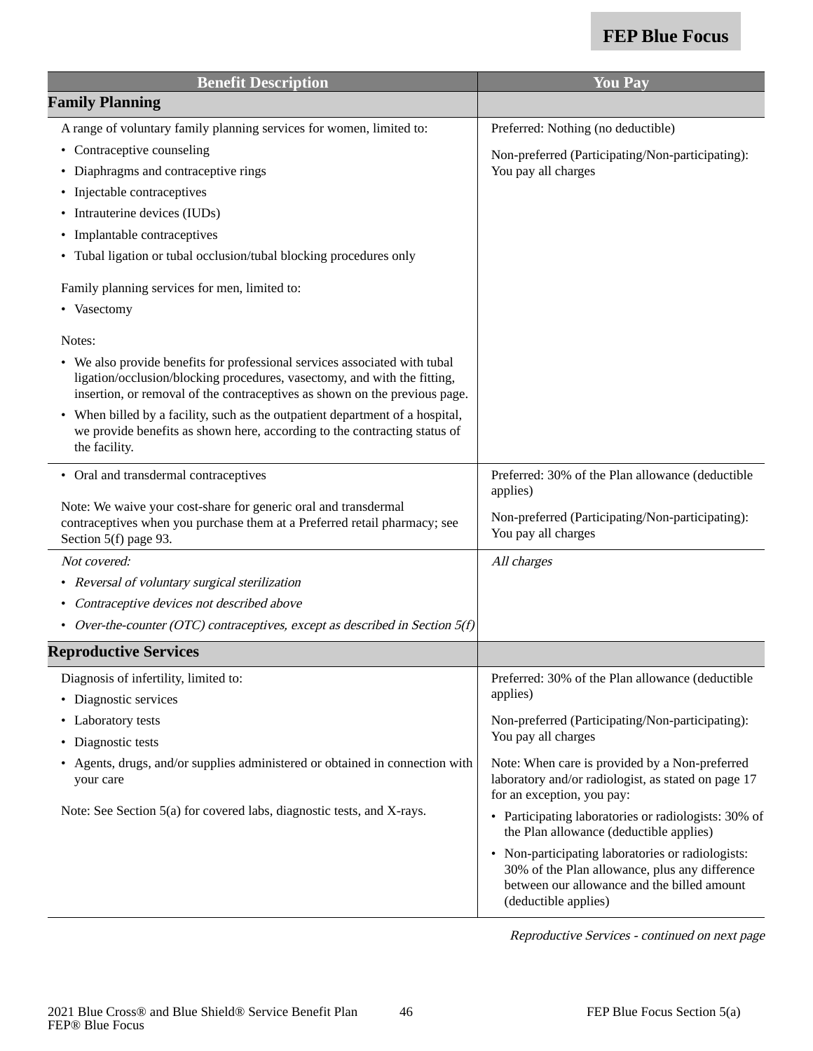| Benefit Description | You Pay |
|---|---|
| **Family Planning** | |
| A range of voluntary family planning services for women, limited to:<br>• Contraceptive counseling<br>• Diaphragms and contraceptive rings<br>• Injectable contraceptives<br>• Intrauterine devices (IUDs)<br>• Implantable contraceptives<br>• Tubal ligation or tubal occlusion/tubal blocking procedures only<br><br>Family planning services for men, limited to:<br>• Vasectomy<br><br>Notes:<br>• We also provide benefits for professional services associated with tubal ligation/occlusion/blocking procedures, vasectomy, and with the fitting, insertion, or removal of the contraceptives as shown on the previous page.<br>• When billed by a facility, such as the outpatient department of a hospital, we provide benefits as shown here, according to the contracting status of the facility. | Preferred: Nothing (no deductible)<br><br>Non-preferred (Participating/Non-participating): You pay all charges |
| • Oral and transdermal contraceptives<br><br>Note: We waive your cost-share for generic oral and transdermal contraceptives when you purchase them at a Preferred retail pharmacy; see Section 5(f) page 93. | Preferred: 30% of the Plan allowance (deductible applies)<br><br>Non-preferred (Participating/Non-participating): You pay all charges |
| *Not covered:*<br>• *Reversal of voluntary surgical sterilization*<br>• *Contraceptive devices not described above*<br>• *Over-the-counter (OTC) contraceptives, except as described in Section 5(f)* | *All charges* |
| **Reproductive Services** | |
| Diagnosis of infertility, limited to:<br>• Diagnostic services<br>• Laboratory tests<br>• Diagnostic tests<br>• Agents, drugs, and/or supplies administered or obtained in connection with your care<br><br>Note: See Section 5(a) for covered labs, diagnostic tests, and X-rays. | Preferred: 30% of the Plan allowance (deductible applies)<br><br>Non-preferred (Participating/Non-participating): You pay all charges<br><br>Note: When care is provided by a Non-preferred laboratory and/or radiologist, as stated on page 17 for an exception, you pay:<br>• Participating laboratories or radiologists: 30% of the Plan allowance (deductible applies)<br>• Non-participating laboratories or radiologists: 30% of the Plan allowance, plus any difference between our allowance and the billed amount (deductible applies) |

*Reproductive Services - continued on next page*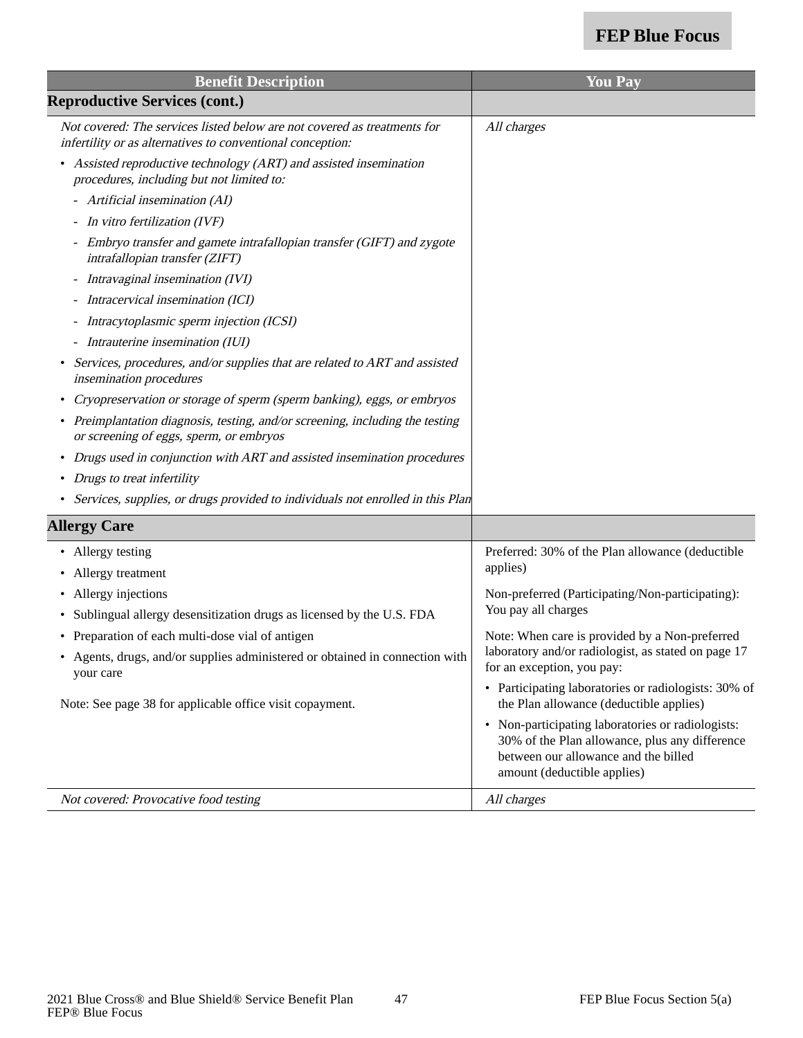| Benefit Description | You Pay |
|---|---|
| **Reproductive Services (cont.)** | |
| *Not covered: The services listed below are not covered as treatments for infertility or as alternatives to conventional conception:*<br>• *Assisted reproductive technology (ART) and assisted insemination procedures, including but not limited to:*<br>  - *Artificial insemination (AI)*<br>  - *In vitro fertilization (IVF)*<br>  - *Embryo transfer and gamete intrafallopian transfer (GIFT) and zygote intrafallopian transfer (ZIFT)*<br>  - *Intravaginal insemination (IVI)*<br>  - *Intracervical insemination (ICI)*<br>  - *Intracytoplasmic sperm injection (ICSI)*<br>  - *Intrauterine insemination (IUI)*<br>• *Services, procedures, and/or supplies that are related to ART and assisted insemination procedures*<br>• *Cryopreservation or storage of sperm (sperm banking), eggs, or embryos*<br>• *Preimplantation diagnosis, testing, and/or screening, including the testing or screening of eggs, sperm, or embryos*<br>• *Drugs used in conjunction with ART and assisted insemination procedures*<br>• *Drugs to treat infertility*<br>• *Services, supplies, or drugs provided to individuals not enrolled in this Plan* | *All charges* |
| **Allergy Care** | |
| • Allergy testing<br>• Allergy treatment<br>• Allergy injections<br>• Sublingual allergy desensitization drugs as licensed by the U.S. FDA<br>• Preparation of each multi-dose vial of antigen<br>• Agents, drugs, and/or supplies administered or obtained in connection with your care<br><br>Note: See page 38 for applicable office visit copayment. | Preferred: 30% of the Plan allowance (deductible applies)<br><br>Non-preferred (Participating/Non-participating): You pay all charges<br><br>Note: When care is provided by a Non-preferred laboratory and/or radiologist, as stated on page 17 for an exception, you pay:<br>• Participating laboratories or radiologists: 30% of the Plan allowance (deductible applies)<br>• Non-participating laboratories or radiologists: 30% of the Plan allowance, plus any difference between our allowance and the billed amount (deductible applies) |
| *Not covered: Provocative food testing* | *All charges* |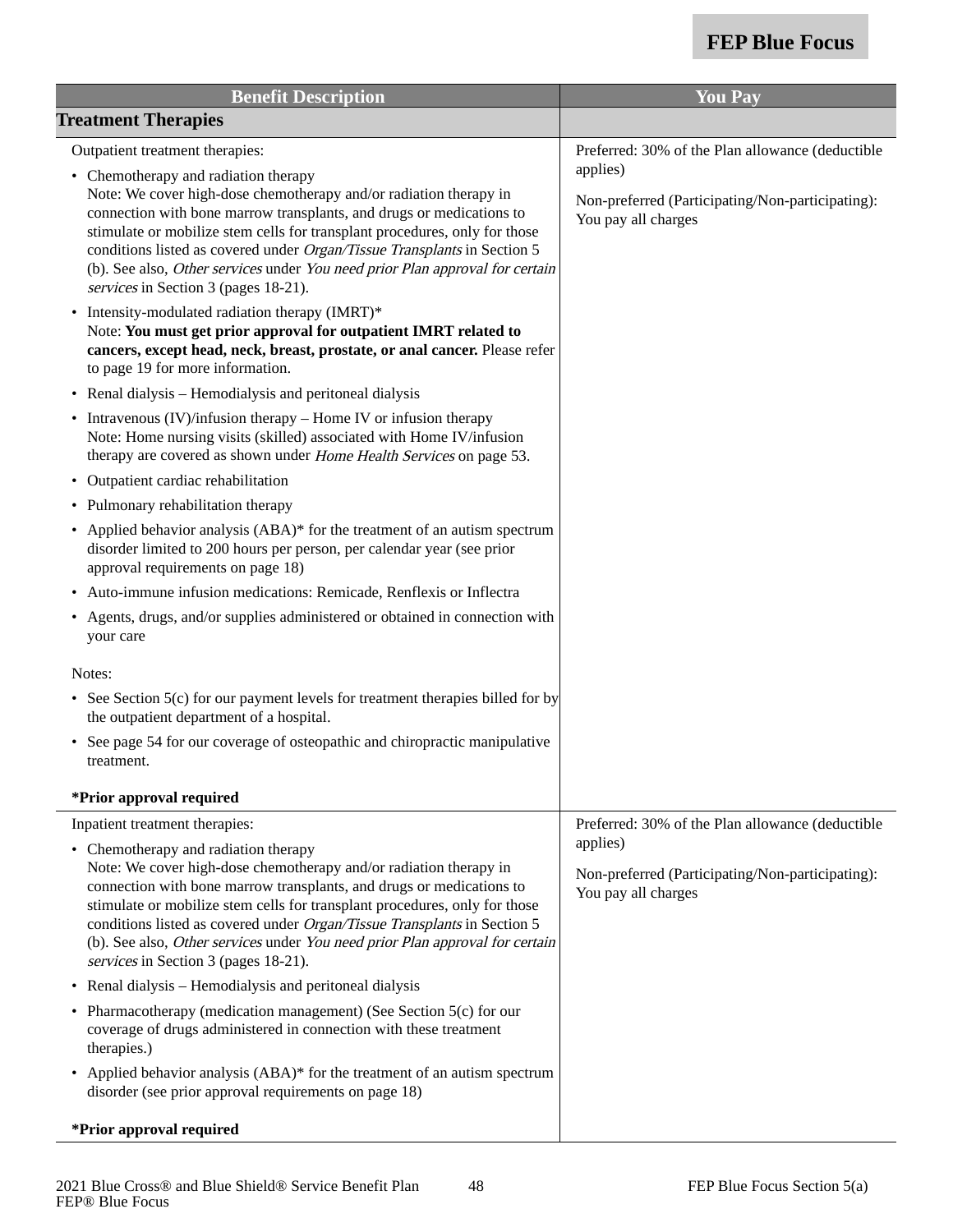| Benefit Description | You Pay |
|---|---|
| **Treatment Therapies** | |
| Outpatient treatment therapies:<br>• Chemotherapy and radiation therapy<br>Note: We cover high-dose chemotherapy and/or radiation therapy in connection with bone marrow transplants, and drugs or medications to stimulate or mobilize stem cells for transplant procedures, only for those conditions listed as covered under *Organ/Tissue Transplants* in Section 5 (b). See also, *Other services* under *You need prior Plan approval for certain services* in Section 3 (pages 18-21).<br>• Intensity-modulated radiation therapy (IMRT)*<br>Note: **You must get prior approval for outpatient IMRT related to cancers, except head, neck, breast, prostate, or anal cancer.** Please refer to page 19 for more information.<br>• Renal dialysis – Hemodialysis and peritoneal dialysis<br>• Intravenous (IV)/infusion therapy – Home IV or infusion therapy<br>Note: Home nursing visits (skilled) associated with Home IV/infusion therapy are covered as shown under *Home Health Services* on page 53.<br>• Outpatient cardiac rehabilitation<br>• Pulmonary rehabilitation therapy<br>• Applied behavior analysis (ABA)* for the treatment of an autism spectrum disorder limited to 200 hours per person, per calendar year (see prior approval requirements on page 18)<br>• Auto-immune infusion medications: Remicade, Renflexis or Inflectra<br>• Agents, drugs, and/or supplies administered or obtained in connection with your care<br><br>Notes:<br>• See Section 5(c) for our payment levels for treatment therapies billed for by the outpatient department of a hospital.<br>• See page 54 for our coverage of osteopathic and chiropractic manipulative treatment.<br><br>**\*Prior approval required** | Preferred: 30% of the Plan allowance (deductible applies)<br><br>Non-preferred (Participating/Non-participating): You pay all charges |
| Inpatient treatment therapies:<br>• Chemotherapy and radiation therapy<br>Note: We cover high-dose chemotherapy and/or radiation therapy in connection with bone marrow transplants, and drugs or medications to stimulate or mobilize stem cells for transplant procedures, only for those conditions listed as covered under *Organ/Tissue Transplants* in Section 5 (b). See also, *Other services* under *You need prior Plan approval for certain services* in Section 3 (pages 18-21).<br>• Renal dialysis – Hemodialysis and peritoneal dialysis<br>• Pharmacotherapy (medication management) (See Section 5(c) for our coverage of drugs administered in connection with these treatment therapies.)<br>• Applied behavior analysis (ABA)* for the treatment of an autism spectrum disorder (see prior approval requirements on page 18)<br><br>**\*Prior approval required** | Preferred: 30% of the Plan allowance (deductible applies)<br><br>Non-preferred (Participating/Non-participating): You pay all charges |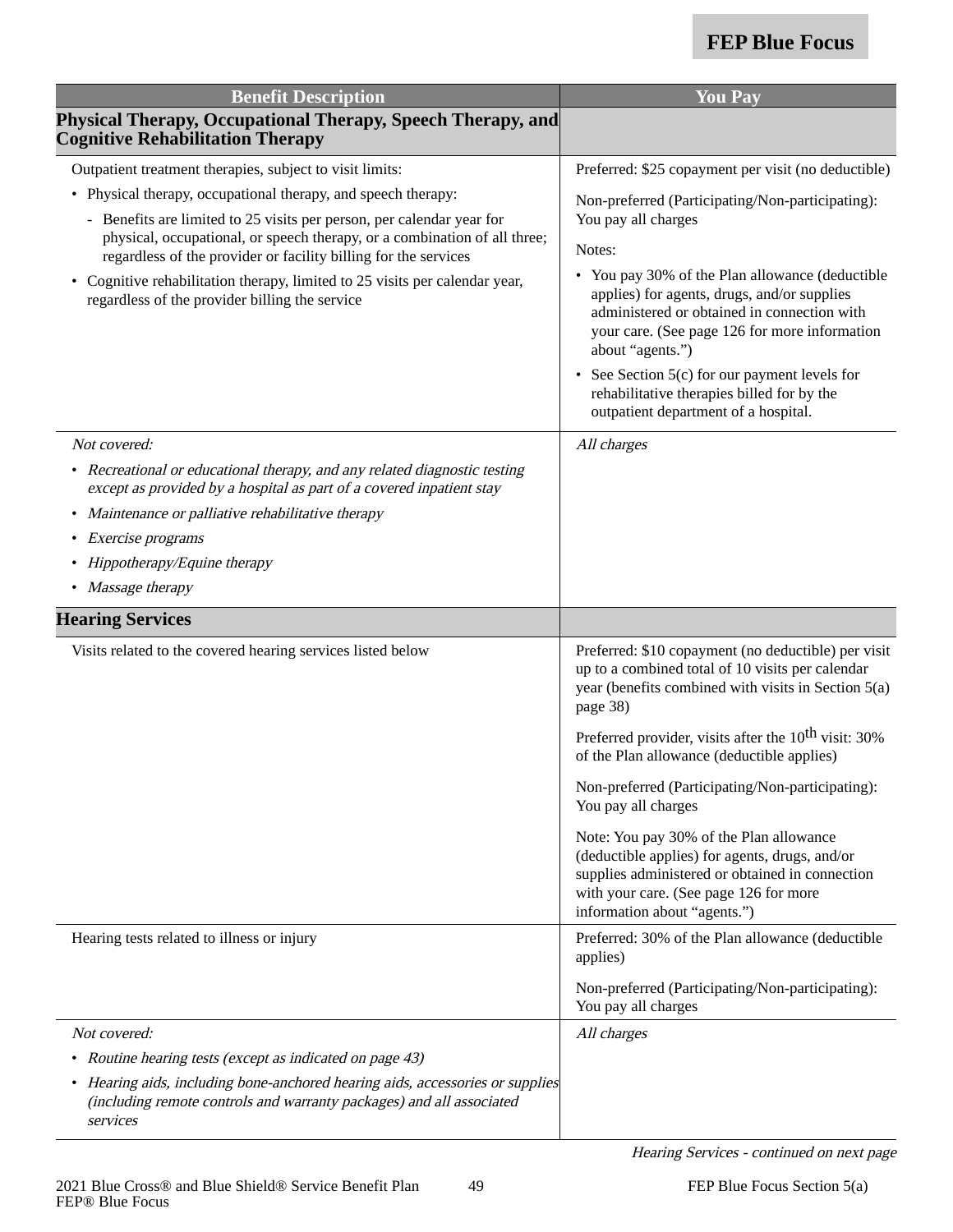| Benefit Description | You Pay |
|---|---|
| **Physical Therapy, Occupational Therapy, Speech Therapy, and Cognitive Rehabilitation Therapy** | |
| Outpatient treatment therapies, subject to visit limits:<br>• Physical therapy, occupational therapy, and speech therapy:<br>- Benefits are limited to 25 visits per person, per calendar year for physical, occupational, or speech therapy, or a combination of all three; regardless of the provider or facility billing for the services<br>• Cognitive rehabilitation therapy, limited to 25 visits per calendar year, regardless of the provider billing the service | Preferred: $25 copayment per visit (no deductible)<br><br>Non-preferred (Participating/Non-participating): You pay all charges<br><br>Notes:<br>• You pay 30% of the Plan allowance (deductible applies) for agents, drugs, and/or supplies administered or obtained in connection with your care. (See page 126 for more information about “agents.”)<br>• See Section 5(c) for our payment levels for rehabilitative therapies billed for by the outpatient department of a hospital. |
| *Not covered:*<br>• *Recreational or educational therapy, and any related diagnostic testing except as provided by a hospital as part of a covered inpatient stay*<br>• *Maintenance or palliative rehabilitative therapy*<br>• *Exercise programs*<br>• *Hippotherapy/Equine therapy*<br>• *Massage therapy* | *All charges* |
| **Hearing Services** | |
| Visits related to the covered hearing services listed below | Preferred: $10 copayment (no deductible) per visit up to a combined total of 10 visits per calendar year (benefits combined with visits in Section 5(a) page 38)<br><br>Preferred provider, visits after the 10th visit: 30% of the Plan allowance (deductible applies)<br><br>Non-preferred (Participating/Non-participating): You pay all charges<br><br>Note: You pay 30% of the Plan allowance (deductible applies) for agents, drugs, and/or supplies administered or obtained in connection with your care. (See page 126 for more information about “agents.”) |
| Hearing tests related to illness or injury | Preferred: 30% of the Plan allowance (deductible applies)<br><br>Non-preferred (Participating/Non-participating): You pay all charges |
| *Not covered:*<br>• *Routine hearing tests (except as indicated on page 43)*<br>• *Hearing aids, including bone-anchored hearing aids, accessories or supplies (including remote controls and warranty packages) and all associated services* | *All charges* |

*Hearing Services - continued on next page*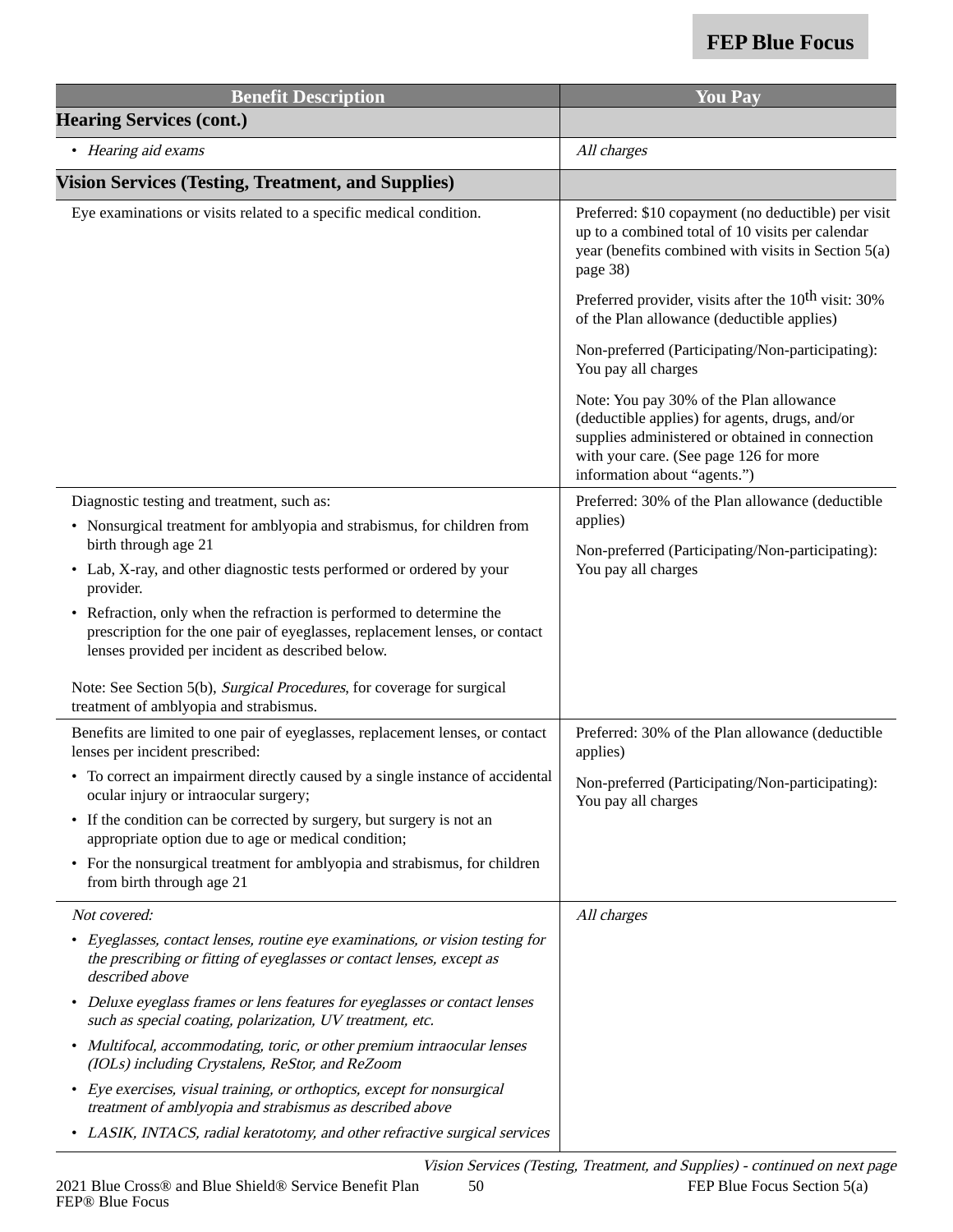| Benefit Description | You Pay |
|---|---|
| **Hearing Services (cont.)** | |
| • *Hearing aid exams* | *All charges* |
| **Vision Services (Testing, Treatment, and Supplies)** | |
| Eye examinations or visits related to a specific medical condition. | Preferred: $10 copayment (no deductible) per visit up to a combined total of 10 visits per calendar year (benefits combined with visits in Section 5(a) page 38)<br><br>Preferred provider, visits after the 10th visit: 30% of the Plan allowance (deductible applies)<br><br>Non-preferred (Participating/Non-participating): You pay all charges<br><br>Note: You pay 30% of the Plan allowance (deductible applies) for agents, drugs, and/or supplies administered or obtained in connection with your care. (See page 126 for more information about "agents.") |
| Diagnostic testing and treatment, such as:<br>• Nonsurgical treatment for amblyopia and strabismus, for children from birth through age 21<br>• Lab, X-ray, and other diagnostic tests performed or ordered by your provider.<br>• Refraction, only when the refraction is performed to determine the prescription for the one pair of eyeglasses, replacement lenses, or contact lenses provided per incident as described below.<br><br>Note: See Section 5(b), *Surgical Procedures*, for coverage for surgical treatment of amblyopia and strabismus. | Preferred: 30% of the Plan allowance (deductible applies)<br><br>Non-preferred (Participating/Non-participating): You pay all charges |
| Benefits are limited to one pair of eyeglasses, replacement lenses, or contact lenses per incident prescribed:<br>• To correct an impairment directly caused by a single instance of accidental ocular injury or intraocular surgery;<br>• If the condition can be corrected by surgery, but surgery is not an appropriate option due to age or medical condition;<br>• For the nonsurgical treatment for amblyopia and strabismus, for children from birth through age 21 | Preferred: 30% of the Plan allowance (deductible applies)<br><br>Non-preferred (Participating/Non-participating): You pay all charges |
| *Not covered:*<br>• *Eyeglasses, contact lenses, routine eye examinations, or vision testing for the prescribing or fitting of eyeglasses or contact lenses, except as described above*<br>• *Deluxe eyeglass frames or lens features for eyeglasses or contact lenses such as special coating, polarization, UV treatment, etc.*<br>• *Multifocal, accommodating, toric, or other premium intraocular lenses (IOLs) including Crystalens, ReStor, and ReZoom*<br>• *Eye exercises, visual training, or orthoptics, except for nonsurgical treatment of amblyopia and strabismus as described above*<br>• *LASIK, INTACS, radial keratotomy, and other refractive surgical services* | *All charges* |

*Vision Services (Testing, Treatment, and Supplies) - continued on next page*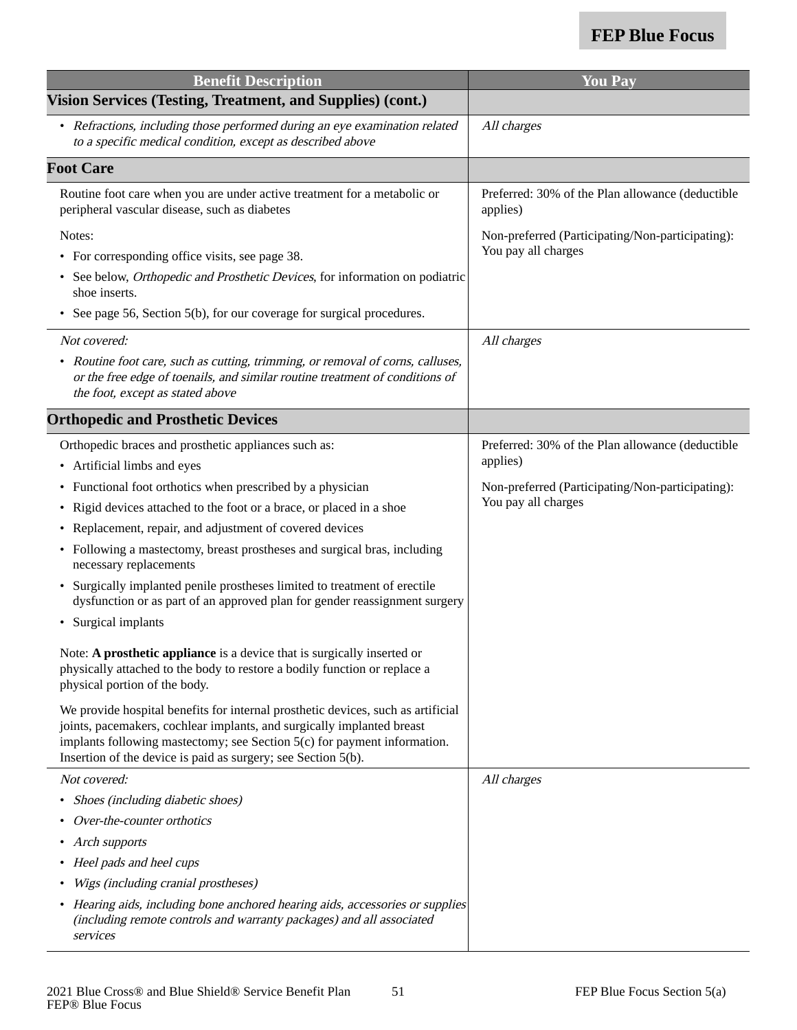| Benefit Description | You Pay |
|---|---|
| **Vision Services (Testing, Treatment, and Supplies) (cont.)** | |
| • *Refractions, including those performed during an eye examination related to a specific medical condition, except as described above* | *All charges* |
| **Foot Care** | |
| Routine foot care when you are under active treatment for a metabolic or peripheral vascular disease, such as diabetes<br><br>Notes:<br>• For corresponding office visits, see page 38.<br>• See below, *Orthopedic and Prosthetic Devices*, for information on podiatric shoe inserts.<br>• See page 56, Section 5(b), for our coverage for surgical procedures. | Preferred: 30% of the Plan allowance (deductible applies)<br><br>Non-preferred (Participating/Non-participating): You pay all charges |
| *Not covered:*<br>• *Routine foot care, such as cutting, trimming, or removal of corns, calluses, or the free edge of toenails, and similar routine treatment of conditions of the foot, except as stated above* | *All charges* |
| **Orthopedic and Prosthetic Devices** | |
| Orthopedic braces and prosthetic appliances such as:<br>• Artificial limbs and eyes<br>• Functional foot orthotics when prescribed by a physician<br>• Rigid devices attached to the foot or a brace, or placed in a shoe<br>• Replacement, repair, and adjustment of covered devices<br>• Following a mastectomy, breast prostheses and surgical bras, including necessary replacements<br>• Surgically implanted penile prostheses limited to treatment of erectile dysfunction or as part of an approved plan for gender reassignment surgery<br>• Surgical implants<br><br>Note: **A prosthetic appliance** is a device that is surgically inserted or physically attached to the body to restore a bodily function or replace a physical portion of the body.<br><br>We provide hospital benefits for internal prosthetic devices, such as artificial joints, pacemakers, cochlear implants, and surgically implanted breast implants following mastectomy; see Section 5(c) for payment information. Insertion of the device is paid as surgery; see Section 5(b). | Preferred: 30% of the Plan allowance (deductible applies)<br><br>Non-preferred (Participating/Non-participating): You pay all charges |
| *Not covered:*<br>• *Shoes (including diabetic shoes)*<br>• *Over-the-counter orthotics*<br>• *Arch supports*<br>• *Heel pads and heel cups*<br>• *Wigs (including cranial prostheses)*<br>• *Hearing aids, including bone anchored hearing aids, accessories or supplies (including remote controls and warranty packages) and all associated services* | *All charges* |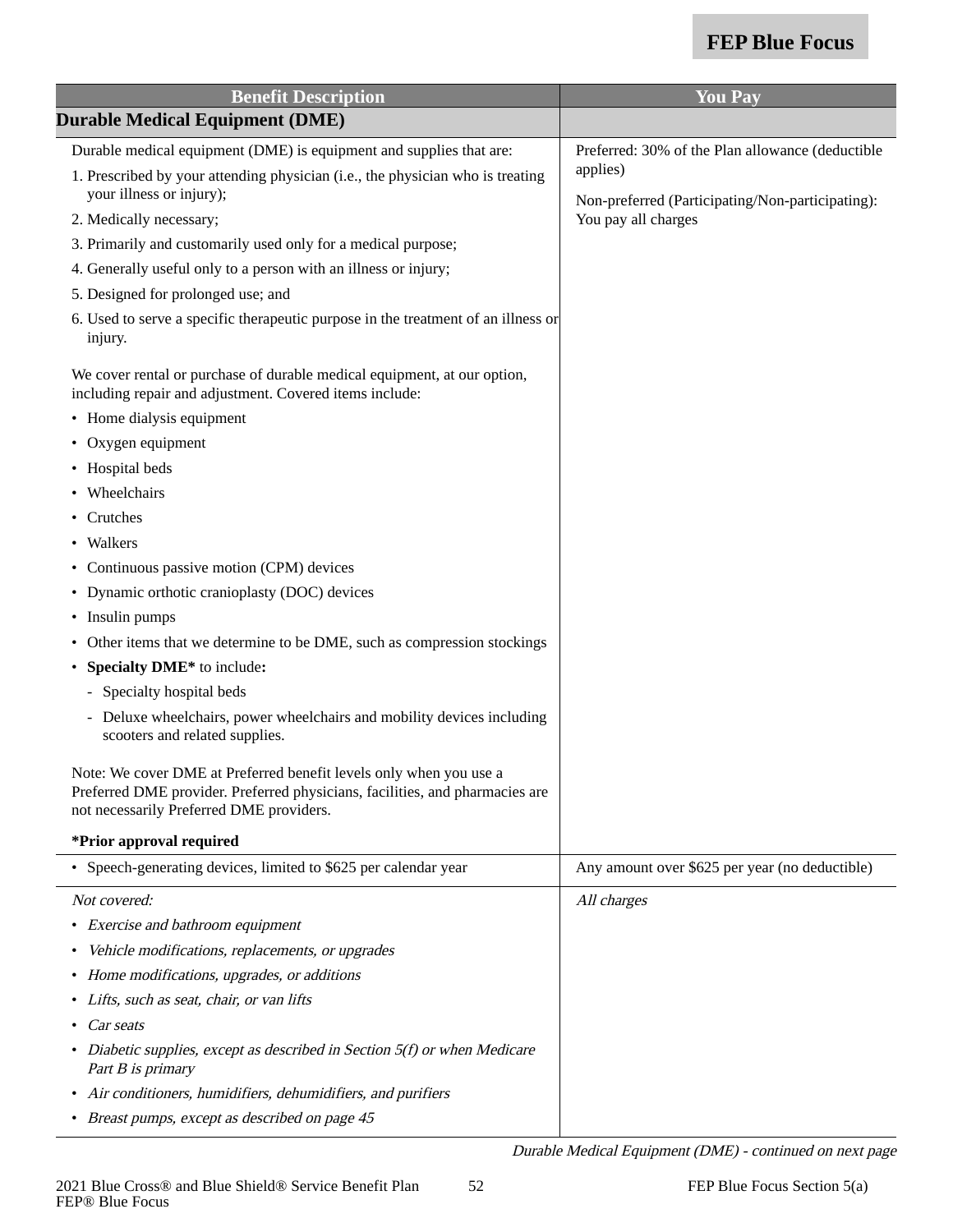| Benefit Description | You Pay |
|---|---|
| **Durable Medical Equipment (DME)** | |
| Durable medical equipment (DME) is equipment and supplies that are:<br>1. Prescribed by your attending physician (i.e., the physician who is treating your illness or injury);<br>2. Medically necessary;<br>3. Primarily and customarily used only for a medical purpose;<br>4. Generally useful only to a person with an illness or injury;<br>5. Designed for prolonged use; and<br>6. Used to serve a specific therapeutic purpose in the treatment of an illness or injury.<br><br>We cover rental or purchase of durable medical equipment, at our option, including repair and adjustment. Covered items include:<br>• Home dialysis equipment<br>• Oxygen equipment<br>• Hospital beds<br>• Wheelchairs<br>• Crutches<br>• Walkers<br>• Continuous passive motion (CPM) devices<br>• Dynamic orthotic cranioplasty (DOC) devices<br>• Insulin pumps<br>• Other items that we determine to be DME, such as compression stockings<br>• **Specialty DME*** to include**:**<br>- Specialty hospital beds<br>- Deluxe wheelchairs, power wheelchairs and mobility devices including scooters and related supplies.<br><br>Note: We cover DME at Preferred benefit levels only when you use a Preferred DME provider. Preferred physicians, facilities, and pharmacies are not necessarily Preferred DME providers.<br><br>**\*Prior approval required** | Preferred: 30% of the Plan allowance (deductible applies)<br><br>Non-preferred (Participating/Non-participating): You pay all charges |
| • Speech-generating devices, limited to $625 per calendar year | Any amount over $625 per year (no deductible) |
| *Not covered:*<br>• *Exercise and bathroom equipment*<br>• *Vehicle modifications, replacements, or upgrades*<br>• *Home modifications, upgrades, or additions*<br>• *Lifts, such as seat, chair, or van lifts*<br>• *Car seats*<br>• *Diabetic supplies, except as described in Section 5(f) or when Medicare Part B is primary*<br>• *Air conditioners, humidifiers, dehumidifiers, and purifiers*<br>• *Breast pumps, except as described on page 45* | *All charges* |

*Durable Medical Equipment (DME) - continued on next page*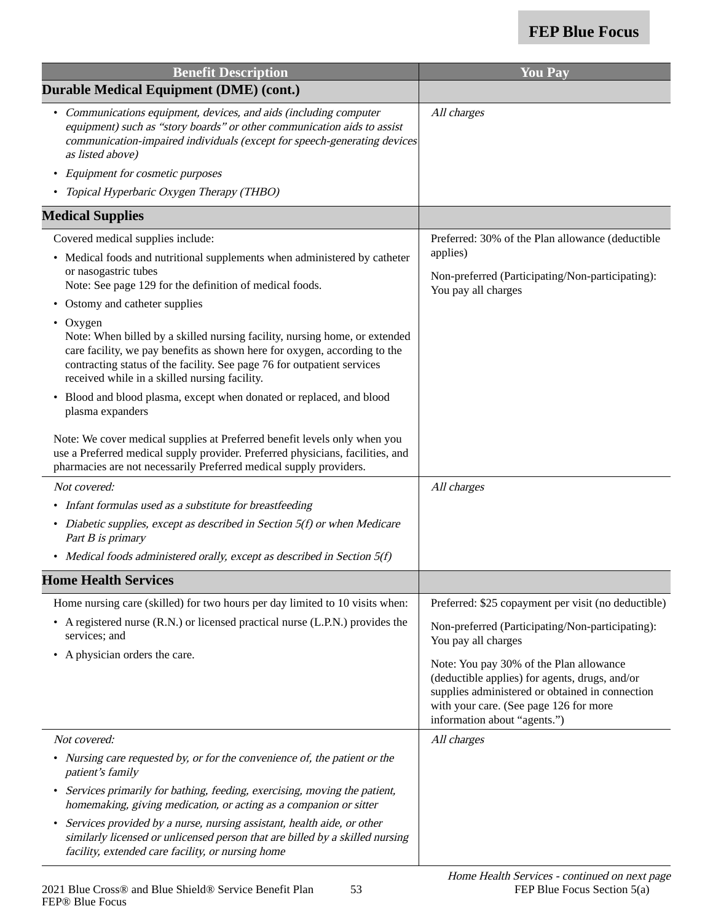| Benefit Description | You Pay |
|---|---|
| **Durable Medical Equipment (DME) (cont.)** | |
| • *Communications equipment, devices, and aids (including computer equipment) such as "story boards" or other communication aids to assist communication-impaired individuals (except for speech-generating devices as listed above)*<br>• *Equipment for cosmetic purposes*<br>• *Topical Hyperbaric Oxygen Therapy (THBO)* | *All charges* |
| **Medical Supplies** | |
| Covered medical supplies include:<br>• Medical foods and nutritional supplements when administered by catheter or nasogastric tubes<br>Note: See page 129 for the definition of medical foods.<br>• Ostomy and catheter supplies<br>• Oxygen<br>Note: When billed by a skilled nursing facility, nursing home, or extended care facility, we pay benefits as shown here for oxygen, according to the contracting status of the facility. See page 76 for outpatient services received while in a skilled nursing facility.<br>• Blood and blood plasma, except when donated or replaced, and blood plasma expanders<br><br>Note: We cover medical supplies at Preferred benefit levels only when you use a Preferred medical supply provider. Preferred physicians, facilities, and pharmacies are not necessarily Preferred medical supply providers. | Preferred: 30% of the Plan allowance (deductible applies)<br><br>Non-preferred (Participating/Non-participating): You pay all charges |
| *Not covered:*<br>• *Infant formulas used as a substitute for breastfeeding*<br>• *Diabetic supplies, except as described in Section 5(f) or when Medicare Part B is primary*<br>• *Medical foods administered orally, except as described in Section 5(f)* | *All charges* |
| **Home Health Services** | |
| Home nursing care (skilled) for two hours per day limited to 10 visits when:<br>• A registered nurse (R.N.) or licensed practical nurse (L.P.N.) provides the services; and<br>• A physician orders the care. | Preferred: $25 copayment per visit (no deductible)<br><br>Non-preferred (Participating/Non-participating): You pay all charges<br><br>Note: You pay 30% of the Plan allowance (deductible applies) for agents, drugs, and/or supplies administered or obtained in connection with your care. (See page 126 for more information about "agents.") |
| *Not covered:*<br>• *Nursing care requested by, or for the convenience of, the patient or the patient's family*<br>• *Services primarily for bathing, feeding, exercising, moving the patient, homemaking, giving medication, or acting as a companion or sitter*<br>• *Services provided by a nurse, nursing assistant, health aide, or other similarly licensed or unlicensed person that are billed by a skilled nursing facility, extended care facility, or nursing home* | *All charges* |

*Home Health Services - continued on next page*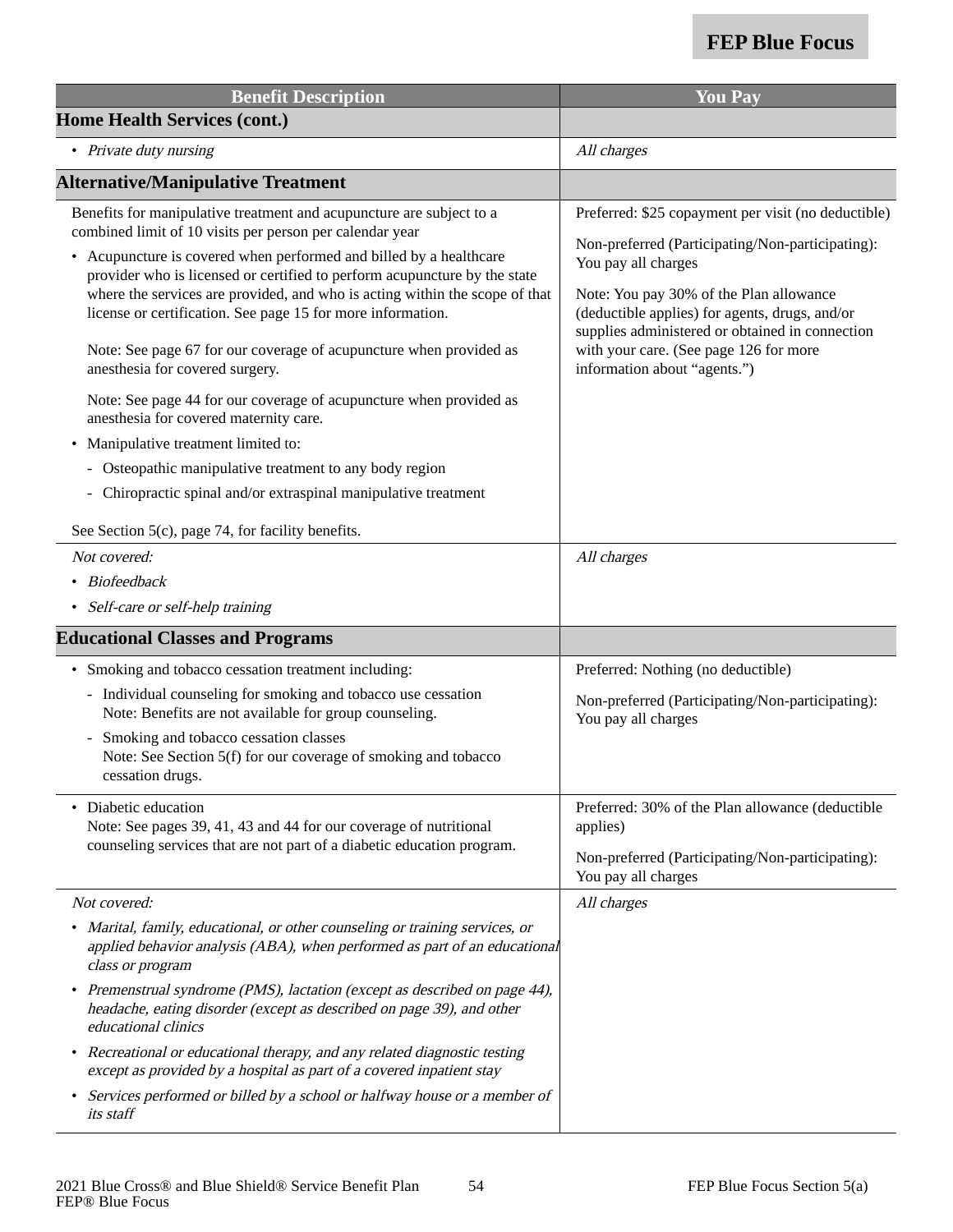| Benefit Description | You Pay |
|---|---|
| **Home Health Services (cont.)** | |
| • *Private duty nursing* | *All charges* |
| **Alternative/Manipulative Treatment** | |
| Benefits for manipulative treatment and acupuncture are subject to a combined limit of 10 visits per person per calendar year<br>• Acupuncture is covered when performed and billed by a healthcare provider who is licensed or certified to perform acupuncture by the state where the services are provided, and who is acting within the scope of that license or certification. See page 15 for more information.<br>Note: See page 67 for our coverage of acupuncture when provided as anesthesia for covered surgery.<br>Note: See page 44 for our coverage of acupuncture when provided as anesthesia for covered maternity care.<br>• Manipulative treatment limited to:<br>- Osteopathic manipulative treatment to any body region<br>- Chiropractic spinal and/or extraspinal manipulative treatment<br>See Section 5(c), page 74, for facility benefits. | Preferred: $25 copayment per visit (no deductible)<br>Non-preferred (Participating/Non-participating): You pay all charges<br>Note: You pay 30% of the Plan allowance (deductible applies) for agents, drugs, and/or supplies administered or obtained in connection with your care. (See page 126 for more information about "agents.") |
| *Not covered:*<br>• *Biofeedback*<br>• *Self-care or self-help training* | *All charges* |
| **Educational Classes and Programs** | |
| • Smoking and tobacco cessation treatment including:<br>- Individual counseling for smoking and tobacco use cessation<br>Note: Benefits are not available for group counseling.<br>- Smoking and tobacco cessation classes<br>Note: See Section 5(f) for our coverage of smoking and tobacco cessation drugs. | Preferred: Nothing (no deductible)<br>Non-preferred (Participating/Non-participating): You pay all charges |
| • Diabetic education<br>Note: See pages 39, 41, 43 and 44 for our coverage of nutritional counseling services that are not part of a diabetic education program. | Preferred: 30% of the Plan allowance (deductible applies)<br>Non-preferred (Participating/Non-participating): You pay all charges |
| *Not covered:*<br>• *Marital, family, educational, or other counseling or training services, or applied behavior analysis (ABA), when performed as part of an educational class or program*<br>• *Premenstrual syndrome (PMS), lactation (except as described on page 44), headache, eating disorder (except as described on page 39), and other educational clinics*<br>• *Recreational or educational therapy, and any related diagnostic testing except as provided by a hospital as part of a covered inpatient stay*<br>• *Services performed or billed by a school or halfway house or a member of its staff* | *All charges* |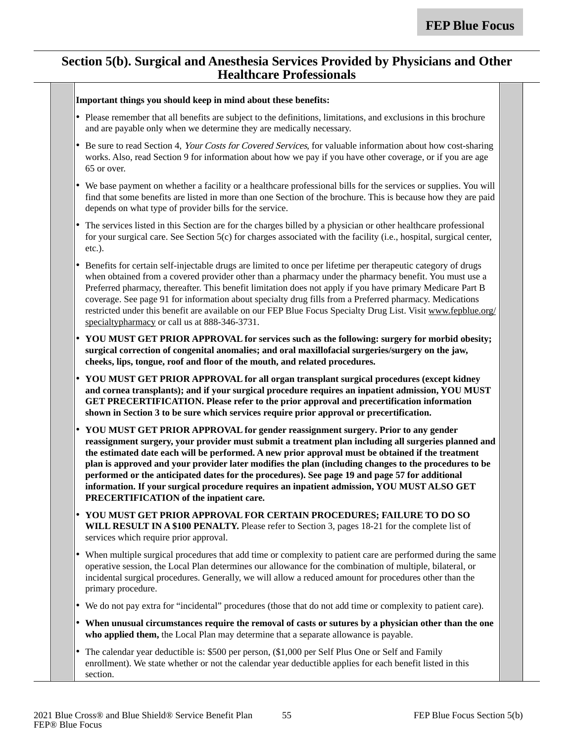## Section 5(b). Surgical and Anesthesia Services Provided by Physicians and Other Healthcare Professionals

**Important things you should keep in mind about these benefits:**

- Please remember that all benefits are subject to the definitions, limitations, and exclusions in this brochure and are payable only when we determine they are medically necessary.
- Be sure to read Section 4, *Your Costs for Covered Services*, for valuable information about how cost-sharing works. Also, read Section 9 for information about how we pay if you have other coverage, or if you are age 65 or over.
- We base payment on whether a facility or a healthcare professional bills for the services or supplies. You will find that some benefits are listed in more than one Section of the brochure. This is because how they are paid depends on what type of provider bills for the service.
- The services listed in this Section are for the charges billed by a physician or other healthcare professional for your surgical care. See Section 5(c) for charges associated with the facility (i.e., hospital, surgical center, etc.).
- Benefits for certain self-injectable drugs are limited to once per lifetime per therapeutic category of drugs when obtained from a covered provider other than a pharmacy under the pharmacy benefit. You must use a Preferred pharmacy, thereafter. This benefit limitation does not apply if you have primary Medicare Part B coverage. See page 91 for information about specialty drug fills from a Preferred pharmacy. Medications restricted under this benefit are available on our FEP Blue Focus Specialty Drug List. Visit www.fepblue.org/specialtypharmacy or call us at 888-346-3731.
- **YOU MUST GET PRIOR APPROVAL for services such as the following: surgery for morbid obesity; surgical correction of congenital anomalies; and oral maxillofacial surgeries/surgery on the jaw, cheeks, lips, tongue, roof and floor of the mouth, and related procedures.**
- **YOU MUST GET PRIOR APPROVAL for all organ transplant surgical procedures (except kidney and cornea transplants); and if your surgical procedure requires an inpatient admission, YOU MUST GET PRECERTIFICATION. Please refer to the prior approval and precertification information shown in Section 3 to be sure which services require prior approval or precertification.**
- **YOU MUST GET PRIOR APPROVAL for gender reassignment surgery. Prior to any gender reassignment surgery, your provider must submit a treatment plan including all surgeries planned and the estimated date each will be performed. A new prior approval must be obtained if the treatment plan is approved and your provider later modifies the plan (including changes to the procedures to be performed or the anticipated dates for the procedures). See page 19 and page 57 for additional information. If your surgical procedure requires an inpatient admission, YOU MUST ALSO GET PRECERTIFICATION of the inpatient care.**
- **YOU MUST GET PRIOR APPROVAL FOR CERTAIN PROCEDURES; FAILURE TO DO SO WILL RESULT IN A $100 PENALTY.** Please refer to Section 3, pages 18-21 for the complete list of services which require prior approval.
- When multiple surgical procedures that add time or complexity to patient care are performed during the same operative session, the Local Plan determines our allowance for the combination of multiple, bilateral, or incidental surgical procedures. Generally, we will allow a reduced amount for procedures other than the primary procedure.
- We do not pay extra for "incidental" procedures (those that do not add time or complexity to patient care).
- **When unusual circumstances require the removal of casts or sutures by a physician other than the one who applied them,** the Local Plan may determine that a separate allowance is payable.
- The calendar year deductible is: $500 per person, ($1,000 per Self Plus One or Self and Family enrollment). We state whether or not the calendar year deductible applies for each benefit listed in this section.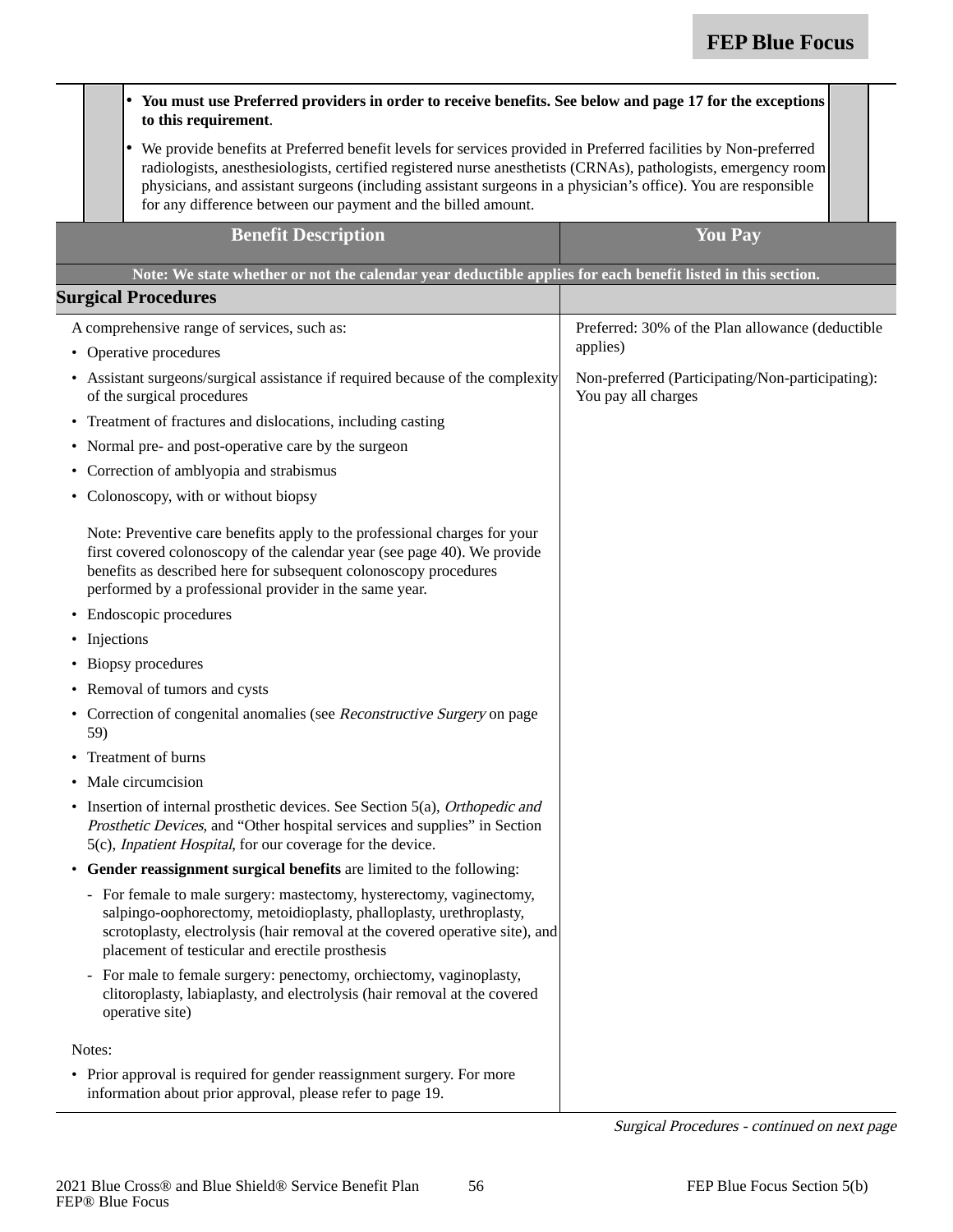- **You must use Preferred providers in order to receive benefits. See below and page 17 for the exceptions to this requirement**.
- We provide benefits at Preferred benefit levels for services provided in Preferred facilities by Non-preferred radiologists, anesthesiologists, certified registered nurse anesthetists (CRNAs), pathologists, emergency room physicians, and assistant surgeons (including assistant surgeons in a physician's office). You are responsible for any difference between our payment and the billed amount.

| Benefit Description | You Pay |
|---|---|
| **Note: We state whether or not the calendar year deductible applies for each benefit listed in this section.** | |
| **Surgical Procedures** | |
| A comprehensive range of services, such as:<br>• Operative procedures<br>• Assistant surgeons/surgical assistance if required because of the complexity of the surgical procedures<br>• Treatment of fractures and dislocations, including casting<br>• Normal pre- and post-operative care by the surgeon<br>• Correction of amblyopia and strabismus<br>• Colonoscopy, with or without biopsy<br><br>Note: Preventive care benefits apply to the professional charges for your first covered colonoscopy of the calendar year (see page 40). We provide benefits as described here for subsequent colonoscopy procedures performed by a professional provider in the same year.<br>• Endoscopic procedures<br>• Injections<br>• Biopsy procedures<br>• Removal of tumors and cysts<br>• Correction of congenital anomalies (see *Reconstructive Surgery* on page 59)<br>• Treatment of burns<br>• Male circumcision<br>• Insertion of internal prosthetic devices. See Section 5(a), *Orthopedic and Prosthetic Devices*, and "Other hospital services and supplies" in Section 5(c), *Inpatient Hospital*, for our coverage for the device.<br>• **Gender reassignment surgical benefits** are limited to the following:<br>- For female to male surgery: mastectomy, hysterectomy, vaginectomy, salpingo-oophorectomy, metoidioplasty, phalloplasty, urethroplasty, scrotoplasty, electrolysis (hair removal at the covered operative site), and placement of testicular and erectile prosthesis<br>- For male to female surgery: penectomy, orchiectomy, vaginoplasty, clitoroplasty, labiaplasty, and electrolysis (hair removal at the covered operative site)<br><br>Notes:<br>• Prior approval is required for gender reassignment surgery. For more information about prior approval, please refer to page 19. | Preferred: 30% of the Plan allowance (deductible applies)<br><br>Non-preferred (Participating/Non-participating): You pay all charges |

*Surgical Procedures - continued on next page*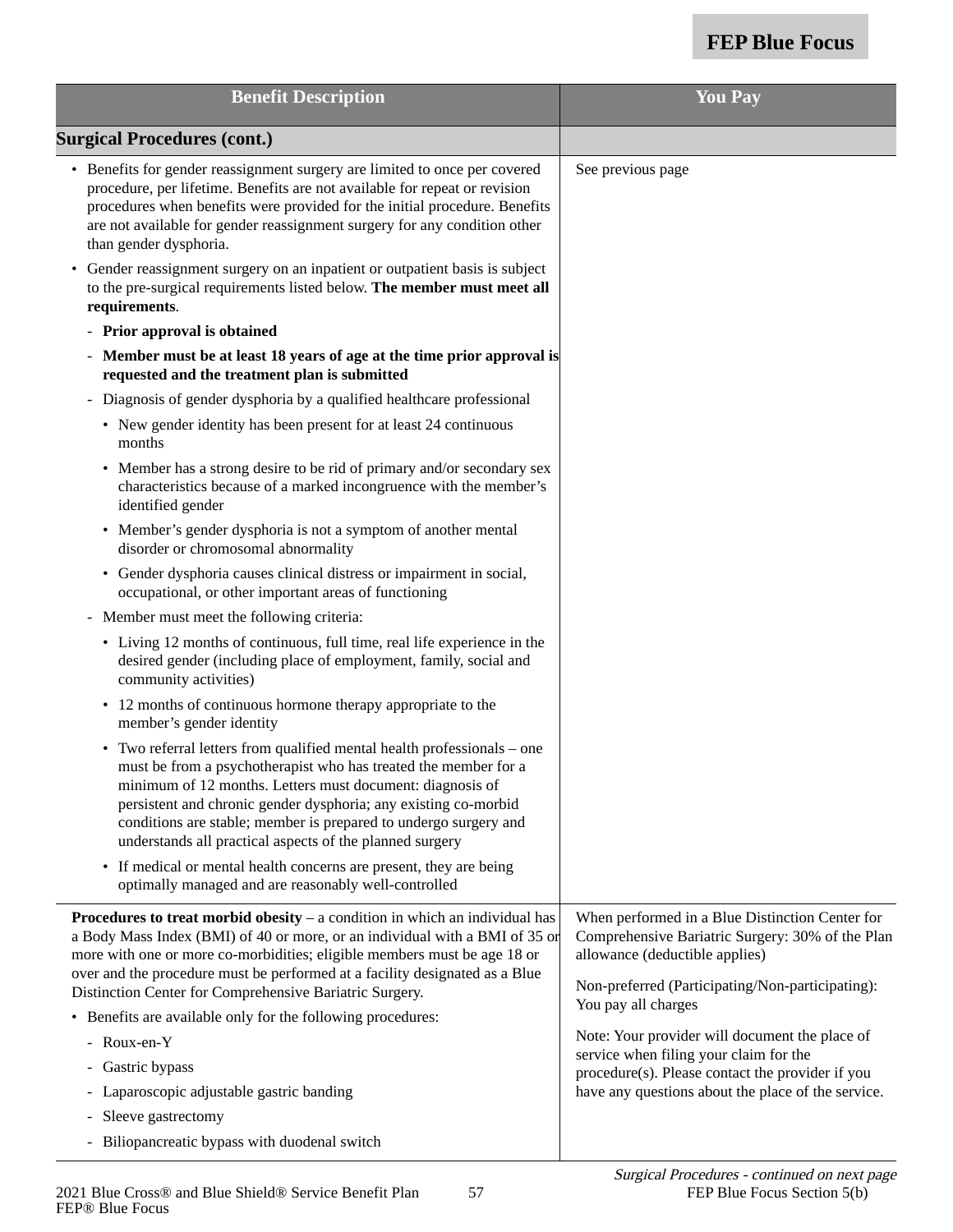| Benefit Description | You Pay |
|---|---|
| **Surgical Procedures (cont.)** | |
| • Benefits for gender reassignment surgery are limited to once per covered procedure, per lifetime. Benefits are not available for repeat or revision procedures when benefits were provided for the initial procedure. Benefits are not available for gender reassignment surgery for any condition other than gender dysphoria.<br>• Gender reassignment surgery on an inpatient or outpatient basis is subject to the pre-surgical requirements listed below. **The member must meet all requirements**.<br>- **Prior approval is obtained**<br>- **Member must be at least 18 years of age at the time prior approval is requested and the treatment plan is submitted**<br>- Diagnosis of gender dysphoria by a qualified healthcare professional<br>• New gender identity has been present for at least 24 continuous months<br>• Member has a strong desire to be rid of primary and/or secondary sex characteristics because of a marked incongruence with the member's identified gender<br>• Member's gender dysphoria is not a symptom of another mental disorder or chromosomal abnormality<br>• Gender dysphoria causes clinical distress or impairment in social, occupational, or other important areas of functioning<br>- Member must meet the following criteria:<br>• Living 12 months of continuous, full time, real life experience in the desired gender (including place of employment, family, social and community activities)<br>• 12 months of continuous hormone therapy appropriate to the member's gender identity<br>• Two referral letters from qualified mental health professionals – one must be from a psychotherapist who has treated the member for a minimum of 12 months. Letters must document: diagnosis of persistent and chronic gender dysphoria; any existing co-morbid conditions are stable; member is prepared to undergo surgery and understands all practical aspects of the planned surgery<br>• If medical or mental health concerns are present, they are being optimally managed and are reasonably well-controlled | See previous page |
| **Procedures to treat morbid obesity** – a condition in which an individual has a Body Mass Index (BMI) of 40 or more, or an individual with a BMI of 35 or more with one or more co-morbidities; eligible members must be age 18 or over and the procedure must be performed at a facility designated as a Blue Distinction Center for Comprehensive Bariatric Surgery.<br>• Benefits are available only for the following procedures:<br>- Roux-en-Y<br>- Gastric bypass<br>- Laparoscopic adjustable gastric banding<br>- Sleeve gastrectomy<br>- Biliopancreatic bypass with duodenal switch | When performed in a Blue Distinction Center for Comprehensive Bariatric Surgery: 30% of the Plan allowance (deductible applies)<br><br>Non-preferred (Participating/Non-participating): You pay all charges<br><br>Note: Your provider will document the place of service when filing your claim for the procedure(s). Please contact the provider if you have any questions about the place of the service. |

*Surgical Procedures - continued on next page*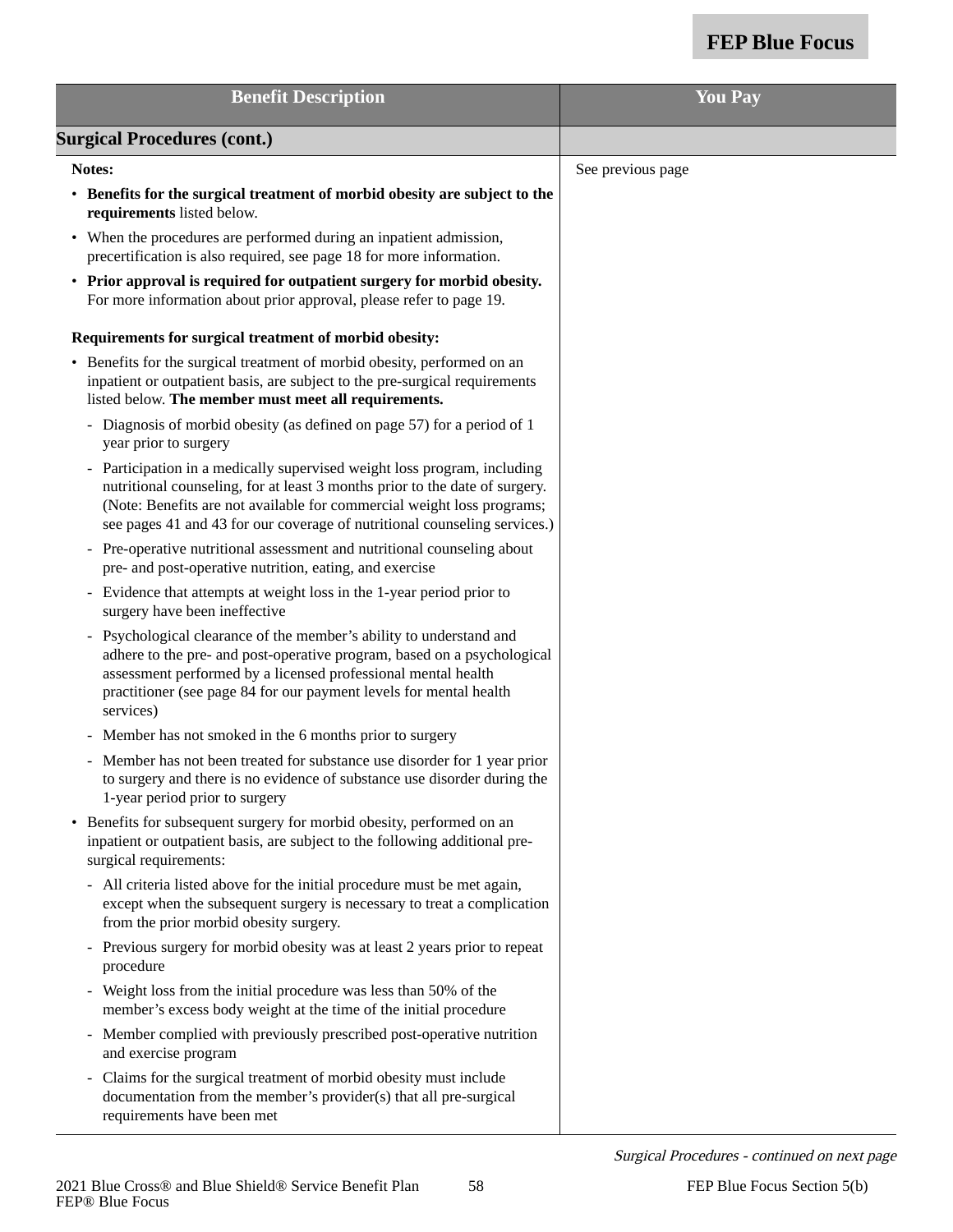| Benefit Description | You Pay |
|---|---|
| **Surgical Procedures (cont.)** | |
| **Notes:**<br>• **Benefits for the surgical treatment of morbid obesity are subject to the requirements** listed below.<br>• When the procedures are performed during an inpatient admission, precertification is also required, see page 18 for more information.<br>• **Prior approval is required for outpatient surgery for morbid obesity.** For more information about prior approval, please refer to page 19.<br><br>**Requirements for surgical treatment of morbid obesity:**<br>• Benefits for the surgical treatment of morbid obesity, performed on an inpatient or outpatient basis, are subject to the pre-surgical requirements listed below. **The member must meet all requirements.**<br>- Diagnosis of morbid obesity (as defined on page 57) for a period of 1 year prior to surgery<br>- Participation in a medically supervised weight loss program, including nutritional counseling, for at least 3 months prior to the date of surgery. (Note: Benefits are not available for commercial weight loss programs; see pages 41 and 43 for our coverage of nutritional counseling services.)<br>- Pre-operative nutritional assessment and nutritional counseling about pre- and post-operative nutrition, eating, and exercise<br>- Evidence that attempts at weight loss in the 1-year period prior to surgery have been ineffective<br>- Psychological clearance of the member's ability to understand and adhere to the pre- and post-operative program, based on a psychological assessment performed by a licensed professional mental health practitioner (see page 84 for our payment levels for mental health services)<br>- Member has not smoked in the 6 months prior to surgery<br>- Member has not been treated for substance use disorder for 1 year prior to surgery and there is no evidence of substance use disorder during the 1-year period prior to surgery<br>• Benefits for subsequent surgery for morbid obesity, performed on an inpatient or outpatient basis, are subject to the following additional pre-surgical requirements:<br>- All criteria listed above for the initial procedure must be met again, except when the subsequent surgery is necessary to treat a complication from the prior morbid obesity surgery.<br>- Previous surgery for morbid obesity was at least 2 years prior to repeat procedure<br>- Weight loss from the initial procedure was less than 50% of the member's excess body weight at the time of the initial procedure<br>- Member complied with previously prescribed post-operative nutrition and exercise program<br>- Claims for the surgical treatment of morbid obesity must include documentation from the member's provider(s) that all pre-surgical requirements have been met | See previous page |

*Surgical Procedures - continued on next page*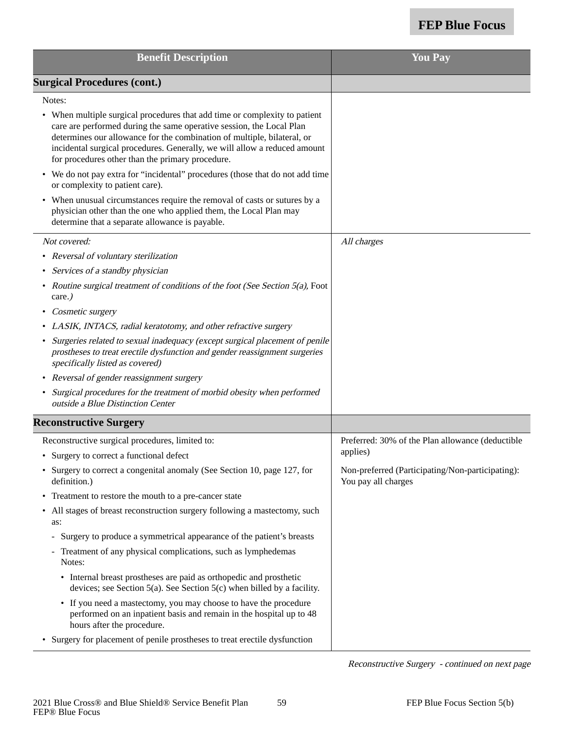| Benefit Description | You Pay |
|---|---|
| **Surgical Procedures (cont.)** | |
| Notes:<br>• When multiple surgical procedures that add time or complexity to patient care are performed during the same operative session, the Local Plan determines our allowance for the combination of multiple, bilateral, or incidental surgical procedures. Generally, we will allow a reduced amount for procedures other than the primary procedure.<br>• We do not pay extra for "incidental" procedures (those that do not add time or complexity to patient care).<br>• When unusual circumstances require the removal of casts or sutures by a physician other than the one who applied them, the Local Plan may determine that a separate allowance is payable. | |
| *Not covered:*<br>• *Reversal of voluntary sterilization*<br>• *Services of a standby physician*<br>• *Routine surgical treatment of conditions of the foot (See Section 5(a),* Foot care.*)*<br>• *Cosmetic surgery*<br>• *LASIK, INTACS, radial keratotomy, and other refractive surgery*<br>• *Surgeries related to sexual inadequacy (except surgical placement of penile prostheses to treat erectile dysfunction and gender reassignment surgeries specifically listed as covered)*<br>• *Reversal of gender reassignment surgery*<br>• *Surgical procedures for the treatment of morbid obesity when performed outside a Blue Distinction Center* | *All charges* |
| **Reconstructive Surgery** | |
| Reconstructive surgical procedures, limited to:<br>• Surgery to correct a functional defect<br>• Surgery to correct a congenital anomaly (See Section 10, page 127, for definition.)<br>• Treatment to restore the mouth to a pre-cancer state<br>• All stages of breast reconstruction surgery following a mastectomy, such as:<br>- Surgery to produce a symmetrical appearance of the patient's breasts<br>- Treatment of any physical complications, such as lymphedemas<br>Notes:<br>• Internal breast prostheses are paid as orthopedic and prosthetic devices; see Section 5(a). See Section 5(c) when billed by a facility.<br>• If you need a mastectomy, you may choose to have the procedure performed on an inpatient basis and remain in the hospital up to 48 hours after the procedure.<br>• Surgery for placement of penile prostheses to treat erectile dysfunction | Preferred: 30% of the Plan allowance (deductible applies)<br><br>Non-preferred (Participating/Non-participating): You pay all charges |

*Reconstructive Surgery - continued on next page*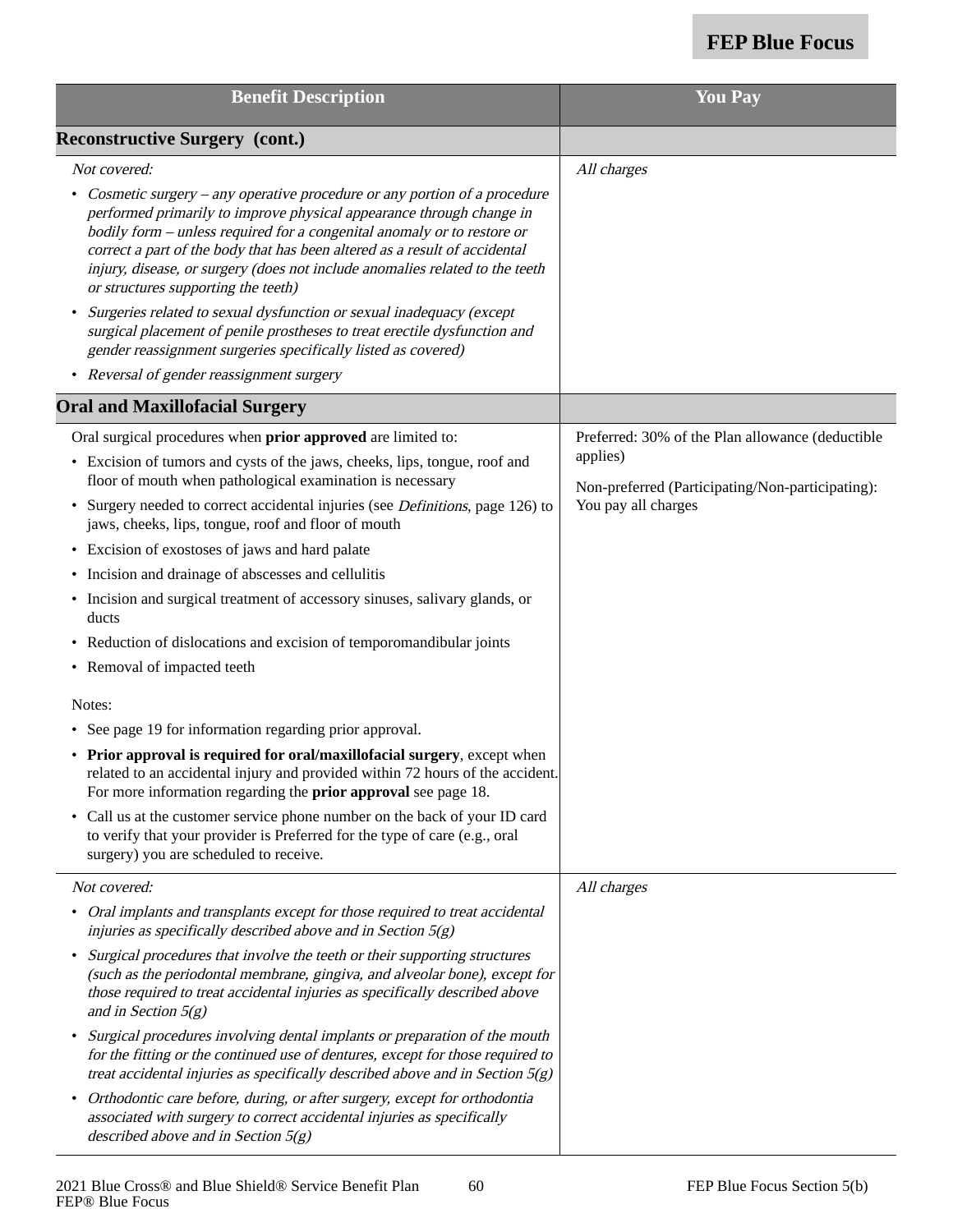| Benefit Description | You Pay |
|---|---|
| **Reconstructive Surgery (cont.)** | |
| *Not covered:*<br>• *Cosmetic surgery – any operative procedure or any portion of a procedure performed primarily to improve physical appearance through change in bodily form – unless required for a congenital anomaly or to restore or correct a part of the body that has been altered as a result of accidental injury, disease, or surgery (does not include anomalies related to the teeth or structures supporting the teeth)*<br>• *Surgeries related to sexual dysfunction or sexual inadequacy (except surgical placement of penile prostheses to treat erectile dysfunction and gender reassignment surgeries specifically listed as covered)*<br>• *Reversal of gender reassignment surgery* | *All charges* |
| **Oral and Maxillofacial Surgery** | |
| Oral surgical procedures when **prior approved** are limited to:<br>• Excision of tumors and cysts of the jaws, cheeks, lips, tongue, roof and floor of mouth when pathological examination is necessary<br>• Surgery needed to correct accidental injuries (see *Definitions*, page 126) to jaws, cheeks, lips, tongue, roof and floor of mouth<br>• Excision of exostoses of jaws and hard palate<br>• Incision and drainage of abscesses and cellulitis<br>• Incision and surgical treatment of accessory sinuses, salivary glands, or ducts<br>• Reduction of dislocations and excision of temporomandibular joints<br>• Removal of impacted teeth<br><br>Notes:<br>• See page 19 for information regarding prior approval.<br>• **Prior approval is required for oral/maxillofacial surgery**, except when related to an accidental injury and provided within 72 hours of the accident. For more information regarding the **prior approval** see page 18.<br>• Call us at the customer service phone number on the back of your ID card to verify that your provider is Preferred for the type of care (e.g., oral surgery) you are scheduled to receive. | Preferred: 30% of the Plan allowance (deductible applies)<br><br>Non-preferred (Participating/Non-participating): You pay all charges |
| *Not covered:*<br>• *Oral implants and transplants except for those required to treat accidental injuries as specifically described above and in Section 5(g)*<br>• *Surgical procedures that involve the teeth or their supporting structures (such as the periodontal membrane, gingiva, and alveolar bone), except for those required to treat accidental injuries as specifically described above and in Section 5(g)*<br>• *Surgical procedures involving dental implants or preparation of the mouth for the fitting or the continued use of dentures, except for those required to treat accidental injuries as specifically described above and in Section 5(g)*<br>• *Orthodontic care before, during, or after surgery, except for orthodontia associated with surgery to correct accidental injuries as specifically described above and in Section 5(g)* | *All charges* |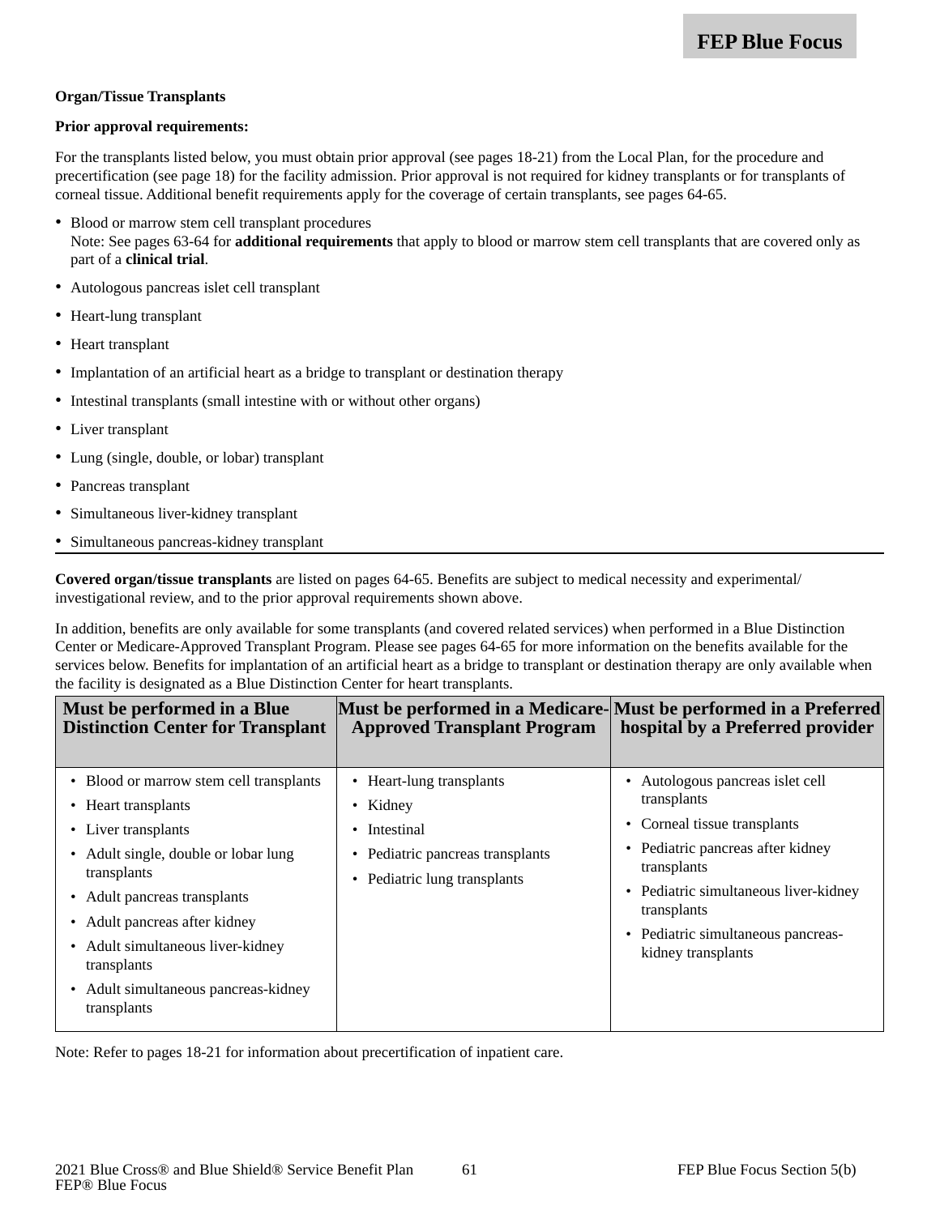**Organ/Tissue Transplants**

**Prior approval requirements:**

For the transplants listed below, you must obtain prior approval (see pages 18-21) from the Local Plan, for the procedure and precertification (see page 18) for the facility admission. Prior approval is not required for kidney transplants or for transplants of corneal tissue. Additional benefit requirements apply for the coverage of certain transplants, see pages 64-65.

- Blood or marrow stem cell transplant procedures
  Note: See pages 63-64 for **additional requirements** that apply to blood or marrow stem cell transplants that are covered only as part of a **clinical trial**.
- Autologous pancreas islet cell transplant
- Heart-lung transplant
- Heart transplant
- Implantation of an artificial heart as a bridge to transplant or destination therapy
- Intestinal transplants (small intestine with or without other organs)
- Liver transplant
- Lung (single, double, or lobar) transplant
- Pancreas transplant
- Simultaneous liver-kidney transplant
- Simultaneous pancreas-kidney transplant

**Covered organ/tissue transplants** are listed on pages 64-65. Benefits are subject to medical necessity and experimental/investigational review, and to the prior approval requirements shown above.

In addition, benefits are only available for some transplants (and covered related services) when performed in a Blue Distinction Center or Medicare-Approved Transplant Program. Please see pages 64-65 for more information on the benefits available for the services below. Benefits for implantation of an artificial heart as a bridge to transplant or destination therapy are only available when the facility is designated as a Blue Distinction Center for heart transplants.

| Must be performed in a Blue Distinction Center for Transplant | Must be performed in a Medicare-Approved Transplant Program | Must be performed in a Preferred hospital by a Preferred provider |
|---|---|---|
| • Blood or marrow stem cell transplants<br>• Heart transplants<br>• Liver transplants<br>• Adult single, double or lobar lung transplants<br>• Adult pancreas transplants<br>• Adult pancreas after kidney<br>• Adult simultaneous liver-kidney transplants<br>• Adult simultaneous pancreas-kidney transplants | • Heart-lung transplants<br>• Kidney<br>• Intestinal<br>• Pediatric pancreas transplants<br>• Pediatric lung transplants | • Autologous pancreas islet cell transplants<br>• Corneal tissue transplants<br>• Pediatric pancreas after kidney transplants<br>• Pediatric simultaneous liver-kidney transplants<br>• Pediatric simultaneous pancreas-kidney transplants |

Note: Refer to pages 18-21 for information about precertification of inpatient care.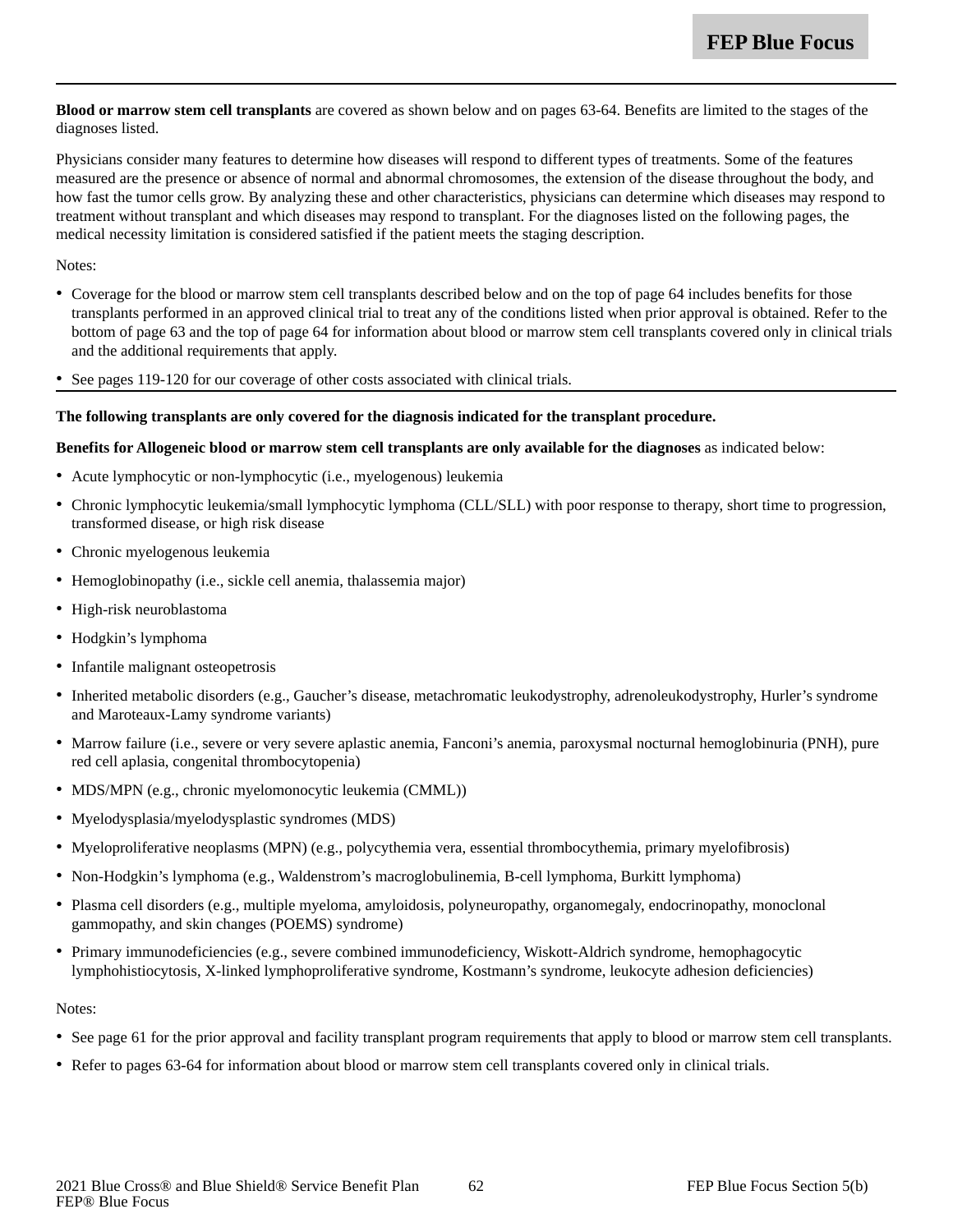**Blood or marrow stem cell transplants** are covered as shown below and on pages 63-64. Benefits are limited to the stages of the diagnoses listed.

Physicians consider many features to determine how diseases will respond to different types of treatments. Some of the features measured are the presence or absence of normal and abnormal chromosomes, the extension of the disease throughout the body, and how fast the tumor cells grow. By analyzing these and other characteristics, physicians can determine which diseases may respond to treatment without transplant and which diseases may respond to transplant. For the diagnoses listed on the following pages, the medical necessity limitation is considered satisfied if the patient meets the staging description.

Notes:

- Coverage for the blood or marrow stem cell transplants described below and on the top of page 64 includes benefits for those transplants performed in an approved clinical trial to treat any of the conditions listed when prior approval is obtained. Refer to the bottom of page 63 and the top of page 64 for information about blood or marrow stem cell transplants covered only in clinical trials and the additional requirements that apply.
- See pages 119-120 for our coverage of other costs associated with clinical trials.

---

**The following transplants are only covered for the diagnosis indicated for the transplant procedure.**

**Benefits for Allogeneic blood or marrow stem cell transplants are only available for the diagnoses** as indicated below:

- Acute lymphocytic or non-lymphocytic (i.e., myelogenous) leukemia
- Chronic lymphocytic leukemia/small lymphocytic lymphoma (CLL/SLL) with poor response to therapy, short time to progression, transformed disease, or high risk disease
- Chronic myelogenous leukemia
- Hemoglobinopathy (i.e., sickle cell anemia, thalassemia major)
- High-risk neuroblastoma
- Hodgkin's lymphoma
- Infantile malignant osteopetrosis
- Inherited metabolic disorders (e.g., Gaucher's disease, metachromatic leukodystrophy, adrenoleukodystrophy, Hurler's syndrome and Maroteaux-Lamy syndrome variants)
- Marrow failure (i.e., severe or very severe aplastic anemia, Fanconi's anemia, paroxysmal nocturnal hemoglobinuria (PNH), pure red cell aplasia, congenital thrombocytopenia)
- MDS/MPN (e.g., chronic myelomonocytic leukemia (CMML))
- Myelodysplasia/myelodysplastic syndromes (MDS)
- Myeloproliferative neoplasms (MPN) (e.g., polycythemia vera, essential thrombocythemia, primary myelofibrosis)
- Non-Hodgkin's lymphoma (e.g., Waldenstrom's macroglobulinemia, B-cell lymphoma, Burkitt lymphoma)
- Plasma cell disorders (e.g., multiple myeloma, amyloidosis, polyneuropathy, organomegaly, endocrinopathy, monoclonal gammopathy, and skin changes (POEMS) syndrome)
- Primary immunodeficiencies (e.g., severe combined immunodeficiency, Wiskott-Aldrich syndrome, hemophagocytic lymphohistiocytosis, X-linked lymphoproliferative syndrome, Kostmann's syndrome, leukocyte adhesion deficiencies)

Notes:

- See page 61 for the prior approval and facility transplant program requirements that apply to blood or marrow stem cell transplants.
- Refer to pages 63-64 for information about blood or marrow stem cell transplants covered only in clinical trials.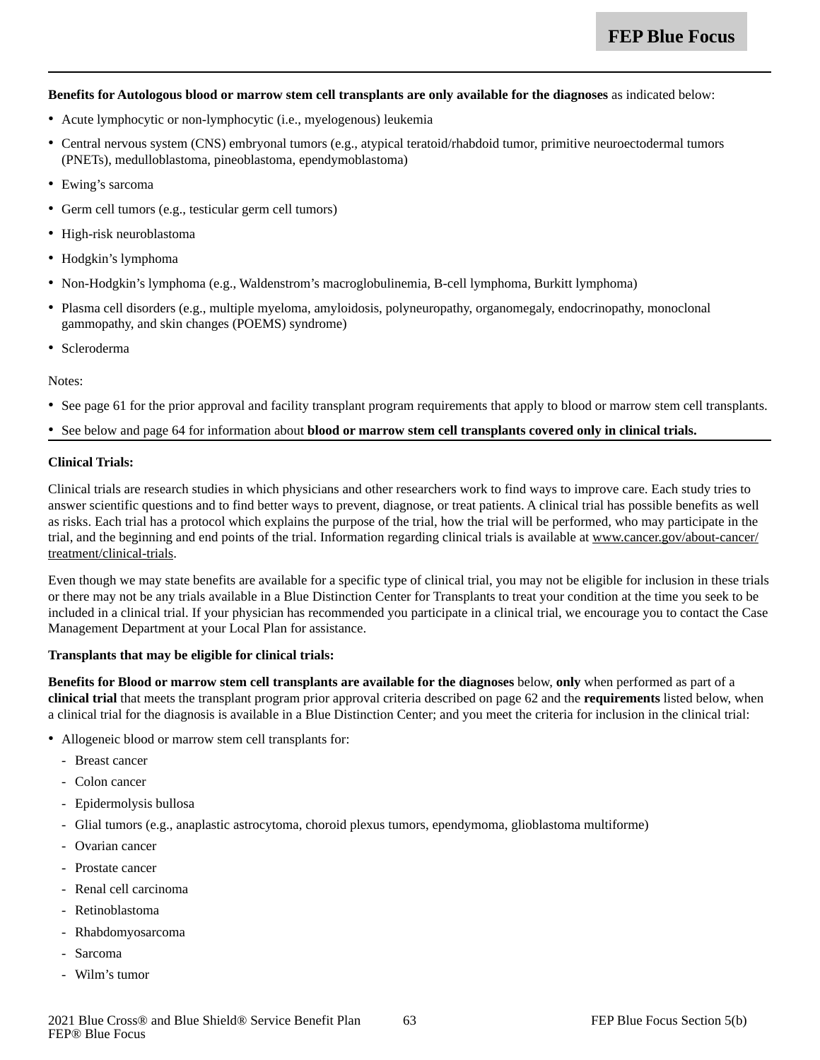**Benefits for Autologous blood or marrow stem cell transplants are only available for the diagnoses** as indicated below:

- Acute lymphocytic or non-lymphocytic (i.e., myelogenous) leukemia
- Central nervous system (CNS) embryonal tumors (e.g., atypical teratoid/rhabdoid tumor, primitive neuroectodermal tumors (PNETs), medulloblastoma, pineoblastoma, ependymoblastoma)
- Ewing's sarcoma
- Germ cell tumors (e.g., testicular germ cell tumors)
- High-risk neuroblastoma
- Hodgkin's lymphoma
- Non-Hodgkin's lymphoma (e.g., Waldenstrom's macroglobulinemia, B-cell lymphoma, Burkitt lymphoma)
- Plasma cell disorders (e.g., multiple myeloma, amyloidosis, polyneuropathy, organomegaly, endocrinopathy, monoclonal gammopathy, and skin changes (POEMS) syndrome)
- Scleroderma

Notes:

- See page 61 for the prior approval and facility transplant program requirements that apply to blood or marrow stem cell transplants.
- See below and page 64 for information about **blood or marrow stem cell transplants covered only in clinical trials.**

**Clinical Trials:**

Clinical trials are research studies in which physicians and other researchers work to find ways to improve care. Each study tries to answer scientific questions and to find better ways to prevent, diagnose, or treat patients. A clinical trial has possible benefits as well as risks. Each trial has a protocol which explains the purpose of the trial, how the trial will be performed, who may participate in the trial, and the beginning and end points of the trial. Information regarding clinical trials is available at www.cancer.gov/about-cancer/treatment/clinical-trials.

Even though we may state benefits are available for a specific type of clinical trial, you may not be eligible for inclusion in these trials or there may not be any trials available in a Blue Distinction Center for Transplants to treat your condition at the time you seek to be included in a clinical trial. If your physician has recommended you participate in a clinical trial, we encourage you to contact the Case Management Department at your Local Plan for assistance.

**Transplants that may be eligible for clinical trials:**

**Benefits for Blood or marrow stem cell transplants are available for the diagnoses** below, **only** when performed as part of a **clinical trial** that meets the transplant program prior approval criteria described on page 62 and the **requirements** listed below, when a clinical trial for the diagnosis is available in a Blue Distinction Center; and you meet the criteria for inclusion in the clinical trial:

- Allogeneic blood or marrow stem cell transplants for:
  - Breast cancer
  - Colon cancer
  - Epidermolysis bullosa
  - Glial tumors (e.g., anaplastic astrocytoma, choroid plexus tumors, ependymoma, glioblastoma multiforme)
  - Ovarian cancer
  - Prostate cancer
  - Renal cell carcinoma
  - Retinoblastoma
  - Rhabdomyosarcoma
  - Sarcoma
  - Wilm's tumor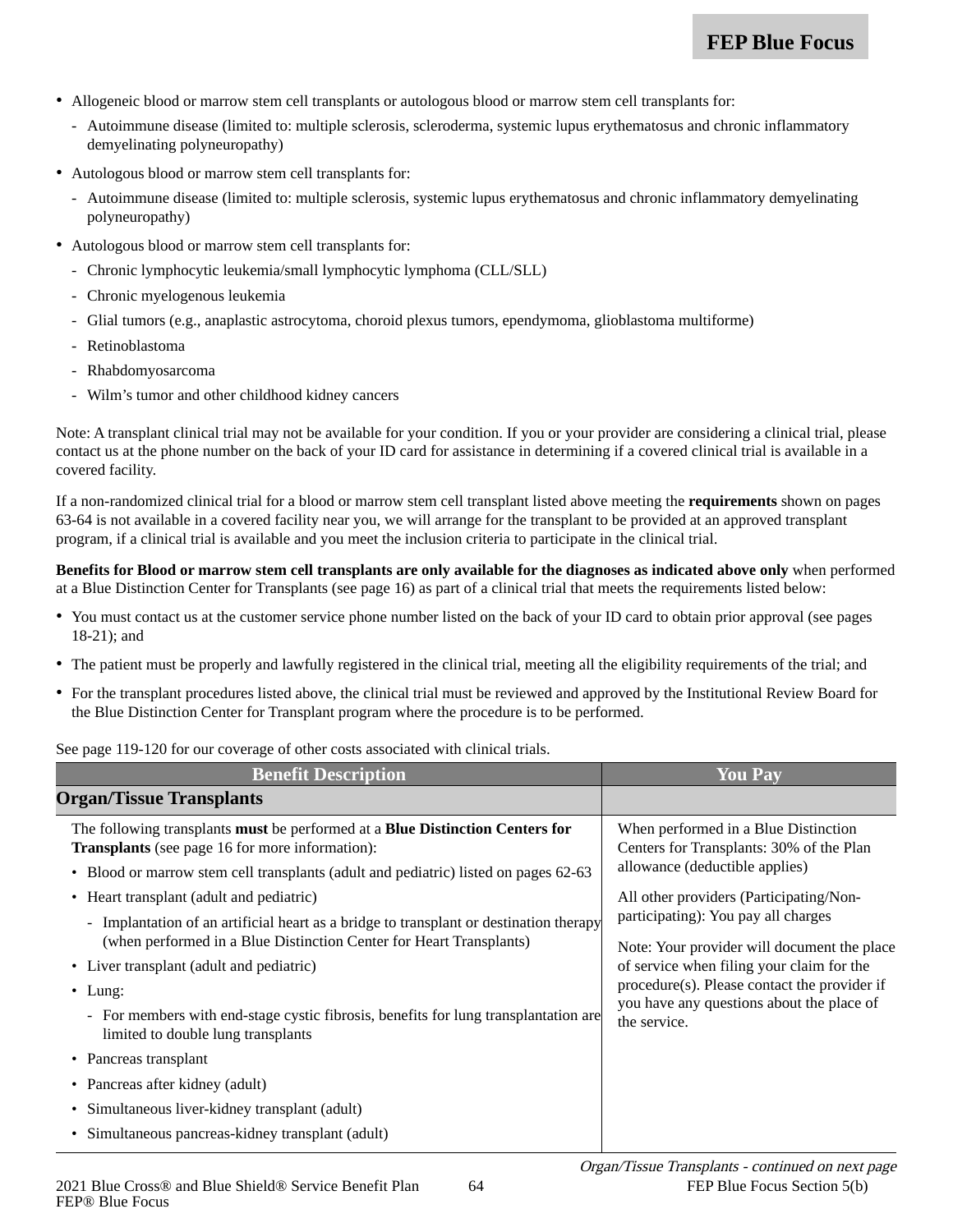- Allogeneic blood or marrow stem cell transplants or autologous blood or marrow stem cell transplants for:
  - Autoimmune disease (limited to: multiple sclerosis, scleroderma, systemic lupus erythematosus and chronic inflammatory demyelinating polyneuropathy)
- Autologous blood or marrow stem cell transplants for:
  - Autoimmune disease (limited to: multiple sclerosis, systemic lupus erythematosus and chronic inflammatory demyelinating polyneuropathy)
- Autologous blood or marrow stem cell transplants for:
  - Chronic lymphocytic leukemia/small lymphocytic lymphoma (CLL/SLL)
  - Chronic myelogenous leukemia
  - Glial tumors (e.g., anaplastic astrocytoma, choroid plexus tumors, ependymoma, glioblastoma multiforme)
  - Retinoblastoma
  - Rhabdomyosarcoma
  - Wilm's tumor and other childhood kidney cancers

Note: A transplant clinical trial may not be available for your condition. If you or your provider are considering a clinical trial, please contact us at the phone number on the back of your ID card for assistance in determining if a covered clinical trial is available in a covered facility.

If a non-randomized clinical trial for a blood or marrow stem cell transplant listed above meeting the **requirements** shown on pages 63-64 is not available in a covered facility near you, we will arrange for the transplant to be provided at an approved transplant program, if a clinical trial is available and you meet the inclusion criteria to participate in the clinical trial.

**Benefits for Blood or marrow stem cell transplants are only available for the diagnoses as indicated above only** when performed at a Blue Distinction Center for Transplants (see page 16) as part of a clinical trial that meets the requirements listed below:

- You must contact us at the customer service phone number listed on the back of your ID card to obtain prior approval (see pages 18-21); and
- The patient must be properly and lawfully registered in the clinical trial, meeting all the eligibility requirements of the trial; and
- For the transplant procedures listed above, the clinical trial must be reviewed and approved by the Institutional Review Board for the Blue Distinction Center for Transplant program where the procedure is to be performed.

See page 119-120 for our coverage of other costs associated with clinical trials.

| Benefit Description | You Pay |
|---|---|
| **Organ/Tissue Transplants** | |
| The following transplants **must** be performed at a **Blue Distinction Centers for Transplants** (see page 16 for more information):<br>• Blood or marrow stem cell transplants (adult and pediatric) listed on pages 62-63<br>• Heart transplant (adult and pediatric)<br>  - Implantation of an artificial heart as a bridge to transplant or destination therapy (when performed in a Blue Distinction Center for Heart Transplants)<br>• Liver transplant (adult and pediatric)<br>• Lung:<br>  - For members with end-stage cystic fibrosis, benefits for lung transplantation are limited to double lung transplants<br>• Pancreas transplant<br>• Pancreas after kidney (adult)<br>• Simultaneous liver-kidney transplant (adult)<br>• Simultaneous pancreas-kidney transplant (adult) | When performed in a Blue Distinction Centers for Transplants: 30% of the Plan allowance (deductible applies)<br><br>All other providers (Participating/Non-participating): You pay all charges<br><br>Note: Your provider will document the place of service when filing your claim for the procedure(s). Please contact the provider if you have any questions about the place of the service. |

*Organ/Tissue Transplants - continued on next page*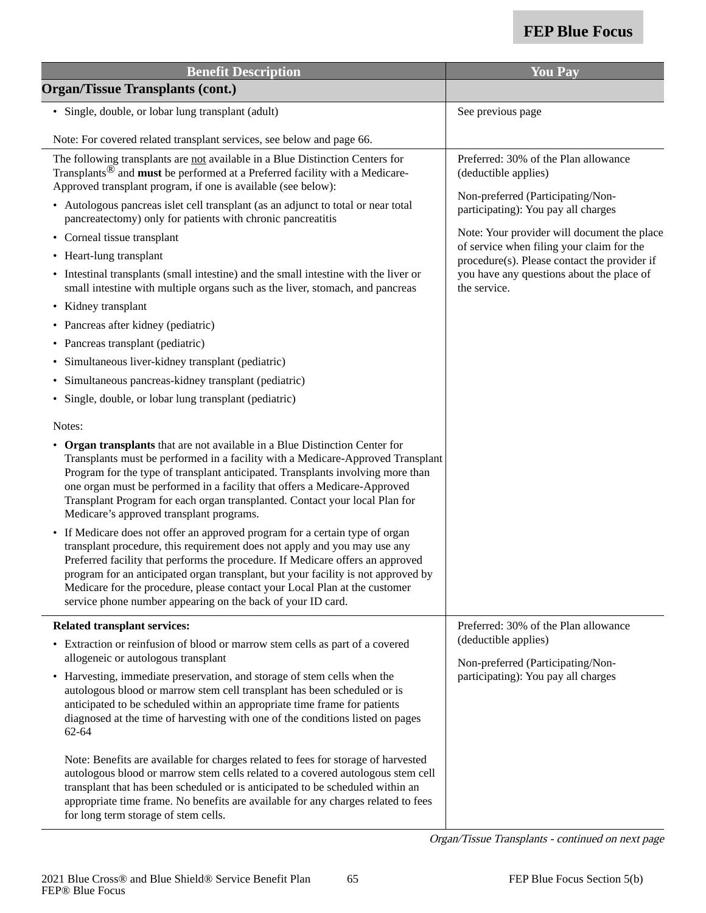| Benefit Description | You Pay |
|---|---|
| **Organ/Tissue Transplants (cont.)** | |
| • Single, double, or lobar lung transplant (adult)<br><br>Note: For covered related transplant services, see below and page 66. | See previous page |
| The following transplants are not available in a Blue Distinction Centers for Transplants® and **must** be performed at a Preferred facility with a Medicare-Approved transplant program, if one is available (see below):<br>• Autologous pancreas islet cell transplant (as an adjunct to total or near total pancreatectomy) only for patients with chronic pancreatitis<br>• Corneal tissue transplant<br>• Heart-lung transplant<br>• Intestinal transplants (small intestine) and the small intestine with the liver or small intestine with multiple organs such as the liver, stomach, and pancreas<br>• Kidney transplant<br>• Pancreas after kidney (pediatric)<br>• Pancreas transplant (pediatric)<br>• Simultaneous liver-kidney transplant (pediatric)<br>• Simultaneous pancreas-kidney transplant (pediatric)<br>• Single, double, or lobar lung transplant (pediatric)<br><br>Notes:<br>• **Organ transplants** that are not available in a Blue Distinction Center for Transplants must be performed in a facility with a Medicare-Approved Transplant Program for the type of transplant anticipated. Transplants involving more than one organ must be performed in a facility that offers a Medicare-Approved Transplant Program for each organ transplanted. Contact your local Plan for Medicare's approved transplant programs.<br>• If Medicare does not offer an approved program for a certain type of organ transplant procedure, this requirement does not apply and you may use any Preferred facility that performs the procedure. If Medicare offers an approved program for an anticipated organ transplant, but your facility is not approved by Medicare for the procedure, please contact your Local Plan at the customer service phone number appearing on the back of your ID card. | Preferred: 30% of the Plan allowance (deductible applies)<br><br>Non-preferred (Participating/Non-participating): You pay all charges<br><br>Note: Your provider will document the place of service when filing your claim for the procedure(s). Please contact the provider if you have any questions about the place of the service. |
| **Related transplant services:**<br>• Extraction or reinfusion of blood or marrow stem cells as part of a covered allogeneic or autologous transplant<br>• Harvesting, immediate preservation, and storage of stem cells when the autologous blood or marrow stem cell transplant has been scheduled or is anticipated to be scheduled within an appropriate time frame for patients diagnosed at the time of harvesting with one of the conditions listed on pages 62-64<br><br>Note: Benefits are available for charges related to fees for storage of harvested autologous blood or marrow stem cells related to a covered autologous stem cell transplant that has been scheduled or is anticipated to be scheduled within an appropriate time frame. No benefits are available for any charges related to fees for long term storage of stem cells. | Preferred: 30% of the Plan allowance (deductible applies)<br><br>Non-preferred (Participating/Non-participating): You pay all charges |

*Organ/Tissue Transplants - continued on next page*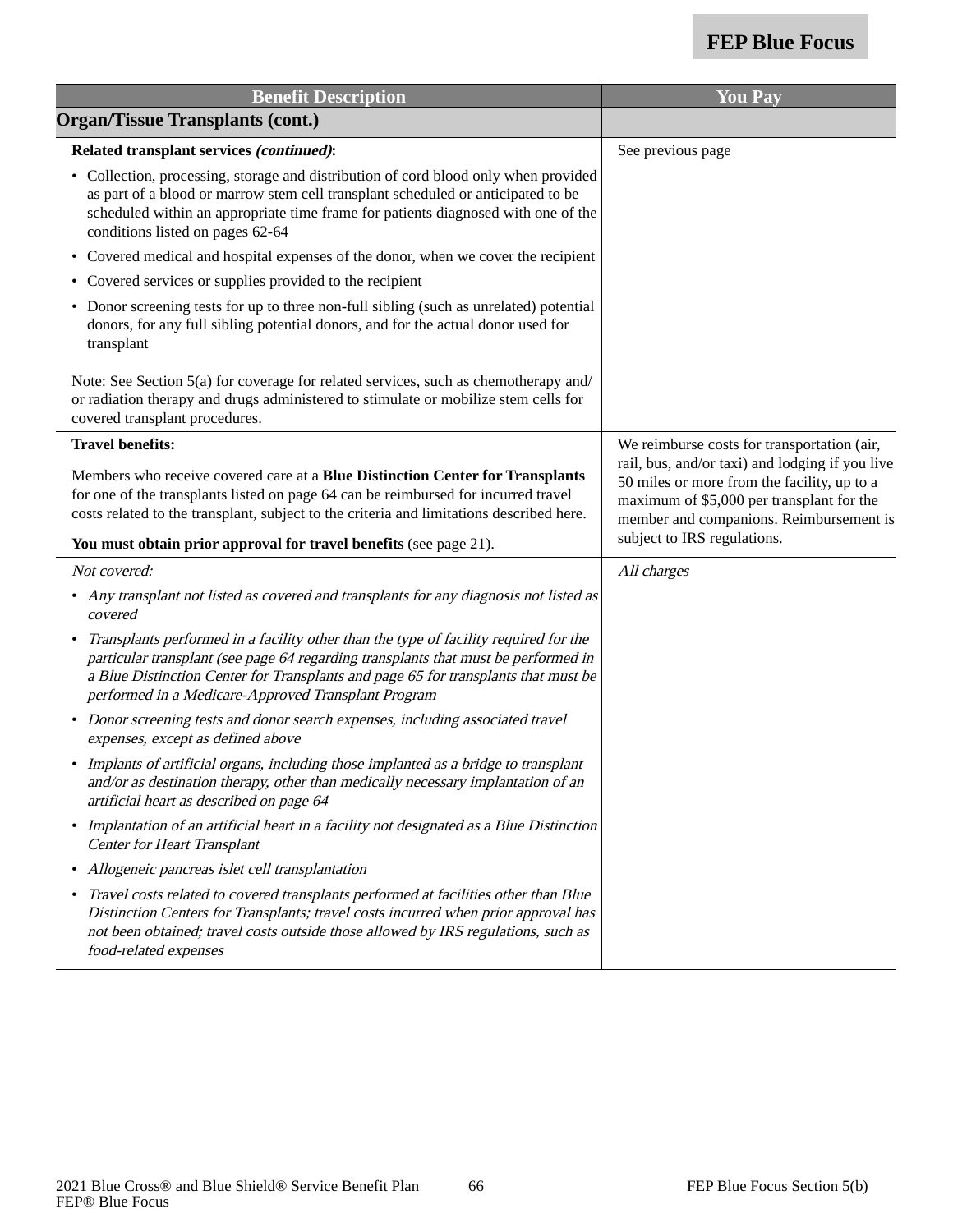| Benefit Description | You Pay |
|---|---|
| **Organ/Tissue Transplants (cont.)** | |
| **Related transplant services *(continued)*:**<br>• Collection, processing, storage and distribution of cord blood only when provided as part of a blood or marrow stem cell transplant scheduled or anticipated to be scheduled within an appropriate time frame for patients diagnosed with one of the conditions listed on pages 62-64<br>• Covered medical and hospital expenses of the donor, when we cover the recipient<br>• Covered services or supplies provided to the recipient<br>• Donor screening tests for up to three non-full sibling (such as unrelated) potential donors, for any full sibling potential donors, and for the actual donor used for transplant<br><br>Note: See Section 5(a) for coverage for related services, such as chemotherapy and/or radiation therapy and drugs administered to stimulate or mobilize stem cells for covered transplant procedures. | See previous page |
| **Travel benefits:**<br><br>Members who receive covered care at a **Blue Distinction Center for Transplants** for one of the transplants listed on page 64 can be reimbursed for incurred travel costs related to the transplant, subject to the criteria and limitations described here.<br><br>**You must obtain prior approval for travel benefits** (see page 21). | We reimburse costs for transportation (air, rail, bus, and/or taxi) and lodging if you live 50 miles or more from the facility, up to a maximum of $5,000 per transplant for the member and companions. Reimbursement is subject to IRS regulations. |
| *Not covered:*<br>• *Any transplant not listed as covered and transplants for any diagnosis not listed as covered*<br>• *Transplants performed in a facility other than the type of facility required for the particular transplant (see page 64 regarding transplants that must be performed in a Blue Distinction Center for Transplants and page 65 for transplants that must be performed in a Medicare-Approved Transplant Program*<br>• *Donor screening tests and donor search expenses, including associated travel expenses, except as defined above*<br>• *Implants of artificial organs, including those implanted as a bridge to transplant and/or as destination therapy, other than medically necessary implantation of an artificial heart as described on page 64*<br>• *Implantation of an artificial heart in a facility not designated as a Blue Distinction Center for Heart Transplant*<br>• *Allogeneic pancreas islet cell transplantation*<br>• *Travel costs related to covered transplants performed at facilities other than Blue Distinction Centers for Transplants; travel costs incurred when prior approval has not been obtained; travel costs outside those allowed by IRS regulations, such as food-related expenses* | *All charges* |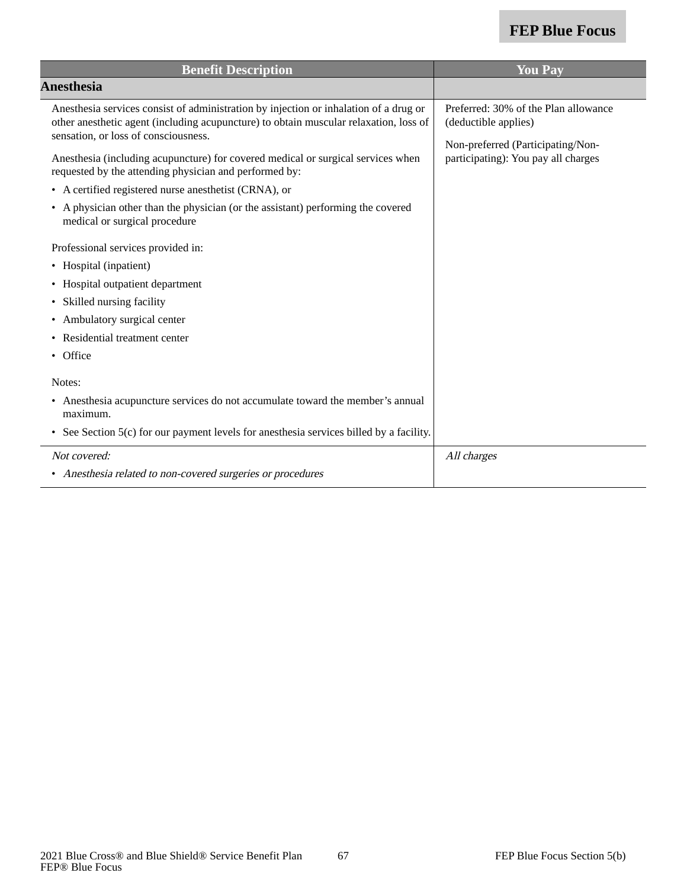| Benefit Description | You Pay |
|---|---|
| **Anesthesia** | |
| Anesthesia services consist of administration by injection or inhalation of a drug or other anesthetic agent (including acupuncture) to obtain muscular relaxation, loss of sensation, or loss of consciousness.<br><br>Anesthesia (including acupuncture) for covered medical or surgical services when requested by the attending physician and performed by:<br>• A certified registered nurse anesthetist (CRNA), or<br>• A physician other than the physician (or the assistant) performing the covered medical or surgical procedure<br><br>Professional services provided in:<br>• Hospital (inpatient)<br>• Hospital outpatient department<br>• Skilled nursing facility<br>• Ambulatory surgical center<br>• Residential treatment center<br>• Office<br><br>Notes:<br>• Anesthesia acupuncture services do not accumulate toward the member's annual maximum.<br>• See Section 5(c) for our payment levels for anesthesia services billed by a facility. | Preferred: 30% of the Plan allowance (deductible applies)<br><br>Non-preferred (Participating/Non-participating): You pay all charges |
| *Not covered:*<br>• *Anesthesia related to non-covered surgeries or procedures* | *All charges* |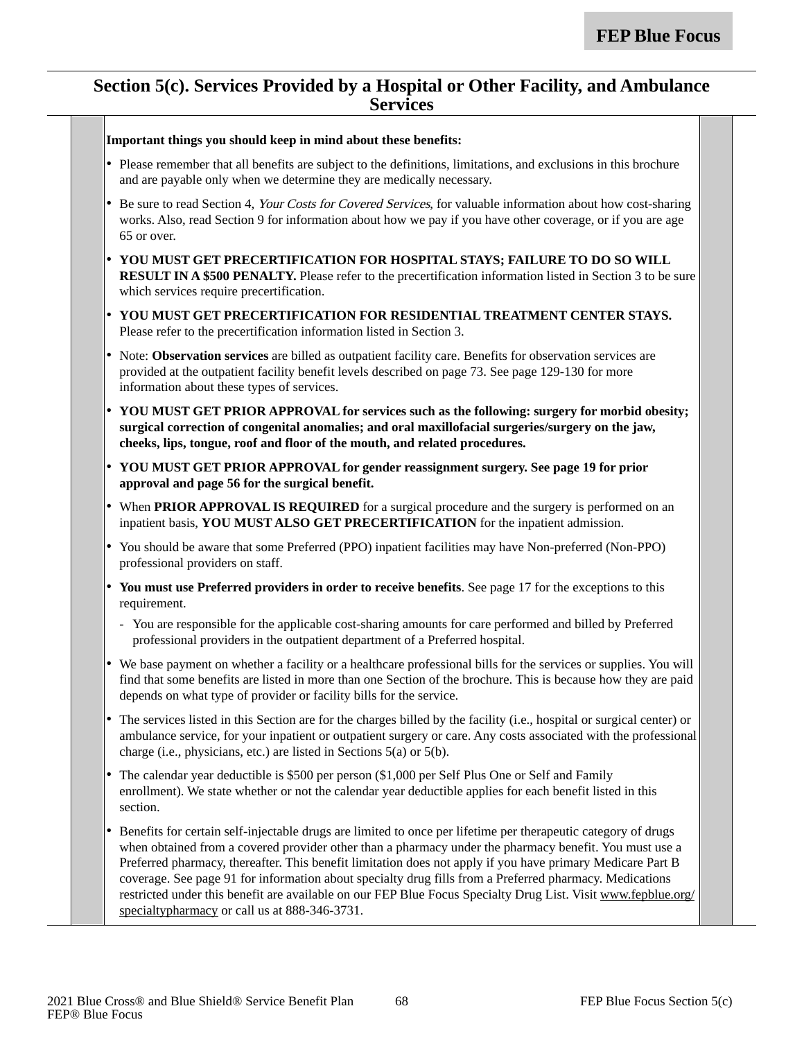## Section 5(c). Services Provided by a Hospital or Other Facility, and Ambulance Services

**Important things you should keep in mind about these benefits:**

- Please remember that all benefits are subject to the definitions, limitations, and exclusions in this brochure and are payable only when we determine they are medically necessary.
- Be sure to read Section 4, *Your Costs for Covered Services*, for valuable information about how cost-sharing works. Also, read Section 9 for information about how we pay if you have other coverage, or if you are age 65 or over.
- **YOU MUST GET PRECERTIFICATION FOR HOSPITAL STAYS; FAILURE TO DO SO WILL RESULT IN A $500 PENALTY.** Please refer to the precertification information listed in Section 3 to be sure which services require precertification.
- **YOU MUST GET PRECERTIFICATION FOR RESIDENTIAL TREATMENT CENTER STAYS.** Please refer to the precertification information listed in Section 3.
- Note: **Observation services** are billed as outpatient facility care. Benefits for observation services are provided at the outpatient facility benefit levels described on page 73. See page 129-130 for more information about these types of services.
- **YOU MUST GET PRIOR APPROVAL for services such as the following: surgery for morbid obesity; surgical correction of congenital anomalies; and oral maxillofacial surgeries/surgery on the jaw, cheeks, lips, tongue, roof and floor of the mouth, and related procedures.**
- **YOU MUST GET PRIOR APPROVAL for gender reassignment surgery. See page 19 for prior approval and page 56 for the surgical benefit.**
- When **PRIOR APPROVAL IS REQUIRED** for a surgical procedure and the surgery is performed on an inpatient basis, **YOU MUST ALSO GET PRECERTIFICATION** for the inpatient admission.
- You should be aware that some Preferred (PPO) inpatient facilities may have Non-preferred (Non-PPO) professional providers on staff.
- **You must use Preferred providers in order to receive benefits**. See page 17 for the exceptions to this requirement.
  - You are responsible for the applicable cost-sharing amounts for care performed and billed by Preferred professional providers in the outpatient department of a Preferred hospital.
- We base payment on whether a facility or a healthcare professional bills for the services or supplies. You will find that some benefits are listed in more than one Section of the brochure. This is because how they are paid depends on what type of provider or facility bills for the service.
- The services listed in this Section are for the charges billed by the facility (i.e., hospital or surgical center) or ambulance service, for your inpatient or outpatient surgery or care. Any costs associated with the professional charge (i.e., physicians, etc.) are listed in Sections 5(a) or 5(b).
- The calendar year deductible is $500 per person ($1,000 per Self Plus One or Self and Family enrollment). We state whether or not the calendar year deductible applies for each benefit listed in this section.
- Benefits for certain self-injectable drugs are limited to once per lifetime per therapeutic category of drugs when obtained from a covered provider other than a pharmacy under the pharmacy benefit. You must use a Preferred pharmacy, thereafter. This benefit limitation does not apply if you have primary Medicare Part B coverage. See page 91 for information about specialty drug fills from a Preferred pharmacy. Medications restricted under this benefit are available on our FEP Blue Focus Specialty Drug List. Visit www.fepblue.org/specialtypharmacy or call us at 888-346-3731.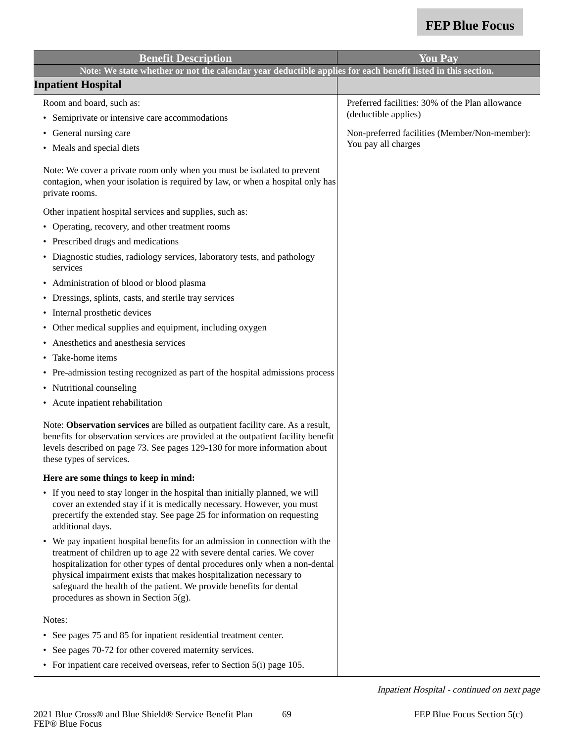| Benefit Description | You Pay |
|---|---|
| **Note: We state whether or not the calendar year deductible applies for each benefit listed in this section.** | |
| **Inpatient Hospital** | |
| Room and board, such as:<br>• Semiprivate or intensive care accommodations<br>• General nursing care<br>• Meals and special diets<br><br>Note: We cover a private room only when you must be isolated to prevent contagion, when your isolation is required by law, or when a hospital only has private rooms.<br><br>Other inpatient hospital services and supplies, such as:<br>• Operating, recovery, and other treatment rooms<br>• Prescribed drugs and medications<br>• Diagnostic studies, radiology services, laboratory tests, and pathology services<br>• Administration of blood or blood plasma<br>• Dressings, splints, casts, and sterile tray services<br>• Internal prosthetic devices<br>• Other medical supplies and equipment, including oxygen<br>• Anesthetics and anesthesia services<br>• Take-home items<br>• Pre-admission testing recognized as part of the hospital admissions process<br>• Nutritional counseling<br>• Acute inpatient rehabilitation<br><br>Note: **Observation services** are billed as outpatient facility care. As a result, benefits for observation services are provided at the outpatient facility benefit levels described on page 73. See pages 129-130 for more information about these types of services.<br><br>**Here are some things to keep in mind:**<br>• If you need to stay longer in the hospital than initially planned, we will cover an extended stay if it is medically necessary. However, you must precertify the extended stay. See page 25 for information on requesting additional days.<br>• We pay inpatient hospital benefits for an admission in connection with the treatment of children up to age 22 with severe dental caries. We cover hospitalization for other types of dental procedures only when a non-dental physical impairment exists that makes hospitalization necessary to safeguard the health of the patient. We provide benefits for dental procedures as shown in Section 5(g).<br><br>Notes:<br>• See pages 75 and 85 for inpatient residential treatment center.<br>• See pages 70-72 for other covered maternity services.<br>• For inpatient care received overseas, refer to Section 5(i) page 105. | Preferred facilities: 30% of the Plan allowance (deductible applies)<br><br>Non-preferred facilities (Member/Non-member): You pay all charges |

*Inpatient Hospital - continued on next page*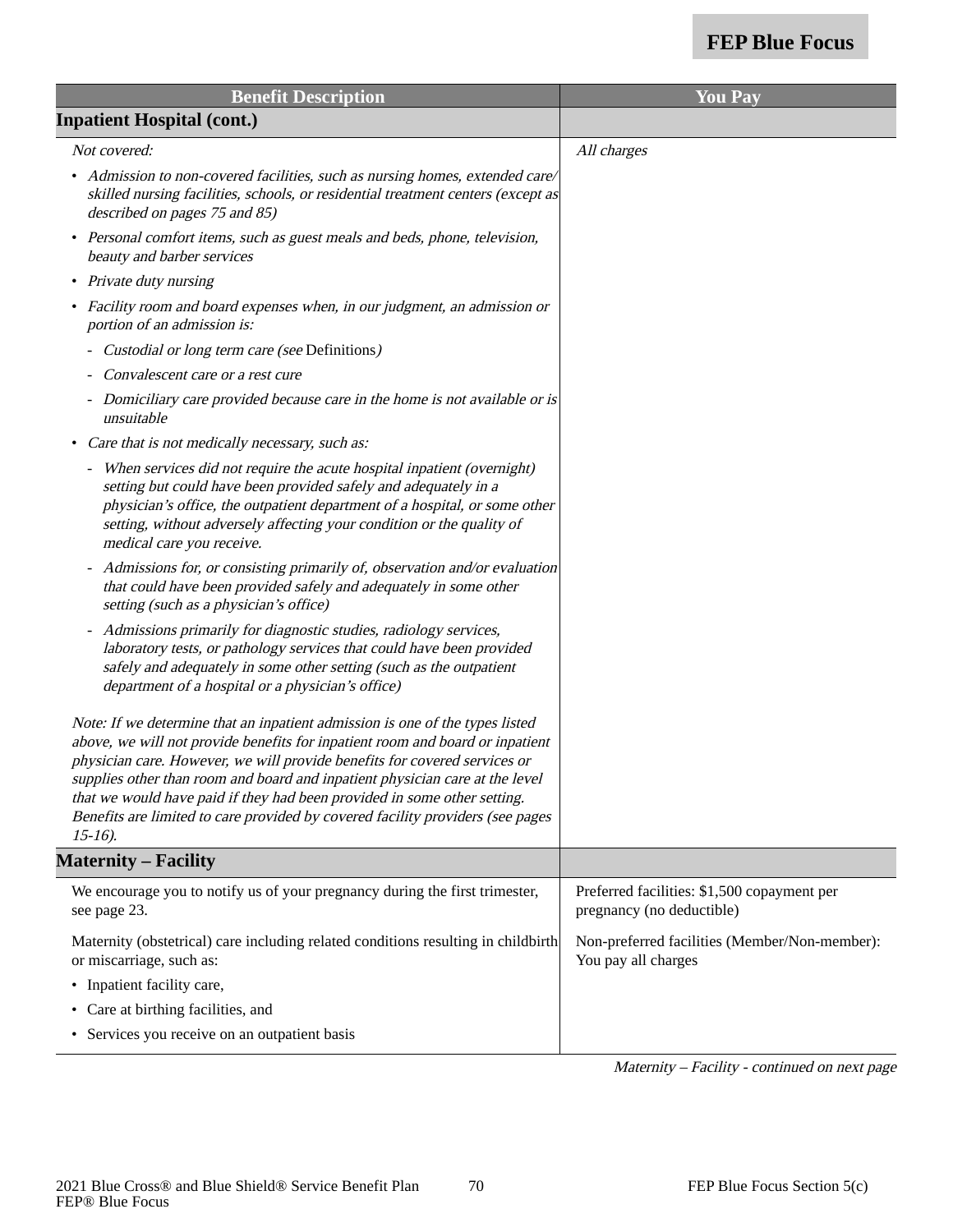| Benefit Description | You Pay |
|---|---|
| **Inpatient Hospital (cont.)** | |
| *Not covered:*<br>• *Admission to non-covered facilities, such as nursing homes, extended care/ skilled nursing facilities, schools, or residential treatment centers (except as described on pages 75 and 85)*<br>• *Personal comfort items, such as guest meals and beds, phone, television, beauty and barber services*<br>• *Private duty nursing*<br>• *Facility room and board expenses when, in our judgment, an admission or portion of an admission is:*<br>  - *Custodial or long term care (see* Definitions*)*<br>  - *Convalescent care or a rest cure*<br>  - *Domiciliary care provided because care in the home is not available or is unsuitable*<br>• *Care that is not medically necessary, such as:*<br>  - *When services did not require the acute hospital inpatient (overnight) setting but could have been provided safely and adequately in a physician's office, the outpatient department of a hospital, or some other setting, without adversely affecting your condition or the quality of medical care you receive.*<br>  - *Admissions for, or consisting primarily of, observation and/or evaluation that could have been provided safely and adequately in some other setting (such as a physician's office)*<br>  - *Admissions primarily for diagnostic studies, radiology services, laboratory tests, or pathology services that could have been provided safely and adequately in some other setting (such as the outpatient department of a hospital or a physician's office)*<br><br>*Note: If we determine that an inpatient admission is one of the types listed above, we will not provide benefits for inpatient room and board or inpatient physician care. However, we will provide benefits for covered services or supplies other than room and board and inpatient physician care at the level that we would have paid if they had been provided in some other setting. Benefits are limited to care provided by covered facility providers (see pages 15-16).* | *All charges* |
| **Maternity – Facility** | |
| We encourage you to notify us of your pregnancy during the first trimester, see page 23.<br><br>Maternity (obstetrical) care including related conditions resulting in childbirth or miscarriage, such as:<br>• Inpatient facility care,<br>• Care at birthing facilities, and<br>• Services you receive on an outpatient basis | Preferred facilities: $1,500 copayment per pregnancy (no deductible)<br><br>Non-preferred facilities (Member/Non-member): You pay all charges |

*Maternity – Facility - continued on next page*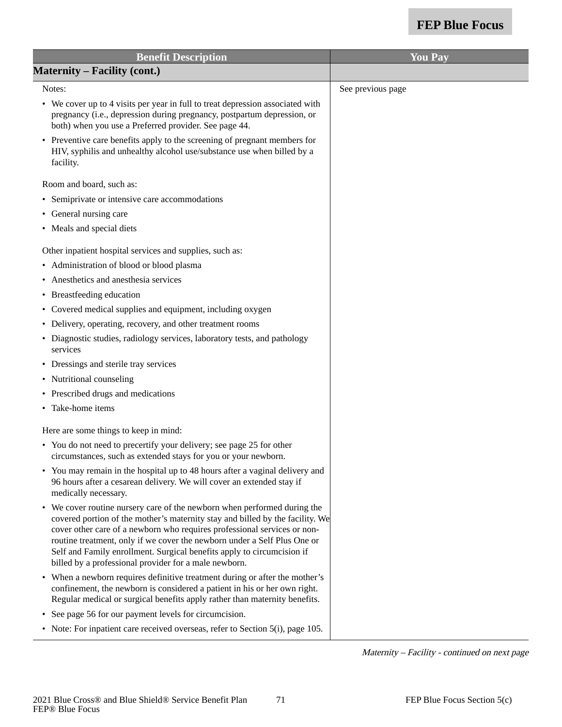| Benefit Description | You Pay |
|---|---|
| **Maternity – Facility (cont.)** | |
| Notes:<br>• We cover up to 4 visits per year in full to treat depression associated with pregnancy (i.e., depression during pregnancy, postpartum depression, or both) when you use a Preferred provider. See page 44.<br>• Preventive care benefits apply to the screening of pregnant members for HIV, syphilis and unhealthy alcohol use/substance use when billed by a facility.<br><br>Room and board, such as:<br>• Semiprivate or intensive care accommodations<br>• General nursing care<br>• Meals and special diets<br><br>Other inpatient hospital services and supplies, such as:<br>• Administration of blood or blood plasma<br>• Anesthetics and anesthesia services<br>• Breastfeeding education<br>• Covered medical supplies and equipment, including oxygen<br>• Delivery, operating, recovery, and other treatment rooms<br>• Diagnostic studies, radiology services, laboratory tests, and pathology services<br>• Dressings and sterile tray services<br>• Nutritional counseling<br>• Prescribed drugs and medications<br>• Take-home items<br><br>Here are some things to keep in mind:<br>• You do not need to precertify your delivery; see page 25 for other circumstances, such as extended stays for you or your newborn.<br>• You may remain in the hospital up to 48 hours after a vaginal delivery and 96 hours after a cesarean delivery. We will cover an extended stay if medically necessary.<br>• We cover routine nursery care of the newborn when performed during the covered portion of the mother's maternity stay and billed by the facility. We cover other care of a newborn who requires professional services or non-routine treatment, only if we cover the newborn under a Self Plus One or Self and Family enrollment. Surgical benefits apply to circumcision if billed by a professional provider for a male newborn.<br>• When a newborn requires definitive treatment during or after the mother's confinement, the newborn is considered a patient in his or her own right. Regular medical or surgical benefits apply rather than maternity benefits.<br>• See page 56 for our payment levels for circumcision.<br>• Note: For inpatient care received overseas, refer to Section 5(i), page 105. | See previous page |

*Maternity – Facility - continued on next page*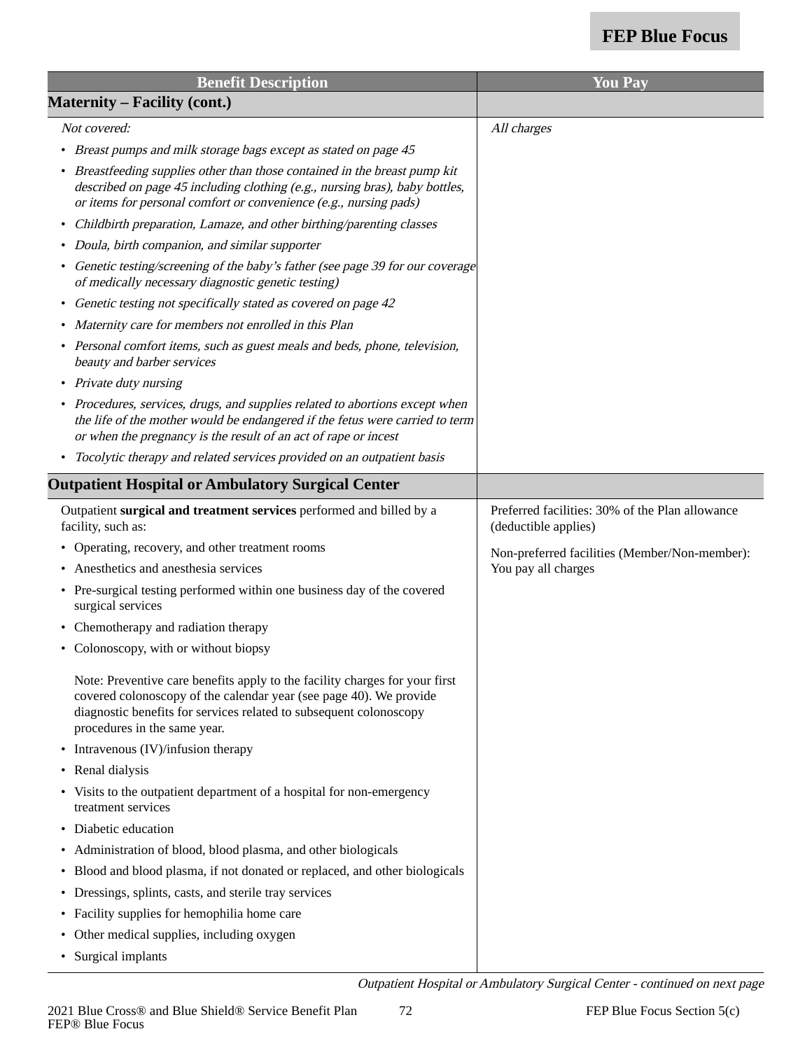| Benefit Description | You Pay |
|---|---|
| **Maternity – Facility (cont.)** | |
| *Not covered:*<br>• *Breast pumps and milk storage bags except as stated on page 45*<br>• *Breastfeeding supplies other than those contained in the breast pump kit described on page 45 including clothing (e.g., nursing bras), baby bottles, or items for personal comfort or convenience (e.g., nursing pads)*<br>• *Childbirth preparation, Lamaze, and other birthing/parenting classes*<br>• *Doula, birth companion, and similar supporter*<br>• *Genetic testing/screening of the baby's father (see page 39 for our coverage of medically necessary diagnostic genetic testing)*<br>• *Genetic testing not specifically stated as covered on page 42*<br>• *Maternity care for members not enrolled in this Plan*<br>• *Personal comfort items, such as guest meals and beds, phone, television, beauty and barber services*<br>• *Private duty nursing*<br>• *Procedures, services, drugs, and supplies related to abortions except when the life of the mother would be endangered if the fetus were carried to term or when the pregnancy is the result of an act of rape or incest*<br>• *Tocolytic therapy and related services provided on an outpatient basis* | *All charges* |
| **Outpatient Hospital or Ambulatory Surgical Center** | |
| Outpatient **surgical and treatment services** performed and billed by a facility, such as:<br>• Operating, recovery, and other treatment rooms<br>• Anesthetics and anesthesia services<br>• Pre-surgical testing performed within one business day of the covered surgical services<br>• Chemotherapy and radiation therapy<br>• Colonoscopy, with or without biopsy<br><br>Note: Preventive care benefits apply to the facility charges for your first covered colonoscopy of the calendar year (see page 40). We provide diagnostic benefits for services related to subsequent colonoscopy procedures in the same year.<br>• Intravenous (IV)/infusion therapy<br>• Renal dialysis<br>• Visits to the outpatient department of a hospital for non-emergency treatment services<br>• Diabetic education<br>• Administration of blood, blood plasma, and other biologicals<br>• Blood and blood plasma, if not donated or replaced, and other biologicals<br>• Dressings, splints, casts, and sterile tray services<br>• Facility supplies for hemophilia home care<br>• Other medical supplies, including oxygen<br>• Surgical implants | Preferred facilities: 30% of the Plan allowance (deductible applies)<br><br>Non-preferred facilities (Member/Non-member): You pay all charges |

*Outpatient Hospital or Ambulatory Surgical Center - continued on next page*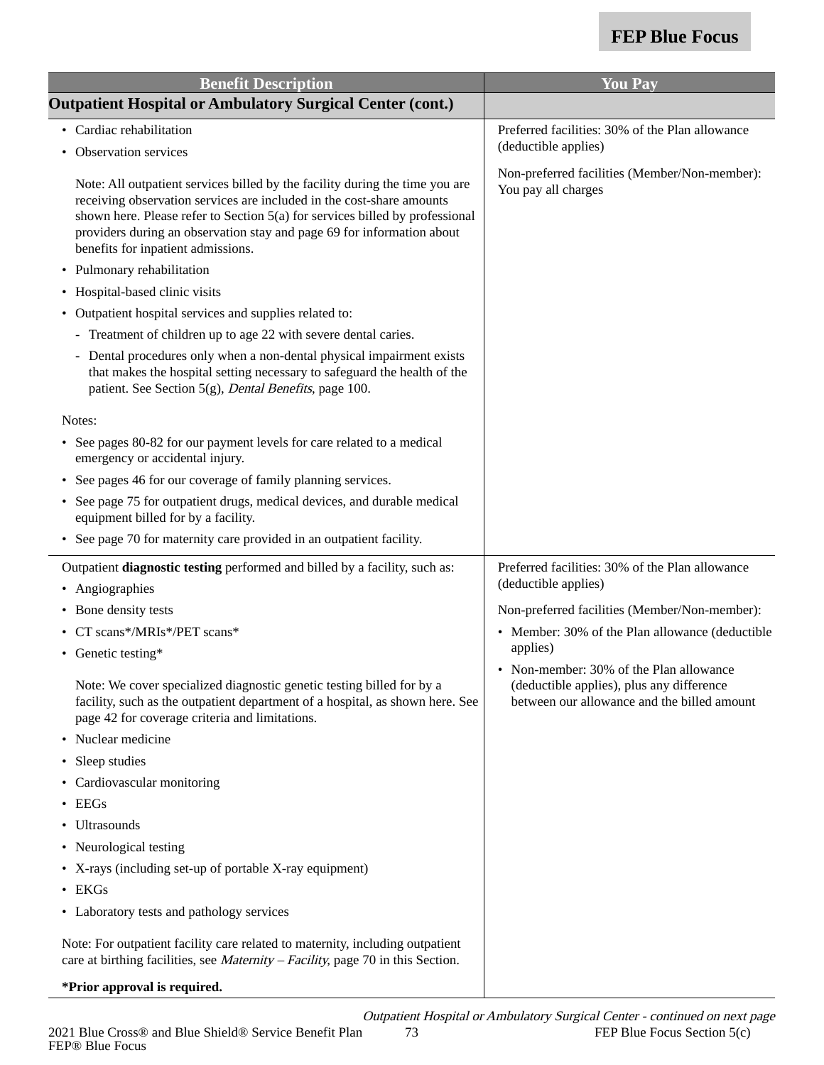| Benefit Description | You Pay |
|---|---|
| **Outpatient Hospital or Ambulatory Surgical Center (cont.)** | |
| • Cardiac rehabilitation<br>• Observation services<br><br>Note: All outpatient services billed by the facility during the time you are receiving observation services are included in the cost-share amounts shown here. Please refer to Section 5(a) for services billed by professional providers during an observation stay and page 69 for information about benefits for inpatient admissions.<br>• Pulmonary rehabilitation<br>• Hospital-based clinic visits<br>• Outpatient hospital services and supplies related to:<br>- Treatment of children up to age 22 with severe dental caries.<br>- Dental procedures only when a non-dental physical impairment exists that makes the hospital setting necessary to safeguard the health of the patient. See Section 5(g), *Dental Benefits*, page 100.<br><br>Notes:<br>• See pages 80-82 for our payment levels for care related to a medical emergency or accidental injury.<br>• See pages 46 for our coverage of family planning services.<br>• See page 75 for outpatient drugs, medical devices, and durable medical equipment billed for by a facility.<br>• See page 70 for maternity care provided in an outpatient facility. | Preferred facilities: 30% of the Plan allowance (deductible applies)<br><br>Non-preferred facilities (Member/Non-member): You pay all charges |
| Outpatient **diagnostic testing** performed and billed by a facility, such as:<br>• Angiographies<br>• Bone density tests<br>• CT scans*/MRIs*/PET scans*<br>• Genetic testing*<br><br>Note: We cover specialized diagnostic genetic testing billed for by a facility, such as the outpatient department of a hospital, as shown here. See page 42 for coverage criteria and limitations.<br>• Nuclear medicine<br>• Sleep studies<br>• Cardiovascular monitoring<br>• EEGs<br>• Ultrasounds<br>• Neurological testing<br>• X-rays (including set-up of portable X-ray equipment)<br>• EKGs<br>• Laboratory tests and pathology services<br><br>Note: For outpatient facility care related to maternity, including outpatient care at birthing facilities, see *Maternity – Facility*, page 70 in this Section.<br><br>***Prior approval is required.** | Preferred facilities: 30% of the Plan allowance (deductible applies)<br><br>Non-preferred facilities (Member/Non-member):<br>• Member: 30% of the Plan allowance (deductible applies)<br>• Non-member: 30% of the Plan allowance (deductible applies), plus any difference between our allowance and the billed amount |

*Outpatient Hospital or Ambulatory Surgical Center - continued on next page*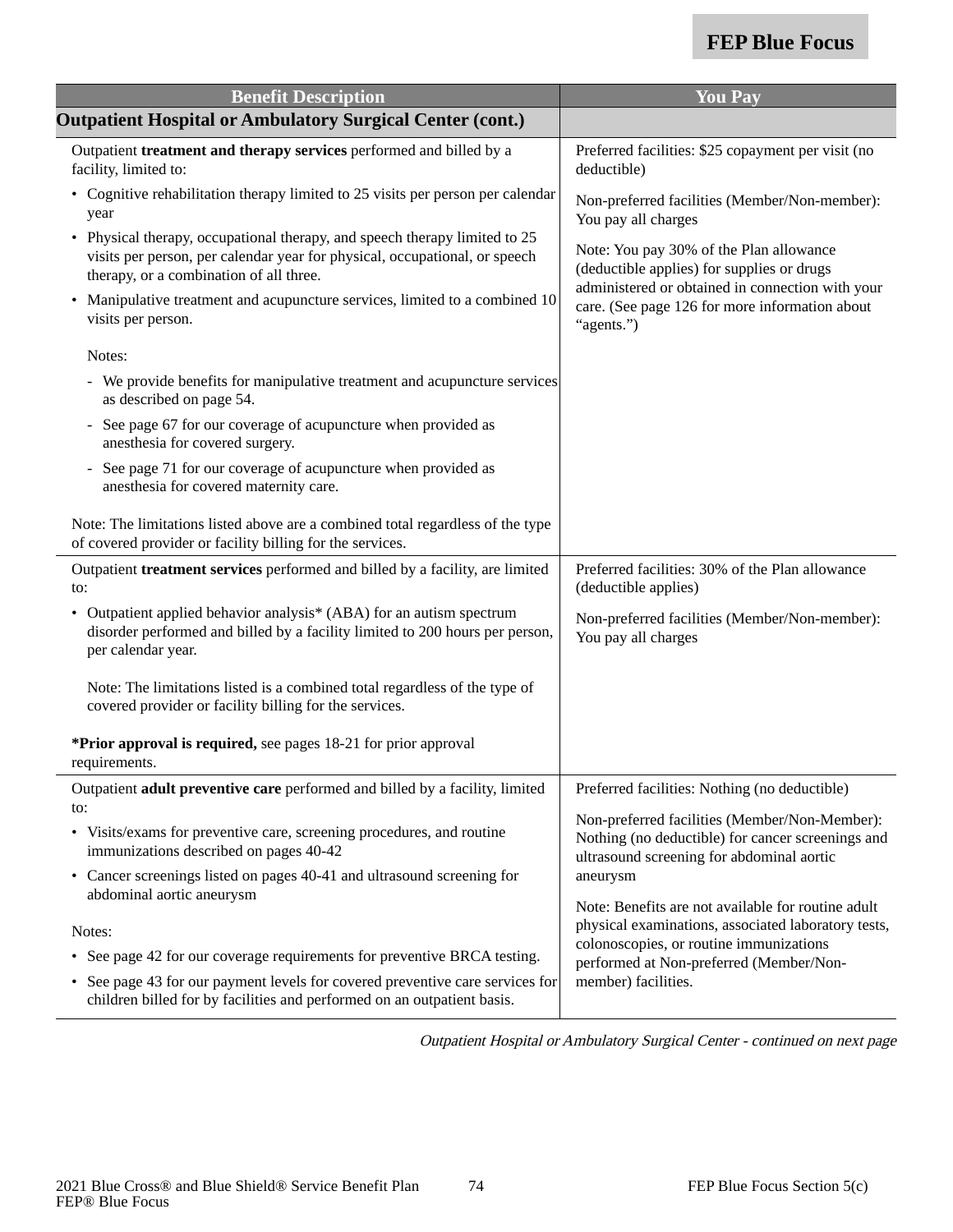| Benefit Description | You Pay |
| --- | --- |
| **Outpatient Hospital or Ambulatory Surgical Center (cont.)** | |
| Outpatient **treatment and therapy services** performed and billed by a facility, limited to:<br>• Cognitive rehabilitation therapy limited to 25 visits per person per calendar year<br>• Physical therapy, occupational therapy, and speech therapy limited to 25 visits per person, per calendar year for physical, occupational, or speech therapy, or a combination of all three.<br>• Manipulative treatment and acupuncture services, limited to a combined 10 visits per person.<br><br>Notes:<br>- We provide benefits for manipulative treatment and acupuncture services as described on page 54.<br>- See page 67 for our coverage of acupuncture when provided as anesthesia for covered surgery.<br>- See page 71 for our coverage of acupuncture when provided as anesthesia for covered maternity care.<br><br>Note: The limitations listed above are a combined total regardless of the type of covered provider or facility billing for the services. | Preferred facilities: $25 copayment per visit (no deductible)<br><br>Non-preferred facilities (Member/Non-member): You pay all charges<br><br>Note: You pay 30% of the Plan allowance (deductible applies) for supplies or drugs administered or obtained in connection with your care. (See page 126 for more information about "agents.") |
| Outpatient **treatment services** performed and billed by a facility, are limited to:<br>• Outpatient applied behavior analysis* (ABA) for an autism spectrum disorder performed and billed by a facility limited to 200 hours per person, per calendar year.<br><br>Note: The limitations listed is a combined total regardless of the type of covered provider or facility billing for the services.<br><br>***Prior approval is required,** see pages 18-21 for prior approval requirements. | Preferred facilities: 30% of the Plan allowance (deductible applies)<br><br>Non-preferred facilities (Member/Non-member): You pay all charges |
| Outpatient **adult preventive care** performed and billed by a facility, limited to:<br>• Visits/exams for preventive care, screening procedures, and routine immunizations described on pages 40-42<br>• Cancer screenings listed on pages 40-41 and ultrasound screening for abdominal aortic aneurysm<br><br>Notes:<br>• See page 42 for our coverage requirements for preventive BRCA testing.<br>• See page 43 for our payment levels for covered preventive care services for children billed for by facilities and performed on an outpatient basis. | Preferred facilities: Nothing (no deductible)<br><br>Non-preferred facilities (Member/Non-Member): Nothing (no deductible) for cancer screenings and ultrasound screening for abdominal aortic aneurysm<br><br>Note: Benefits are not available for routine adult physical examinations, associated laboratory tests, colonoscopies, or routine immunizations performed at Non-preferred (Member/Non-member) facilities. |

*Outpatient Hospital or Ambulatory Surgical Center - continued on next page*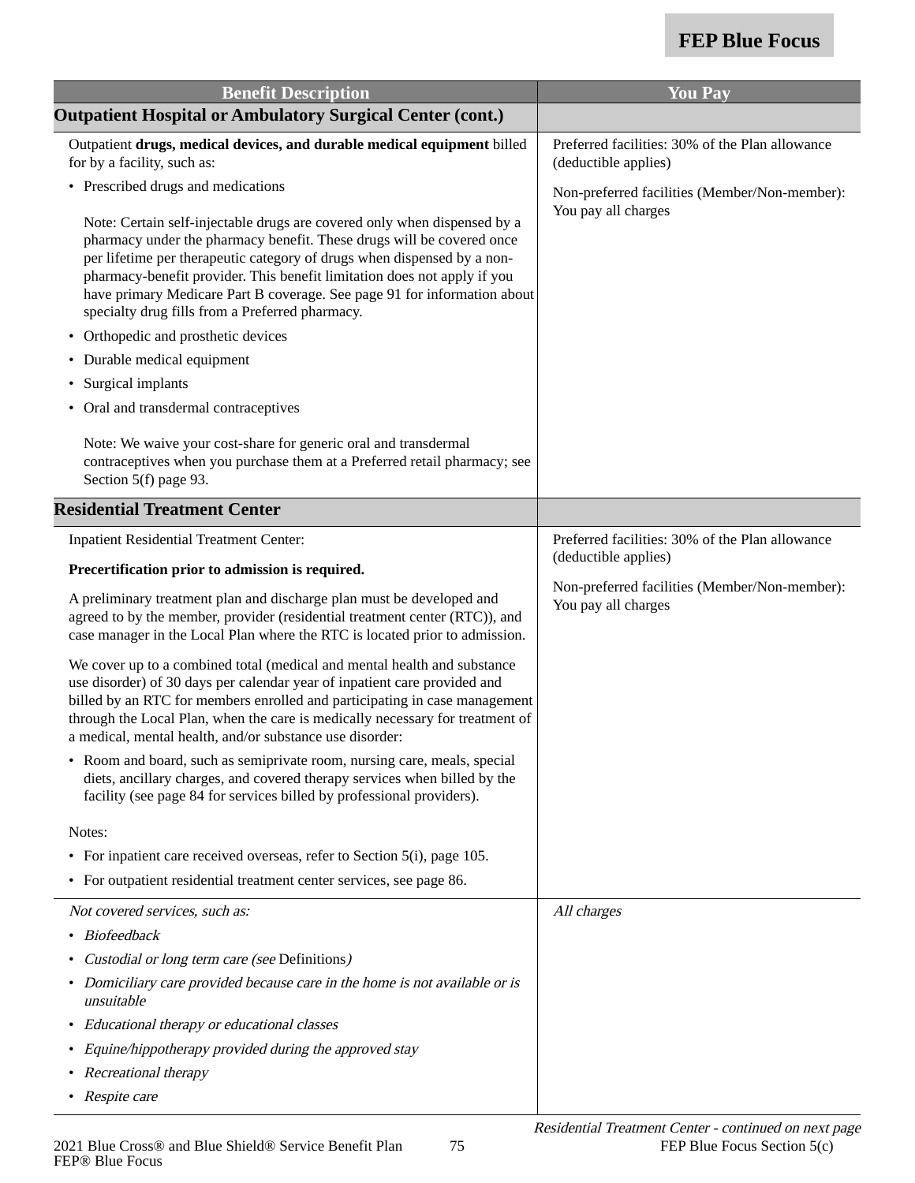| Benefit Description | You Pay |
|---|---|
| **Outpatient Hospital or Ambulatory Surgical Center (cont.)** | |
| Outpatient **drugs, medical devices, and durable medical equipment** billed for by a facility, such as:<br>• Prescribed drugs and medications<br>Note: Certain self-injectable drugs are covered only when dispensed by a pharmacy under the pharmacy benefit. These drugs will be covered once per lifetime per therapeutic category of drugs when dispensed by a non-pharmacy-benefit provider. This benefit limitation does not apply if you have primary Medicare Part B coverage. See page 91 for information about specialty drug fills from a Preferred pharmacy.<br>• Orthopedic and prosthetic devices<br>• Durable medical equipment<br>• Surgical implants<br>• Oral and transdermal contraceptives<br>Note: We waive your cost-share for generic oral and transdermal contraceptives when you purchase them at a Preferred retail pharmacy; see Section 5(f) page 93. | Preferred facilities: 30% of the Plan allowance (deductible applies)<br>Non-preferred facilities (Member/Non-member): You pay all charges |
| **Residential Treatment Center** | |
| Inpatient Residential Treatment Center:<br>**Precertification prior to admission is required.**<br>A preliminary treatment plan and discharge plan must be developed and agreed to by the member, provider (residential treatment center (RTC)), and case manager in the Local Plan where the RTC is located prior to admission.<br>We cover up to a combined total (medical and mental health and substance use disorder) of 30 days per calendar year of inpatient care provided and billed by an RTC for members enrolled and participating in case management through the Local Plan, when the care is medically necessary for treatment of a medical, mental health, and/or substance use disorder:<br>• Room and board, such as semiprivate room, nursing care, meals, special diets, ancillary charges, and covered therapy services when billed by the facility (see page 84 for services billed by professional providers).<br>Notes:<br>• For inpatient care received overseas, refer to Section 5(i), page 105.<br>• For outpatient residential treatment center services, see page 86. | Preferred facilities: 30% of the Plan allowance (deductible applies)<br>Non-preferred facilities (Member/Non-member): You pay all charges |
| *Not covered services, such as:*<br>• *Biofeedback*<br>• *Custodial or long term care (see* Definitions*)*<br>• *Domiciliary care provided because care in the home is not available or is unsuitable*<br>• *Educational therapy or educational classes*<br>• *Equine/hippotherapy provided during the approved stay*<br>• *Recreational therapy*<br>• *Respite care* | *All charges* |

*Residential Treatment Center - continued on next page*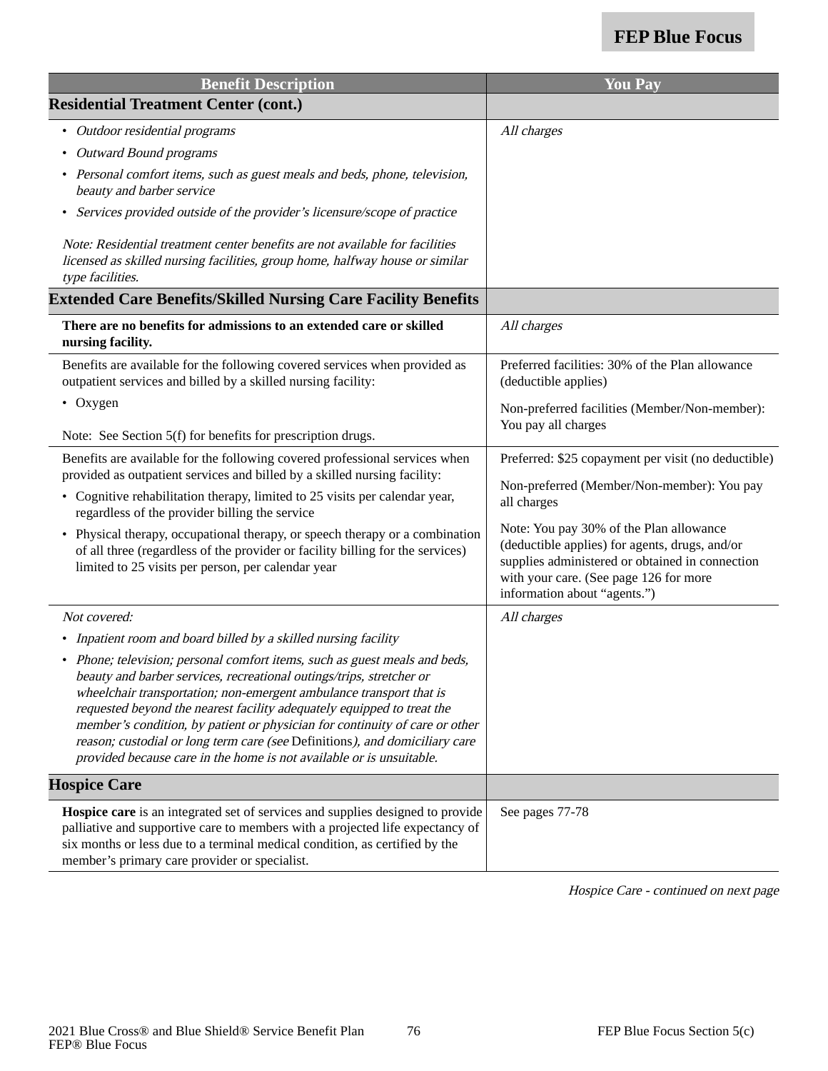| Benefit Description | You Pay |
|---|---|
| **Residential Treatment Center (cont.)** | |
| • *Outdoor residential programs*<br>• *Outward Bound programs*<br>• *Personal comfort items, such as guest meals and beds, phone, television, beauty and barber service*<br>• *Services provided outside of the provider's licensure/scope of practice*<br><br>*Note: Residential treatment center benefits are not available for facilities licensed as skilled nursing facilities, group home, halfway house or similar type facilities.* | *All charges* |
| **Extended Care Benefits/Skilled Nursing Care Facility Benefits** | |
| **There are no benefits for admissions to an extended care or skilled nursing facility.** | *All charges* |
| Benefits are available for the following covered services when provided as outpatient services and billed by a skilled nursing facility:<br>• Oxygen<br><br>Note: See Section 5(f) for benefits for prescription drugs. | Preferred facilities: 30% of the Plan allowance (deductible applies)<br><br>Non-preferred facilities (Member/Non-member): You pay all charges |
| Benefits are available for the following covered professional services when provided as outpatient services and billed by a skilled nursing facility:<br>• Cognitive rehabilitation therapy, limited to 25 visits per calendar year, regardless of the provider billing the service<br>• Physical therapy, occupational therapy, or speech therapy or a combination of all three (regardless of the provider or facility billing for the services) limited to 25 visits per person, per calendar year | Preferred: $25 copayment per visit (no deductible)<br><br>Non-preferred (Member/Non-member): You pay all charges<br><br>Note: You pay 30% of the Plan allowance (deductible applies) for agents, drugs, and/or supplies administered or obtained in connection with your care. (See page 126 for more information about "agents.") |
| *Not covered:*<br>• *Inpatient room and board billed by a skilled nursing facility*<br>• *Phone; television; personal comfort items, such as guest meals and beds, beauty and barber services, recreational outings/trips, stretcher or wheelchair transportation; non-emergent ambulance transport that is requested beyond the nearest facility adequately equipped to treat the member's condition, by patient or physician for continuity of care or other reason; custodial or long term care (see* Definitions*), and domiciliary care provided because care in the home is not available or is unsuitable.* | *All charges* |
| **Hospice Care** | |
| **Hospice care** is an integrated set of services and supplies designed to provide palliative and supportive care to members with a projected life expectancy of six months or less due to a terminal medical condition, as certified by the member's primary care provider or specialist. | See pages 77-78 |

*Hospice Care - continued on next page*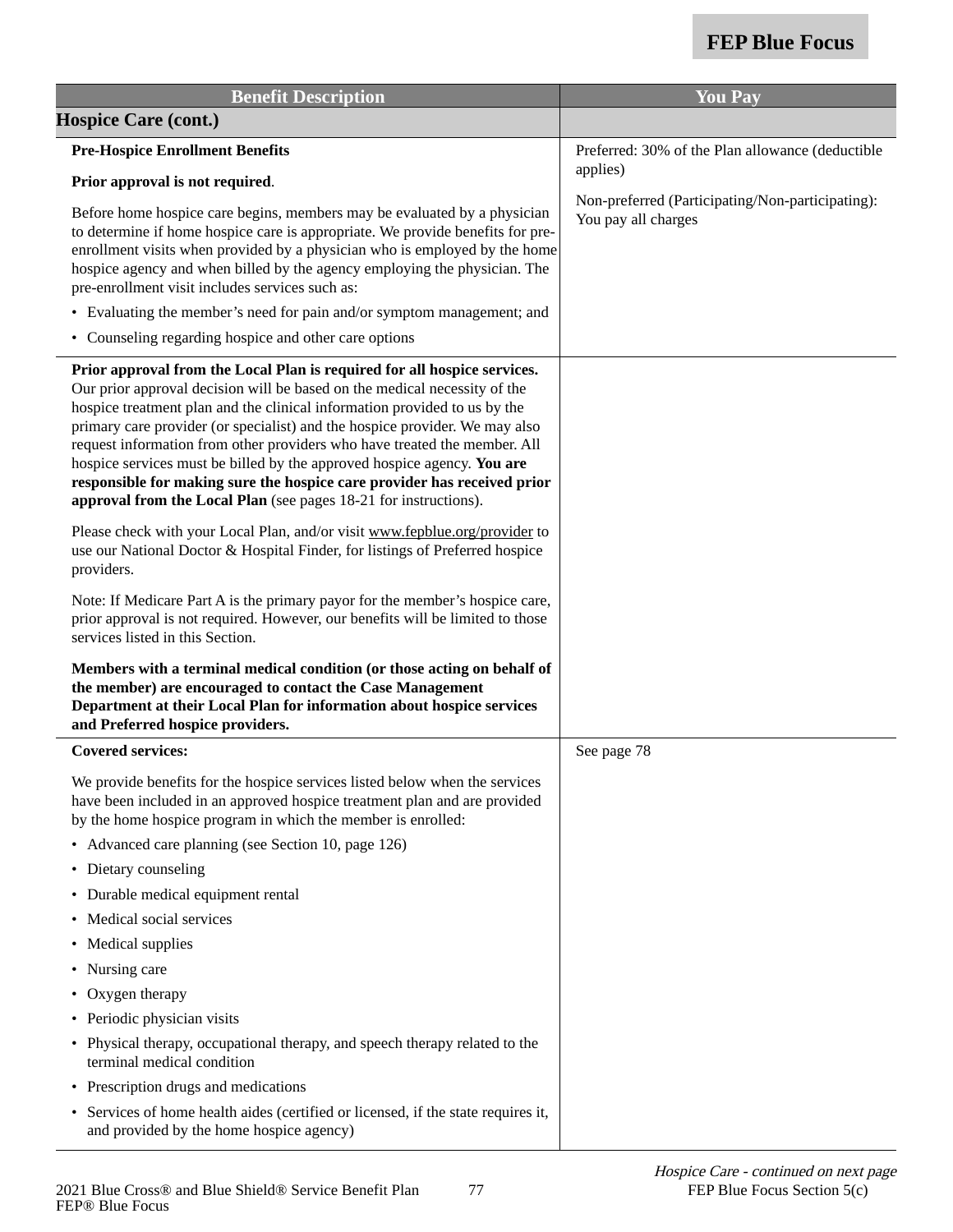| Benefit Description | You Pay |
| --- | --- |
| **Hospice Care (cont.)** | |
| **Pre-Hospice Enrollment Benefits**<br><br>**Prior approval is not required**.<br><br>Before home hospice care begins, members may be evaluated by a physician to determine if home hospice care is appropriate. We provide benefits for pre-enrollment visits when provided by a physician who is employed by the home hospice agency and when billed by the agency employing the physician. The pre-enrollment visit includes services such as:<br>• Evaluating the member's need for pain and/or symptom management; and<br>• Counseling regarding hospice and other care options | Preferred: 30% of the Plan allowance (deductible applies)<br><br>Non-preferred (Participating/Non-participating): You pay all charges |
| **Prior approval from the Local Plan is required for all hospice services.** Our prior approval decision will be based on the medical necessity of the hospice treatment plan and the clinical information provided to us by the primary care provider (or specialist) and the hospice provider. We may also request information from other providers who have treated the member. All hospice services must be billed by the approved hospice agency. **You are responsible for making sure the hospice care provider has received prior approval from the Local Plan** (see pages 18-21 for instructions).<br><br>Please check with your Local Plan, and/or visit www.fepblue.org/provider to use our National Doctor & Hospital Finder, for listings of Preferred hospice providers.<br><br>Note: If Medicare Part A is the primary payor for the member's hospice care, prior approval is not required. However, our benefits will be limited to those services listed in this Section.<br><br>**Members with a terminal medical condition (or those acting on behalf of the member) are encouraged to contact the Case Management Department at their Local Plan for information about hospice services and Preferred hospice providers.** | |
| **Covered services:**<br><br>We provide benefits for the hospice services listed below when the services have been included in an approved hospice treatment plan and are provided by the home hospice program in which the member is enrolled:<br>• Advanced care planning (see Section 10, page 126)<br>• Dietary counseling<br>• Durable medical equipment rental<br>• Medical social services<br>• Medical supplies<br>• Nursing care<br>• Oxygen therapy<br>• Periodic physician visits<br>• Physical therapy, occupational therapy, and speech therapy related to the terminal medical condition<br>• Prescription drugs and medications<br>• Services of home health aides (certified or licensed, if the state requires it, and provided by the home hospice agency) | See page 78 |

*Hospice Care - continued on next page*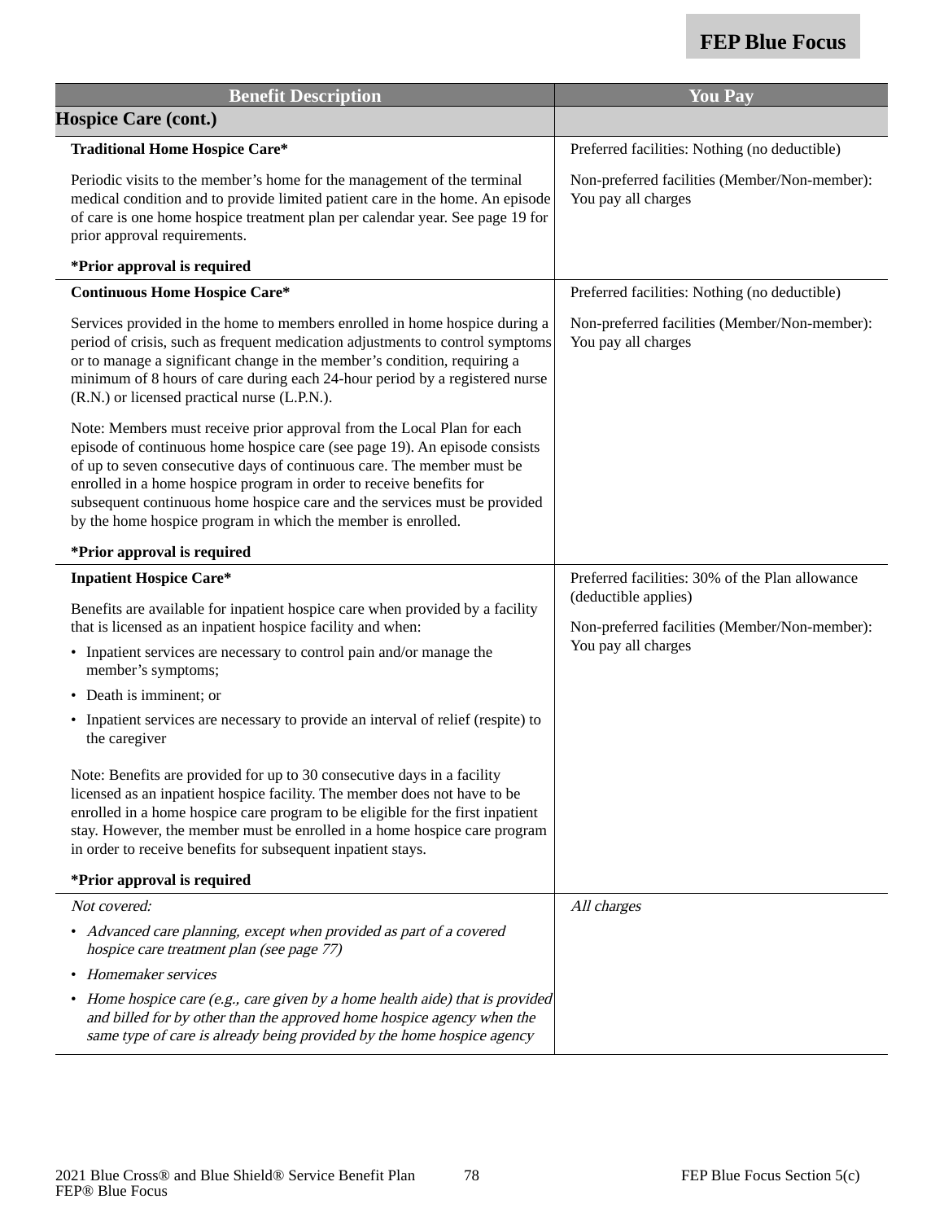| Benefit Description | You Pay |
|---|---|
| **Hospice Care (cont.)** | |
| **Traditional Home Hospice Care***<br><br>Periodic visits to the member's home for the management of the terminal medical condition and to provide limited patient care in the home. An episode of care is one home hospice treatment plan per calendar year. See page 19 for prior approval requirements.<br><br>***Prior approval is required** | Preferred facilities: Nothing (no deductible)<br><br>Non-preferred facilities (Member/Non-member): You pay all charges |
| **Continuous Home Hospice Care***<br><br>Services provided in the home to members enrolled in home hospice during a period of crisis, such as frequent medication adjustments to control symptoms or to manage a significant change in the member's condition, requiring a minimum of 8 hours of care during each 24-hour period by a registered nurse (R.N.) or licensed practical nurse (L.P.N.).<br><br>Note: Members must receive prior approval from the Local Plan for each episode of continuous home hospice care (see page 19). An episode consists of up to seven consecutive days of continuous care. The member must be enrolled in a home hospice program in order to receive benefits for subsequent continuous home hospice care and the services must be provided by the home hospice program in which the member is enrolled.<br><br>***Prior approval is required** | Preferred facilities: Nothing (no deductible)<br><br>Non-preferred facilities (Member/Non-member): You pay all charges |
| **Inpatient Hospice Care***<br><br>Benefits are available for inpatient hospice care when provided by a facility that is licensed as an inpatient hospice facility and when:<br>• Inpatient services are necessary to control pain and/or manage the member's symptoms;<br>• Death is imminent; or<br>• Inpatient services are necessary to provide an interval of relief (respite) to the caregiver<br><br>Note: Benefits are provided for up to 30 consecutive days in a facility licensed as an inpatient hospice facility. The member does not have to be enrolled in a home hospice care program to be eligible for the first inpatient stay. However, the member must be enrolled in a home hospice care program in order to receive benefits for subsequent inpatient stays.<br><br>***Prior approval is required** | Preferred facilities: 30% of the Plan allowance (deductible applies)<br><br>Non-preferred facilities (Member/Non-member): You pay all charges |
| *Not covered:*<br>• *Advanced care planning, except when provided as part of a covered hospice care treatment plan (see page 77)*<br>• *Homemaker services*<br>• *Home hospice care (e.g., care given by a home health aide) that is provided and billed for by other than the approved home hospice agency when the same type of care is already being provided by the home hospice agency* | *All charges* |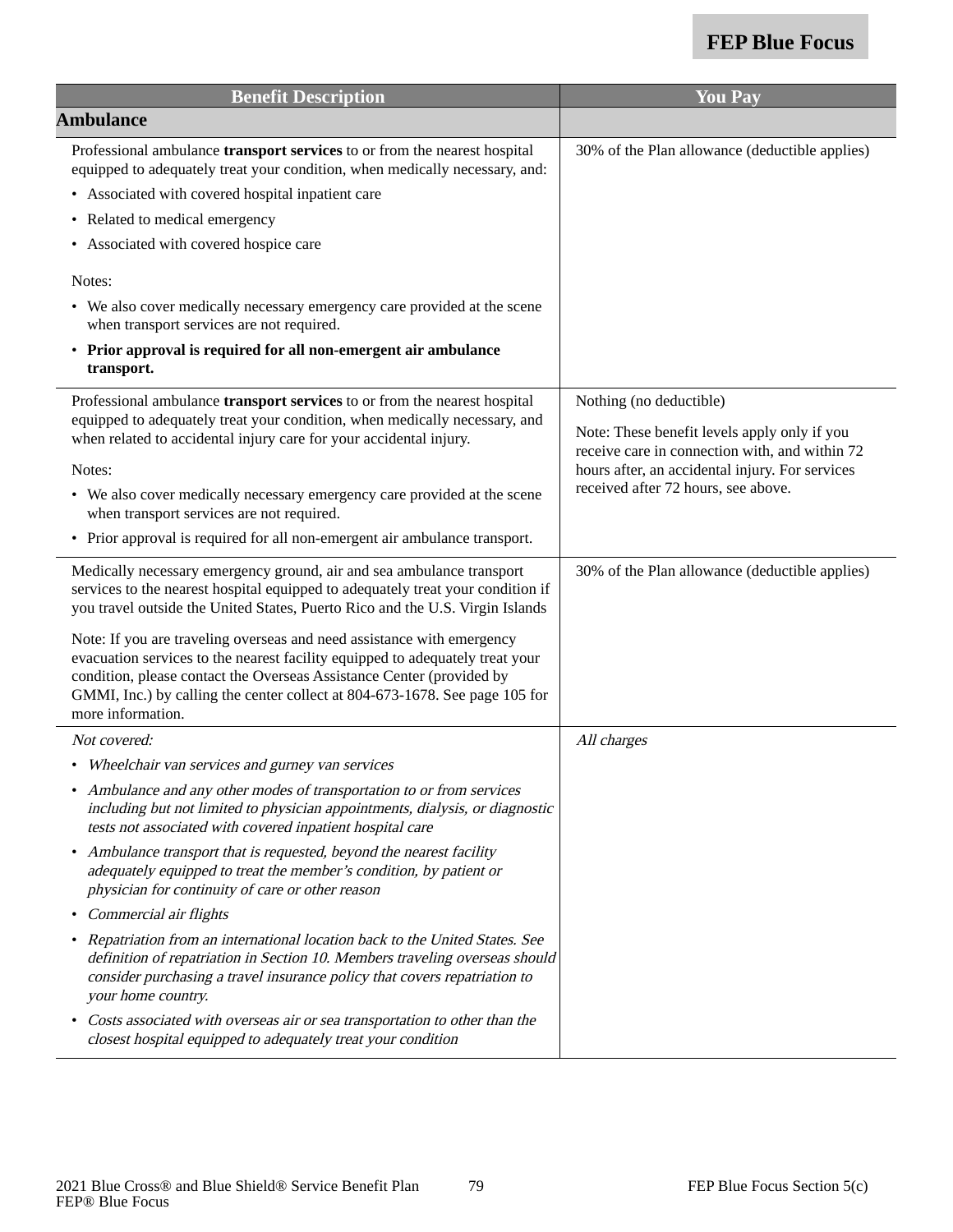| Benefit Description | You Pay |
|---|---|
| **Ambulance** | |
| Professional ambulance **transport services** to or from the nearest hospital equipped to adequately treat your condition, when medically necessary, and:<br>• Associated with covered hospital inpatient care<br>• Related to medical emergency<br>• Associated with covered hospice care<br><br>Notes:<br>• We also cover medically necessary emergency care provided at the scene when transport services are not required.<br>• **Prior approval is required for all non-emergent air ambulance transport.** | 30% of the Plan allowance (deductible applies) |
| Professional ambulance **transport services** to or from the nearest hospital equipped to adequately treat your condition, when medically necessary, and when related to accidental injury care for your accidental injury.<br><br>Notes:<br>• We also cover medically necessary emergency care provided at the scene when transport services are not required.<br>• Prior approval is required for all non-emergent air ambulance transport. | Nothing (no deductible)<br><br>Note: These benefit levels apply only if you receive care in connection with, and within 72 hours after, an accidental injury. For services received after 72 hours, see above. |
| Medically necessary emergency ground, air and sea ambulance transport services to the nearest hospital equipped to adequately treat your condition if you travel outside the United States, Puerto Rico and the U.S. Virgin Islands<br><br>Note: If you are traveling overseas and need assistance with emergency evacuation services to the nearest facility equipped to adequately treat your condition, please contact the Overseas Assistance Center (provided by GMMI, Inc.) by calling the center collect at 804-673-1678. See page 105 for more information. | 30% of the Plan allowance (deductible applies) |
| *Not covered:*<br>• *Wheelchair van services and gurney van services*<br>• *Ambulance and any other modes of transportation to or from services including but not limited to physician appointments, dialysis, or diagnostic tests not associated with covered inpatient hospital care*<br>• *Ambulance transport that is requested, beyond the nearest facility adequately equipped to treat the member's condition, by patient or physician for continuity of care or other reason*<br>• *Commercial air flights*<br>• *Repatriation from an international location back to the United States. See definition of repatriation in Section 10. Members traveling overseas should consider purchasing a travel insurance policy that covers repatriation to your home country.*<br>• *Costs associated with overseas air or sea transportation to other than the closest hospital equipped to adequately treat your condition* | *All charges* |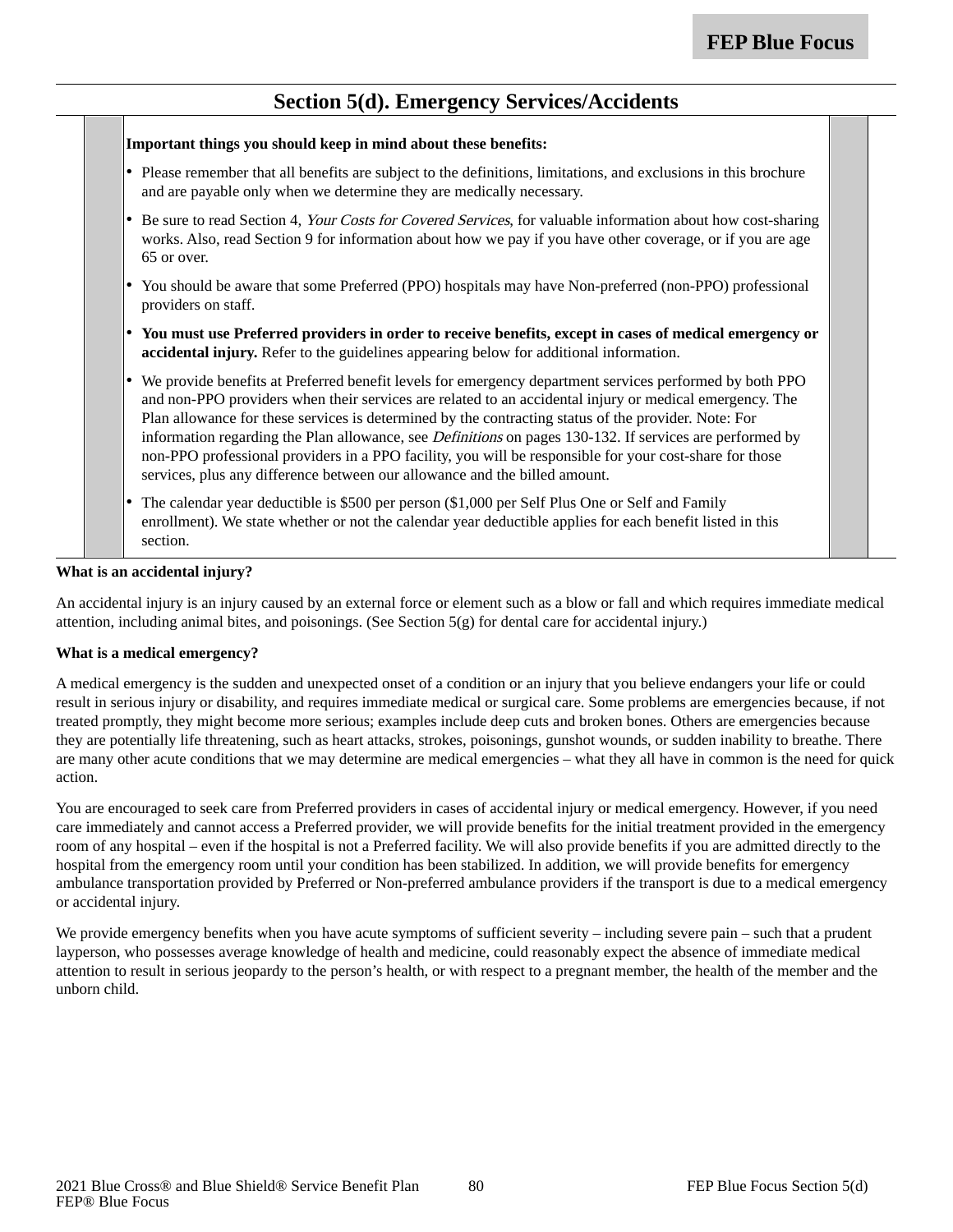## Section 5(d). Emergency Services/Accidents

**Important things you should keep in mind about these benefits:**

- Please remember that all benefits are subject to the definitions, limitations, and exclusions in this brochure and are payable only when we determine they are medically necessary.
- Be sure to read Section 4, *Your Costs for Covered Services*, for valuable information about how cost-sharing works. Also, read Section 9 for information about how we pay if you have other coverage, or if you are age 65 or over.
- You should be aware that some Preferred (PPO) hospitals may have Non-preferred (non-PPO) professional providers on staff.
- **You must use Preferred providers in order to receive benefits, except in cases of medical emergency or accidental injury.** Refer to the guidelines appearing below for additional information.
- We provide benefits at Preferred benefit levels for emergency department services performed by both PPO and non-PPO providers when their services are related to an accidental injury or medical emergency. The Plan allowance for these services is determined by the contracting status of the provider. Note: For information regarding the Plan allowance, see *Definitions* on pages 130-132. If services are performed by non-PPO professional providers in a PPO facility, you will be responsible for your cost-share for those services, plus any difference between our allowance and the billed amount.
- The calendar year deductible is $500 per person ($1,000 per Self Plus One or Self and Family enrollment). We state whether or not the calendar year deductible applies for each benefit listed in this section.

**What is an accidental injury?**

An accidental injury is an injury caused by an external force or element such as a blow or fall and which requires immediate medical attention, including animal bites, and poisonings. (See Section 5(g) for dental care for accidental injury.)

**What is a medical emergency?**

A medical emergency is the sudden and unexpected onset of a condition or an injury that you believe endangers your life or could result in serious injury or disability, and requires immediate medical or surgical care. Some problems are emergencies because, if not treated promptly, they might become more serious; examples include deep cuts and broken bones. Others are emergencies because they are potentially life threatening, such as heart attacks, strokes, poisonings, gunshot wounds, or sudden inability to breathe. There are many other acute conditions that we may determine are medical emergencies – what they all have in common is the need for quick action.

You are encouraged to seek care from Preferred providers in cases of accidental injury or medical emergency. However, if you need care immediately and cannot access a Preferred provider, we will provide benefits for the initial treatment provided in the emergency room of any hospital – even if the hospital is not a Preferred facility. We will also provide benefits if you are admitted directly to the hospital from the emergency room until your condition has been stabilized. In addition, we will provide benefits for emergency ambulance transportation provided by Preferred or Non-preferred ambulance providers if the transport is due to a medical emergency or accidental injury.

We provide emergency benefits when you have acute symptoms of sufficient severity – including severe pain – such that a prudent layperson, who possesses average knowledge of health and medicine, could reasonably expect the absence of immediate medical attention to result in serious jeopardy to the person's health, or with respect to a pregnant member, the health of the member and the unborn child.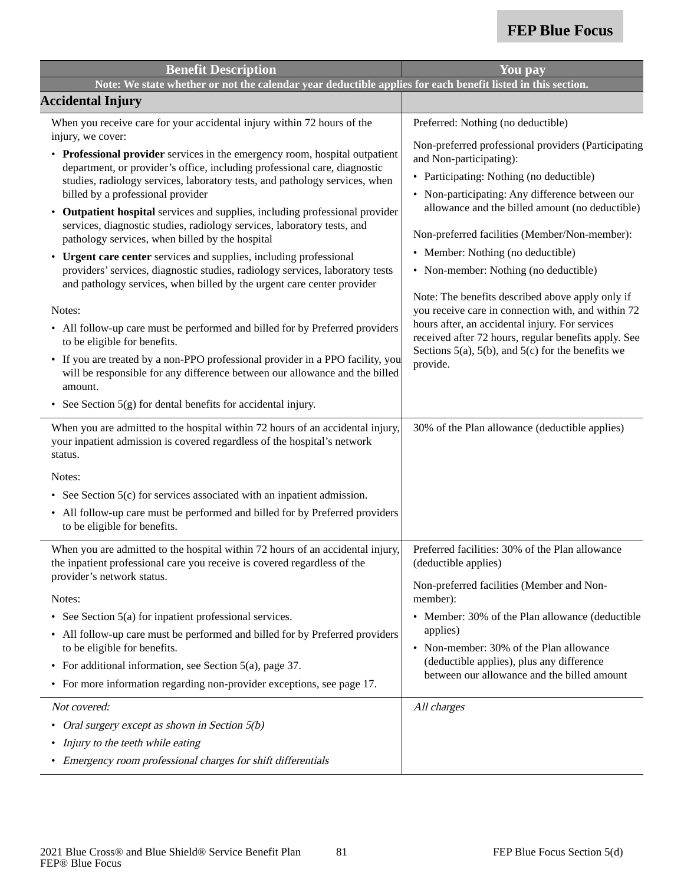| Benefit Description | You pay |
|---|---|
| **Note: We state whether or not the calendar year deductible applies for each benefit listed in this section.** | |
| **Accidental Injury** | |
| When you receive care for your accidental injury within 72 hours of the injury, we cover:<br>• **Professional provider** services in the emergency room, hospital outpatient department, or provider's office, including professional care, diagnostic studies, radiology services, laboratory tests, and pathology services, when billed by a professional provider<br>• **Outpatient hospital** services and supplies, including professional provider services, diagnostic studies, radiology services, laboratory tests, and pathology services, when billed by the hospital<br>• **Urgent care center** services and supplies, including professional providers' services, diagnostic studies, radiology services, laboratory tests and pathology services, when billed by the urgent care center provider<br><br>Notes:<br>• All follow-up care must be performed and billed for by Preferred providers to be eligible for benefits.<br>• If you are treated by a non-PPO professional provider in a PPO facility, you will be responsible for any difference between our allowance and the billed amount.<br>• See Section 5(g) for dental benefits for accidental injury. | Preferred: Nothing (no deductible)<br><br>Non-preferred professional providers (Participating and Non-participating):<br>• Participating: Nothing (no deductible)<br>• Non-participating: Any difference between our allowance and the billed amount (no deductible)<br><br>Non-preferred facilities (Member/Non-member):<br>• Member: Nothing (no deductible)<br>• Non-member: Nothing (no deductible)<br><br>Note: The benefits described above apply only if you receive care in connection with, and within 72 hours after, an accidental injury. For services received after 72 hours, regular benefits apply. See Sections 5(a), 5(b), and 5(c) for the benefits we provide. |
| When you are admitted to the hospital within 72 hours of an accidental injury, your inpatient admission is covered regardless of the hospital's network status.<br><br>Notes:<br>• See Section 5(c) for services associated with an inpatient admission.<br>• All follow-up care must be performed and billed for by Preferred providers to be eligible for benefits. | 30% of the Plan allowance (deductible applies) |
| When you are admitted to the hospital within 72 hours of an accidental injury, the inpatient professional care you receive is covered regardless of the provider's network status.<br><br>Notes:<br>• See Section 5(a) for inpatient professional services.<br>• All follow-up care must be performed and billed for by Preferred providers to be eligible for benefits.<br>• For additional information, see Section 5(a), page 37.<br>• For more information regarding non-provider exceptions, see page 17. | Preferred facilities: 30% of the Plan allowance (deductible applies)<br><br>Non-preferred facilities (Member and Non-member):<br>• Member: 30% of the Plan allowance (deductible applies)<br>• Non-member: 30% of the Plan allowance (deductible applies), plus any difference between our allowance and the billed amount |
| *Not covered:*<br>• *Oral surgery except as shown in Section 5(b)*<br>• *Injury to the teeth while eating*<br>• *Emergency room professional charges for shift differentials* | *All charges* |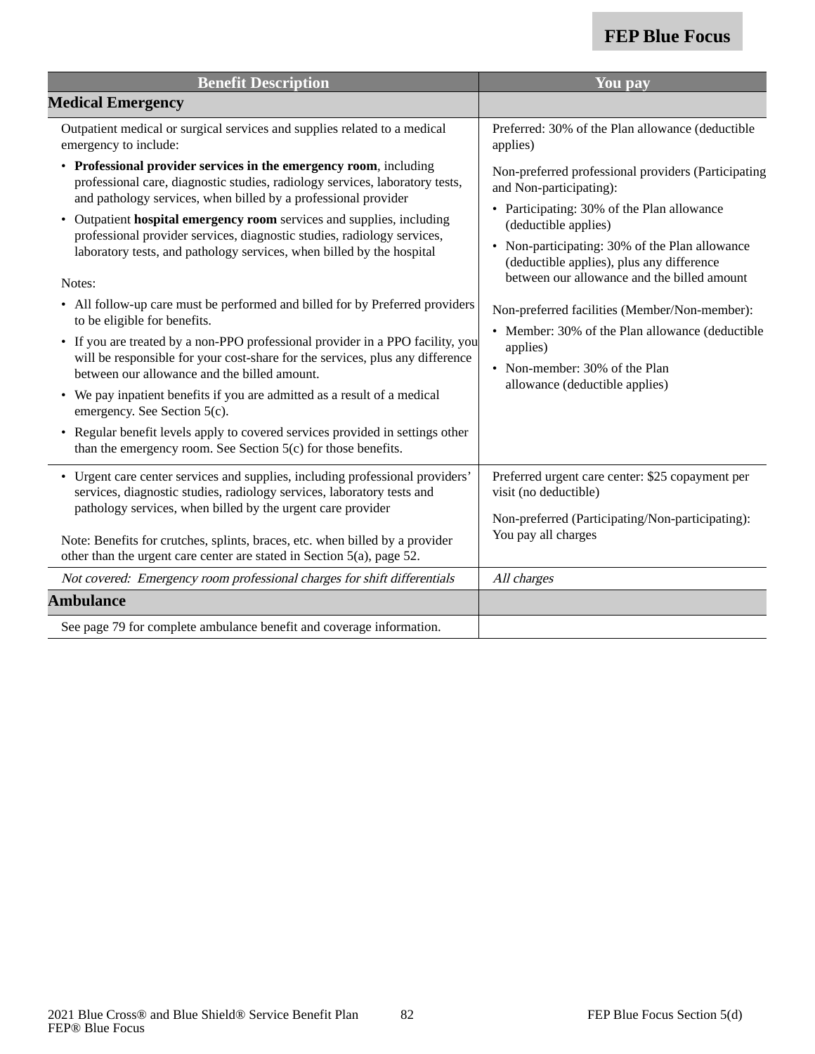| Benefit Description | You pay |
|---|---|
| **Medical Emergency** | |
| Outpatient medical or surgical services and supplies related to a medical emergency to include:<br>• **Professional provider services in the emergency room**, including professional care, diagnostic studies, radiology services, laboratory tests, and pathology services, when billed by a professional provider<br>• Outpatient **hospital emergency room** services and supplies, including professional provider services, diagnostic studies, radiology services, laboratory tests, and pathology services, when billed by the hospital<br><br>Notes:<br>• All follow-up care must be performed and billed for by Preferred providers to be eligible for benefits.<br>• If you are treated by a non-PPO professional provider in a PPO facility, you will be responsible for your cost-share for the services, plus any difference between our allowance and the billed amount.<br>• We pay inpatient benefits if you are admitted as a result of a medical emergency. See Section 5(c).<br>• Regular benefit levels apply to covered services provided in settings other than the emergency room. See Section 5(c) for those benefits. | Preferred: 30% of the Plan allowance (deductible applies)<br><br>Non-preferred professional providers (Participating and Non-participating):<br>• Participating: 30% of the Plan allowance (deductible applies)<br>• Non-participating: 30% of the Plan allowance (deductible applies), plus any difference between our allowance and the billed amount<br><br>Non-preferred facilities (Member/Non-member):<br>• Member: 30% of the Plan allowance (deductible applies)<br>• Non-member: 30% of the Plan allowance (deductible applies) |
| • Urgent care center services and supplies, including professional providers' services, diagnostic studies, radiology services, laboratory tests and pathology services, when billed by the urgent care provider<br><br>Note: Benefits for crutches, splints, braces, etc. when billed by a provider other than the urgent care center are stated in Section 5(a), page 52. | Preferred urgent care center: $25 copayment per visit (no deductible)<br><br>Non-preferred (Participating/Non-participating): You pay all charges |
| *Not covered: Emergency room professional charges for shift differentials* | *All charges* |
| **Ambulance** | |
| See page 79 for complete ambulance benefit and coverage information. | |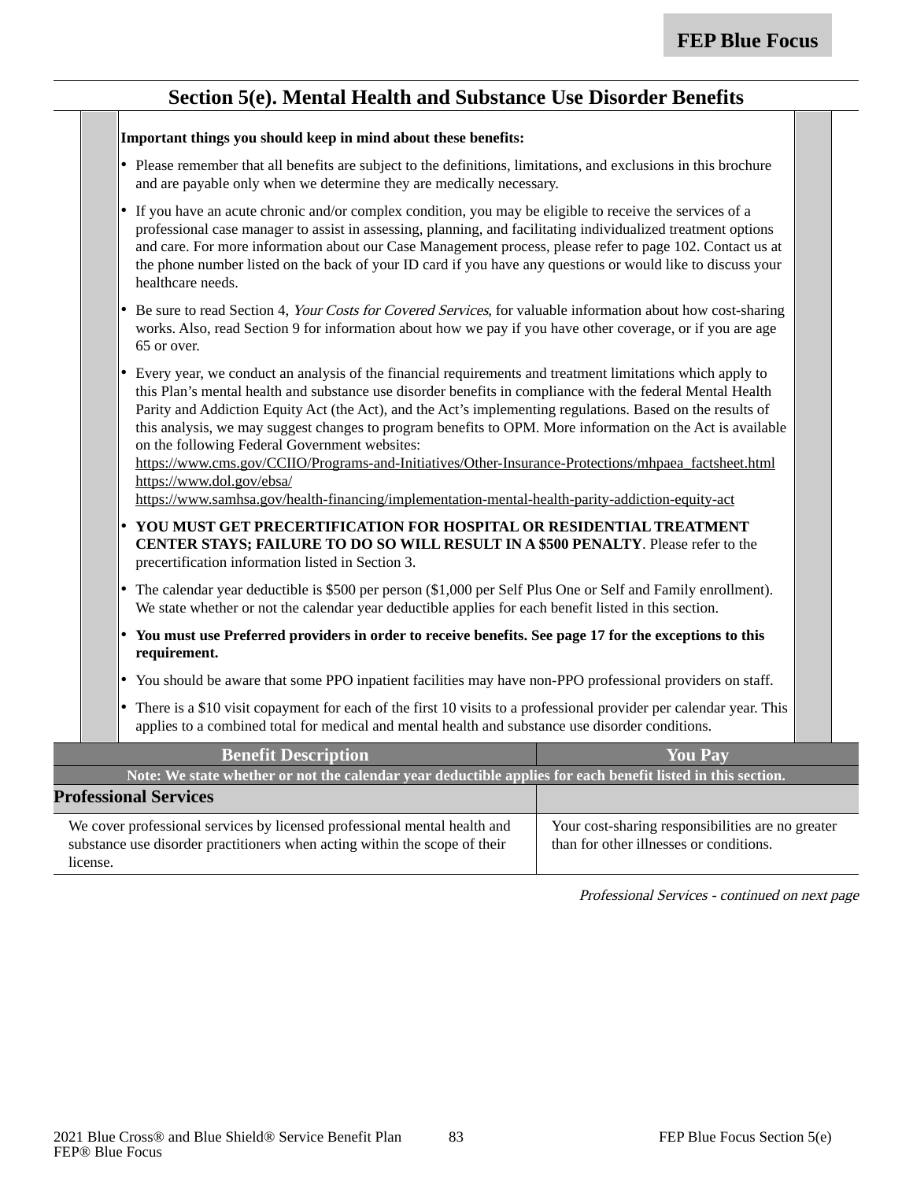## Section 5(e). Mental Health and Substance Use Disorder Benefits

**Important things you should keep in mind about these benefits:**

- Please remember that all benefits are subject to the definitions, limitations, and exclusions in this brochure and are payable only when we determine they are medically necessary.
- If you have an acute chronic and/or complex condition, you may be eligible to receive the services of a professional case manager to assist in assessing, planning, and facilitating individualized treatment options and care. For more information about our Case Management process, please refer to page 102. Contact us at the phone number listed on the back of your ID card if you have any questions or would like to discuss your healthcare needs.
- Be sure to read Section 4, *Your Costs for Covered Services*, for valuable information about how cost-sharing works. Also, read Section 9 for information about how we pay if you have other coverage, or if you are age 65 or over.
- Every year, we conduct an analysis of the financial requirements and treatment limitations which apply to this Plan's mental health and substance use disorder benefits in compliance with the federal Mental Health Parity and Addiction Equity Act (the Act), and the Act's implementing regulations. Based on the results of this analysis, we may suggest changes to program benefits to OPM. More information on the Act is available on the following Federal Government websites:
  https://www.cms.gov/CCIIO/Programs-and-Initiatives/Other-Insurance-Protections/mhpaea_factsheet.html
  https://www.dol.gov/ebsa/
  https://www.samhsa.gov/health-financing/implementation-mental-health-parity-addiction-equity-act
- **YOU MUST GET PRECERTIFICATION FOR HOSPITAL OR RESIDENTIAL TREATMENT CENTER STAYS; FAILURE TO DO SO WILL RESULT IN A $500 PENALTY**. Please refer to the precertification information listed in Section 3.
- The calendar year deductible is $500 per person ($1,000 per Self Plus One or Self and Family enrollment). We state whether or not the calendar year deductible applies for each benefit listed in this section.
- **You must use Preferred providers in order to receive benefits. See page 17 for the exceptions to this requirement.**
- You should be aware that some PPO inpatient facilities may have non-PPO professional providers on staff.
- There is a $10 visit copayment for each of the first 10 visits to a professional provider per calendar year. This applies to a combined total for medical and mental health and substance use disorder conditions.

| Benefit Description | You Pay |
|---|---|
| **Note: We state whether or not the calendar year deductible applies for each benefit listed in this section.** | |
| **Professional Services** | |
| We cover professional services by licensed professional mental health and substance use disorder practitioners when acting within the scope of their license. | Your cost-sharing responsibilities are no greater than for other illnesses or conditions. |

*Professional Services - continued on next page*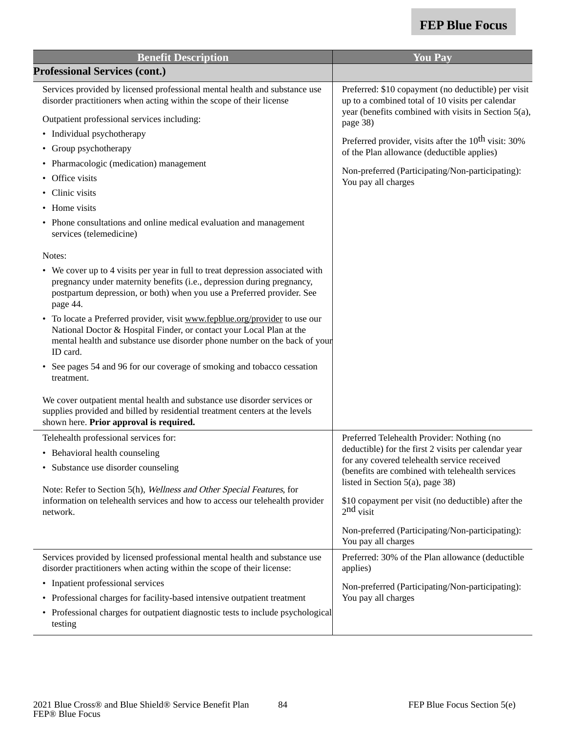| Benefit Description | You Pay |
| --- | --- |
| **Professional Services (cont.)** | |
| Services provided by licensed professional mental health and substance use disorder practitioners when acting within the scope of their license<br><br>Outpatient professional services including:<br>• Individual psychotherapy<br>• Group psychotherapy<br>• Pharmacologic (medication) management<br>• Office visits<br>• Clinic visits<br>• Home visits<br>• Phone consultations and online medical evaluation and management services (telemedicine)<br><br>Notes:<br>• We cover up to 4 visits per year in full to treat depression associated with pregnancy under maternity benefits (i.e., depression during pregnancy, postpartum depression, or both) when you use a Preferred provider. See page 44.<br>• To locate a Preferred provider, visit www.fepblue.org/provider to use our National Doctor & Hospital Finder, or contact your Local Plan at the mental health and substance use disorder phone number on the back of your ID card.<br>• See pages 54 and 96 for our coverage of smoking and tobacco cessation treatment.<br><br>We cover outpatient mental health and substance use disorder services or supplies provided and billed by residential treatment centers at the levels shown here. **Prior approval is required.** | Preferred: $10 copayment (no deductible) per visit up to a combined total of 10 visits per calendar year (benefits combined with visits in Section 5(a), page 38)<br><br>Preferred provider, visits after the 10th visit: 30% of the Plan allowance (deductible applies)<br><br>Non-preferred (Participating/Non-participating): You pay all charges |
| Telehealth professional services for:<br>• Behavioral health counseling<br>• Substance use disorder counseling<br><br>Note: Refer to Section 5(h), *Wellness and Other Special Features*, for information on telehealth services and how to access our telehealth provider network. | Preferred Telehealth Provider: Nothing (no deductible) for the first 2 visits per calendar year for any covered telehealth service received (benefits are combined with telehealth services listed in Section 5(a), page 38)<br><br>$10 copayment per visit (no deductible) after the 2nd visit<br><br>Non-preferred (Participating/Non-participating): You pay all charges |
| Services provided by licensed professional mental health and substance use disorder practitioners when acting within the scope of their license:<br>• Inpatient professional services<br>• Professional charges for facility-based intensive outpatient treatment<br>• Professional charges for outpatient diagnostic tests to include psychological testing | Preferred: 30% of the Plan allowance (deductible applies)<br><br>Non-preferred (Participating/Non-participating): You pay all charges |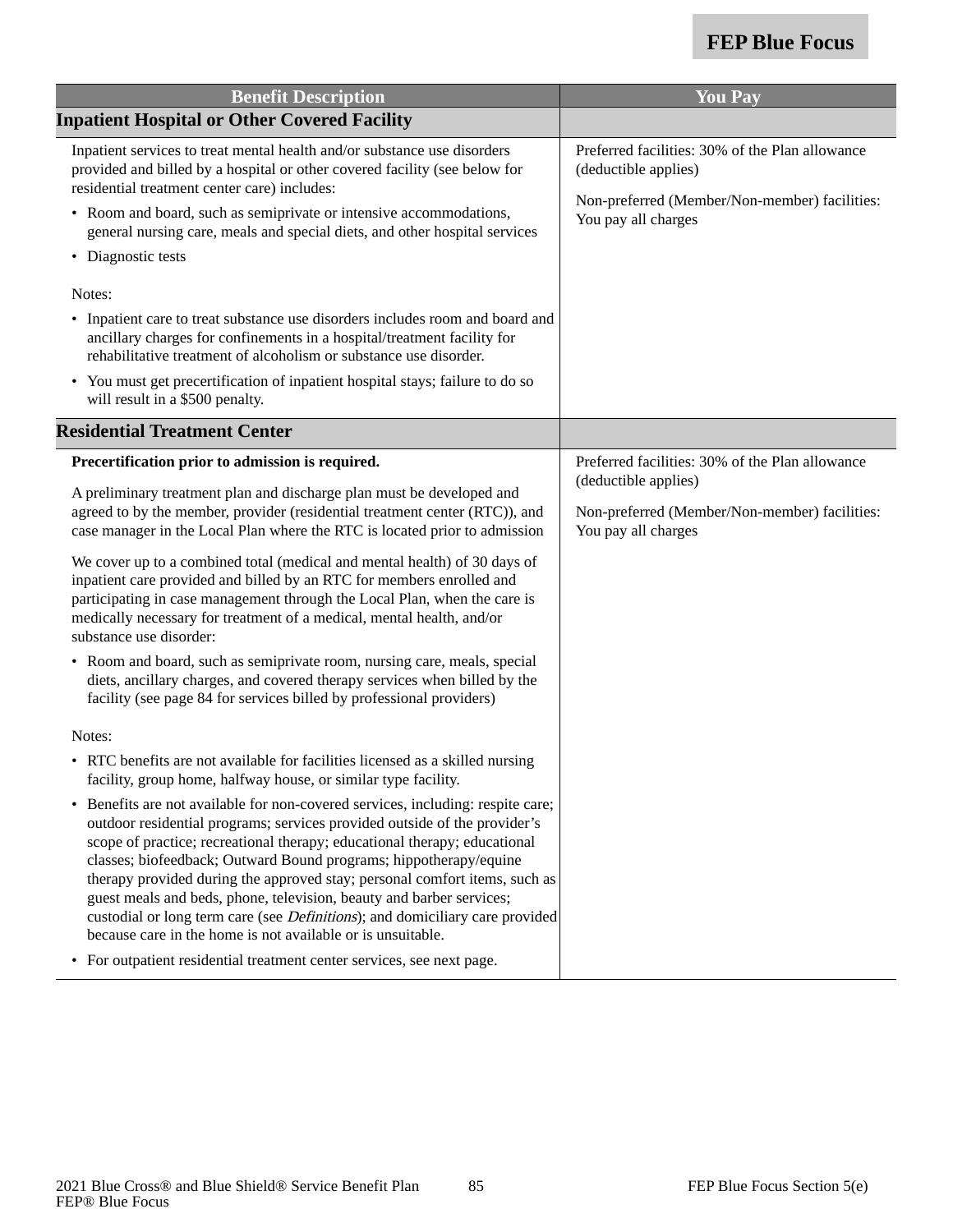| Benefit Description | You Pay |
|---|---|
| **Inpatient Hospital or Other Covered Facility** | |
| Inpatient services to treat mental health and/or substance use disorders provided and billed by a hospital or other covered facility (see below for residential treatment center care) includes:<br>• Room and board, such as semiprivate or intensive accommodations, general nursing care, meals and special diets, and other hospital services<br>• Diagnostic tests<br><br>Notes:<br>• Inpatient care to treat substance use disorders includes room and board and ancillary charges for confinements in a hospital/treatment facility for rehabilitative treatment of alcoholism or substance use disorder.<br>• You must get precertification of inpatient hospital stays; failure to do so will result in a $500 penalty. | Preferred facilities: 30% of the Plan allowance (deductible applies)<br><br>Non-preferred (Member/Non-member) facilities: You pay all charges |
| **Residential Treatment Center** | |
| **Precertification prior to admission is required.**<br><br>A preliminary treatment plan and discharge plan must be developed and agreed to by the member, provider (residential treatment center (RTC)), and case manager in the Local Plan where the RTC is located prior to admission<br><br>We cover up to a combined total (medical and mental health) of 30 days of inpatient care provided and billed by an RTC for members enrolled and participating in case management through the Local Plan, when the care is medically necessary for treatment of a medical, mental health, and/or substance use disorder:<br>• Room and board, such as semiprivate room, nursing care, meals, special diets, ancillary charges, and covered therapy services when billed by the facility (see page 84 for services billed by professional providers)<br><br>Notes:<br>• RTC benefits are not available for facilities licensed as a skilled nursing facility, group home, halfway house, or similar type facility.<br>• Benefits are not available for non-covered services, including: respite care; outdoor residential programs; services provided outside of the provider's scope of practice; recreational therapy; educational therapy; educational classes; biofeedback; Outward Bound programs; hippotherapy/equine therapy provided during the approved stay; personal comfort items, such as guest meals and beds, phone, television, beauty and barber services; custodial or long term care (see *Definitions*); and domiciliary care provided because care in the home is not available or is unsuitable.<br>• For outpatient residential treatment center services, see next page. | Preferred facilities: 30% of the Plan allowance (deductible applies)<br><br>Non-preferred (Member/Non-member) facilities: You pay all charges |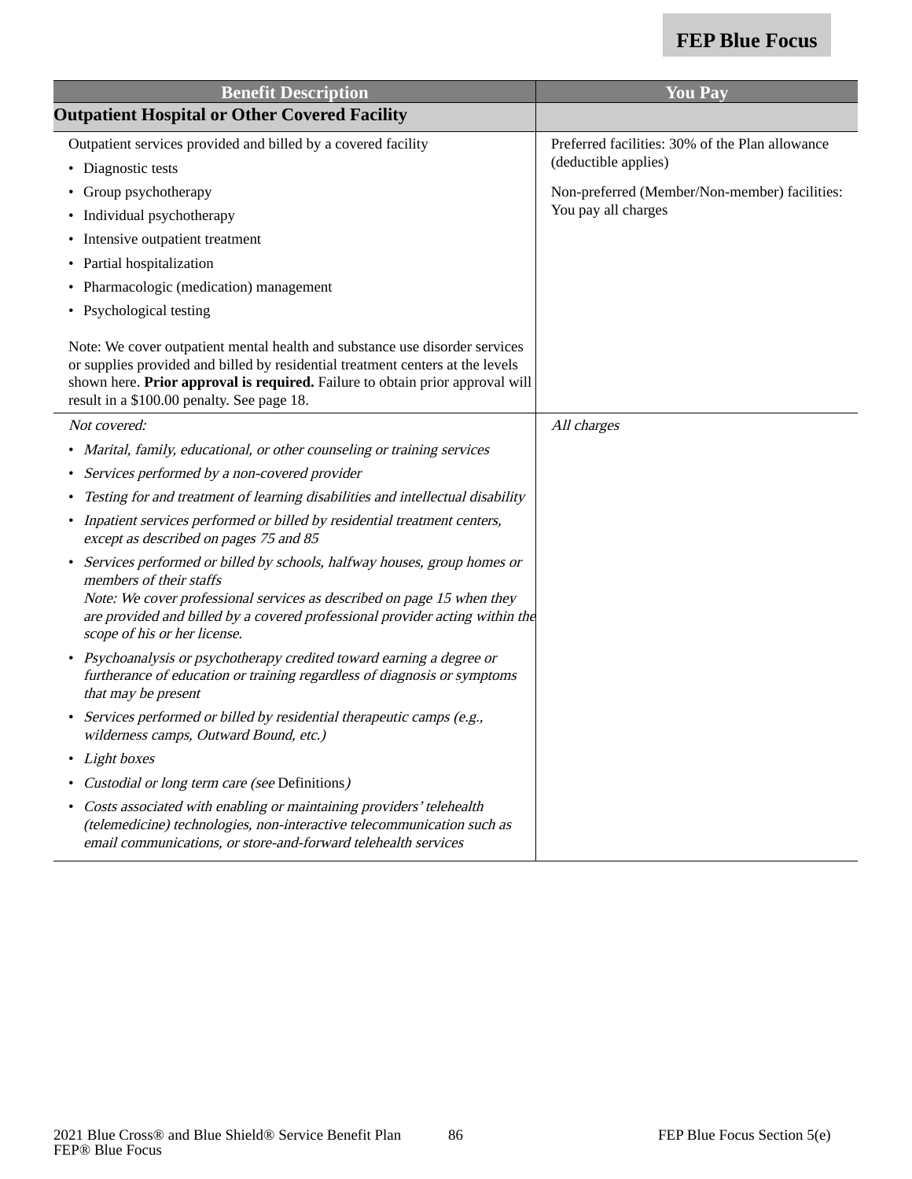| Benefit Description | You Pay |
| --- | --- |
| **Outpatient Hospital or Other Covered Facility** | |
| Outpatient services provided and billed by a covered facility<br>• Diagnostic tests<br>• Group psychotherapy<br>• Individual psychotherapy<br>• Intensive outpatient treatment<br>• Partial hospitalization<br>• Pharmacologic (medication) management<br>• Psychological testing<br><br>Note: We cover outpatient mental health and substance use disorder services or supplies provided and billed by residential treatment centers at the levels shown here. **Prior approval is required.** Failure to obtain prior approval will result in a $100.00 penalty. See page 18. | Preferred facilities: 30% of the Plan allowance (deductible applies)<br><br>Non-preferred (Member/Non-member) facilities: You pay all charges |
| *Not covered:*<br>• *Marital, family, educational, or other counseling or training services*<br>• *Services performed by a non-covered provider*<br>• *Testing for and treatment of learning disabilities and intellectual disability*<br>• *Inpatient services performed or billed by residential treatment centers, except as described on pages 75 and 85*<br>• *Services performed or billed by schools, halfway houses, group homes or members of their staffs*<br>*Note: We cover professional services as described on page 15 when they are provided and billed by a covered professional provider acting within the scope of his or her license.*<br>• *Psychoanalysis or psychotherapy credited toward earning a degree or furtherance of education or training regardless of diagnosis or symptoms that may be present*<br>• *Services performed or billed by residential therapeutic camps (e.g., wilderness camps, Outward Bound, etc.)*<br>• *Light boxes*<br>• *Custodial or long term care (see* Definitions*)*<br>• *Costs associated with enabling or maintaining providers' telehealth (telemedicine) technologies, non-interactive telecommunication such as email communications, or store-and-forward telehealth services* | *All charges* |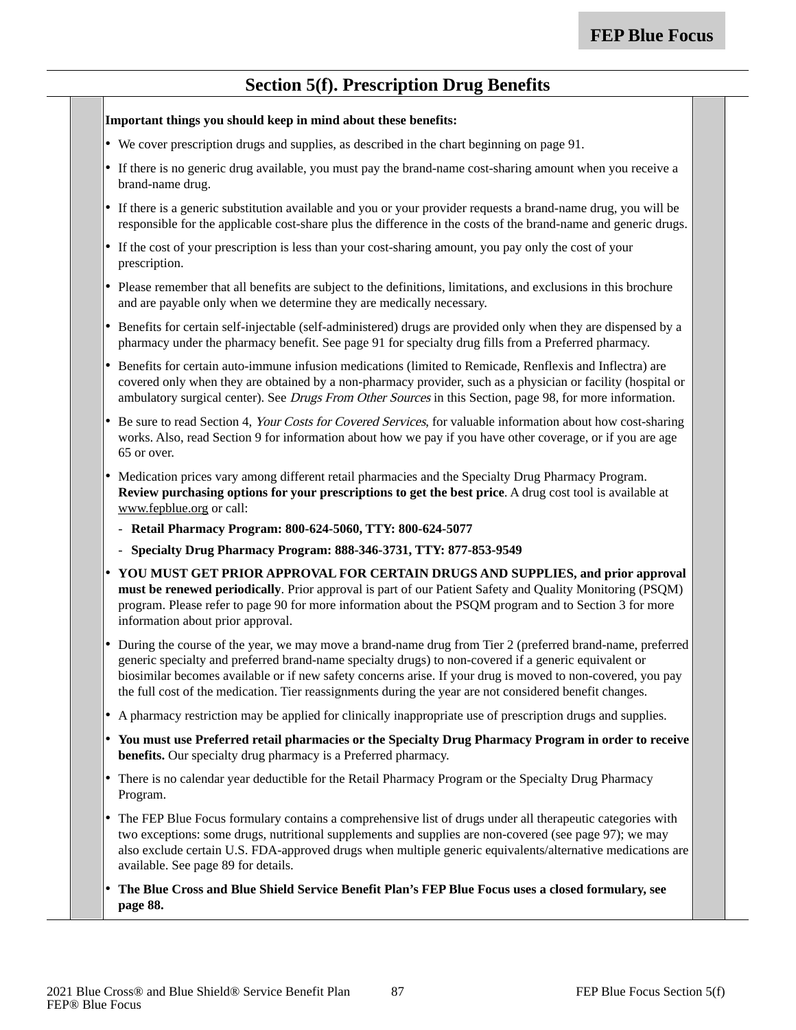# Section 5(f). Prescription Drug Benefits

**Important things you should keep in mind about these benefits:**

- We cover prescription drugs and supplies, as described in the chart beginning on page 91.
- If there is no generic drug available, you must pay the brand-name cost-sharing amount when you receive a brand-name drug.
- If there is a generic substitution available and you or your provider requests a brand-name drug, you will be responsible for the applicable cost-share plus the difference in the costs of the brand-name and generic drugs.
- If the cost of your prescription is less than your cost-sharing amount, you pay only the cost of your prescription.
- Please remember that all benefits are subject to the definitions, limitations, and exclusions in this brochure and are payable only when we determine they are medically necessary.
- Benefits for certain self-injectable (self-administered) drugs are provided only when they are dispensed by a pharmacy under the pharmacy benefit. See page 91 for specialty drug fills from a Preferred pharmacy.
- Benefits for certain auto-immune infusion medications (limited to Remicade, Renflexis and Inflectra) are covered only when they are obtained by a non-pharmacy provider, such as a physician or facility (hospital or ambulatory surgical center). See *Drugs From Other Sources* in this Section, page 98, for more information.
- Be sure to read Section 4, *Your Costs for Covered Services*, for valuable information about how cost-sharing works. Also, read Section 9 for information about how we pay if you have other coverage, or if you are age 65 or over.
- Medication prices vary among different retail pharmacies and the Specialty Drug Pharmacy Program. **Review purchasing options for your prescriptions to get the best price**. A drug cost tool is available at www.fepblue.org or call:
  - **Retail Pharmacy Program: 800-624-5060, TTY: 800-624-5077**
  - **Specialty Drug Pharmacy Program: 888-346-3731, TTY: 877-853-9549**
- **YOU MUST GET PRIOR APPROVAL FOR CERTAIN DRUGS AND SUPPLIES, and prior approval must be renewed periodically**. Prior approval is part of our Patient Safety and Quality Monitoring (PSQM) program. Please refer to page 90 for more information about the PSQM program and to Section 3 for more information about prior approval.
- During the course of the year, we may move a brand-name drug from Tier 2 (preferred brand-name, preferred generic specialty and preferred brand-name specialty drugs) to non-covered if a generic equivalent or biosimilar becomes available or if new safety concerns arise. If your drug is moved to non-covered, you pay the full cost of the medication. Tier reassignments during the year are not considered benefit changes.
- A pharmacy restriction may be applied for clinically inappropriate use of prescription drugs and supplies.
- **You must use Preferred retail pharmacies or the Specialty Drug Pharmacy Program in order to receive benefits.** Our specialty drug pharmacy is a Preferred pharmacy.
- There is no calendar year deductible for the Retail Pharmacy Program or the Specialty Drug Pharmacy Program.
- The FEP Blue Focus formulary contains a comprehensive list of drugs under all therapeutic categories with two exceptions: some drugs, nutritional supplements and supplies are non-covered (see page 97); we may also exclude certain U.S. FDA-approved drugs when multiple generic equivalents/alternative medications are available. See page 89 for details.
- **The Blue Cross and Blue Shield Service Benefit Plan's FEP Blue Focus uses a closed formulary, see page 88.**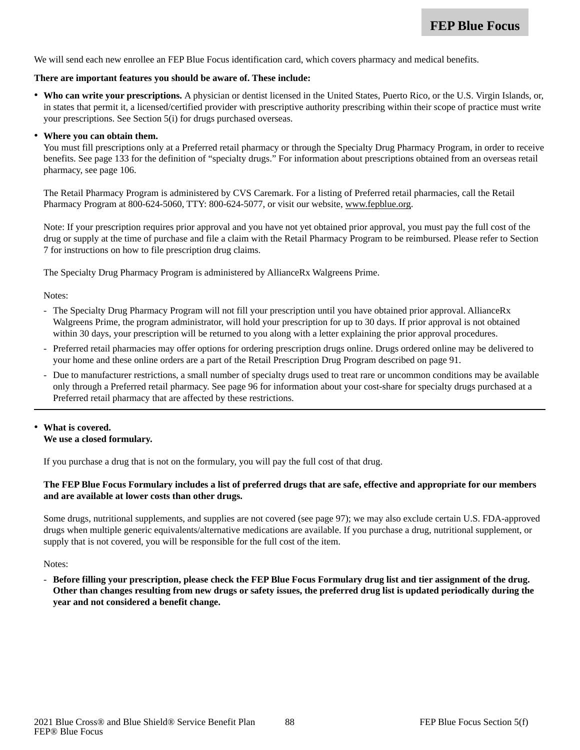We will send each new enrollee an FEP Blue Focus identification card, which covers pharmacy and medical benefits.

**There are important features you should be aware of. These include:**

- **Who can write your prescriptions.** A physician or dentist licensed in the United States, Puerto Rico, or the U.S. Virgin Islands, or, in states that permit it, a licensed/certified provider with prescriptive authority prescribing within their scope of practice must write your prescriptions. See Section 5(i) for drugs purchased overseas.
- **Where you can obtain them.**
  You must fill prescriptions only at a Preferred retail pharmacy or through the Specialty Drug Pharmacy Program, in order to receive benefits. See page 133 for the definition of "specialty drugs." For information about prescriptions obtained from an overseas retail pharmacy, see page 106.

  The Retail Pharmacy Program is administered by CVS Caremark. For a listing of Preferred retail pharmacies, call the Retail Pharmacy Program at 800-624-5060, TTY: 800-624-5077, or visit our website, www.fepblue.org.

  Note: If your prescription requires prior approval and you have not yet obtained prior approval, you must pay the full cost of the drug or supply at the time of purchase and file a claim with the Retail Pharmacy Program to be reimbursed. Please refer to Section 7 for instructions on how to file prescription drug claims.

  The Specialty Drug Pharmacy Program is administered by AllianceRx Walgreens Prime.

  Notes:

  - The Specialty Drug Pharmacy Program will not fill your prescription until you have obtained prior approval. AllianceRx Walgreens Prime, the program administrator, will hold your prescription for up to 30 days. If prior approval is not obtained within 30 days, your prescription will be returned to you along with a letter explaining the prior approval procedures.
  - Preferred retail pharmacies may offer options for ordering prescription drugs online. Drugs ordered online may be delivered to your home and these online orders are a part of the Retail Prescription Drug Program described on page 91.
  - Due to manufacturer restrictions, a small number of specialty drugs used to treat rare or uncommon conditions may be available only through a Preferred retail pharmacy. See page 96 for information about your cost-share for specialty drugs purchased at a Preferred retail pharmacy that are affected by these restrictions.

---

- **What is covered.**
  **We use a closed formulary.**

  If you purchase a drug that is not on the formulary, you will pay the full cost of that drug.

  **The FEP Blue Focus Formulary includes a list of preferred drugs that are safe, effective and appropriate for our members and are available at lower costs than other drugs.**

  Some drugs, nutritional supplements, and supplies are not covered (see page 97); we may also exclude certain U.S. FDA-approved drugs when multiple generic equivalents/alternative medications are available. If you purchase a drug, nutritional supplement, or supply that is not covered, you will be responsible for the full cost of the item.

  Notes:

  - **Before filling your prescription, please check the FEP Blue Focus Formulary drug list and tier assignment of the drug. Other than changes resulting from new drugs or safety issues, the preferred drug list is updated periodically during the year and not considered a benefit change.**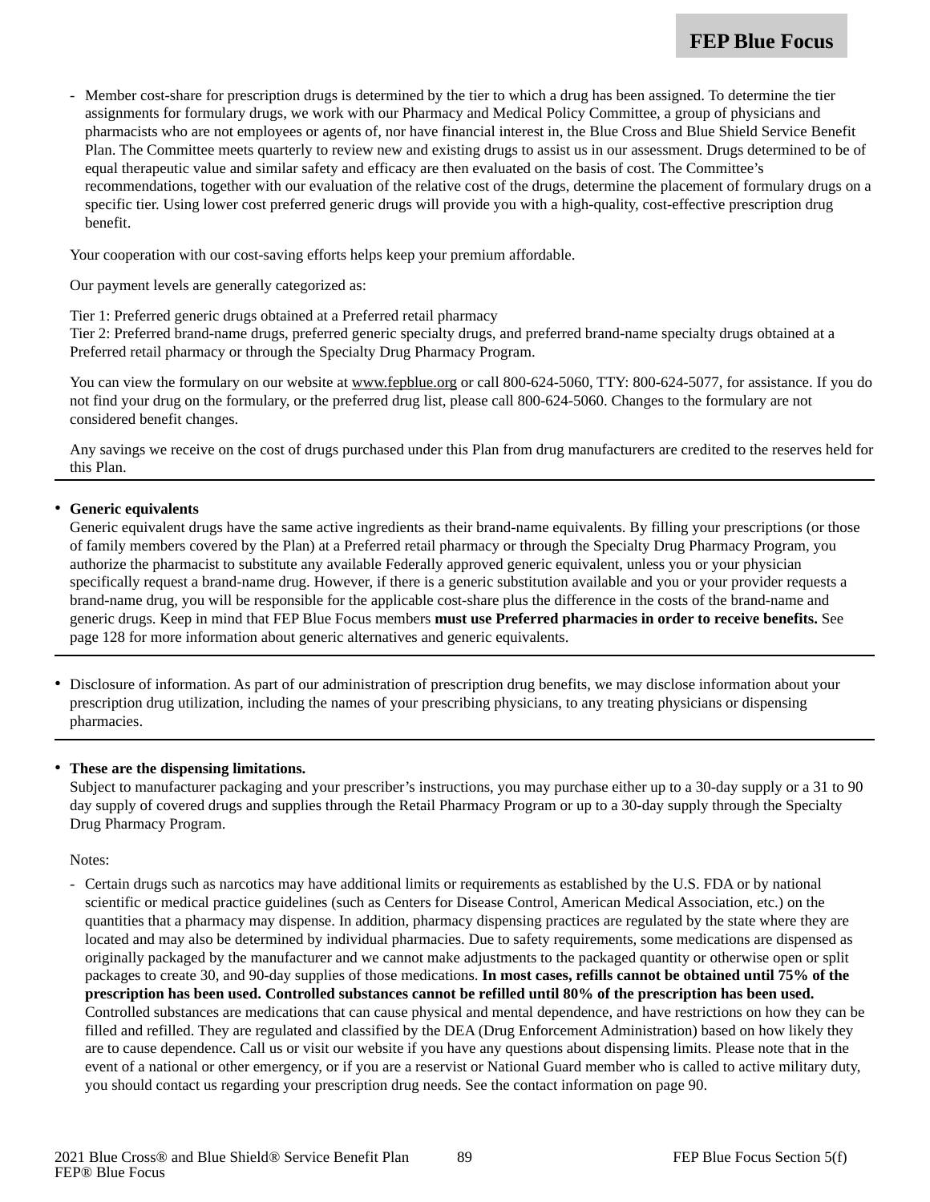- Member cost-share for prescription drugs is determined by the tier to which a drug has been assigned. To determine the tier assignments for formulary drugs, we work with our Pharmacy and Medical Policy Committee, a group of physicians and pharmacists who are not employees or agents of, nor have financial interest in, the Blue Cross and Blue Shield Service Benefit Plan. The Committee meets quarterly to review new and existing drugs to assist us in our assessment. Drugs determined to be of equal therapeutic value and similar safety and efficacy are then evaluated on the basis of cost. The Committee's recommendations, together with our evaluation of the relative cost of the drugs, determine the placement of formulary drugs on a specific tier. Using lower cost preferred generic drugs will provide you with a high-quality, cost-effective prescription drug benefit.

Your cooperation with our cost-saving efforts helps keep your premium affordable.

Our payment levels are generally categorized as:

Tier 1: Preferred generic drugs obtained at a Preferred retail pharmacy
Tier 2: Preferred brand-name drugs, preferred generic specialty drugs, and preferred brand-name specialty drugs obtained at a Preferred retail pharmacy or through the Specialty Drug Pharmacy Program.

You can view the formulary on our website at www.fepblue.org or call 800-624-5060, TTY: 800-624-5077, for assistance. If you do not find your drug on the formulary, or the preferred drug list, please call 800-624-5060. Changes to the formulary are not considered benefit changes.

Any savings we receive on the cost of drugs purchased under this Plan from drug manufacturers are credited to the reserves held for this Plan.

---

- **Generic equivalents**
  Generic equivalent drugs have the same active ingredients as their brand-name equivalents. By filling your prescriptions (or those of family members covered by the Plan) at a Preferred retail pharmacy or through the Specialty Drug Pharmacy Program, you authorize the pharmacist to substitute any available Federally approved generic equivalent, unless you or your physician specifically request a brand-name drug. However, if there is a generic substitution available and you or your provider requests a brand-name drug, you will be responsible for the applicable cost-share plus the difference in the costs of the brand-name and generic drugs. Keep in mind that FEP Blue Focus members **must use Preferred pharmacies in order to receive benefits.** See page 128 for more information about generic alternatives and generic equivalents.

---

- Disclosure of information. As part of our administration of prescription drug benefits, we may disclose information about your prescription drug utilization, including the names of your prescribing physicians, to any treating physicians or dispensing pharmacies.

---

- **These are the dispensing limitations.**
  Subject to manufacturer packaging and your prescriber's instructions, you may purchase either up to a 30-day supply or a 31 to 90 day supply of covered drugs and supplies through the Retail Pharmacy Program or up to a 30-day supply through the Specialty Drug Pharmacy Program.

  Notes:

  - Certain drugs such as narcotics may have additional limits or requirements as established by the U.S. FDA or by national scientific or medical practice guidelines (such as Centers for Disease Control, American Medical Association, etc.) on the quantities that a pharmacy may dispense. In addition, pharmacy dispensing practices are regulated by the state where they are located and may also be determined by individual pharmacies. Due to safety requirements, some medications are dispensed as originally packaged by the manufacturer and we cannot make adjustments to the packaged quantity or otherwise open or split packages to create 30, and 90-day supplies of those medications. **In most cases, refills cannot be obtained until 75% of the prescription has been used. Controlled substances cannot be refilled until 80% of the prescription has been used.** Controlled substances are medications that can cause physical and mental dependence, and have restrictions on how they can be filled and refilled. They are regulated and classified by the DEA (Drug Enforcement Administration) based on how likely they are to cause dependence. Call us or visit our website if you have any questions about dispensing limits. Please note that in the event of a national or other emergency, or if you are a reservist or National Guard member who is called to active military duty, you should contact us regarding your prescription drug needs. See the contact information on page 90.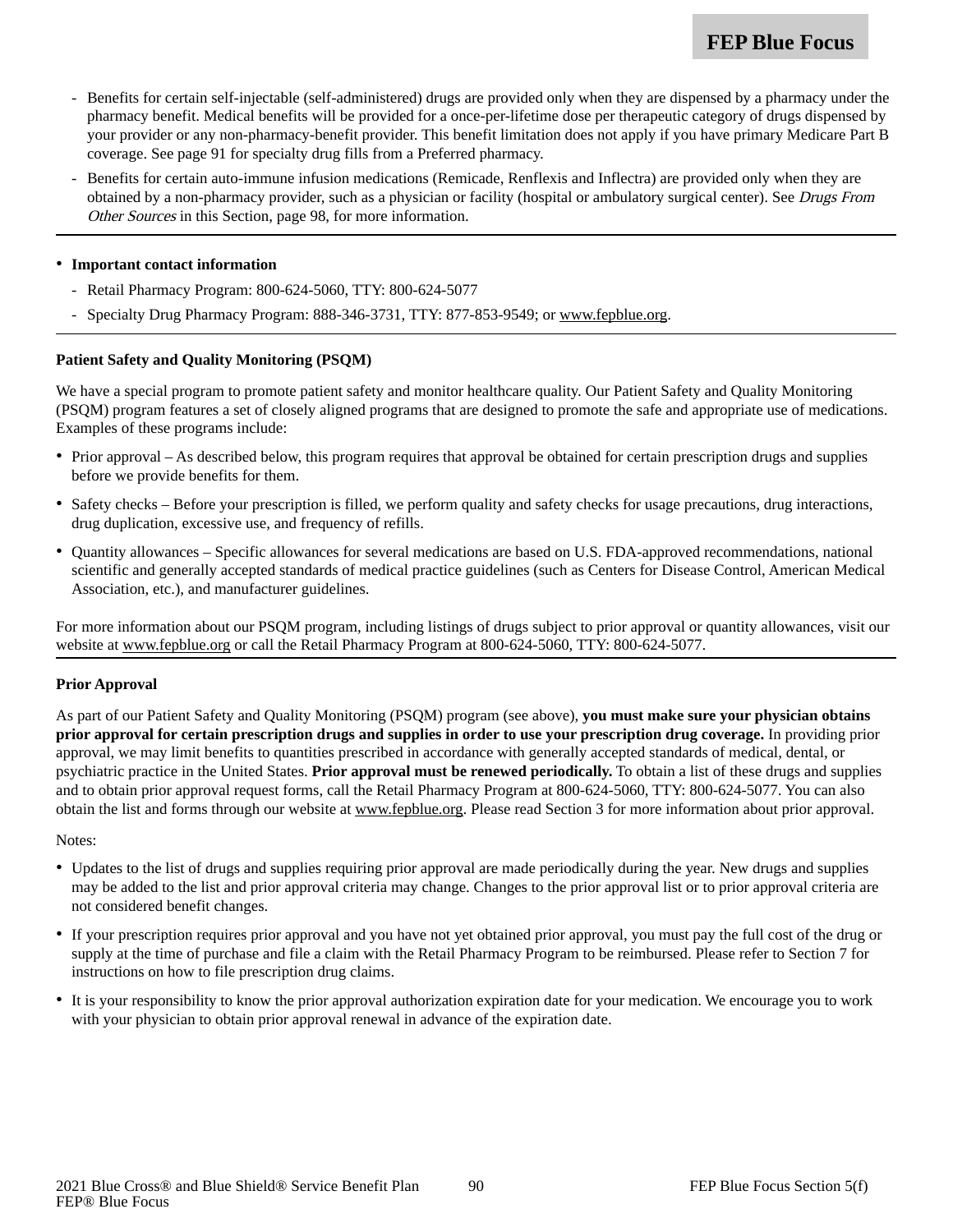- Benefits for certain self-injectable (self-administered) drugs are provided only when they are dispensed by a pharmacy under the pharmacy benefit. Medical benefits will be provided for a once-per-lifetime dose per therapeutic category of drugs dispensed by your provider or any non-pharmacy-benefit provider. This benefit limitation does not apply if you have primary Medicare Part B coverage. See page 91 for specialty drug fills from a Preferred pharmacy.
- Benefits for certain auto-immune infusion medications (Remicade, Renflexis and Inflectra) are provided only when they are obtained by a non-pharmacy provider, such as a physician or facility (hospital or ambulatory surgical center). See *Drugs From Other Sources* in this Section, page 98, for more information.

---

- **Important contact information**
  - Retail Pharmacy Program: 800-624-5060, TTY: 800-624-5077
  - Specialty Drug Pharmacy Program: 888-346-3731, TTY: 877-853-9549; or www.fepblue.org.

---

**Patient Safety and Quality Monitoring (PSQM)**

We have a special program to promote patient safety and monitor healthcare quality. Our Patient Safety and Quality Monitoring (PSQM) program features a set of closely aligned programs that are designed to promote the safe and appropriate use of medications. Examples of these programs include:

- Prior approval – As described below, this program requires that approval be obtained for certain prescription drugs and supplies before we provide benefits for them.
- Safety checks – Before your prescription is filled, we perform quality and safety checks for usage precautions, drug interactions, drug duplication, excessive use, and frequency of refills.
- Quantity allowances – Specific allowances for several medications are based on U.S. FDA-approved recommendations, national scientific and generally accepted standards of medical practice guidelines (such as Centers for Disease Control, American Medical Association, etc.), and manufacturer guidelines.

For more information about our PSQM program, including listings of drugs subject to prior approval or quantity allowances, visit our website at www.fepblue.org or call the Retail Pharmacy Program at 800-624-5060, TTY: 800-624-5077.

---

**Prior Approval**

As part of our Patient Safety and Quality Monitoring (PSQM) program (see above), **you must make sure your physician obtains prior approval for certain prescription drugs and supplies in order to use your prescription drug coverage.** In providing prior approval, we may limit benefits to quantities prescribed in accordance with generally accepted standards of medical, dental, or psychiatric practice in the United States. **Prior approval must be renewed periodically.** To obtain a list of these drugs and supplies and to obtain prior approval request forms, call the Retail Pharmacy Program at 800-624-5060, TTY: 800-624-5077. You can also obtain the list and forms through our website at www.fepblue.org. Please read Section 3 for more information about prior approval.

Notes:

- Updates to the list of drugs and supplies requiring prior approval are made periodically during the year. New drugs and supplies may be added to the list and prior approval criteria may change. Changes to the prior approval list or to prior approval criteria are not considered benefit changes.
- If your prescription requires prior approval and you have not yet obtained prior approval, you must pay the full cost of the drug or supply at the time of purchase and file a claim with the Retail Pharmacy Program to be reimbursed. Please refer to Section 7 for instructions on how to file prescription drug claims.
- It is your responsibility to know the prior approval authorization expiration date for your medication. We encourage you to work with your physician to obtain prior approval renewal in advance of the expiration date.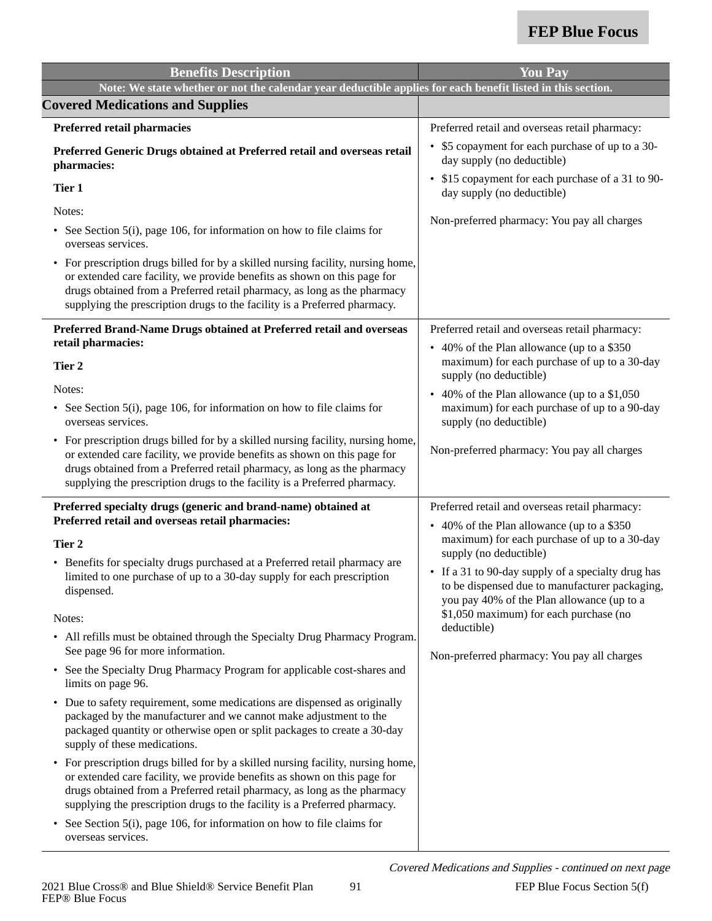| Benefits Description | You Pay |
|---|---|
| **Note: We state whether or not the calendar year deductible applies for each benefit listed in this section.** | |
| **Covered Medications and Supplies** | |
| **Preferred retail pharmacies**<br><br>**Preferred Generic Drugs obtained at Preferred retail and overseas retail pharmacies:**<br><br>**Tier 1**<br><br>Notes:<br>• See Section 5(i), page 106, for information on how to file claims for overseas services.<br>• For prescription drugs billed for by a skilled nursing facility, nursing home, or extended care facility, we provide benefits as shown on this page for drugs obtained from a Preferred retail pharmacy, as long as the pharmacy supplying the prescription drugs to the facility is a Preferred pharmacy. | Preferred retail and overseas retail pharmacy:<br>• $5 copayment for each purchase of up to a 30-day supply (no deductible)<br>• $15 copayment for each purchase of a 31 to 90-day supply (no deductible)<br><br>Non-preferred pharmacy: You pay all charges |
| **Preferred Brand-Name Drugs obtained at Preferred retail and overseas retail pharmacies:**<br><br>**Tier 2**<br><br>Notes:<br>• See Section 5(i), page 106, for information on how to file claims for overseas services.<br>• For prescription drugs billed for by a skilled nursing facility, nursing home, or extended care facility, we provide benefits as shown on this page for drugs obtained from a Preferred retail pharmacy, as long as the pharmacy supplying the prescription drugs to the facility is a Preferred pharmacy. | Preferred retail and overseas retail pharmacy:<br>• 40% of the Plan allowance (up to a $350 maximum) for each purchase of up to a 30-day supply (no deductible)<br>• 40% of the Plan allowance (up to a $1,050 maximum) for each purchase of up to a 90-day supply (no deductible)<br><br>Non-preferred pharmacy: You pay all charges |
| **Preferred specialty drugs (generic and brand-name) obtained at Preferred retail and overseas retail pharmacies:**<br><br>**Tier 2**<br><br>• Benefits for specialty drugs purchased at a Preferred retail pharmacy are limited to one purchase of up to a 30-day supply for each prescription dispensed.<br><br>Notes:<br>• All refills must be obtained through the Specialty Drug Pharmacy Program. See page 96 for more information.<br>• See the Specialty Drug Pharmacy Program for applicable cost-shares and limits on page 96.<br>• Due to safety requirement, some medications are dispensed as originally packaged by the manufacturer and we cannot make adjustment to the packaged quantity or otherwise open or split packages to create a 30-day supply of these medications.<br>• For prescription drugs billed for by a skilled nursing facility, nursing home, or extended care facility, we provide benefits as shown on this page for drugs obtained from a Preferred retail pharmacy, as long as the pharmacy supplying the prescription drugs to the facility is a Preferred pharmacy.<br>• See Section 5(i), page 106, for information on how to file claims for overseas services. | Preferred retail and overseas retail pharmacy:<br>• 40% of the Plan allowance (up to a $350 maximum) for each purchase of up to a 30-day supply (no deductible)<br>• If a 31 to 90-day supply of a specialty drug has to be dispensed due to manufacturer packaging, you pay 40% of the Plan allowance (up to a $1,050 maximum) for each purchase (no deductible)<br><br>Non-preferred pharmacy: You pay all charges |

*Covered Medications and Supplies - continued on next page*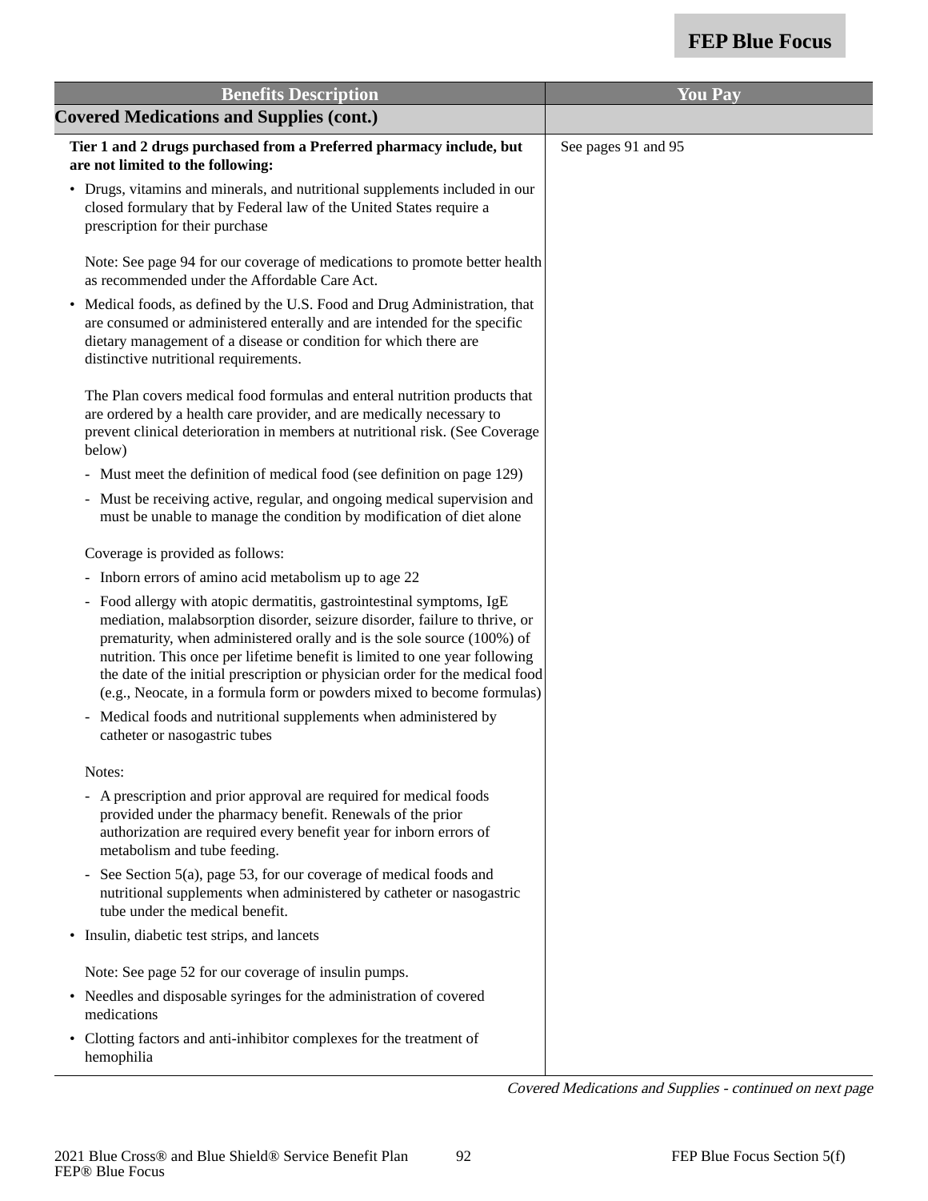| Benefits Description | You Pay |
|---|---|
| **Covered Medications and Supplies (cont.)** | |
| **Tier 1 and 2 drugs purchased from a Preferred pharmacy include, but are not limited to the following:**<br><br>• Drugs, vitamins and minerals, and nutritional supplements included in our closed formulary that by Federal law of the United States require a prescription for their purchase<br><br>Note: See page 94 for our coverage of medications to promote better health as recommended under the Affordable Care Act.<br><br>• Medical foods, as defined by the U.S. Food and Drug Administration, that are consumed or administered enterally and are intended for the specific dietary management of a disease or condition for which there are distinctive nutritional requirements.<br><br>The Plan covers medical food formulas and enteral nutrition products that are ordered by a health care provider, and are medically necessary to prevent clinical deterioration in members at nutritional risk. (See Coverage below)<br><br>- Must meet the definition of medical food (see definition on page 129)<br>- Must be receiving active, regular, and ongoing medical supervision and must be unable to manage the condition by modification of diet alone<br><br>Coverage is provided as follows:<br><br>- Inborn errors of amino acid metabolism up to age 22<br>- Food allergy with atopic dermatitis, gastrointestinal symptoms, IgE mediation, malabsorption disorder, seizure disorder, failure to thrive, or prematurity, when administered orally and is the sole source (100%) of nutrition. This once per lifetime benefit is limited to one year following the date of the initial prescription or physician order for the medical food (e.g., Neocate, in a formula form or powders mixed to become formulas)<br>- Medical foods and nutritional supplements when administered by catheter or nasogastric tubes<br><br>Notes:<br><br>- A prescription and prior approval are required for medical foods provided under the pharmacy benefit. Renewals of the prior authorization are required every benefit year for inborn errors of metabolism and tube feeding.<br>- See Section 5(a), page 53, for our coverage of medical foods and nutritional supplements when administered by catheter or nasogastric tube under the medical benefit.<br><br>• Insulin, diabetic test strips, and lancets<br><br>Note: See page 52 for our coverage of insulin pumps.<br><br>• Needles and disposable syringes for the administration of covered medications<br>• Clotting factors and anti-inhibitor complexes for the treatment of hemophilia | See pages 91 and 95 |

*Covered Medications and Supplies - continued on next page*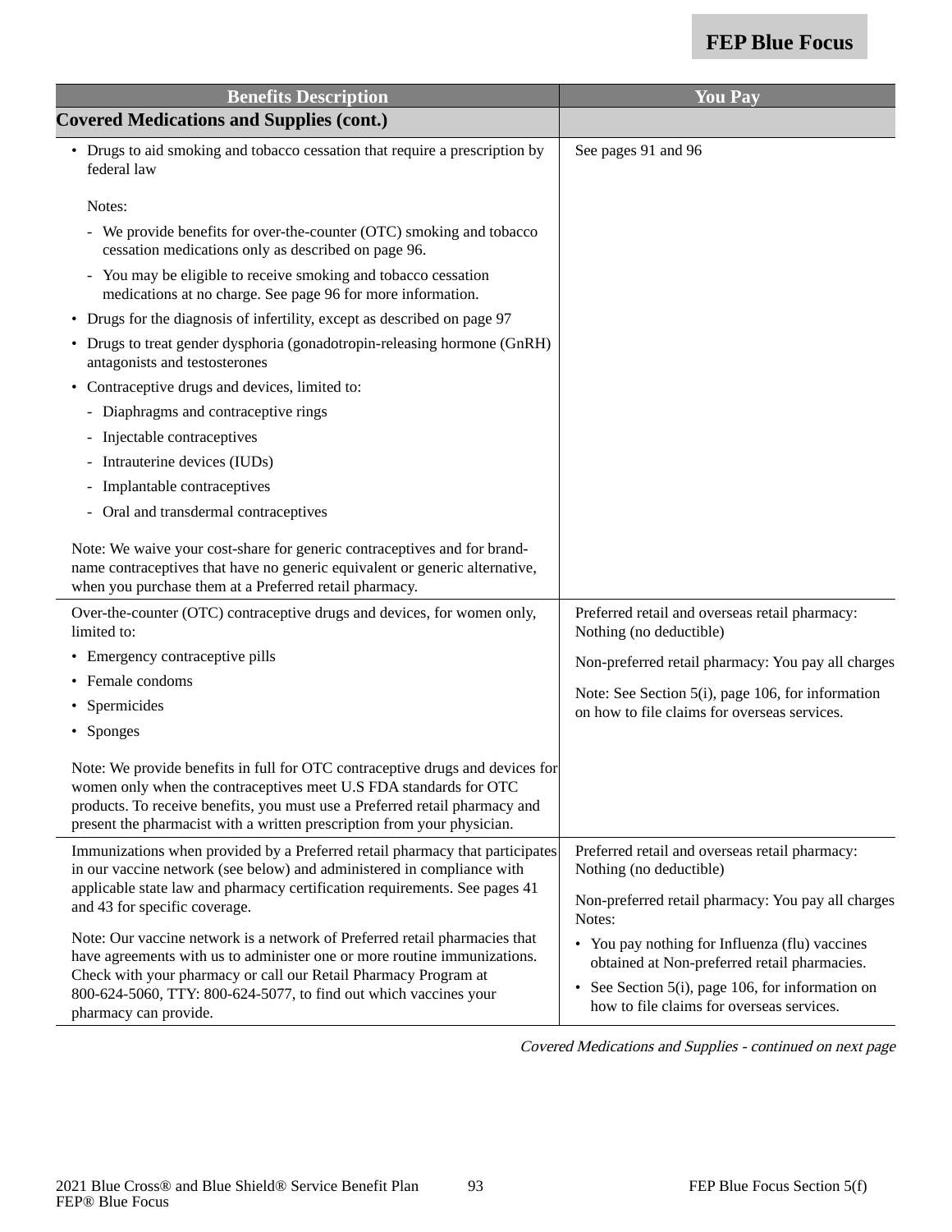| Benefits Description | You Pay |
|---|---|
| **Covered Medications and Supplies (cont.)** | |
| • Drugs to aid smoking and tobacco cessation that require a prescription by federal law<br><br>Notes:<br>- We provide benefits for over-the-counter (OTC) smoking and tobacco cessation medications only as described on page 96.<br>- You may be eligible to receive smoking and tobacco cessation medications at no charge. See page 96 for more information.<br>• Drugs for the diagnosis of infertility, except as described on page 97<br>• Drugs to treat gender dysphoria (gonadotropin-releasing hormone (GnRH) antagonists and testosterones<br>• Contraceptive drugs and devices, limited to:<br>- Diaphragms and contraceptive rings<br>- Injectable contraceptives<br>- Intrauterine devices (IUDs)<br>- Implantable contraceptives<br>- Oral and transdermal contraceptives<br><br>Note: We waive your cost-share for generic contraceptives and for brand-name contraceptives that have no generic equivalent or generic alternative, when you purchase them at a Preferred retail pharmacy. | See pages 91 and 96 |
| Over-the-counter (OTC) contraceptive drugs and devices, for women only, limited to:<br>• Emergency contraceptive pills<br>• Female condoms<br>• Spermicides<br>• Sponges<br><br>Note: We provide benefits in full for OTC contraceptive drugs and devices for women only when the contraceptives meet U.S FDA standards for OTC products. To receive benefits, you must use a Preferred retail pharmacy and present the pharmacist with a written prescription from your physician. | Preferred retail and overseas retail pharmacy: Nothing (no deductible)<br><br>Non-preferred retail pharmacy: You pay all charges<br><br>Note: See Section 5(i), page 106, for information on how to file claims for overseas services. |
| Immunizations when provided by a Preferred retail pharmacy that participates in our vaccine network (see below) and administered in compliance with applicable state law and pharmacy certification requirements. See pages 41 and 43 for specific coverage.<br><br>Note: Our vaccine network is a network of Preferred retail pharmacies that have agreements with us to administer one or more routine immunizations. Check with your pharmacy or call our Retail Pharmacy Program at 800-624-5060, TTY: 800-624-5077, to find out which vaccines your pharmacy can provide. | Preferred retail and overseas retail pharmacy: Nothing (no deductible)<br><br>Non-preferred retail pharmacy: You pay all charges<br>Notes:<br>• You pay nothing for Influenza (flu) vaccines obtained at Non-preferred retail pharmacies.<br>• See Section 5(i), page 106, for information on how to file claims for overseas services. |

*Covered Medications and Supplies - continued on next page*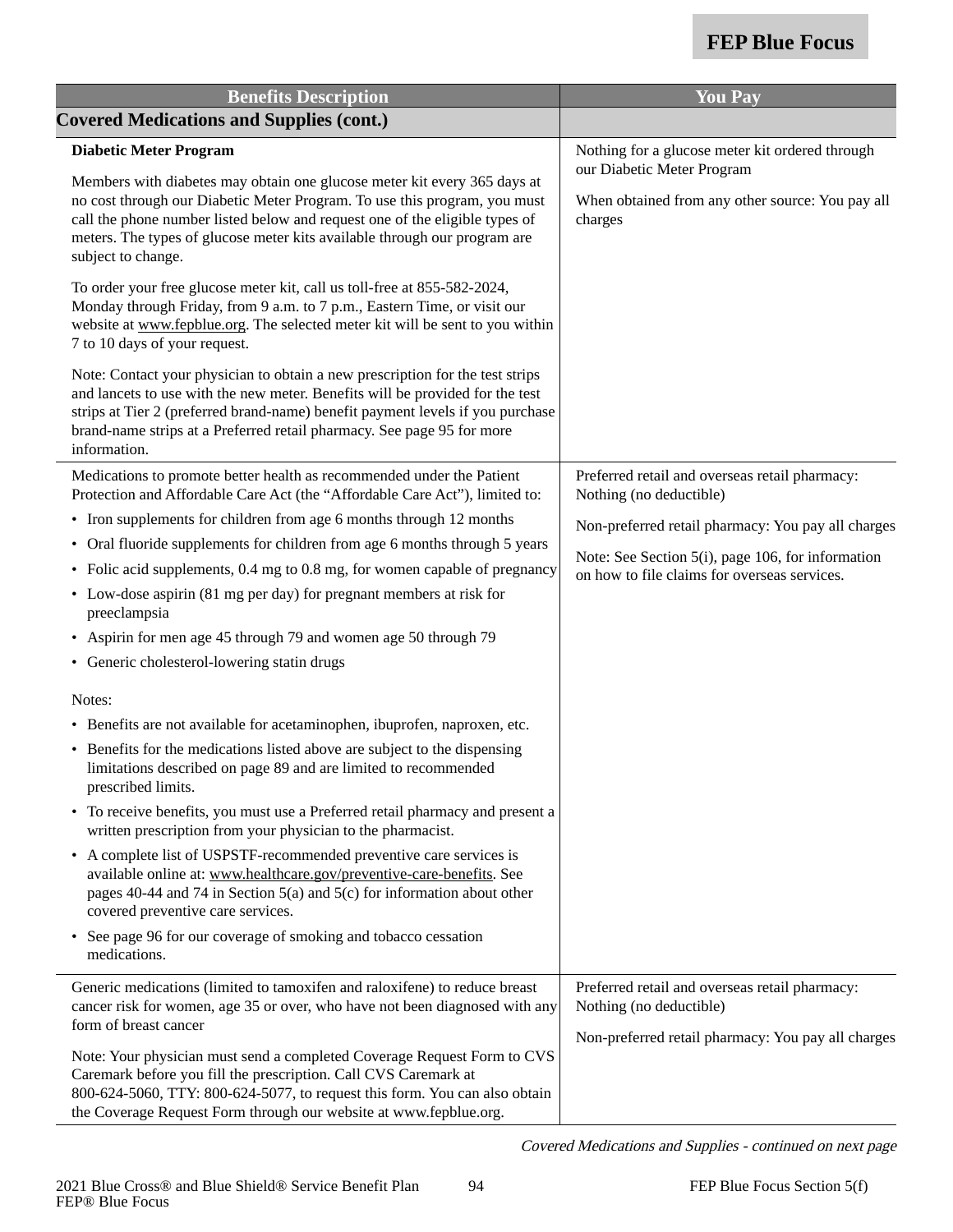| Benefits Description | You Pay |
|---|---|
| **Covered Medications and Supplies (cont.)** | |
| **Diabetic Meter Program**<br><br>Members with diabetes may obtain one glucose meter kit every 365 days at no cost through our Diabetic Meter Program. To use this program, you must call the phone number listed below and request one of the eligible types of meters. The types of glucose meter kits available through our program are subject to change.<br><br>To order your free glucose meter kit, call us toll-free at 855-582-2024, Monday through Friday, from 9 a.m. to 7 p.m., Eastern Time, or visit our website at www.fepblue.org. The selected meter kit will be sent to you within 7 to 10 days of your request.<br><br>Note: Contact your physician to obtain a new prescription for the test strips and lancets to use with the new meter. Benefits will be provided for the test strips at Tier 2 (preferred brand-name) benefit payment levels if you purchase brand-name strips at a Preferred retail pharmacy. See page 95 for more information. | Nothing for a glucose meter kit ordered through our Diabetic Meter Program<br><br>When obtained from any other source: You pay all charges |
| Medications to promote better health as recommended under the Patient Protection and Affordable Care Act (the "Affordable Care Act"), limited to:<br>• Iron supplements for children from age 6 months through 12 months<br>• Oral fluoride supplements for children from age 6 months through 5 years<br>• Folic acid supplements, 0.4 mg to 0.8 mg, for women capable of pregnancy<br>• Low-dose aspirin (81 mg per day) for pregnant members at risk for preeclampsia<br>• Aspirin for men age 45 through 79 and women age 50 through 79<br>• Generic cholesterol-lowering statin drugs<br><br>Notes:<br>• Benefits are not available for acetaminophen, ibuprofen, naproxen, etc.<br>• Benefits for the medications listed above are subject to the dispensing limitations described on page 89 and are limited to recommended prescribed limits.<br>• To receive benefits, you must use a Preferred retail pharmacy and present a written prescription from your physician to the pharmacist.<br>• A complete list of USPSTF-recommended preventive care services is available online at: www.healthcare.gov/preventive-care-benefits. See pages 40-44 and 74 in Section 5(a) and 5(c) for information about other covered preventive care services.<br>• See page 96 for our coverage of smoking and tobacco cessation medications. | Preferred retail and overseas retail pharmacy: Nothing (no deductible)<br><br>Non-preferred retail pharmacy: You pay all charges<br><br>Note: See Section 5(i), page 106, for information on how to file claims for overseas services. |
| Generic medications (limited to tamoxifen and raloxifene) to reduce breast cancer risk for women, age 35 or over, who have not been diagnosed with any form of breast cancer<br><br>Note: Your physician must send a completed Coverage Request Form to CVS Caremark before you fill the prescription. Call CVS Caremark at 800-624-5060, TTY: 800-624-5077, to request this form. You can also obtain the Coverage Request Form through our website at www.fepblue.org. | Preferred retail and overseas retail pharmacy: Nothing (no deductible)<br><br>Non-preferred retail pharmacy: You pay all charges |

*Covered Medications and Supplies - continued on next page*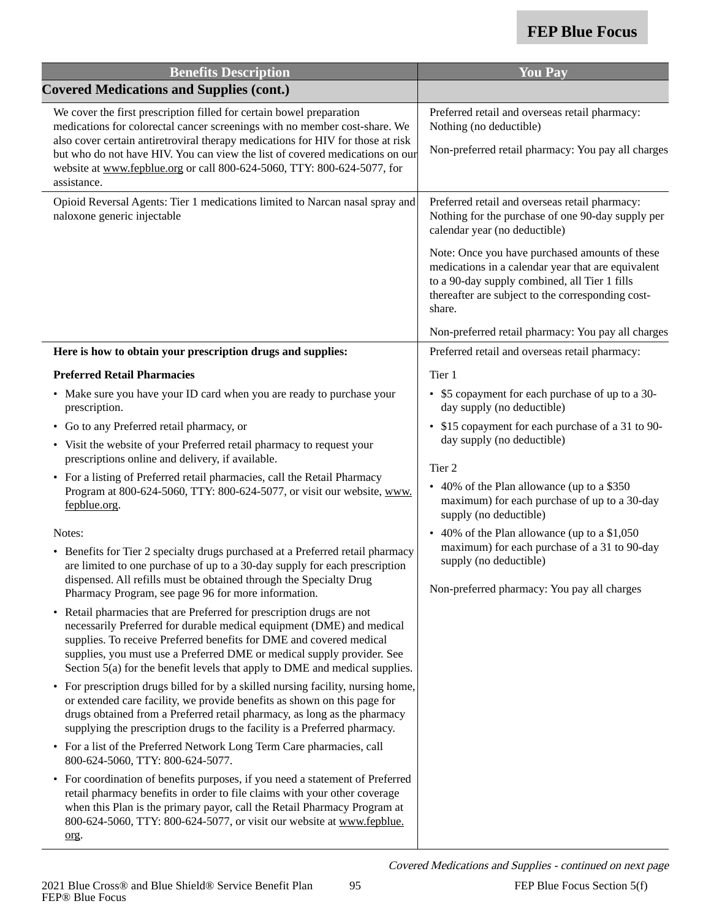| Benefits Description | You Pay |
|---|---|
| **Covered Medications and Supplies (cont.)** | |
| We cover the first prescription filled for certain bowel preparation medications for colorectal cancer screenings with no member cost-share. We also cover certain antiretroviral therapy medications for HIV for those at risk but who do not have HIV. You can view the list of covered medications on our website at www.fepblue.org or call 800-624-5060, TTY: 800-624-5077, for assistance. | Preferred retail and overseas retail pharmacy: Nothing (no deductible)<br><br>Non-preferred retail pharmacy: You pay all charges |
| Opioid Reversal Agents: Tier 1 medications limited to Narcan nasal spray and naloxone generic injectable | Preferred retail and overseas retail pharmacy: Nothing for the purchase of one 90-day supply per calendar year (no deductible)<br><br>Note: Once you have purchased amounts of these medications in a calendar year that are equivalent to a 90-day supply combined, all Tier 1 fills thereafter are subject to the corresponding cost-share.<br><br>Non-preferred retail pharmacy: You pay all charges |
| **Here is how to obtain your prescription drugs and supplies:**<br><br>**Preferred Retail Pharmacies**<br><br>• Make sure you have your ID card when you are ready to purchase your prescription.<br>• Go to any Preferred retail pharmacy, or<br>• Visit the website of your Preferred retail pharmacy to request your prescriptions online and delivery, if available.<br>• For a listing of Preferred retail pharmacies, call the Retail Pharmacy Program at 800-624-5060, TTY: 800-624-5077, or visit our website, www.fepblue.org.<br><br>Notes:<br><br>• Benefits for Tier 2 specialty drugs purchased at a Preferred retail pharmacy are limited to one purchase of up to a 30-day supply for each prescription dispensed. All refills must be obtained through the Specialty Drug Pharmacy Program, see page 96 for more information.<br>• Retail pharmacies that are Preferred for prescription drugs are not necessarily Preferred for durable medical equipment (DME) and medical supplies. To receive Preferred benefits for DME and covered medical supplies, you must use a Preferred DME or medical supply provider. See Section 5(a) for the benefit levels that apply to DME and medical supplies.<br>• For prescription drugs billed for by a skilled nursing facility, nursing home, or extended care facility, we provide benefits as shown on this page for drugs obtained from a Preferred retail pharmacy, as long as the pharmacy supplying the prescription drugs to the facility is a Preferred pharmacy.<br>• For a list of the Preferred Network Long Term Care pharmacies, call 800-624-5060, TTY: 800-624-5077.<br>• For coordination of benefits purposes, if you need a statement of Preferred retail pharmacy benefits in order to file claims with your other coverage when this Plan is the primary payor, call the Retail Pharmacy Program at 800-624-5060, TTY: 800-624-5077, or visit our website at www.fepblue.org. | Preferred retail and overseas retail pharmacy:<br><br>Tier 1<br><br>• $5 copayment for each purchase of up to a 30-day supply (no deductible)<br>• $15 copayment for each purchase of a 31 to 90-day supply (no deductible)<br><br>Tier 2<br><br>• 40% of the Plan allowance (up to a $350 maximum) for each purchase of up to a 30-day supply (no deductible)<br>• 40% of the Plan allowance (up to a $1,050 maximum) for each purchase of a 31 to 90-day supply (no deductible)<br><br>Non-preferred pharmacy: You pay all charges |

*Covered Medications and Supplies - continued on next page*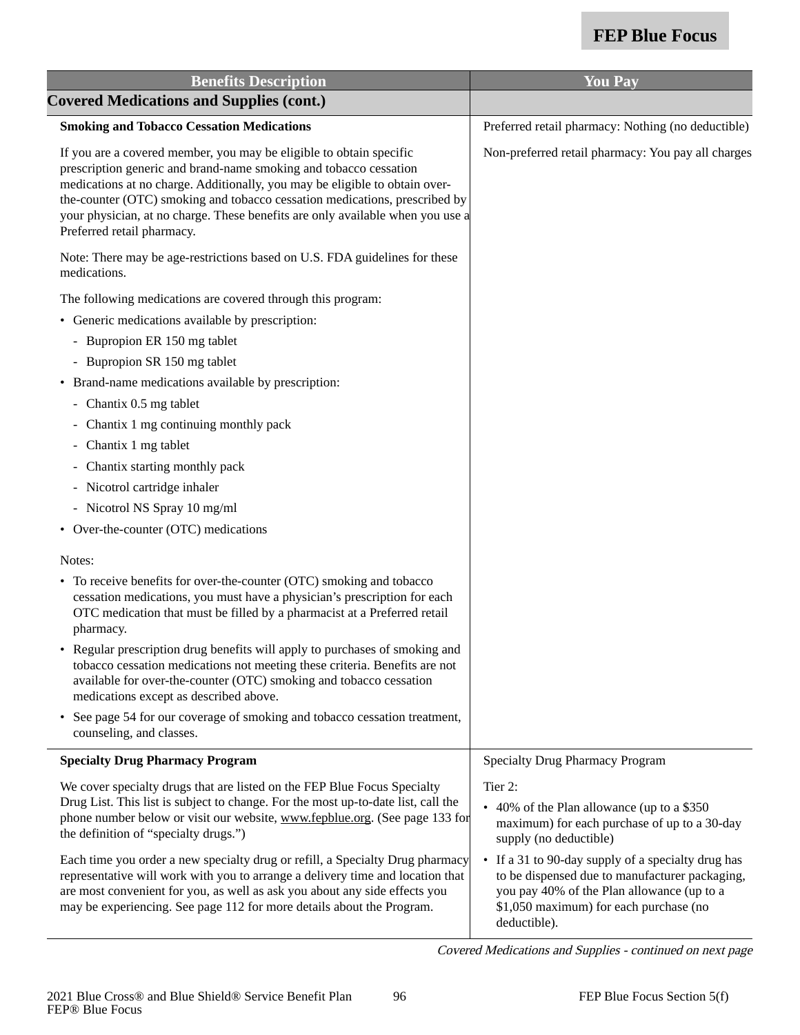| Benefits Description | You Pay |
| --- | --- |
| **Covered Medications and Supplies (cont.)** | |
| **Smoking and Tobacco Cessation Medications**<br><br>If you are a covered member, you may be eligible to obtain specific prescription generic and brand-name smoking and tobacco cessation medications at no charge. Additionally, you may be eligible to obtain over-the-counter (OTC) smoking and tobacco cessation medications, prescribed by your physician, at no charge. These benefits are only available when you use a Preferred retail pharmacy.<br><br>Note: There may be age-restrictions based on U.S. FDA guidelines for these medications.<br><br>The following medications are covered through this program:<br>• Generic medications available by prescription:<br>- Bupropion ER 150 mg tablet<br>- Bupropion SR 150 mg tablet<br>• Brand-name medications available by prescription:<br>- Chantix 0.5 mg tablet<br>- Chantix 1 mg continuing monthly pack<br>- Chantix 1 mg tablet<br>- Chantix starting monthly pack<br>- Nicotrol cartridge inhaler<br>- Nicotrol NS Spray 10 mg/ml<br>• Over-the-counter (OTC) medications<br><br>Notes:<br>• To receive benefits for over-the-counter (OTC) smoking and tobacco cessation medications, you must have a physician's prescription for each OTC medication that must be filled by a pharmacist at a Preferred retail pharmacy.<br>• Regular prescription drug benefits will apply to purchases of smoking and tobacco cessation medications not meeting these criteria. Benefits are not available for over-the-counter (OTC) smoking and tobacco cessation medications except as described above.<br>• See page 54 for our coverage of smoking and tobacco cessation treatment, counseling, and classes. | Preferred retail pharmacy: Nothing (no deductible)<br><br>Non-preferred retail pharmacy: You pay all charges |
| **Specialty Drug Pharmacy Program**<br><br>We cover specialty drugs that are listed on the FEP Blue Focus Specialty Drug List. This list is subject to change. For the most up-to-date list, call the phone number below or visit our website, www.fepblue.org. (See page 133 for the definition of "specialty drugs.")<br><br>Each time you order a new specialty drug or refill, a Specialty Drug pharmacy representative will work with you to arrange a delivery time and location that are most convenient for you, as well as ask you about any side effects you may be experiencing. See page 112 for more details about the Program. | Specialty Drug Pharmacy Program<br><br>Tier 2:<br>• 40% of the Plan allowance (up to a $350 maximum) for each purchase of up to a 30-day supply (no deductible)<br>• If a 31 to 90-day supply of a specialty drug has to be dispensed due to manufacturer packaging, you pay 40% of the Plan allowance (up to a $1,050 maximum) for each purchase (no deductible). |

*Covered Medications and Supplies - continued on next page*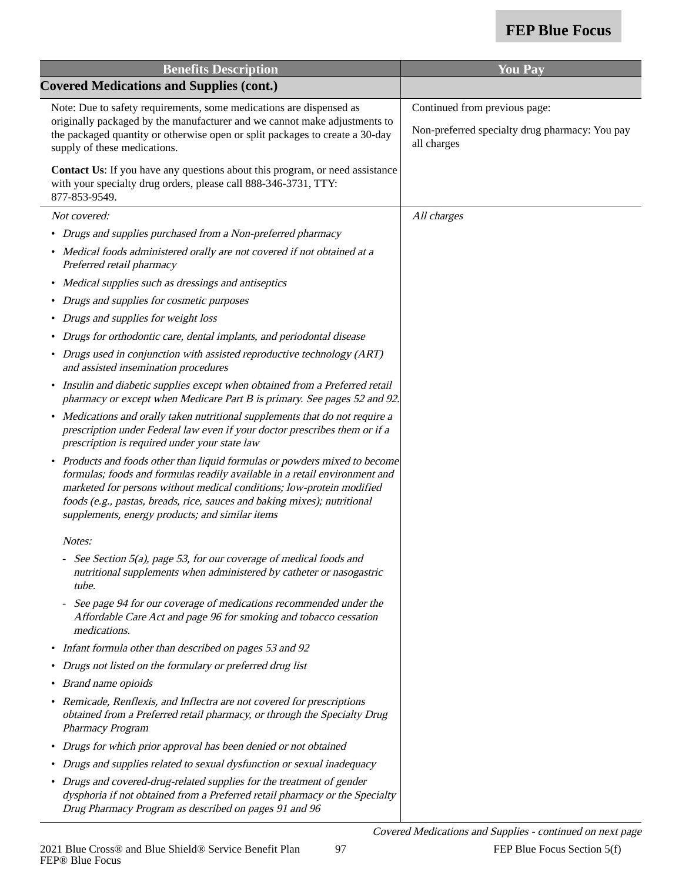| Benefits Description | You Pay |
|---|---|
| **Covered Medications and Supplies (cont.)** | |
| Note: Due to safety requirements, some medications are dispensed as originally packaged by the manufacturer and we cannot make adjustments to the packaged quantity or otherwise open or split packages to create a 30-day supply of these medications.<br><br>**Contact Us**: If you have any questions about this program, or need assistance with your specialty drug orders, please call 888-346-3731, TTY: 877-853-9549. | Continued from previous page:<br><br>Non-preferred specialty drug pharmacy: You pay all charges |
| *Not covered:*<br>• *Drugs and supplies purchased from a Non-preferred pharmacy*<br>• *Medical foods administered orally are not covered if not obtained at a Preferred retail pharmacy*<br>• *Medical supplies such as dressings and antiseptics*<br>• *Drugs and supplies for cosmetic purposes*<br>• *Drugs and supplies for weight loss*<br>• *Drugs for orthodontic care, dental implants, and periodontal disease*<br>• *Drugs used in conjunction with assisted reproductive technology (ART) and assisted insemination procedures*<br>• *Insulin and diabetic supplies except when obtained from a Preferred retail pharmacy or except when Medicare Part B is primary. See pages 52 and 92.*<br>• *Medications and orally taken nutritional supplements that do not require a prescription under Federal law even if your doctor prescribes them or if a prescription is required under your state law*<br>• *Products and foods other than liquid formulas or powders mixed to become formulas; foods and formulas readily available in a retail environment and marketed for persons without medical conditions; low-protein modified foods (e.g., pastas, breads, rice, sauces and baking mixes); nutritional supplements, energy products; and similar items*<br><br>*Notes:*<br>- *See Section 5(a), page 53, for our coverage of medical foods and nutritional supplements when administered by catheter or nasogastric tube.*<br>- *See page 94 for our coverage of medications recommended under the Affordable Care Act and page 96 for smoking and tobacco cessation medications.*<br><br>• *Infant formula other than described on pages 53 and 92*<br>• *Drugs not listed on the formulary or preferred drug list*<br>• *Brand name opioids*<br>• *Remicade, Renflexis, and Inflectra are not covered for prescriptions obtained from a Preferred retail pharmacy, or through the Specialty Drug Pharmacy Program*<br>• *Drugs for which prior approval has been denied or not obtained*<br>• *Drugs and supplies related to sexual dysfunction or sexual inadequacy*<br>• *Drugs and covered-drug-related supplies for the treatment of gender dysphoria if not obtained from a Preferred retail pharmacy or the Specialty Drug Pharmacy Program as described on pages 91 and 96* | *All charges* |

*Covered Medications and Supplies - continued on next page*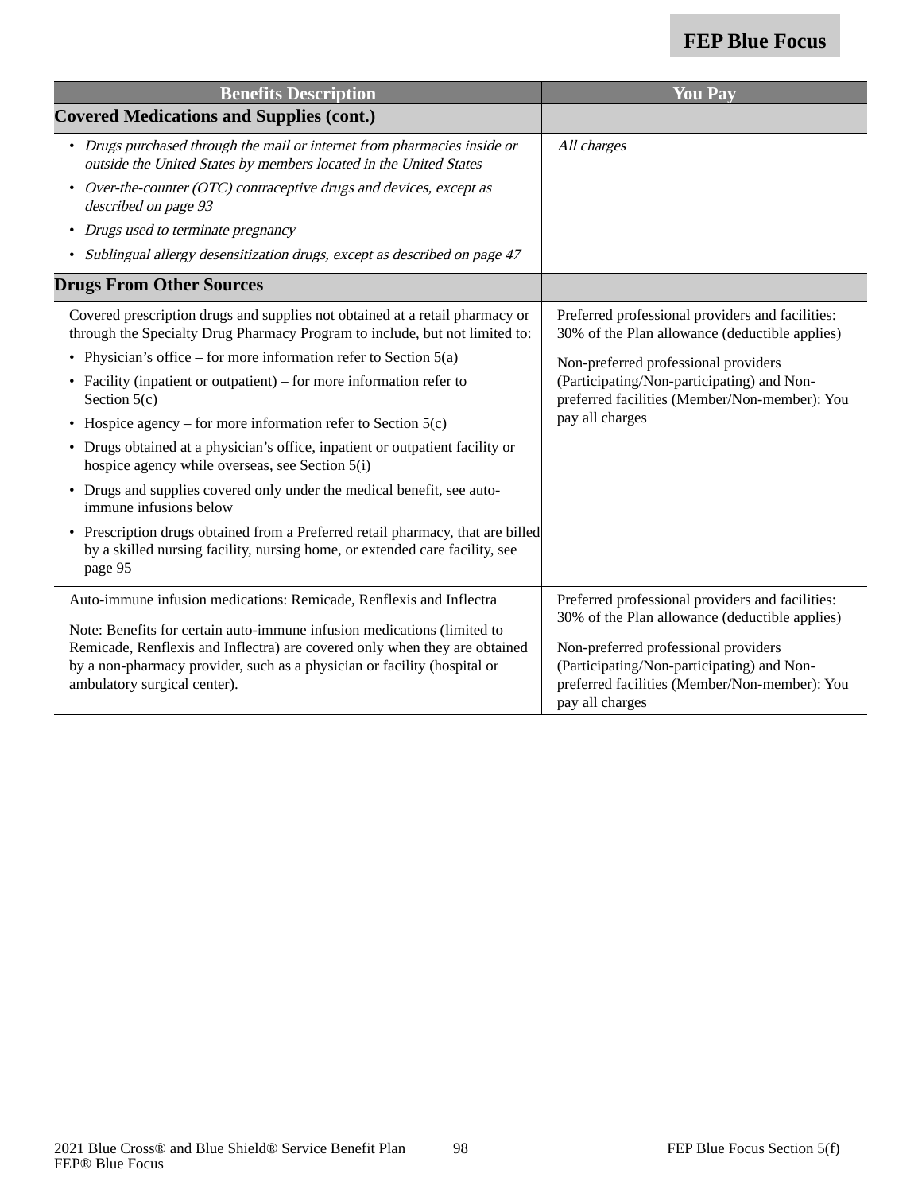| Benefits Description | You Pay |
|---|---|
| **Covered Medications and Supplies (cont.)** | |
| • *Drugs purchased through the mail or internet from pharmacies inside or outside the United States by members located in the United States*<br>• *Over-the-counter (OTC) contraceptive drugs and devices, except as described on page 93*<br>• *Drugs used to terminate pregnancy*<br>• *Sublingual allergy desensitization drugs, except as described on page 47* | *All charges* |
| **Drugs From Other Sources** | |
| Covered prescription drugs and supplies not obtained at a retail pharmacy or through the Specialty Drug Pharmacy Program to include, but not limited to:<br>• Physician's office – for more information refer to Section 5(a)<br>• Facility (inpatient or outpatient) – for more information refer to Section 5(c)<br>• Hospice agency – for more information refer to Section 5(c)<br>• Drugs obtained at a physician's office, inpatient or outpatient facility or hospice agency while overseas, see Section 5(i)<br>• Drugs and supplies covered only under the medical benefit, see auto-immune infusions below<br>• Prescription drugs obtained from a Preferred retail pharmacy, that are billed by a skilled nursing facility, nursing home, or extended care facility, see page 95 | Preferred professional providers and facilities: 30% of the Plan allowance (deductible applies)<br><br>Non-preferred professional providers (Participating/Non-participating) and Non-preferred facilities (Member/Non-member): You pay all charges |
| Auto-immune infusion medications: Remicade, Renflexis and Inflectra<br><br>Note: Benefits for certain auto-immune infusion medications (limited to Remicade, Renflexis and Inflectra) are covered only when they are obtained by a non-pharmacy provider, such as a physician or facility (hospital or ambulatory surgical center). | Preferred professional providers and facilities: 30% of the Plan allowance (deductible applies)<br><br>Non-preferred professional providers (Participating/Non-participating) and Non-preferred facilities (Member/Non-member): You pay all charges |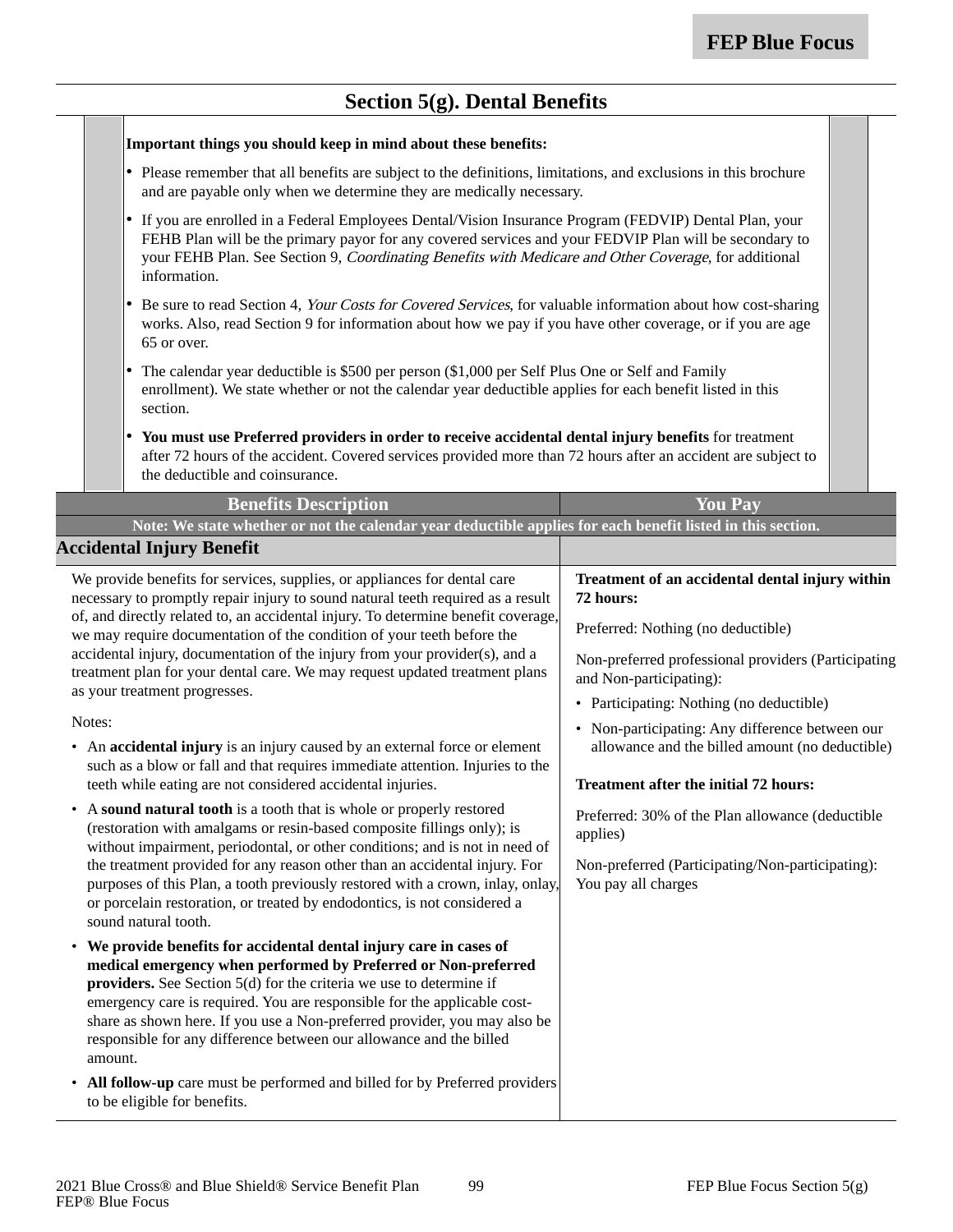## Section 5(g). Dental Benefits

**Important things you should keep in mind about these benefits:**

- Please remember that all benefits are subject to the definitions, limitations, and exclusions in this brochure and are payable only when we determine they are medically necessary.
- If you are enrolled in a Federal Employees Dental/Vision Insurance Program (FEDVIP) Dental Plan, your FEHB Plan will be the primary payor for any covered services and your FEDVIP Plan will be secondary to your FEHB Plan. See Section 9, *Coordinating Benefits with Medicare and Other Coverage*, for additional information.
- Be sure to read Section 4, *Your Costs for Covered Services*, for valuable information about how cost-sharing works. Also, read Section 9 for information about how we pay if you have other coverage, or if you are age 65 or over.
- The calendar year deductible is $500 per person ($1,000 per Self Plus One or Self and Family enrollment). We state whether or not the calendar year deductible applies for each benefit listed in this section.
- **You must use Preferred providers in order to receive accidental dental injury benefits** for treatment after 72 hours of the accident. Covered services provided more than 72 hours after an accident are subject to the deductible and coinsurance.

| Benefits Description | You Pay |
|---|---|
| **Note: We state whether or not the calendar year deductible applies for each benefit listed in this section.** | |
| **Accidental Injury Benefit** | |
| We provide benefits for services, supplies, or appliances for dental care necessary to promptly repair injury to sound natural teeth required as a result of, and directly related to, an accidental injury. To determine benefit coverage, we may require documentation of the condition of your teeth before the accidental injury, documentation of the injury from your provider(s), and a treatment plan for your dental care. We may request updated treatment plans as your treatment progresses.<br><br>Notes:<br>• An **accidental injury** is an injury caused by an external force or element such as a blow or fall and that requires immediate attention. Injuries to the teeth while eating are not considered accidental injuries.<br>• A **sound natural tooth** is a tooth that is whole or properly restored (restoration with amalgams or resin-based composite fillings only); is without impairment, periodontal, or other conditions; and is not in need of the treatment provided for any reason other than an accidental injury. For purposes of this Plan, a tooth previously restored with a crown, inlay, onlay, or porcelain restoration, or treated by endodontics, is not considered a sound natural tooth.<br>• **We provide benefits for accidental dental injury care in cases of medical emergency when performed by Preferred or Non-preferred providers.** See Section 5(d) for the criteria we use to determine if emergency care is required. You are responsible for the applicable cost-share as shown here. If you use a Non-preferred provider, you may also be responsible for any difference between our allowance and the billed amount.<br>• **All follow-up** care must be performed and billed for by Preferred providers to be eligible for benefits. | **Treatment of an accidental dental injury within 72 hours:**<br><br>Preferred: Nothing (no deductible)<br><br>Non-preferred professional providers (Participating and Non-participating):<br>• Participating: Nothing (no deductible)<br>• Non-participating: Any difference between our allowance and the billed amount (no deductible)<br><br>**Treatment after the initial 72 hours:**<br><br>Preferred: 30% of the Plan allowance (deductible applies)<br><br>Non-preferred (Participating/Non-participating): You pay all charges |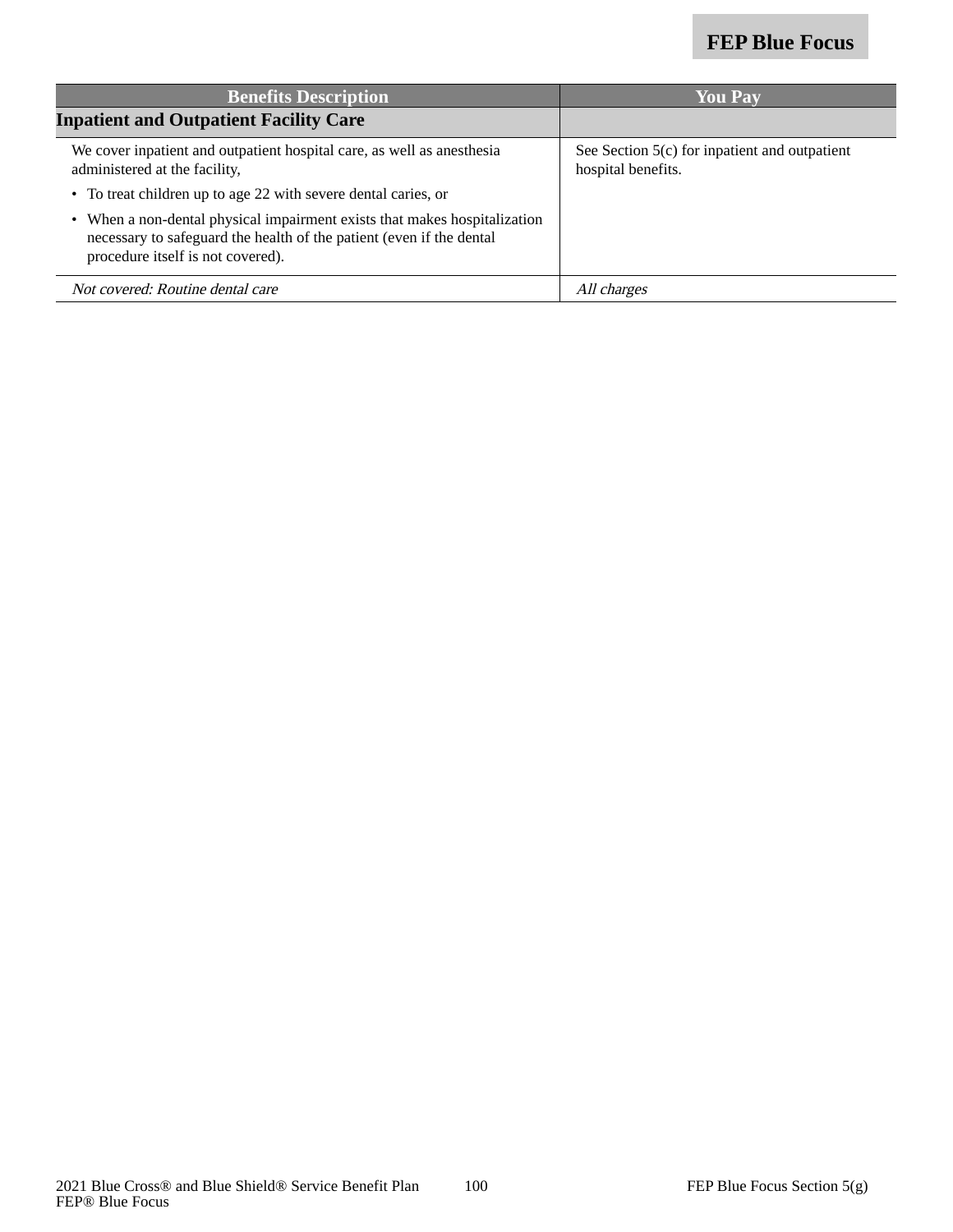| Benefits Description | You Pay |
|---|---|
| **Inpatient and Outpatient Facility Care** | |
| We cover inpatient and outpatient hospital care, as well as anesthesia administered at the facility,<br>• To treat children up to age 22 with severe dental caries, or<br>• When a non-dental physical impairment exists that makes hospitalization necessary to safeguard the health of the patient (even if the dental procedure itself is not covered). | See Section 5(c) for inpatient and outpatient hospital benefits. |
| *Not covered: Routine dental care* | *All charges* |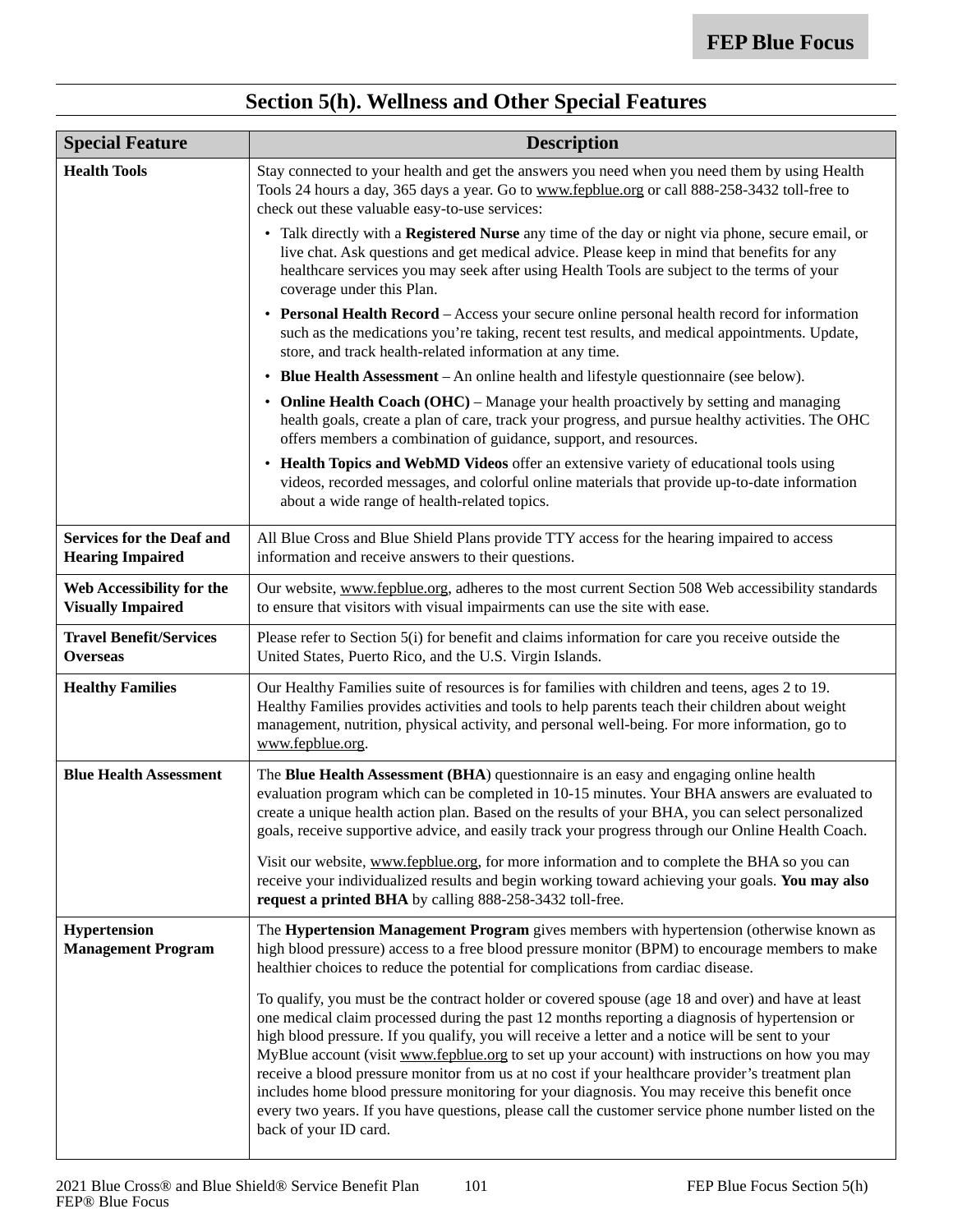## Section 5(h). Wellness and Other Special Features

| Special Feature | Description |
|---|---|
| **Health Tools** | Stay connected to your health and get the answers you need when you need them by using Health Tools 24 hours a day, 365 days a year. Go to www.fepblue.org or call 888-258-3432 toll-free to check out these valuable easy-to-use services:<br>• Talk directly with a **Registered Nurse** any time of the day or night via phone, secure email, or live chat. Ask questions and get medical advice. Please keep in mind that benefits for any healthcare services you may seek after using Health Tools are subject to the terms of your coverage under this Plan.<br>• **Personal Health Record** – Access your secure online personal health record for information such as the medications you're taking, recent test results, and medical appointments. Update, store, and track health-related information at any time.<br>• **Blue Health Assessment** – An online health and lifestyle questionnaire (see below).<br>• **Online Health Coach (OHC)** – Manage your health proactively by setting and managing health goals, create a plan of care, track your progress, and pursue healthy activities. The OHC offers members a combination of guidance, support, and resources.<br>• **Health Topics and WebMD Videos** offer an extensive variety of educational tools using videos, recorded messages, and colorful online materials that provide up-to-date information about a wide range of health-related topics. |
| **Services for the Deaf and Hearing Impaired** | All Blue Cross and Blue Shield Plans provide TTY access for the hearing impaired to access information and receive answers to their questions. |
| **Web Accessibility for the Visually Impaired** | Our website, www.fepblue.org, adheres to the most current Section 508 Web accessibility standards to ensure that visitors with visual impairments can use the site with ease. |
| **Travel Benefit/Services Overseas** | Please refer to Section 5(i) for benefit and claims information for care you receive outside the United States, Puerto Rico, and the U.S. Virgin Islands. |
| **Healthy Families** | Our Healthy Families suite of resources is for families with children and teens, ages 2 to 19. Healthy Families provides activities and tools to help parents teach their children about weight management, nutrition, physical activity, and personal well-being. For more information, go to www.fepblue.org. |
| **Blue Health Assessment** | The **Blue Health Assessment (BHA**) questionnaire is an easy and engaging online health evaluation program which can be completed in 10-15 minutes. Your BHA answers are evaluated to create a unique health action plan. Based on the results of your BHA, you can select personalized goals, receive supportive advice, and easily track your progress through our Online Health Coach.<br><br>Visit our website, www.fepblue.org, for more information and to complete the BHA so you can receive your individualized results and begin working toward achieving your goals. **You may also request a printed BHA** by calling 888-258-3432 toll-free. |
| **Hypertension Management Program** | The **Hypertension Management Program** gives members with hypertension (otherwise known as high blood pressure) access to a free blood pressure monitor (BPM) to encourage members to make healthier choices to reduce the potential for complications from cardiac disease.<br><br>To qualify, you must be the contract holder or covered spouse (age 18 and over) and have at least one medical claim processed during the past 12 months reporting a diagnosis of hypertension or high blood pressure. If you qualify, you will receive a letter and a notice will be sent to your MyBlue account (visit www.fepblue.org to set up your account) with instructions on how you may receive a blood pressure monitor from us at no cost if your healthcare provider's treatment plan includes home blood pressure monitoring for your diagnosis. You may receive this benefit once every two years. If you have questions, please call the customer service phone number listed on the back of your ID card. |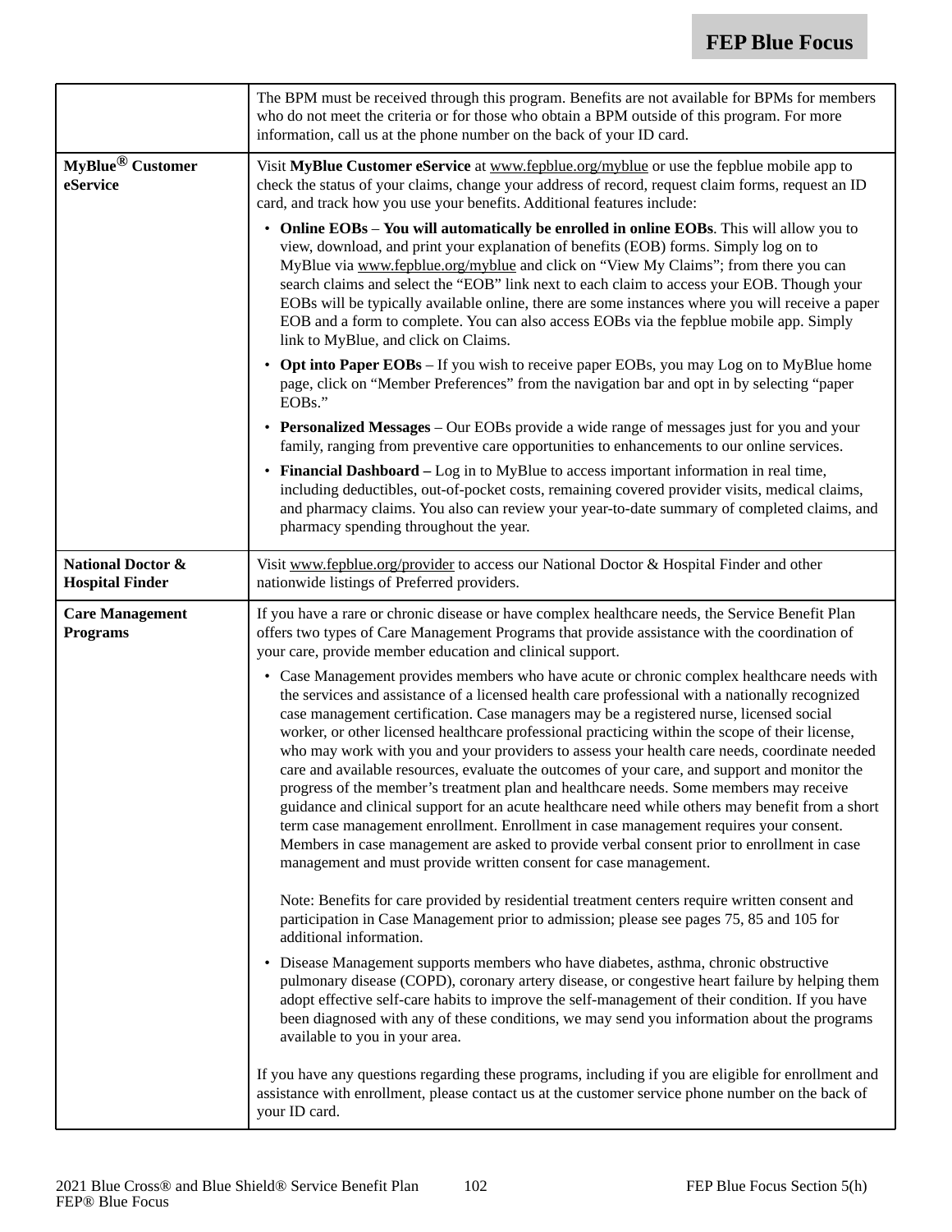| | |
|---|---|
| | The BPM must be received through this program. Benefits are not available for BPMs for members who do not meet the criteria or for those who obtain a BPM outside of this program. For more information, call us at the phone number on the back of your ID card. |
| **MyBlue® Customer eService** | Visit **MyBlue Customer eService** at www.fepblue.org/myblue or use the fepblue mobile app to check the status of your claims, change your address of record, request claim forms, request an ID card, and track how you use your benefits. Additional features include:<br>• **Online EOBs** – **You will automatically be enrolled in online EOBs**. This will allow you to view, download, and print your explanation of benefits (EOB) forms. Simply log on to MyBlue via www.fepblue.org/myblue and click on "View My Claims"; from there you can search claims and select the "EOB" link next to each claim to access your EOB. Though your EOBs will be typically available online, there are some instances where you will receive a paper EOB and a form to complete. You can also access EOBs via the fepblue mobile app. Simply link to MyBlue, and click on Claims.<br>• **Opt into Paper EOBs** – If you wish to receive paper EOBs, you may Log on to MyBlue home page, click on "Member Preferences" from the navigation bar and opt in by selecting "paper EOBs."<br>• **Personalized Messages** – Our EOBs provide a wide range of messages just for you and your family, ranging from preventive care opportunities to enhancements to our online services.<br>• **Financial Dashboard –** Log in to MyBlue to access important information in real time, including deductibles, out-of-pocket costs, remaining covered provider visits, medical claims, and pharmacy claims. You also can review your year-to-date summary of completed claims, and pharmacy spending throughout the year. |
| **National Doctor & Hospital Finder** | Visit www.fepblue.org/provider to access our National Doctor & Hospital Finder and other nationwide listings of Preferred providers. |
| **Care Management Programs** | If you have a rare or chronic disease or have complex healthcare needs, the Service Benefit Plan offers two types of Care Management Programs that provide assistance with the coordination of your care, provide member education and clinical support.<br>• Case Management provides members who have acute or chronic complex healthcare needs with the services and assistance of a licensed health care professional with a nationally recognized case management certification. Case managers may be a registered nurse, licensed social worker, or other licensed healthcare professional practicing within the scope of their license, who may work with you and your providers to assess your health care needs, coordinate needed care and available resources, evaluate the outcomes of your care, and support and monitor the progress of the member's treatment plan and healthcare needs. Some members may receive guidance and clinical support for an acute healthcare need while others may benefit from a short term case management enrollment. Enrollment in case management requires your consent. Members in case management are asked to provide verbal consent prior to enrollment in case management and must provide written consent for case management.<br><br>Note: Benefits for care provided by residential treatment centers require written consent and participation in Case Management prior to admission; please see pages 75, 85 and 105 for additional information.<br>• Disease Management supports members who have diabetes, asthma, chronic obstructive pulmonary disease (COPD), coronary artery disease, or congestive heart failure by helping them adopt effective self-care habits to improve the self-management of their condition. If you have been diagnosed with any of these conditions, we may send you information about the programs available to you in your area.<br><br>If you have any questions regarding these programs, including if you are eligible for enrollment and assistance with enrollment, please contact us at the customer service phone number on the back of your ID card. |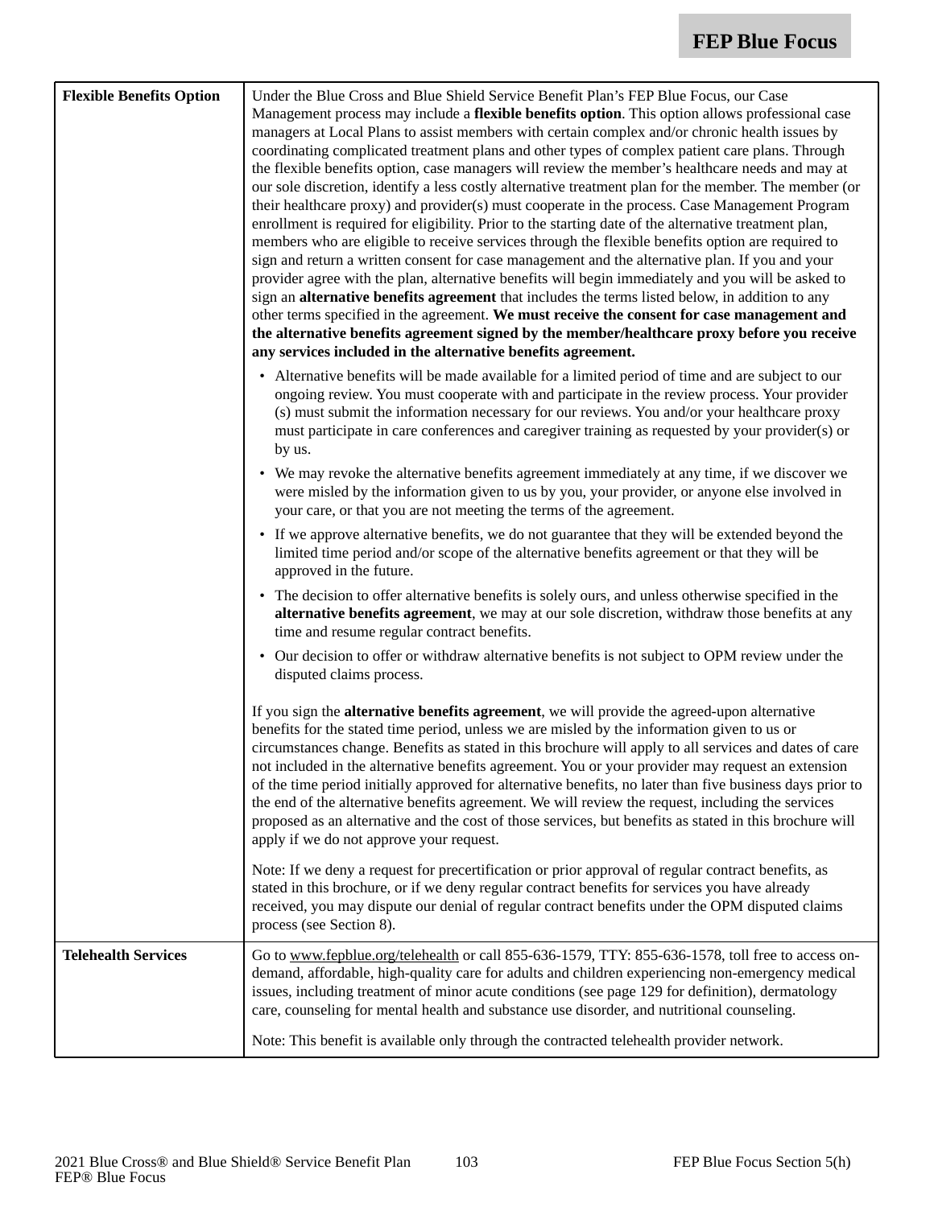| | |
|---|---|
| **Flexible Benefits Option** | Under the Blue Cross and Blue Shield Service Benefit Plan's FEP Blue Focus, our Case Management process may include a **flexible benefits option**. This option allows professional case managers at Local Plans to assist members with certain complex and/or chronic health issues by coordinating complicated treatment plans and other types of complex patient care plans. Through the flexible benefits option, case managers will review the member's healthcare needs and may at our sole discretion, identify a less costly alternative treatment plan for the member. The member (or their healthcare proxy) and provider(s) must cooperate in the process. Case Management Program enrollment is required for eligibility. Prior to the starting date of the alternative treatment plan, members who are eligible to receive services through the flexible benefits option are required to sign and return a written consent for case management and the alternative plan. If you and your provider agree with the plan, alternative benefits will begin immediately and you will be asked to sign an **alternative benefits agreement** that includes the terms listed below, in addition to any other terms specified in the agreement. **We must receive the consent for case management and the alternative benefits agreement signed by the member/healthcare proxy before you receive any services included in the alternative benefits agreement.**<br><br>• Alternative benefits will be made available for a limited period of time and are subject to our ongoing review. You must cooperate with and participate in the review process. Your provider (s) must submit the information necessary for our reviews. You and/or your healthcare proxy must participate in care conferences and caregiver training as requested by your provider(s) or by us.<br>• We may revoke the alternative benefits agreement immediately at any time, if we discover we were misled by the information given to us by you, your provider, or anyone else involved in your care, or that you are not meeting the terms of the agreement.<br>• If we approve alternative benefits, we do not guarantee that they will be extended beyond the limited time period and/or scope of the alternative benefits agreement or that they will be approved in the future.<br>• The decision to offer alternative benefits is solely ours, and unless otherwise specified in the **alternative benefits agreement**, we may at our sole discretion, withdraw those benefits at any time and resume regular contract benefits.<br>• Our decision to offer or withdraw alternative benefits is not subject to OPM review under the disputed claims process.<br><br>If you sign the **alternative benefits agreement**, we will provide the agreed-upon alternative benefits for the stated time period, unless we are misled by the information given to us or circumstances change. Benefits as stated in this brochure will apply to all services and dates of care not included in the alternative benefits agreement. You or your provider may request an extension of the time period initially approved for alternative benefits, no later than five business days prior to the end of the alternative benefits agreement. We will review the request, including the services proposed as an alternative and the cost of those services, but benefits as stated in this brochure will apply if we do not approve your request.<br><br>Note: If we deny a request for precertification or prior approval of regular contract benefits, as stated in this brochure, or if we deny regular contract benefits for services you have already received, you may dispute our denial of regular contract benefits under the OPM disputed claims process (see Section 8). |
| **Telehealth Services** | Go to www.fepblue.org/telehealth or call 855-636-1579, TTY: 855-636-1578, toll free to access on-demand, affordable, high-quality care for adults and children experiencing non-emergency medical issues, including treatment of minor acute conditions (see page 129 for definition), dermatology care, counseling for mental health and substance use disorder, and nutritional counseling.<br><br>Note: This benefit is available only through the contracted telehealth provider network. |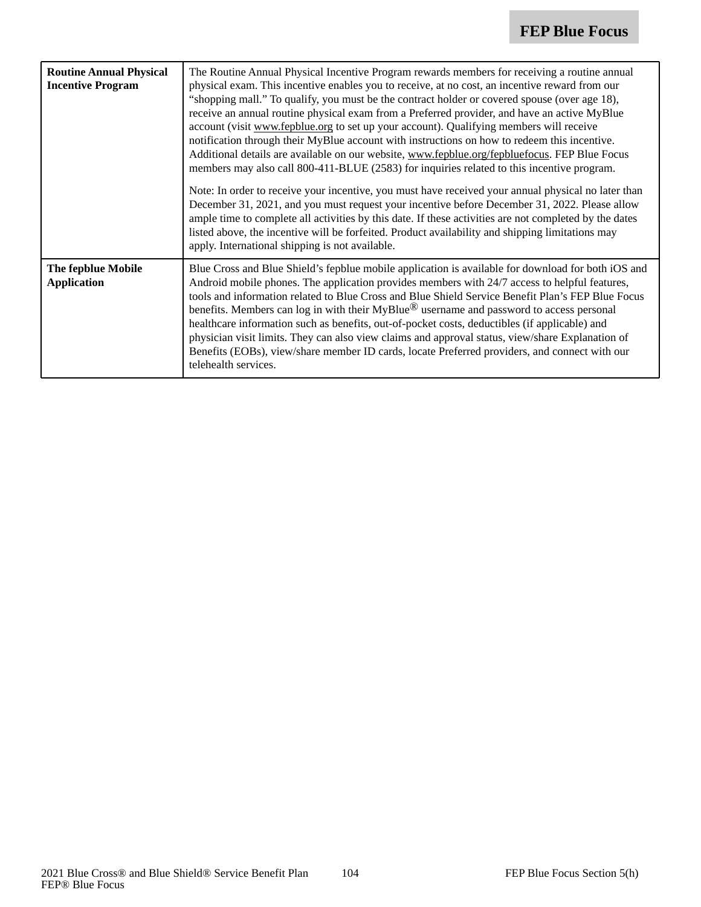| | |
|---|---|
| **Routine Annual Physical Incentive Program** | The Routine Annual Physical Incentive Program rewards members for receiving a routine annual physical exam. This incentive enables you to receive, at no cost, an incentive reward from our "shopping mall." To qualify, you must be the contract holder or covered spouse (over age 18), receive an annual routine physical exam from a Preferred provider, and have an active MyBlue account (visit www.fepblue.org to set up your account). Qualifying members will receive notification through their MyBlue account with instructions on how to redeem this incentive. Additional details are available on our website, www.fepblue.org/fepbluefocus. FEP Blue Focus members may also call 800-411-BLUE (2583) for inquiries related to this incentive program.<br><br>Note: In order to receive your incentive, you must have received your annual physical no later than December 31, 2021, and you must request your incentive before December 31, 2022. Please allow ample time to complete all activities by this date. If these activities are not completed by the dates listed above, the incentive will be forfeited. Product availability and shipping limitations may apply. International shipping is not available. |
| **The fepblue Mobile Application** | Blue Cross and Blue Shield's fepblue mobile application is available for download for both iOS and Android mobile phones. The application provides members with 24/7 access to helpful features, tools and information related to Blue Cross and Blue Shield Service Benefit Plan's FEP Blue Focus benefits. Members can log in with their MyBlue® username and password to access personal healthcare information such as benefits, out-of-pocket costs, deductibles (if applicable) and physician visit limits. They can also view claims and approval status, view/share Explanation of Benefits (EOBs), view/share member ID cards, locate Preferred providers, and connect with our telehealth services. |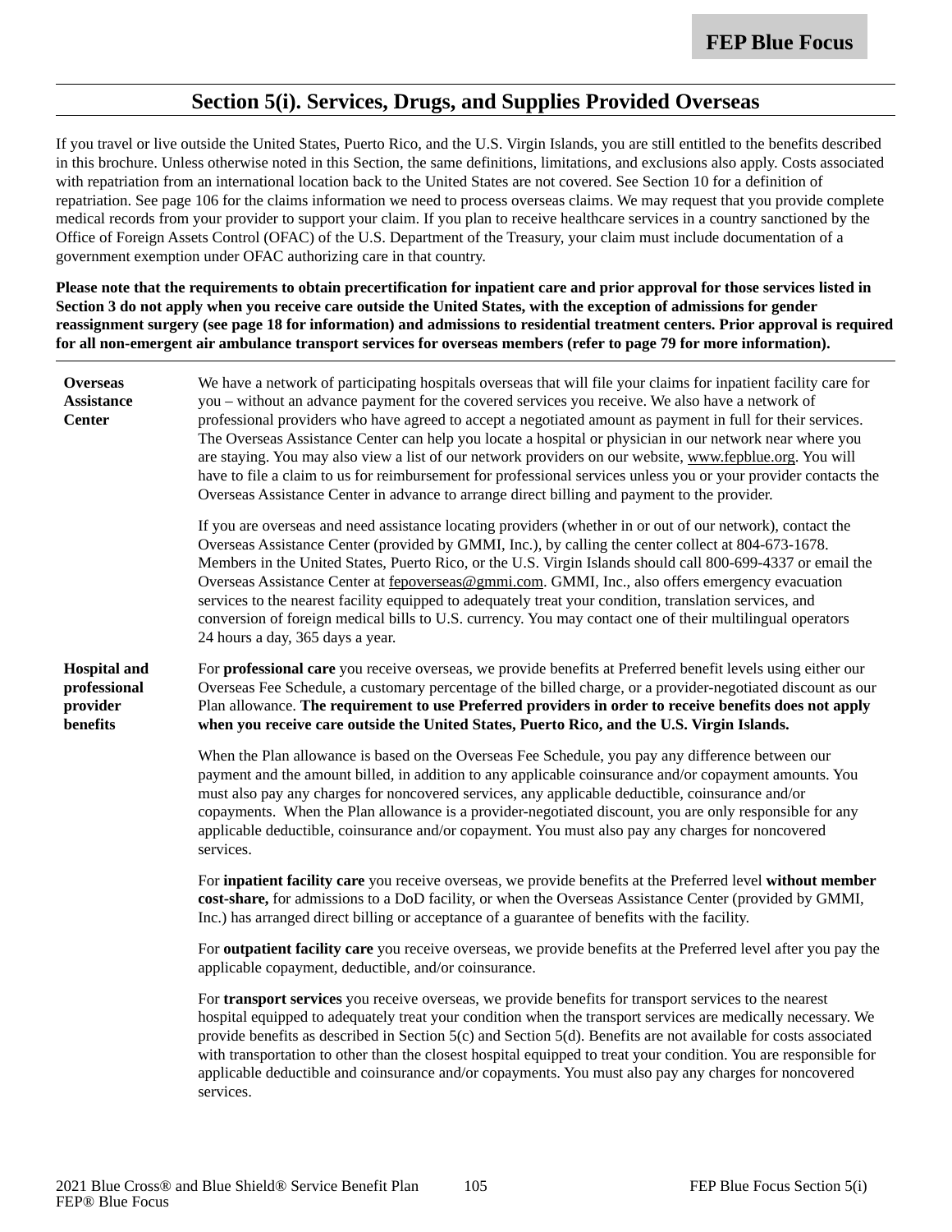## Section 5(i). Services, Drugs, and Supplies Provided Overseas

If you travel or live outside the United States, Puerto Rico, and the U.S. Virgin Islands, you are still entitled to the benefits described in this brochure. Unless otherwise noted in this Section, the same definitions, limitations, and exclusions also apply. Costs associated with repatriation from an international location back to the United States are not covered. See Section 10 for a definition of repatriation. See page 106 for the claims information we need to process overseas claims. We may request that you provide complete medical records from your provider to support your claim. If you plan to receive healthcare services in a country sanctioned by the Office of Foreign Assets Control (OFAC) of the U.S. Department of the Treasury, your claim must include documentation of a government exemption under OFAC authorizing care in that country.

**Please note that the requirements to obtain precertification for inpatient care and prior approval for those services listed in Section 3 do not apply when you receive care outside the United States, with the exception of admissions for gender reassignment surgery (see page 18 for information) and admissions to residential treatment centers. Prior approval is required for all non-emergent air ambulance transport services for overseas members (refer to page 79 for more information).**

**Overseas Assistance Center**

We have a network of participating hospitals overseas that will file your claims for inpatient facility care for you – without an advance payment for the covered services you receive. We also have a network of professional providers who have agreed to accept a negotiated amount as payment in full for their services. The Overseas Assistance Center can help you locate a hospital or physician in our network near where you are staying. You may also view a list of our network providers on our website, www.fepblue.org. You will have to file a claim to us for reimbursement for professional services unless you or your provider contacts the Overseas Assistance Center in advance to arrange direct billing and payment to the provider.

If you are overseas and need assistance locating providers (whether in or out of our network), contact the Overseas Assistance Center (provided by GMMI, Inc.), by calling the center collect at 804-673-1678. Members in the United States, Puerto Rico, or the U.S. Virgin Islands should call 800-699-4337 or email the Overseas Assistance Center at fepoverseas@gmmi.com. GMMI, Inc., also offers emergency evacuation services to the nearest facility equipped to adequately treat your condition, translation services, and conversion of foreign medical bills to U.S. currency. You may contact one of their multilingual operators 24 hours a day, 365 days a year.

**Hospital and professional provider benefits**

For **professional care** you receive overseas, we provide benefits at Preferred benefit levels using either our Overseas Fee Schedule, a customary percentage of the billed charge, or a provider-negotiated discount as our Plan allowance. **The requirement to use Preferred providers in order to receive benefits does not apply when you receive care outside the United States, Puerto Rico, and the U.S. Virgin Islands.**

When the Plan allowance is based on the Overseas Fee Schedule, you pay any difference between our payment and the amount billed, in addition to any applicable coinsurance and/or copayment amounts. You must also pay any charges for noncovered services, any applicable deductible, coinsurance and/or copayments. When the Plan allowance is a provider-negotiated discount, you are only responsible for any applicable deductible, coinsurance and/or copayment. You must also pay any charges for noncovered services.

For **inpatient facility care** you receive overseas, we provide benefits at the Preferred level **without member cost-share,** for admissions to a DoD facility, or when the Overseas Assistance Center (provided by GMMI, Inc.) has arranged direct billing or acceptance of a guarantee of benefits with the facility.

For **outpatient facility care** you receive overseas, we provide benefits at the Preferred level after you pay the applicable copayment, deductible, and/or coinsurance.

For **transport services** you receive overseas, we provide benefits for transport services to the nearest hospital equipped to adequately treat your condition when the transport services are medically necessary. We provide benefits as described in Section 5(c) and Section 5(d). Benefits are not available for costs associated with transportation to other than the closest hospital equipped to treat your condition. You are responsible for applicable deductible and coinsurance and/or copayments. You must also pay any charges for noncovered services.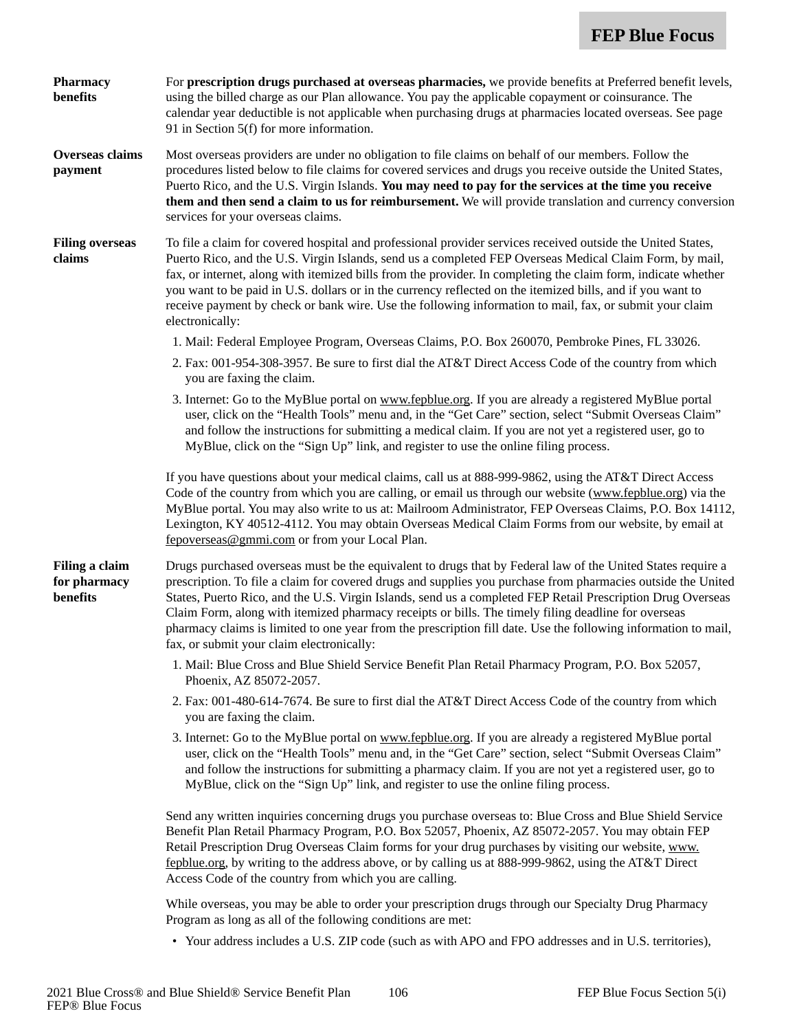**Pharmacy benefits**

For **prescription drugs purchased at overseas pharmacies,** we provide benefits at Preferred benefit levels, using the billed charge as our Plan allowance. You pay the applicable copayment or coinsurance. The calendar year deductible is not applicable when purchasing drugs at pharmacies located overseas. See page 91 in Section 5(f) for more information.

**Overseas claims payment**

Most overseas providers are under no obligation to file claims on behalf of our members. Follow the procedures listed below to file claims for covered services and drugs you receive outside the United States, Puerto Rico, and the U.S. Virgin Islands. **You may need to pay for the services at the time you receive them and then send a claim to us for reimbursement.** We will provide translation and currency conversion services for your overseas claims.

**Filing overseas claims**

To file a claim for covered hospital and professional provider services received outside the United States, Puerto Rico, and the U.S. Virgin Islands, send us a completed FEP Overseas Medical Claim Form, by mail, fax, or internet, along with itemized bills from the provider. In completing the claim form, indicate whether you want to be paid in U.S. dollars or in the currency reflected on the itemized bills, and if you want to receive payment by check or bank wire. Use the following information to mail, fax, or submit your claim electronically:

1. Mail: Federal Employee Program, Overseas Claims, P.O. Box 260070, Pembroke Pines, FL 33026.
2. Fax: 001-954-308-3957. Be sure to first dial the AT&T Direct Access Code of the country from which you are faxing the claim.
3. Internet: Go to the MyBlue portal on www.fepblue.org. If you are already a registered MyBlue portal user, click on the "Health Tools" menu and, in the "Get Care" section, select "Submit Overseas Claim" and follow the instructions for submitting a medical claim. If you are not yet a registered user, go to MyBlue, click on the "Sign Up" link, and register to use the online filing process.

If you have questions about your medical claims, call us at 888-999-9862, using the AT&T Direct Access Code of the country from which you are calling, or email us through our website (www.fepblue.org) via the MyBlue portal. You may also write to us at: Mailroom Administrator, FEP Overseas Claims, P.O. Box 14112, Lexington, KY 40512-4112. You may obtain Overseas Medical Claim Forms from our website, by email at fepoverseas@gmmi.com or from your Local Plan.

**Filing a claim for pharmacy benefits**

Drugs purchased overseas must be the equivalent to drugs that by Federal law of the United States require a prescription. To file a claim for covered drugs and supplies you purchase from pharmacies outside the United States, Puerto Rico, and the U.S. Virgin Islands, send us a completed FEP Retail Prescription Drug Overseas Claim Form, along with itemized pharmacy receipts or bills. The timely filing deadline for overseas pharmacy claims is limited to one year from the prescription fill date. Use the following information to mail, fax, or submit your claim electronically:

1. Mail: Blue Cross and Blue Shield Service Benefit Plan Retail Pharmacy Program, P.O. Box 52057, Phoenix, AZ 85072-2057.
2. Fax: 001-480-614-7674. Be sure to first dial the AT&T Direct Access Code of the country from which you are faxing the claim.
3. Internet: Go to the MyBlue portal on www.fepblue.org. If you are already a registered MyBlue portal user, click on the "Health Tools" menu and, in the "Get Care" section, select "Submit Overseas Claim" and follow the instructions for submitting a pharmacy claim. If you are not yet a registered user, go to MyBlue, click on the "Sign Up" link, and register to use the online filing process.

Send any written inquiries concerning drugs you purchase overseas to: Blue Cross and Blue Shield Service Benefit Plan Retail Pharmacy Program, P.O. Box 52057, Phoenix, AZ 85072-2057. You may obtain FEP Retail Prescription Drug Overseas Claim forms for your drug purchases by visiting our website, www.fepblue.org, by writing to the address above, or by calling us at 888-999-9862, using the AT&T Direct Access Code of the country from which you are calling.

While overseas, you may be able to order your prescription drugs through our Specialty Drug Pharmacy Program as long as all of the following conditions are met:

- Your address includes a U.S. ZIP code (such as with APO and FPO addresses and in U.S. territories),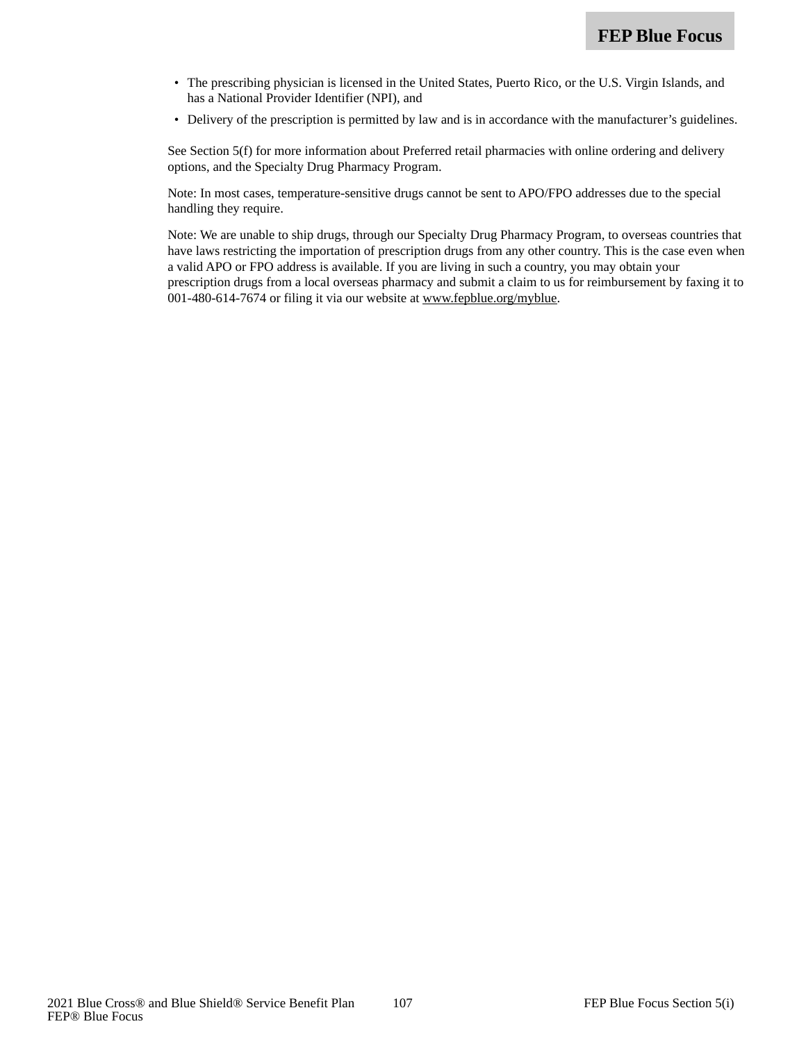- The prescribing physician is licensed in the United States, Puerto Rico, or the U.S. Virgin Islands, and has a National Provider Identifier (NPI), and
- Delivery of the prescription is permitted by law and is in accordance with the manufacturer's guidelines.

See Section 5(f) for more information about Preferred retail pharmacies with online ordering and delivery options, and the Specialty Drug Pharmacy Program.

Note: In most cases, temperature-sensitive drugs cannot be sent to APO/FPO addresses due to the special handling they require.

Note: We are unable to ship drugs, through our Specialty Drug Pharmacy Program, to overseas countries that have laws restricting the importation of prescription drugs from any other country. This is the case even when a valid APO or FPO address is available. If you are living in such a country, you may obtain your prescription drugs from a local overseas pharmacy and submit a claim to us for reimbursement by faxing it to 001-480-614-7674 or filing it via our website at www.fepblue.org/myblue.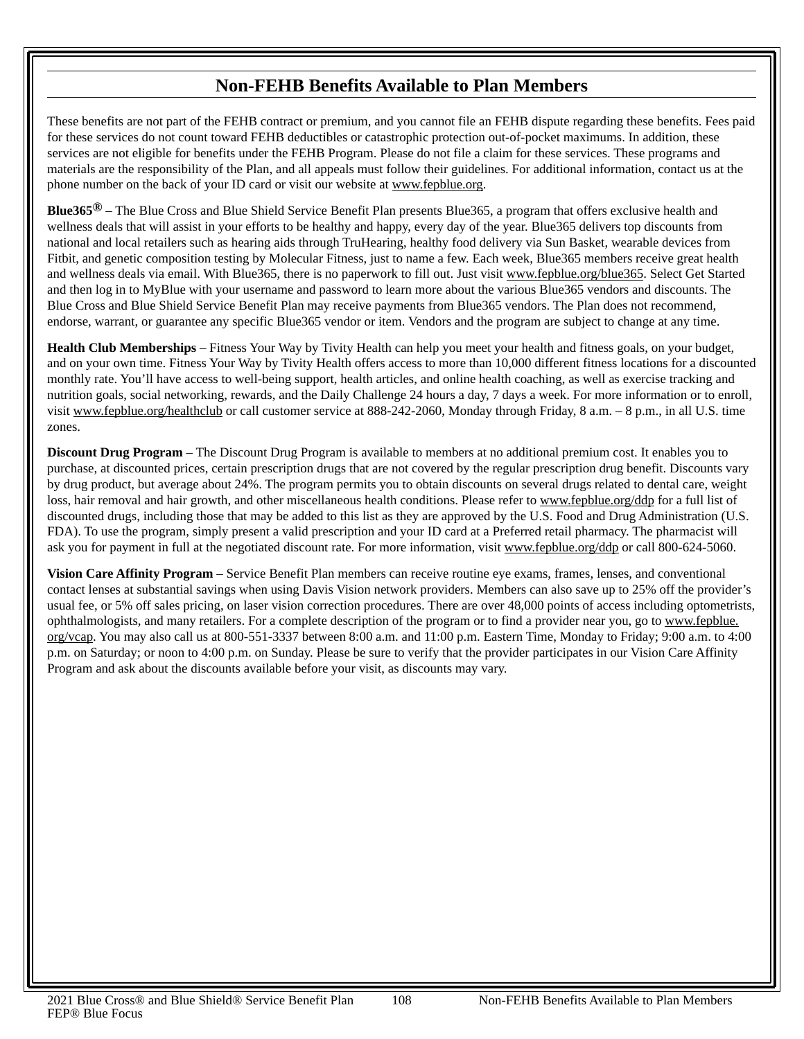## Non-FEHB Benefits Available to Plan Members

These benefits are not part of the FEHB contract or premium, and you cannot file an FEHB dispute regarding these benefits. Fees paid for these services do not count toward FEHB deductibles or catastrophic protection out-of-pocket maximums. In addition, these services are not eligible for benefits under the FEHB Program. Please do not file a claim for these services. These programs and materials are the responsibility of the Plan, and all appeals must follow their guidelines. For additional information, contact us at the phone number on the back of your ID card or visit our website at www.fepblue.org.

**Blue365®** – The Blue Cross and Blue Shield Service Benefit Plan presents Blue365, a program that offers exclusive health and wellness deals that will assist in your efforts to be healthy and happy, every day of the year. Blue365 delivers top discounts from national and local retailers such as hearing aids through TruHearing, healthy food delivery via Sun Basket, wearable devices from Fitbit, and genetic composition testing by Molecular Fitness, just to name a few. Each week, Blue365 members receive great health and wellness deals via email. With Blue365, there is no paperwork to fill out. Just visit www.fepblue.org/blue365. Select Get Started and then log in to MyBlue with your username and password to learn more about the various Blue365 vendors and discounts. The Blue Cross and Blue Shield Service Benefit Plan may receive payments from Blue365 vendors. The Plan does not recommend, endorse, warrant, or guarantee any specific Blue365 vendor or item. Vendors and the program are subject to change at any time.

**Health Club Memberships** – Fitness Your Way by Tivity Health can help you meet your health and fitness goals, on your budget, and on your own time. Fitness Your Way by Tivity Health offers access to more than 10,000 different fitness locations for a discounted monthly rate. You'll have access to well-being support, health articles, and online health coaching, as well as exercise tracking and nutrition goals, social networking, rewards, and the Daily Challenge 24 hours a day, 7 days a week. For more information or to enroll, visit www.fepblue.org/healthclub or call customer service at 888-242-2060, Monday through Friday, 8 a.m. – 8 p.m., in all U.S. time zones.

**Discount Drug Program** – The Discount Drug Program is available to members at no additional premium cost. It enables you to purchase, at discounted prices, certain prescription drugs that are not covered by the regular prescription drug benefit. Discounts vary by drug product, but average about 24%. The program permits you to obtain discounts on several drugs related to dental care, weight loss, hair removal and hair growth, and other miscellaneous health conditions. Please refer to www.fepblue.org/ddp for a full list of discounted drugs, including those that may be added to this list as they are approved by the U.S. Food and Drug Administration (U.S. FDA). To use the program, simply present a valid prescription and your ID card at a Preferred retail pharmacy. The pharmacist will ask you for payment in full at the negotiated discount rate. For more information, visit www.fepblue.org/ddp or call 800-624-5060.

**Vision Care Affinity Program** – Service Benefit Plan members can receive routine eye exams, frames, lenses, and conventional contact lenses at substantial savings when using Davis Vision network providers. Members can also save up to 25% off the provider's usual fee, or 5% off sales pricing, on laser vision correction procedures. There are over 48,000 points of access including optometrists, ophthalmologists, and many retailers. For a complete description of the program or to find a provider near you, go to www.fepblue.org/vcap. You may also call us at 800-551-3337 between 8:00 a.m. and 11:00 p.m. Eastern Time, Monday to Friday; 9:00 a.m. to 4:00 p.m. on Saturday; or noon to 4:00 p.m. on Sunday. Please be sure to verify that the provider participates in our Vision Care Affinity Program and ask about the discounts available before your visit, as discounts may vary.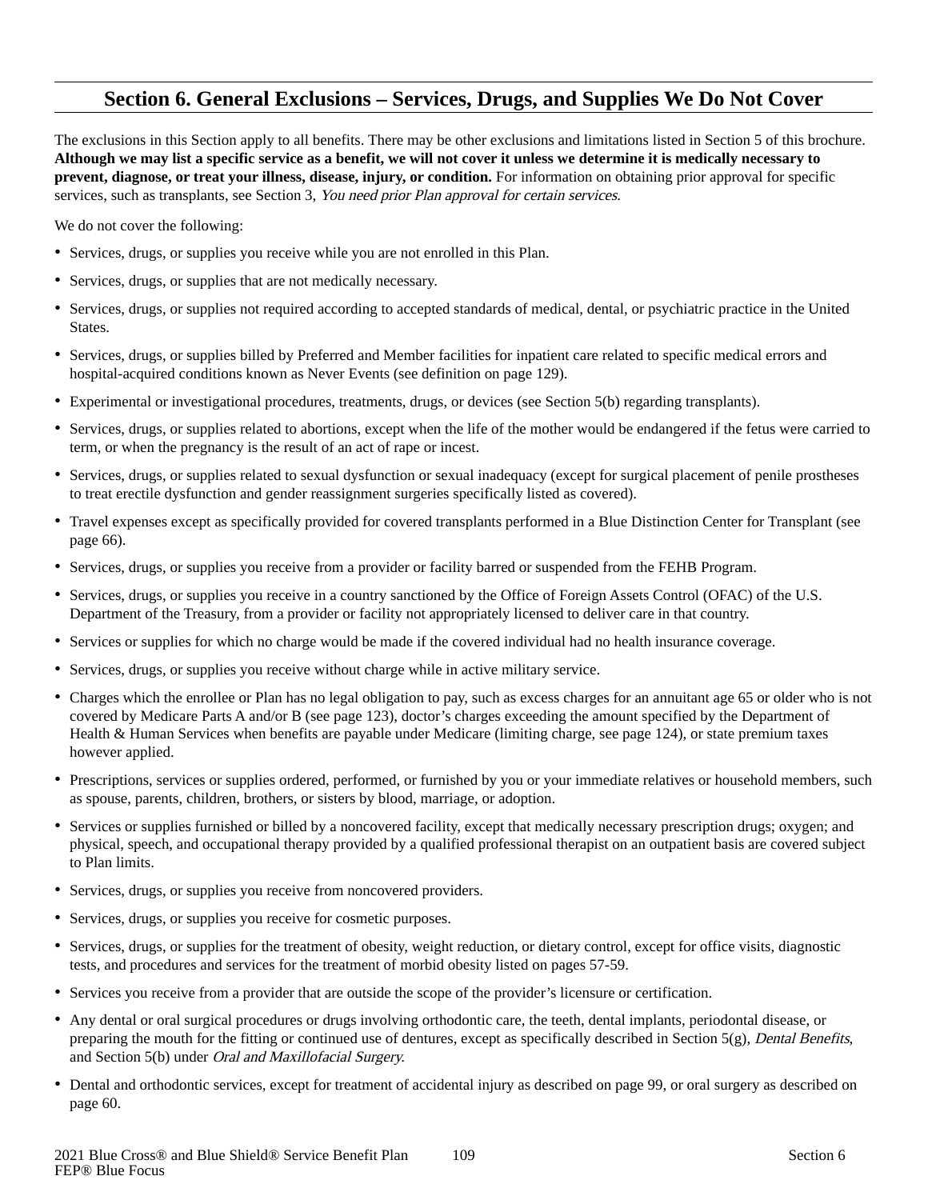## Section 6. General Exclusions – Services, Drugs, and Supplies We Do Not Cover

The exclusions in this Section apply to all benefits. There may be other exclusions and limitations listed in Section 5 of this brochure. **Although we may list a specific service as a benefit, we will not cover it unless we determine it is medically necessary to prevent, diagnose, or treat your illness, disease, injury, or condition.** For information on obtaining prior approval for specific services, such as transplants, see Section 3, *You need prior Plan approval for certain services*.

We do not cover the following:

- Services, drugs, or supplies you receive while you are not enrolled in this Plan.
- Services, drugs, or supplies that are not medically necessary.
- Services, drugs, or supplies not required according to accepted standards of medical, dental, or psychiatric practice in the United States.
- Services, drugs, or supplies billed by Preferred and Member facilities for inpatient care related to specific medical errors and hospital-acquired conditions known as Never Events (see definition on page 129).
- Experimental or investigational procedures, treatments, drugs, or devices (see Section 5(b) regarding transplants).
- Services, drugs, or supplies related to abortions, except when the life of the mother would be endangered if the fetus were carried to term, or when the pregnancy is the result of an act of rape or incest.
- Services, drugs, or supplies related to sexual dysfunction or sexual inadequacy (except for surgical placement of penile prostheses to treat erectile dysfunction and gender reassignment surgeries specifically listed as covered).
- Travel expenses except as specifically provided for covered transplants performed in a Blue Distinction Center for Transplant (see page 66).
- Services, drugs, or supplies you receive from a provider or facility barred or suspended from the FEHB Program.
- Services, drugs, or supplies you receive in a country sanctioned by the Office of Foreign Assets Control (OFAC) of the U.S. Department of the Treasury, from a provider or facility not appropriately licensed to deliver care in that country.
- Services or supplies for which no charge would be made if the covered individual had no health insurance coverage.
- Services, drugs, or supplies you receive without charge while in active military service.
- Charges which the enrollee or Plan has no legal obligation to pay, such as excess charges for an annuitant age 65 or older who is not covered by Medicare Parts A and/or B (see page 123), doctor's charges exceeding the amount specified by the Department of Health & Human Services when benefits are payable under Medicare (limiting charge, see page 124), or state premium taxes however applied.
- Prescriptions, services or supplies ordered, performed, or furnished by you or your immediate relatives or household members, such as spouse, parents, children, brothers, or sisters by blood, marriage, or adoption.
- Services or supplies furnished or billed by a noncovered facility, except that medically necessary prescription drugs; oxygen; and physical, speech, and occupational therapy provided by a qualified professional therapist on an outpatient basis are covered subject to Plan limits.
- Services, drugs, or supplies you receive from noncovered providers.
- Services, drugs, or supplies you receive for cosmetic purposes.
- Services, drugs, or supplies for the treatment of obesity, weight reduction, or dietary control, except for office visits, diagnostic tests, and procedures and services for the treatment of morbid obesity listed on pages 57-59.
- Services you receive from a provider that are outside the scope of the provider's licensure or certification.
- Any dental or oral surgical procedures or drugs involving orthodontic care, the teeth, dental implants, periodontal disease, or preparing the mouth for the fitting or continued use of dentures, except as specifically described in Section 5(g), *Dental Benefits*, and Section 5(b) under *Oral and Maxillofacial Surgery*.
- Dental and orthodontic services, except for treatment of accidental injury as described on page 99, or oral surgery as described on page 60.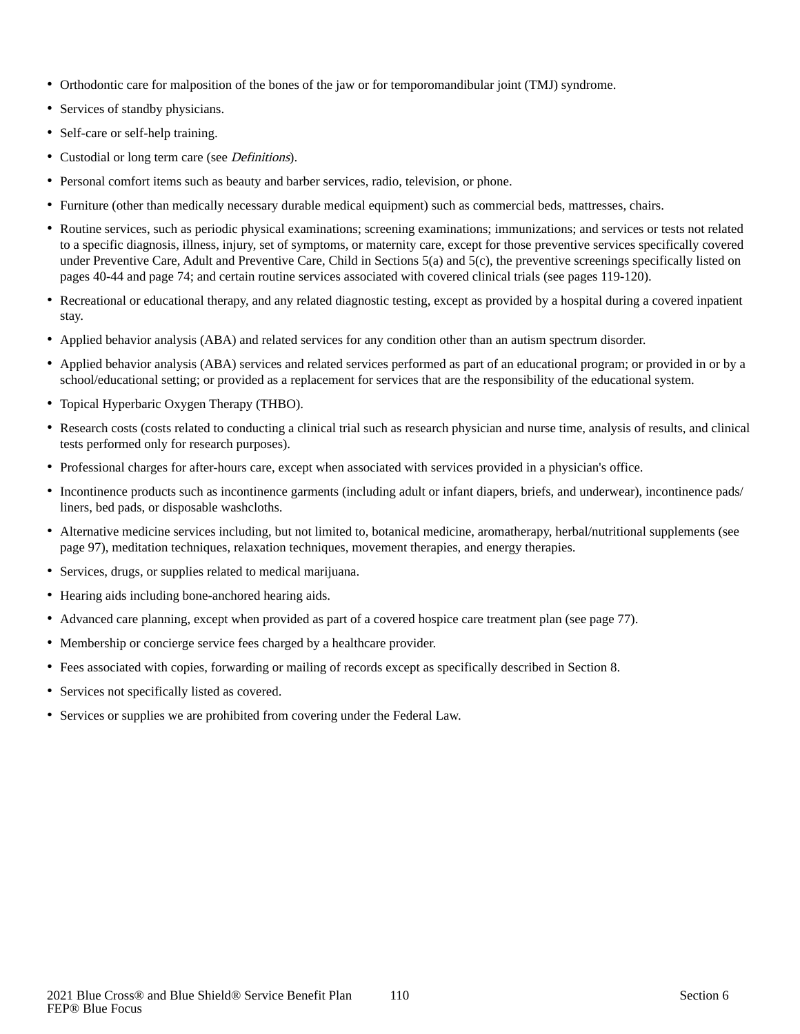- Orthodontic care for malposition of the bones of the jaw or for temporomandibular joint (TMJ) syndrome.
- Services of standby physicians.
- Self-care or self-help training.
- Custodial or long term care (see *Definitions*).
- Personal comfort items such as beauty and barber services, radio, television, or phone.
- Furniture (other than medically necessary durable medical equipment) such as commercial beds, mattresses, chairs.
- Routine services, such as periodic physical examinations; screening examinations; immunizations; and services or tests not related to a specific diagnosis, illness, injury, set of symptoms, or maternity care, except for those preventive services specifically covered under Preventive Care, Adult and Preventive Care, Child in Sections 5(a) and 5(c), the preventive screenings specifically listed on pages 40-44 and page 74; and certain routine services associated with covered clinical trials (see pages 119-120).
- Recreational or educational therapy, and any related diagnostic testing, except as provided by a hospital during a covered inpatient stay.
- Applied behavior analysis (ABA) and related services for any condition other than an autism spectrum disorder.
- Applied behavior analysis (ABA) services and related services performed as part of an educational program; or provided in or by a school/educational setting; or provided as a replacement for services that are the responsibility of the educational system.
- Topical Hyperbaric Oxygen Therapy (THBO).
- Research costs (costs related to conducting a clinical trial such as research physician and nurse time, analysis of results, and clinical tests performed only for research purposes).
- Professional charges for after-hours care, except when associated with services provided in a physician's office.
- Incontinence products such as incontinence garments (including adult or infant diapers, briefs, and underwear), incontinence pads/liners, bed pads, or disposable washcloths.
- Alternative medicine services including, but not limited to, botanical medicine, aromatherapy, herbal/nutritional supplements (see page 97), meditation techniques, relaxation techniques, movement therapies, and energy therapies.
- Services, drugs, or supplies related to medical marijuana.
- Hearing aids including bone-anchored hearing aids.
- Advanced care planning, except when provided as part of a covered hospice care treatment plan (see page 77).
- Membership or concierge service fees charged by a healthcare provider.
- Fees associated with copies, forwarding or mailing of records except as specifically described in Section 8.
- Services not specifically listed as covered.
- Services or supplies we are prohibited from covering under the Federal Law.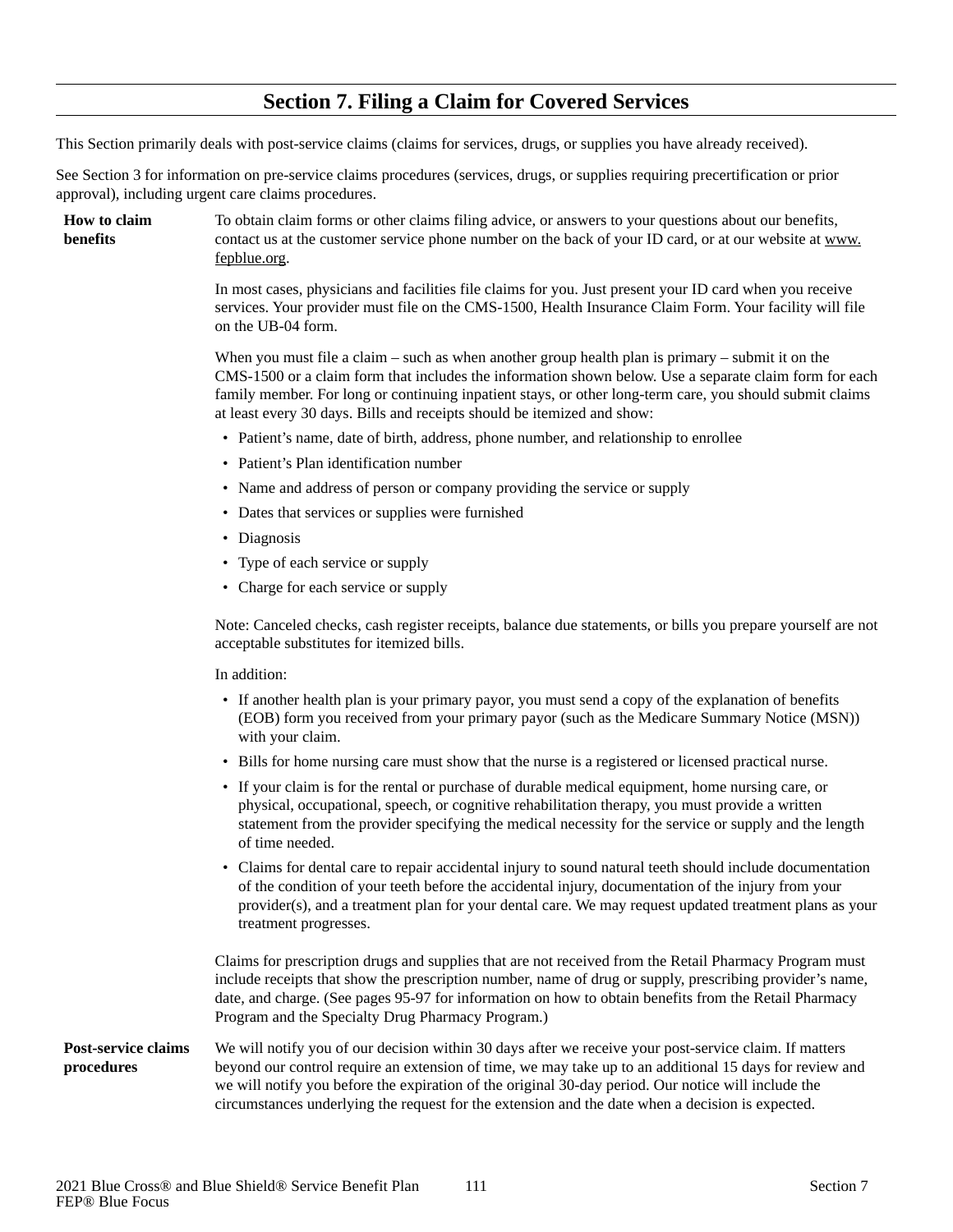## Section 7. Filing a Claim for Covered Services

This Section primarily deals with post-service claims (claims for services, drugs, or supplies you have already received).

See Section 3 for information on pre-service claims procedures (services, drugs, or supplies requiring precertification or prior approval), including urgent care claims procedures.

**How to claim benefits**

To obtain claim forms or other claims filing advice, or answers to your questions about our benefits, contact us at the customer service phone number on the back of your ID card, or at our website at www.fepblue.org.

In most cases, physicians and facilities file claims for you. Just present your ID card when you receive services. Your provider must file on the CMS-1500, Health Insurance Claim Form. Your facility will file on the UB-04 form.

When you must file a claim – such as when another group health plan is primary – submit it on the CMS-1500 or a claim form that includes the information shown below. Use a separate claim form for each family member. For long or continuing inpatient stays, or other long-term care, you should submit claims at least every 30 days. Bills and receipts should be itemized and show:

- Patient's name, date of birth, address, phone number, and relationship to enrollee
- Patient's Plan identification number
- Name and address of person or company providing the service or supply
- Dates that services or supplies were furnished
- Diagnosis
- Type of each service or supply
- Charge for each service or supply

Note: Canceled checks, cash register receipts, balance due statements, or bills you prepare yourself are not acceptable substitutes for itemized bills.

In addition:

- If another health plan is your primary payor, you must send a copy of the explanation of benefits (EOB) form you received from your primary payor (such as the Medicare Summary Notice (MSN)) with your claim.
- Bills for home nursing care must show that the nurse is a registered or licensed practical nurse.
- If your claim is for the rental or purchase of durable medical equipment, home nursing care, or physical, occupational, speech, or cognitive rehabilitation therapy, you must provide a written statement from the provider specifying the medical necessity for the service or supply and the length of time needed.
- Claims for dental care to repair accidental injury to sound natural teeth should include documentation of the condition of your teeth before the accidental injury, documentation of the injury from your provider(s), and a treatment plan for your dental care. We may request updated treatment plans as your treatment progresses.

Claims for prescription drugs and supplies that are not received from the Retail Pharmacy Program must include receipts that show the prescription number, name of drug or supply, prescribing provider's name, date, and charge. (See pages 95-97 for information on how to obtain benefits from the Retail Pharmacy Program and the Specialty Drug Pharmacy Program.)

**Post-service claims procedures**

We will notify you of our decision within 30 days after we receive your post-service claim. If matters beyond our control require an extension of time, we may take up to an additional 15 days for review and we will notify you before the expiration of the original 30-day period. Our notice will include the circumstances underlying the request for the extension and the date when a decision is expected.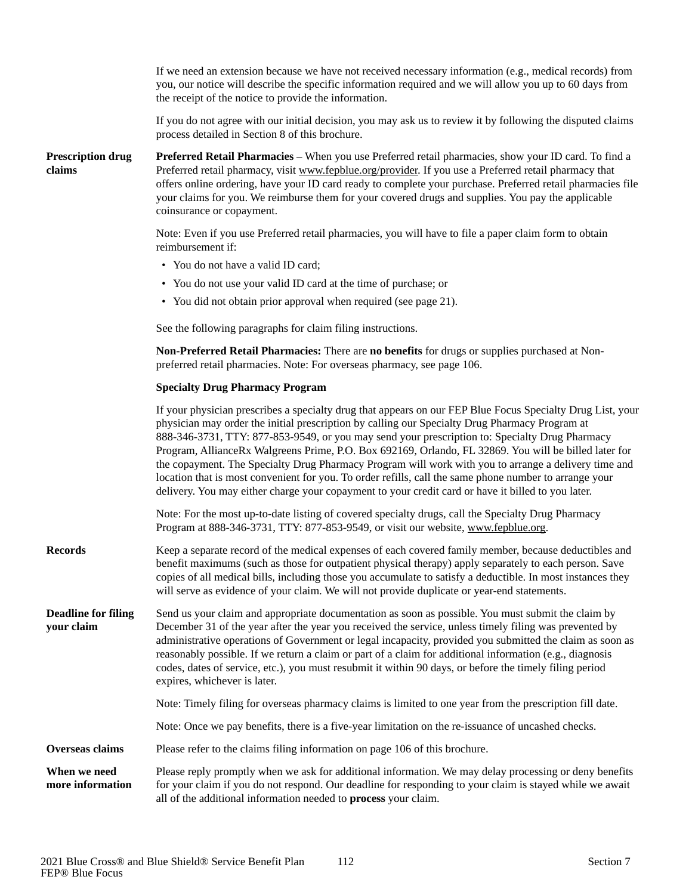If we need an extension because we have not received necessary information (e.g., medical records) from you, our notice will describe the specific information required and we will allow you up to 60 days from the receipt of the notice to provide the information.

If you do not agree with our initial decision, you may ask us to review it by following the disputed claims process detailed in Section 8 of this brochure.

**Prescription drug claims**

**Preferred Retail Pharmacies** – When you use Preferred retail pharmacies, show your ID card. To find a Preferred retail pharmacy, visit www.fepblue.org/provider. If you use a Preferred retail pharmacy that offers online ordering, have your ID card ready to complete your purchase. Preferred retail pharmacies file your claims for you. We reimburse them for your covered drugs and supplies. You pay the applicable coinsurance or copayment.

Note: Even if you use Preferred retail pharmacies, you will have to file a paper claim form to obtain reimbursement if:

- You do not have a valid ID card;
- You do not use your valid ID card at the time of purchase; or
- You did not obtain prior approval when required (see page 21).

See the following paragraphs for claim filing instructions.

**Non-Preferred Retail Pharmacies:** There are **no benefits** for drugs or supplies purchased at Non-preferred retail pharmacies. Note: For overseas pharmacy, see page 106.

**Specialty Drug Pharmacy Program**

If your physician prescribes a specialty drug that appears on our FEP Blue Focus Specialty Drug List, your physician may order the initial prescription by calling our Specialty Drug Pharmacy Program at 888-346-3731, TTY: 877-853-9549, or you may send your prescription to: Specialty Drug Pharmacy Program, AllianceRx Walgreens Prime, P.O. Box 692169, Orlando, FL 32869. You will be billed later for the copayment. The Specialty Drug Pharmacy Program will work with you to arrange a delivery time and location that is most convenient for you. To order refills, call the same phone number to arrange your delivery. You may either charge your copayment to your credit card or have it billed to you later.

Note: For the most up-to-date listing of covered specialty drugs, call the Specialty Drug Pharmacy Program at 888-346-3731, TTY: 877-853-9549, or visit our website, www.fepblue.org.

**Records**

Keep a separate record of the medical expenses of each covered family member, because deductibles and benefit maximums (such as those for outpatient physical therapy) apply separately to each person. Save copies of all medical bills, including those you accumulate to satisfy a deductible. In most instances they will serve as evidence of your claim. We will not provide duplicate or year-end statements.

**Deadline for filing your claim**

Send us your claim and appropriate documentation as soon as possible. You must submit the claim by December 31 of the year after the year you received the service, unless timely filing was prevented by administrative operations of Government or legal incapacity, provided you submitted the claim as soon as reasonably possible. If we return a claim or part of a claim for additional information (e.g., diagnosis codes, dates of service, etc.), you must resubmit it within 90 days, or before the timely filing period expires, whichever is later.

Note: Timely filing for overseas pharmacy claims is limited to one year from the prescription fill date.

Note: Once we pay benefits, there is a five-year limitation on the re-issuance of uncashed checks.

**Overseas claims**

Please refer to the claims filing information on page 106 of this brochure.

**When we need more information**

Please reply promptly when we ask for additional information. We may delay processing or deny benefits for your claim if you do not respond. Our deadline for responding to your claim is stayed while we await all of the additional information needed to **process** your claim.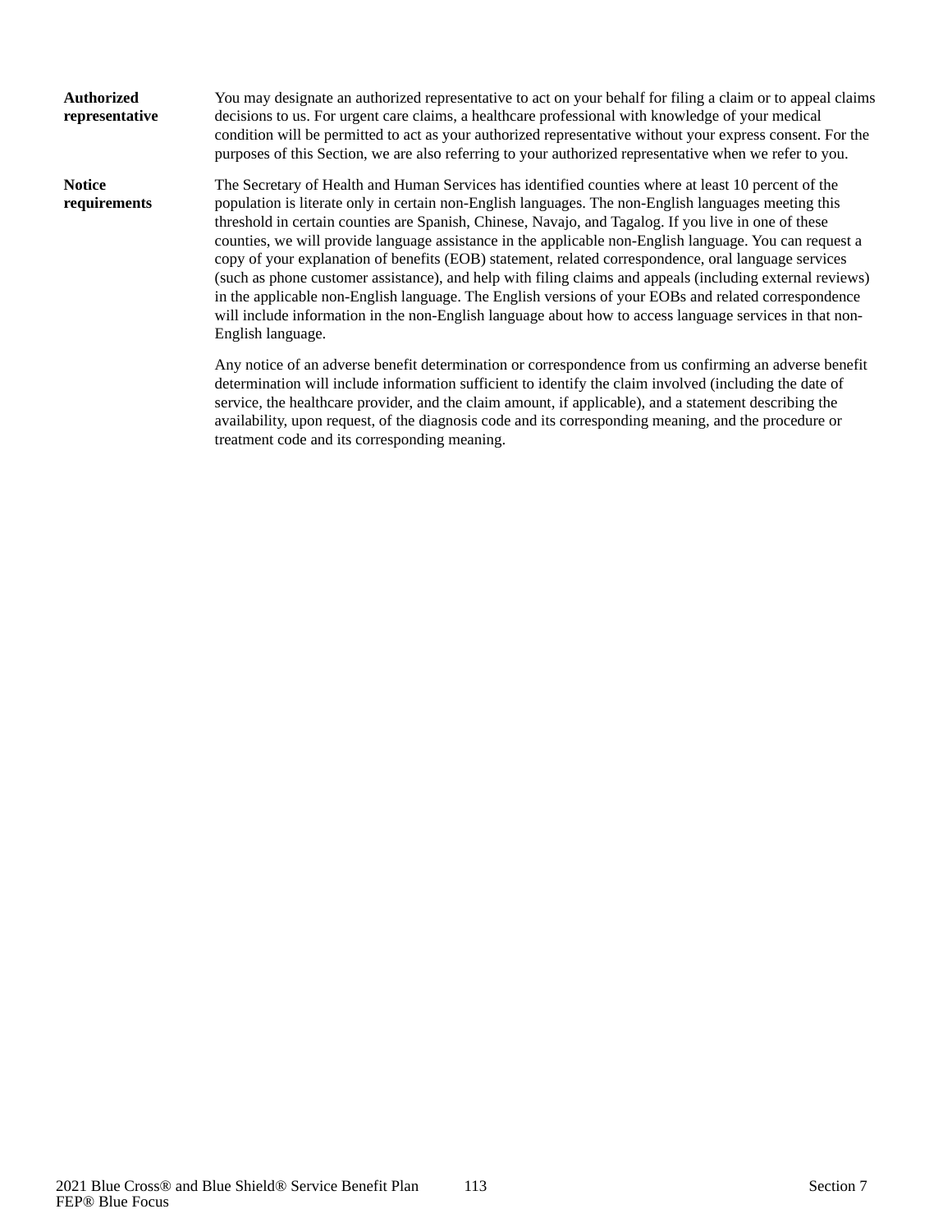**Authorized representative**

You may designate an authorized representative to act on your behalf for filing a claim or to appeal claims decisions to us. For urgent care claims, a healthcare professional with knowledge of your medical condition will be permitted to act as your authorized representative without your express consent. For the purposes of this Section, we are also referring to your authorized representative when we refer to you.

**Notice requirements**

The Secretary of Health and Human Services has identified counties where at least 10 percent of the population is literate only in certain non-English languages. The non-English languages meeting this threshold in certain counties are Spanish, Chinese, Navajo, and Tagalog. If you live in one of these counties, we will provide language assistance in the applicable non-English language. You can request a copy of your explanation of benefits (EOB) statement, related correspondence, oral language services (such as phone customer assistance), and help with filing claims and appeals (including external reviews) in the applicable non-English language. The English versions of your EOBs and related correspondence will include information in the non-English language about how to access language services in that non-English language.

Any notice of an adverse benefit determination or correspondence from us confirming an adverse benefit determination will include information sufficient to identify the claim involved (including the date of service, the healthcare provider, and the claim amount, if applicable), and a statement describing the availability, upon request, of the diagnosis code and its corresponding meaning, and the procedure or treatment code and its corresponding meaning.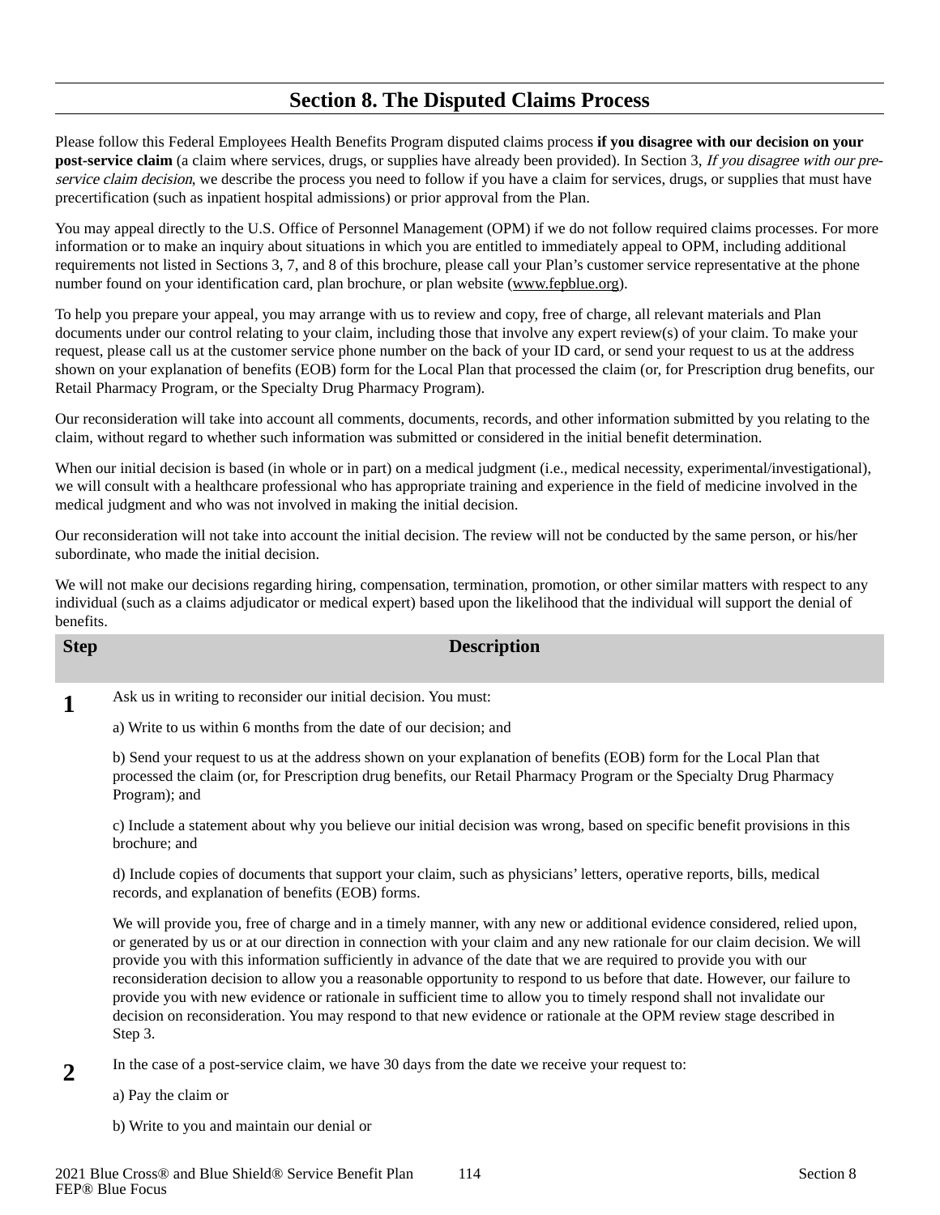## Section 8. The Disputed Claims Process

Please follow this Federal Employees Health Benefits Program disputed claims process **if you disagree with our decision on your post-service claim** (a claim where services, drugs, or supplies have already been provided). In Section 3, *If you disagree with our pre-service claim decision*, we describe the process you need to follow if you have a claim for services, drugs, or supplies that must have precertification (such as inpatient hospital admissions) or prior approval from the Plan.

You may appeal directly to the U.S. Office of Personnel Management (OPM) if we do not follow required claims processes. For more information or to make an inquiry about situations in which you are entitled to immediately appeal to OPM, including additional requirements not listed in Sections 3, 7, and 8 of this brochure, please call your Plan's customer service representative at the phone number found on your identification card, plan brochure, or plan website (www.fepblue.org).

To help you prepare your appeal, you may arrange with us to review and copy, free of charge, all relevant materials and Plan documents under our control relating to your claim, including those that involve any expert review(s) of your claim. To make your request, please call us at the customer service phone number on the back of your ID card, or send your request to us at the address shown on your explanation of benefits (EOB) form for the Local Plan that processed the claim (or, for Prescription drug benefits, our Retail Pharmacy Program, or the Specialty Drug Pharmacy Program).

Our reconsideration will take into account all comments, documents, records, and other information submitted by you relating to the claim, without regard to whether such information was submitted or considered in the initial benefit determination.

When our initial decision is based (in whole or in part) on a medical judgment (i.e., medical necessity, experimental/investigational), we will consult with a healthcare professional who has appropriate training and experience in the field of medicine involved in the medical judgment and who was not involved in making the initial decision.

Our reconsideration will not take into account the initial decision. The review will not be conducted by the same person, or his/her subordinate, who made the initial decision.

We will not make our decisions regarding hiring, compensation, termination, promotion, or other similar matters with respect to any individual (such as a claims adjudicator or medical expert) based upon the likelihood that the individual will support the denial of benefits.

| Step | Description |
|---|---|
| **1** | Ask us in writing to reconsider our initial decision. You must:<br><br>a) Write to us within 6 months from the date of our decision; and<br><br>b) Send your request to us at the address shown on your explanation of benefits (EOB) form for the Local Plan that processed the claim (or, for Prescription drug benefits, our Retail Pharmacy Program or the Specialty Drug Pharmacy Program); and<br><br>c) Include a statement about why you believe our initial decision was wrong, based on specific benefit provisions in this brochure; and<br><br>d) Include copies of documents that support your claim, such as physicians' letters, operative reports, bills, medical records, and explanation of benefits (EOB) forms.<br><br>We will provide you, free of charge and in a timely manner, with any new or additional evidence considered, relied upon, or generated by us or at our direction in connection with your claim and any new rationale for our claim decision. We will provide you with this information sufficiently in advance of the date that we are required to provide you with our reconsideration decision to allow you a reasonable opportunity to respond to us before that date. However, our failure to provide you with new evidence or rationale in sufficient time to allow you to timely respond shall not invalidate our decision on reconsideration. You may respond to that new evidence or rationale at the OPM review stage described in Step 3. |
| **2** | In the case of a post-service claim, we have 30 days from the date we receive your request to:<br><br>a) Pay the claim or<br><br>b) Write to you and maintain our denial or |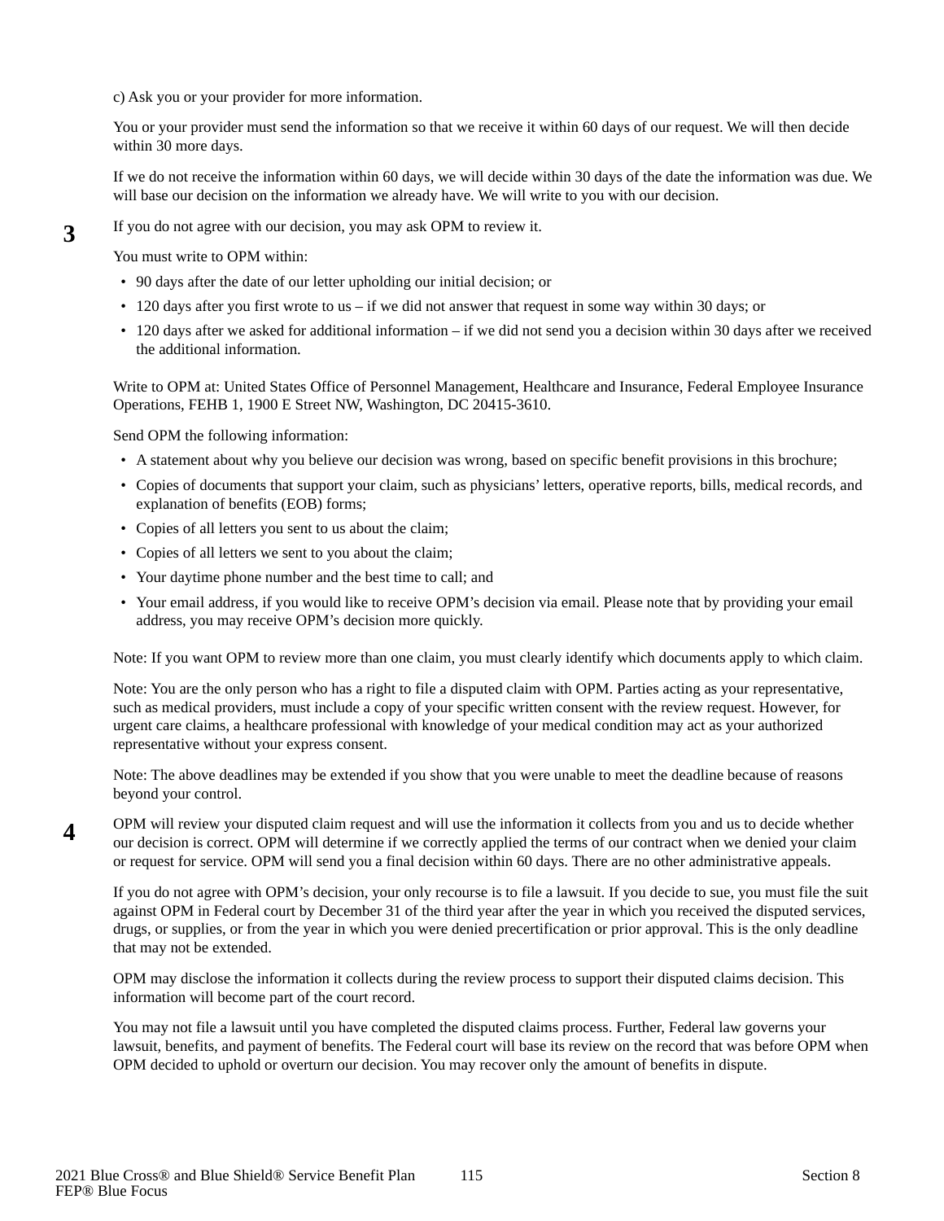c) Ask you or your provider for more information.

You or your provider must send the information so that we receive it within 60 days of our request. We will then decide within 30 more days.

If we do not receive the information within 60 days, we will decide within 30 days of the date the information was due. We will base our decision on the information we already have. We will write to you with our decision.

**3**

If you do not agree with our decision, you may ask OPM to review it.

You must write to OPM within:

- 90 days after the date of our letter upholding our initial decision; or
- 120 days after you first wrote to us – if we did not answer that request in some way within 30 days; or
- 120 days after we asked for additional information – if we did not send you a decision within 30 days after we received the additional information.

Write to OPM at: United States Office of Personnel Management, Healthcare and Insurance, Federal Employee Insurance Operations, FEHB 1, 1900 E Street NW, Washington, DC 20415-3610.

Send OPM the following information:

- A statement about why you believe our decision was wrong, based on specific benefit provisions in this brochure;
- Copies of documents that support your claim, such as physicians' letters, operative reports, bills, medical records, and explanation of benefits (EOB) forms;
- Copies of all letters you sent to us about the claim;
- Copies of all letters we sent to you about the claim;
- Your daytime phone number and the best time to call; and
- Your email address, if you would like to receive OPM's decision via email. Please note that by providing your email address, you may receive OPM's decision more quickly.

Note: If you want OPM to review more than one claim, you must clearly identify which documents apply to which claim.

Note: You are the only person who has a right to file a disputed claim with OPM. Parties acting as your representative, such as medical providers, must include a copy of your specific written consent with the review request. However, for urgent care claims, a healthcare professional with knowledge of your medical condition may act as your authorized representative without your express consent.

Note: The above deadlines may be extended if you show that you were unable to meet the deadline because of reasons beyond your control.

**4**

OPM will review your disputed claim request and will use the information it collects from you and us to decide whether our decision is correct. OPM will determine if we correctly applied the terms of our contract when we denied your claim or request for service. OPM will send you a final decision within 60 days. There are no other administrative appeals.

If you do not agree with OPM's decision, your only recourse is to file a lawsuit. If you decide to sue, you must file the suit against OPM in Federal court by December 31 of the third year after the year in which you received the disputed services, drugs, or supplies, or from the year in which you were denied precertification or prior approval. This is the only deadline that may not be extended.

OPM may disclose the information it collects during the review process to support their disputed claims decision. This information will become part of the court record.

You may not file a lawsuit until you have completed the disputed claims process. Further, Federal law governs your lawsuit, benefits, and payment of benefits. The Federal court will base its review on the record that was before OPM when OPM decided to uphold or overturn our decision. You may recover only the amount of benefits in dispute.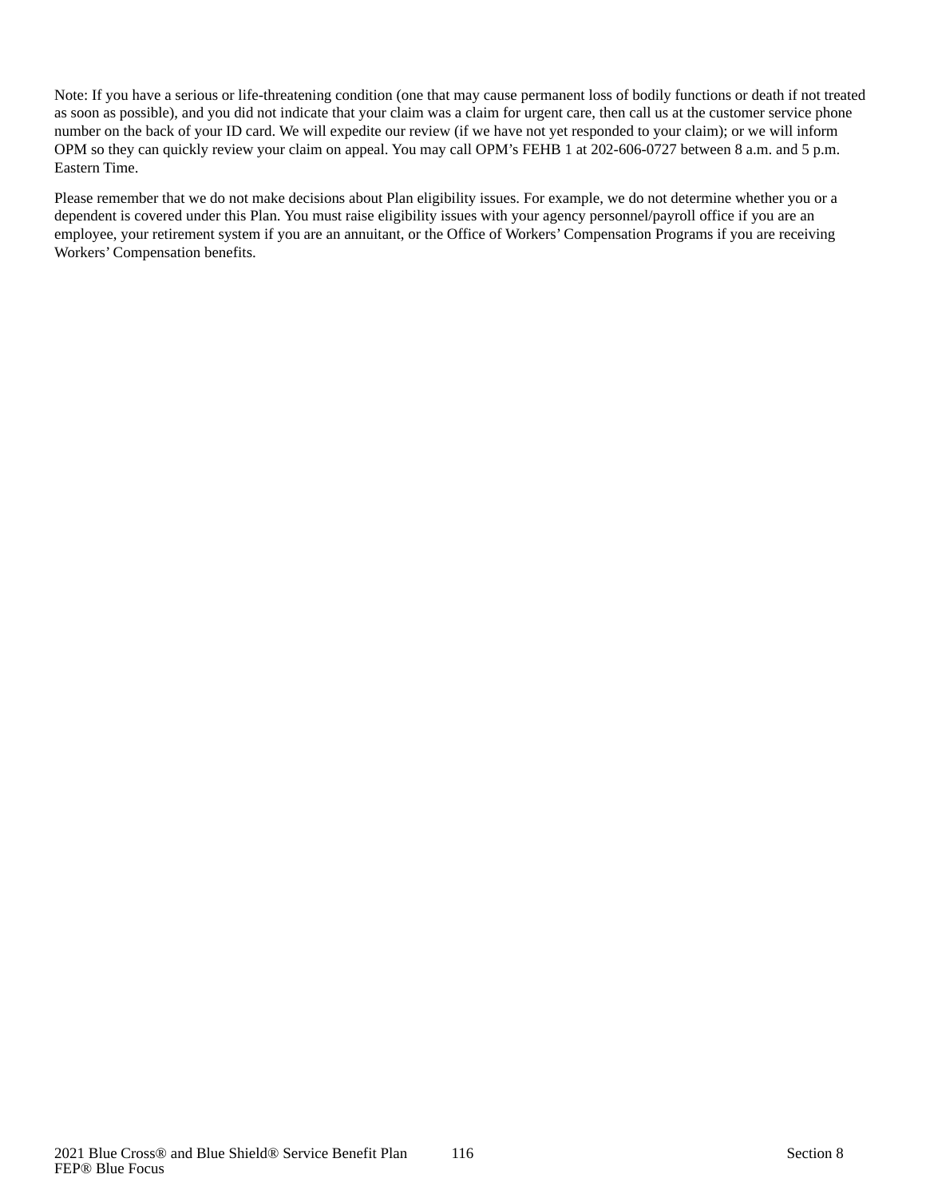Note: If you have a serious or life-threatening condition (one that may cause permanent loss of bodily functions or death if not treated as soon as possible), and you did not indicate that your claim was a claim for urgent care, then call us at the customer service phone number on the back of your ID card. We will expedite our review (if we have not yet responded to your claim); or we will inform OPM so they can quickly review your claim on appeal. You may call OPM's FEHB 1 at 202-606-0727 between 8 a.m. and 5 p.m. Eastern Time.

Please remember that we do not make decisions about Plan eligibility issues. For example, we do not determine whether you or a dependent is covered under this Plan. You must raise eligibility issues with your agency personnel/payroll office if you are an employee, your retirement system if you are an annuitant, or the Office of Workers' Compensation Programs if you are receiving Workers' Compensation benefits.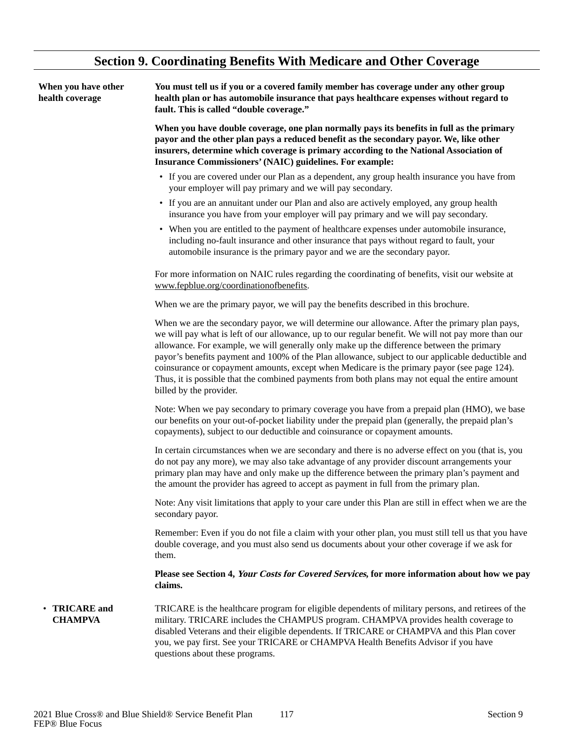# Section 9. Coordinating Benefits With Medicare and Other Coverage

**When you have other health coverage**

**You must tell us if you or a covered family member has coverage under any other group health plan or has automobile insurance that pays healthcare expenses without regard to fault. This is called "double coverage."**

**When you have double coverage, one plan normally pays its benefits in full as the primary payor and the other plan pays a reduced benefit as the secondary payor. We, like other insurers, determine which coverage is primary according to the National Association of Insurance Commissioners' (NAIC) guidelines. For example:**

- If you are covered under our Plan as a dependent, any group health insurance you have from your employer will pay primary and we will pay secondary.
- If you are an annuitant under our Plan and also are actively employed, any group health insurance you have from your employer will pay primary and we will pay secondary.
- When you are entitled to the payment of healthcare expenses under automobile insurance, including no-fault insurance and other insurance that pays without regard to fault, your automobile insurance is the primary payor and we are the secondary payor.

For more information on NAIC rules regarding the coordinating of benefits, visit our website at www.fepblue.org/coordinationofbenefits.

When we are the primary payor, we will pay the benefits described in this brochure.

When we are the secondary payor, we will determine our allowance. After the primary plan pays, we will pay what is left of our allowance, up to our regular benefit. We will not pay more than our allowance. For example, we will generally only make up the difference between the primary payor's benefits payment and 100% of the Plan allowance, subject to our applicable deductible and coinsurance or copayment amounts, except when Medicare is the primary payor (see page 124). Thus, it is possible that the combined payments from both plans may not equal the entire amount billed by the provider.

Note: When we pay secondary to primary coverage you have from a prepaid plan (HMO), we base our benefits on your out-of-pocket liability under the prepaid plan (generally, the prepaid plan's copayments), subject to our deductible and coinsurance or copayment amounts.

In certain circumstances when we are secondary and there is no adverse effect on you (that is, you do not pay any more), we may also take advantage of any provider discount arrangements your primary plan may have and only make up the difference between the primary plan's payment and the amount the provider has agreed to accept as payment in full from the primary plan.

Note: Any visit limitations that apply to your care under this Plan are still in effect when we are the secondary payor.

Remember: Even if you do not file a claim with your other plan, you must still tell us that you have double coverage, and you must also send us documents about your other coverage if we ask for them.

**Please see Section 4, *Your Costs for Covered Services*, for more information about how we pay claims.**

- **TRICARE and CHAMPVA**

TRICARE is the healthcare program for eligible dependents of military persons, and retirees of the military. TRICARE includes the CHAMPUS program. CHAMPVA provides health coverage to disabled Veterans and their eligible dependents. If TRICARE or CHAMPVA and this Plan cover you, we pay first. See your TRICARE or CHAMPVA Health Benefits Advisor if you have questions about these programs.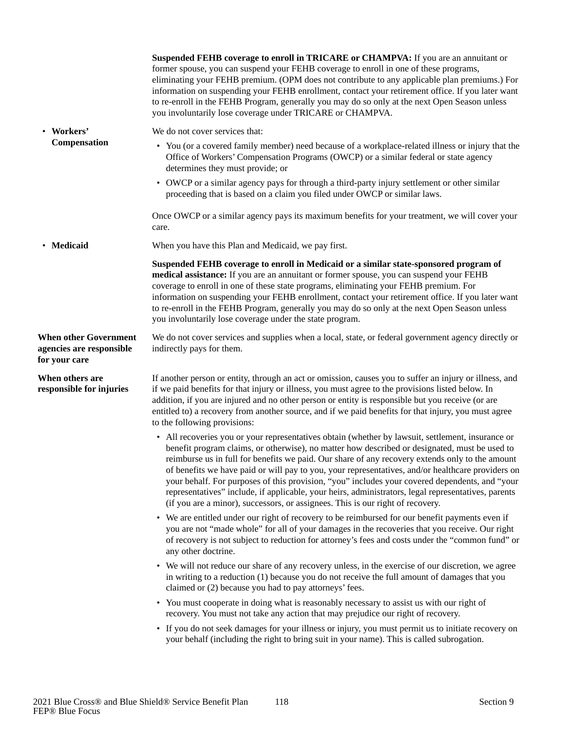**Suspended FEHB coverage to enroll in TRICARE or CHAMPVA:** If you are an annuitant or former spouse, you can suspend your FEHB coverage to enroll in one of these programs, eliminating your FEHB premium. (OPM does not contribute to any applicable plan premiums.) For information on suspending your FEHB enrollment, contact your retirement office. If you later want to re-enroll in the FEHB Program, generally you may do so only at the next Open Season unless you involuntarily lose coverage under TRICARE or CHAMPVA.

- **Workers' Compensation**

We do not cover services that:

- You (or a covered family member) need because of a workplace-related illness or injury that the Office of Workers' Compensation Programs (OWCP) or a similar federal or state agency determines they must provide; or
- OWCP or a similar agency pays for through a third-party injury settlement or other similar proceeding that is based on a claim you filed under OWCP or similar laws.

Once OWCP or a similar agency pays its maximum benefits for your treatment, we will cover your care.

- **Medicaid**

When you have this Plan and Medicaid, we pay first.

**Suspended FEHB coverage to enroll in Medicaid or a similar state-sponsored program of medical assistance:** If you are an annuitant or former spouse, you can suspend your FEHB coverage to enroll in one of these state programs, eliminating your FEHB premium. For information on suspending your FEHB enrollment, contact your retirement office. If you later want to re-enroll in the FEHB Program, generally you may do so only at the next Open Season unless you involuntarily lose coverage under the state program.

**When other Government agencies are responsible for your care**

We do not cover services and supplies when a local, state, or federal government agency directly or indirectly pays for them.

**When others are responsible for injuries**

If another person or entity, through an act or omission, causes you to suffer an injury or illness, and if we paid benefits for that injury or illness, you must agree to the provisions listed below. In addition, if you are injured and no other person or entity is responsible but you receive (or are entitled to) a recovery from another source, and if we paid benefits for that injury, you must agree to the following provisions:

- All recoveries you or your representatives obtain (whether by lawsuit, settlement, insurance or benefit program claims, or otherwise), no matter how described or designated, must be used to reimburse us in full for benefits we paid. Our share of any recovery extends only to the amount of benefits we have paid or will pay to you, your representatives, and/or healthcare providers on your behalf. For purposes of this provision, "you" includes your covered dependents, and "your representatives" include, if applicable, your heirs, administrators, legal representatives, parents (if you are a minor), successors, or assignees. This is our right of recovery.
- We are entitled under our right of recovery to be reimbursed for our benefit payments even if you are not "made whole" for all of your damages in the recoveries that you receive. Our right of recovery is not subject to reduction for attorney's fees and costs under the "common fund" or any other doctrine.
- We will not reduce our share of any recovery unless, in the exercise of our discretion, we agree in writing to a reduction (1) because you do not receive the full amount of damages that you claimed or (2) because you had to pay attorneys' fees.
- You must cooperate in doing what is reasonably necessary to assist us with our right of recovery. You must not take any action that may prejudice our right of recovery.
- If you do not seek damages for your illness or injury, you must permit us to initiate recovery on your behalf (including the right to bring suit in your name). This is called subrogation.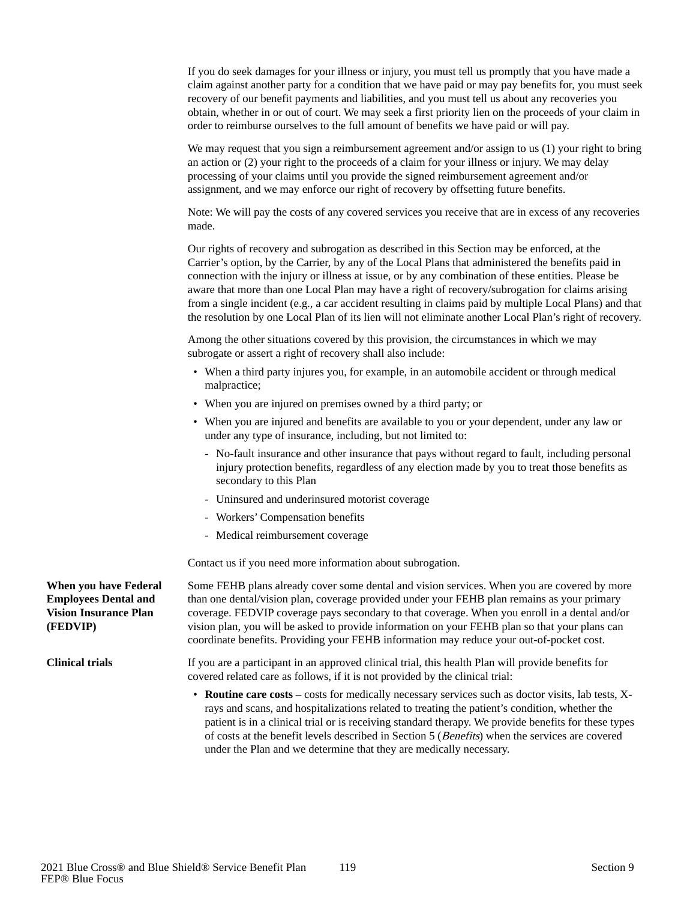If you do seek damages for your illness or injury, you must tell us promptly that you have made a claim against another party for a condition that we have paid or may pay benefits for, you must seek recovery of our benefit payments and liabilities, and you must tell us about any recoveries you obtain, whether in or out of court. We may seek a first priority lien on the proceeds of your claim in order to reimburse ourselves to the full amount of benefits we have paid or will pay.

We may request that you sign a reimbursement agreement and/or assign to us (1) your right to bring an action or (2) your right to the proceeds of a claim for your illness or injury. We may delay processing of your claims until you provide the signed reimbursement agreement and/or assignment, and we may enforce our right of recovery by offsetting future benefits.

Note: We will pay the costs of any covered services you receive that are in excess of any recoveries made.

Our rights of recovery and subrogation as described in this Section may be enforced, at the Carrier's option, by the Carrier, by any of the Local Plans that administered the benefits paid in connection with the injury or illness at issue, or by any combination of these entities. Please be aware that more than one Local Plan may have a right of recovery/subrogation for claims arising from a single incident (e.g., a car accident resulting in claims paid by multiple Local Plans) and that the resolution by one Local Plan of its lien will not eliminate another Local Plan's right of recovery.

Among the other situations covered by this provision, the circumstances in which we may subrogate or assert a right of recovery shall also include:

- When a third party injures you, for example, in an automobile accident or through medical malpractice;
- When you are injured on premises owned by a third party; or
- When you are injured and benefits are available to you or your dependent, under any law or under any type of insurance, including, but not limited to:
  - No-fault insurance and other insurance that pays without regard to fault, including personal injury protection benefits, regardless of any election made by you to treat those benefits as secondary to this Plan
  - Uninsured and underinsured motorist coverage
  - Workers' Compensation benefits
  - Medical reimbursement coverage

Contact us if you need more information about subrogation.

**When you have Federal Employees Dental and Vision Insurance Plan (FEDVIP)**

Some FEHB plans already cover some dental and vision services. When you are covered by more than one dental/vision plan, coverage provided under your FEHB plan remains as your primary coverage. FEDVIP coverage pays secondary to that coverage. When you enroll in a dental and/or vision plan, you will be asked to provide information on your FEHB plan so that your plans can coordinate benefits. Providing your FEHB information may reduce your out-of-pocket cost.

**Clinical trials**

If you are a participant in an approved clinical trial, this health Plan will provide benefits for covered related care as follows, if it is not provided by the clinical trial:

- **Routine care costs** – costs for medically necessary services such as doctor visits, lab tests, X-rays and scans, and hospitalizations related to treating the patient's condition, whether the patient is in a clinical trial or is receiving standard therapy. We provide benefits for these types of costs at the benefit levels described in Section 5 (*Benefits*) when the services are covered under the Plan and we determine that they are medically necessary.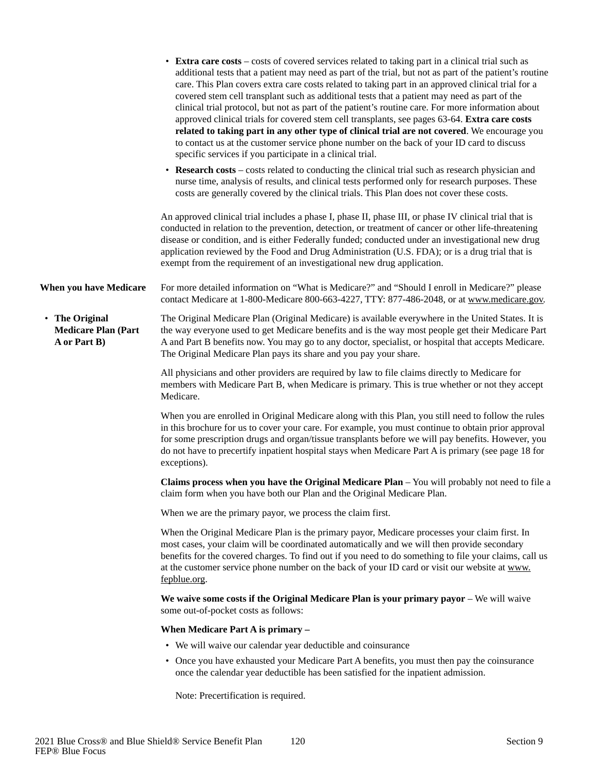- **Extra care costs** – costs of covered services related to taking part in a clinical trial such as additional tests that a patient may need as part of the trial, but not as part of the patient's routine care. This Plan covers extra care costs related to taking part in an approved clinical trial for a covered stem cell transplant such as additional tests that a patient may need as part of the clinical trial protocol, but not as part of the patient's routine care. For more information about approved clinical trials for covered stem cell transplants, see pages 63-64. **Extra care costs related to taking part in any other type of clinical trial are not covered**. We encourage you to contact us at the customer service phone number on the back of your ID card to discuss specific services if you participate in a clinical trial.
- **Research costs** – costs related to conducting the clinical trial such as research physician and nurse time, analysis of results, and clinical tests performed only for research purposes. These costs are generally covered by the clinical trials. This Plan does not cover these costs.

An approved clinical trial includes a phase I, phase II, phase III, or phase IV clinical trial that is conducted in relation to the prevention, detection, or treatment of cancer or other life-threatening disease or condition, and is either Federally funded; conducted under an investigational new drug application reviewed by the Food and Drug Administration (U.S. FDA); or is a drug trial that is exempt from the requirement of an investigational new drug application.

## When you have Medicare

For more detailed information on "What is Medicare?" and "Should I enroll in Medicare?" please contact Medicare at 1-800-Medicare 800-663-4227, TTY: 877-486-2048, or at www.medicare.gov.

### • The Original Medicare Plan (Part A or Part B)

The Original Medicare Plan (Original Medicare) is available everywhere in the United States. It is the way everyone used to get Medicare benefits and is the way most people get their Medicare Part A and Part B benefits now. You may go to any doctor, specialist, or hospital that accepts Medicare. The Original Medicare Plan pays its share and you pay your share.

All physicians and other providers are required by law to file claims directly to Medicare for members with Medicare Part B, when Medicare is primary. This is true whether or not they accept Medicare.

When you are enrolled in Original Medicare along with this Plan, you still need to follow the rules in this brochure for us to cover your care. For example, you must continue to obtain prior approval for some prescription drugs and organ/tissue transplants before we will pay benefits. However, you do not have to precertify inpatient hospital stays when Medicare Part A is primary (see page 18 for exceptions).

**Claims process when you have the Original Medicare Plan** – You will probably not need to file a claim form when you have both our Plan and the Original Medicare Plan.

When we are the primary payor, we process the claim first.

When the Original Medicare Plan is the primary payor, Medicare processes your claim first. In most cases, your claim will be coordinated automatically and we will then provide secondary benefits for the covered charges. To find out if you need to do something to file your claims, call us at the customer service phone number on the back of your ID card or visit our website at www.fepblue.org.

**We waive some costs if the Original Medicare Plan is your primary payor** – We will waive some out-of-pocket costs as follows:

**When Medicare Part A is primary –**

- We will waive our calendar year deductible and coinsurance
- Once you have exhausted your Medicare Part A benefits, you must then pay the coinsurance once the calendar year deductible has been satisfied for the inpatient admission.

  Note: Precertification is required.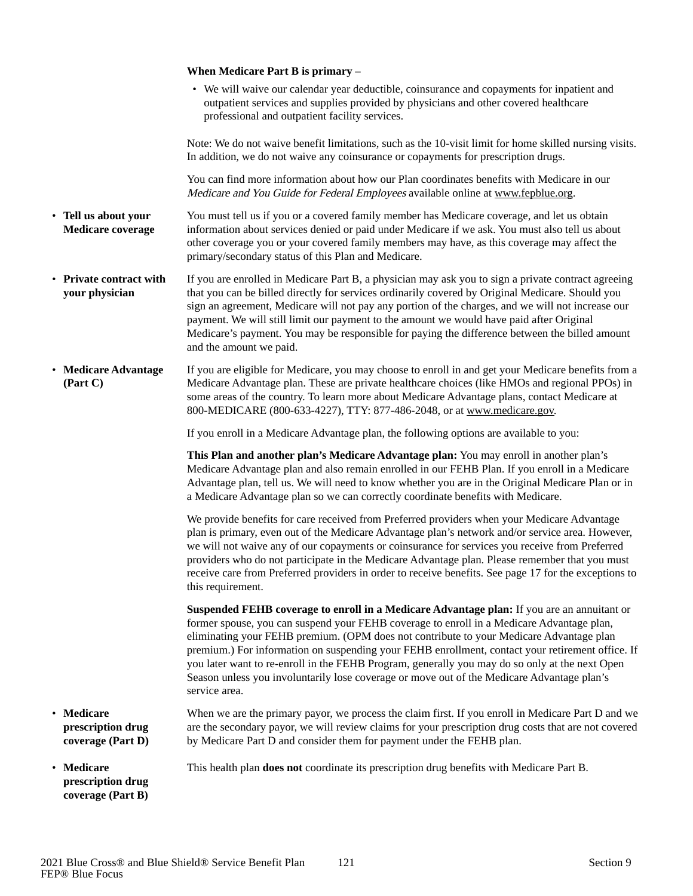**When Medicare Part B is primary –**

- We will waive our calendar year deductible, coinsurance and copayments for inpatient and outpatient services and supplies provided by physicians and other covered healthcare professional and outpatient facility services.

Note: We do not waive benefit limitations, such as the 10-visit limit for home skilled nursing visits. In addition, we do not waive any coinsurance or copayments for prescription drugs.

You can find more information about how our Plan coordinates benefits with Medicare in our *Medicare and You Guide for Federal Employees* available online at www.fepblue.org.

- **Tell us about your Medicare coverage**

You must tell us if you or a covered family member has Medicare coverage, and let us obtain information about services denied or paid under Medicare if we ask. You must also tell us about other coverage you or your covered family members may have, as this coverage may affect the primary/secondary status of this Plan and Medicare.

- **Private contract with your physician**

If you are enrolled in Medicare Part B, a physician may ask you to sign a private contract agreeing that you can be billed directly for services ordinarily covered by Original Medicare. Should you sign an agreement, Medicare will not pay any portion of the charges, and we will not increase our payment. We will still limit our payment to the amount we would have paid after Original Medicare's payment. You may be responsible for paying the difference between the billed amount and the amount we paid.

- **Medicare Advantage (Part C)**

If you are eligible for Medicare, you may choose to enroll in and get your Medicare benefits from a Medicare Advantage plan. These are private healthcare choices (like HMOs and regional PPOs) in some areas of the country. To learn more about Medicare Advantage plans, contact Medicare at 800-MEDICARE (800-633-4227), TTY: 877-486-2048, or at www.medicare.gov.

If you enroll in a Medicare Advantage plan, the following options are available to you:

**This Plan and another plan's Medicare Advantage plan:** You may enroll in another plan's Medicare Advantage plan and also remain enrolled in our FEHB Plan. If you enroll in a Medicare Advantage plan, tell us. We will need to know whether you are in the Original Medicare Plan or in a Medicare Advantage plan so we can correctly coordinate benefits with Medicare.

We provide benefits for care received from Preferred providers when your Medicare Advantage plan is primary, even out of the Medicare Advantage plan's network and/or service area. However, we will not waive any of our copayments or coinsurance for services you receive from Preferred providers who do not participate in the Medicare Advantage plan. Please remember that you must receive care from Preferred providers in order to receive benefits. See page 17 for the exceptions to this requirement.

**Suspended FEHB coverage to enroll in a Medicare Advantage plan:** If you are an annuitant or former spouse, you can suspend your FEHB coverage to enroll in a Medicare Advantage plan, eliminating your FEHB premium. (OPM does not contribute to your Medicare Advantage plan premium.) For information on suspending your FEHB enrollment, contact your retirement office. If you later want to re-enroll in the FEHB Program, generally you may do so only at the next Open Season unless you involuntarily lose coverage or move out of the Medicare Advantage plan's service area.

- **Medicare prescription drug coverage (Part D)**

When we are the primary payor, we process the claim first. If you enroll in Medicare Part D and we are the secondary payor, we will review claims for your prescription drug costs that are not covered by Medicare Part D and consider them for payment under the FEHB plan.

- **Medicare prescription drug coverage (Part B)**

This health plan **does not** coordinate its prescription drug benefits with Medicare Part B.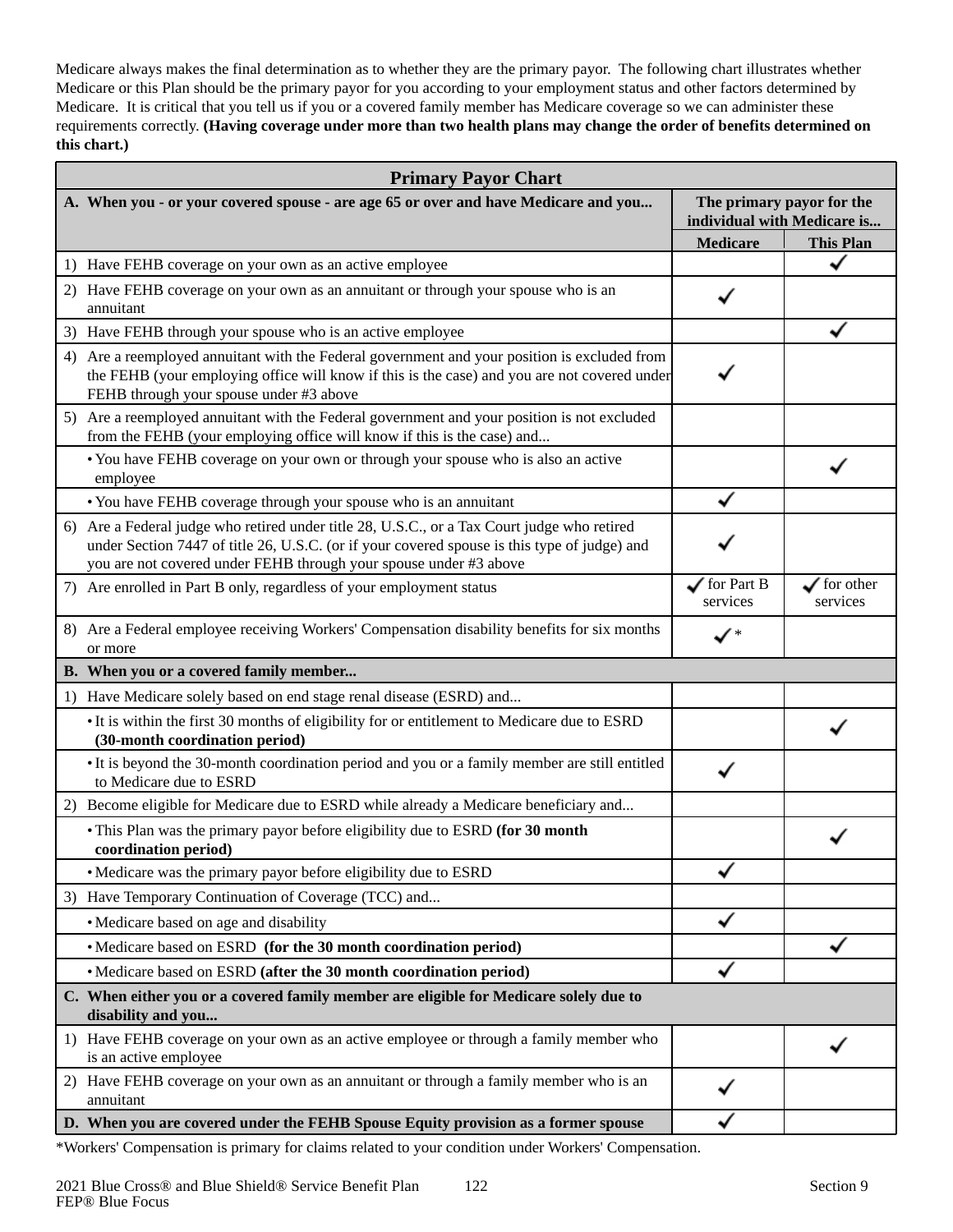Medicare always makes the final determination as to whether they are the primary payor. The following chart illustrates whether Medicare or this Plan should be the primary payor for you according to your employment status and other factors determined by Medicare. It is critical that you tell us if you or a covered family member has Medicare coverage so we can administer these requirements correctly. **(Having coverage under more than two health plans may change the order of benefits determined on this chart.)**

| **Primary Payor Chart** | | |
|---|---|---|
| **A. When you - or your covered spouse - are age 65 or over and have Medicare and you...** | **The primary payor for the individual with Medicare is...** | |
| | **Medicare** | **This Plan** |
| 1) Have FEHB coverage on your own as an active employee | | ✓ |
| 2) Have FEHB coverage on your own as an annuitant or through your spouse who is an annuitant | ✓ | |
| 3) Have FEHB through your spouse who is an active employee | | ✓ |
| 4) Are a reemployed annuitant with the Federal government and your position is excluded from the FEHB (your employing office will know if this is the case) and you are not covered under FEHB through your spouse under #3 above | ✓ | |
| 5) Are a reemployed annuitant with the Federal government and your position is not excluded from the FEHB (your employing office will know if this is the case) and... | | |
| • You have FEHB coverage on your own or through your spouse who is also an active employee | | ✓ |
| • You have FEHB coverage through your spouse who is an annuitant | ✓ | |
| 6) Are a Federal judge who retired under title 28, U.S.C., or a Tax Court judge who retired under Section 7447 of title 26, U.S.C. (or if your covered spouse is this type of judge) and you are not covered under FEHB through your spouse under #3 above | ✓ | |
| 7) Are enrolled in Part B only, regardless of your employment status | ✓ for Part B services | ✓ for other services |
| 8) Are a Federal employee receiving Workers' Compensation disability benefits for six months or more | ✓* | |
| **B. When you or a covered family member...** | | |
| 1) Have Medicare solely based on end stage renal disease (ESRD) and... | | |
| • It is within the first 30 months of eligibility for or entitlement to Medicare due to ESRD **(30-month coordination period)** | | ✓ |
| • It is beyond the 30-month coordination period and you or a family member are still entitled to Medicare due to ESRD | ✓ | |
| 2) Become eligible for Medicare due to ESRD while already a Medicare beneficiary and... | | |
| • This Plan was the primary payor before eligibility due to ESRD **(for 30 month coordination period)** | | ✓ |
| • Medicare was the primary payor before eligibility due to ESRD | ✓ | |
| 3) Have Temporary Continuation of Coverage (TCC) and... | | |
| • Medicare based on age and disability | ✓ | |
| • Medicare based on ESRD **(for the 30 month coordination period)** | | ✓ |
| • Medicare based on ESRD **(after the 30 month coordination period)** | ✓ | |
| **C. When either you or a covered family member are eligible for Medicare solely due to disability and you...** | | |
| 1) Have FEHB coverage on your own as an active employee or through a family member who is an active employee | | ✓ |
| 2) Have FEHB coverage on your own as an annuitant or through a family member who is an annuitant | ✓ | |
| **D. When you are covered under the FEHB Spouse Equity provision as a former spouse** | ✓ | |

*Workers' Compensation is primary for claims related to your condition under Workers' Compensation.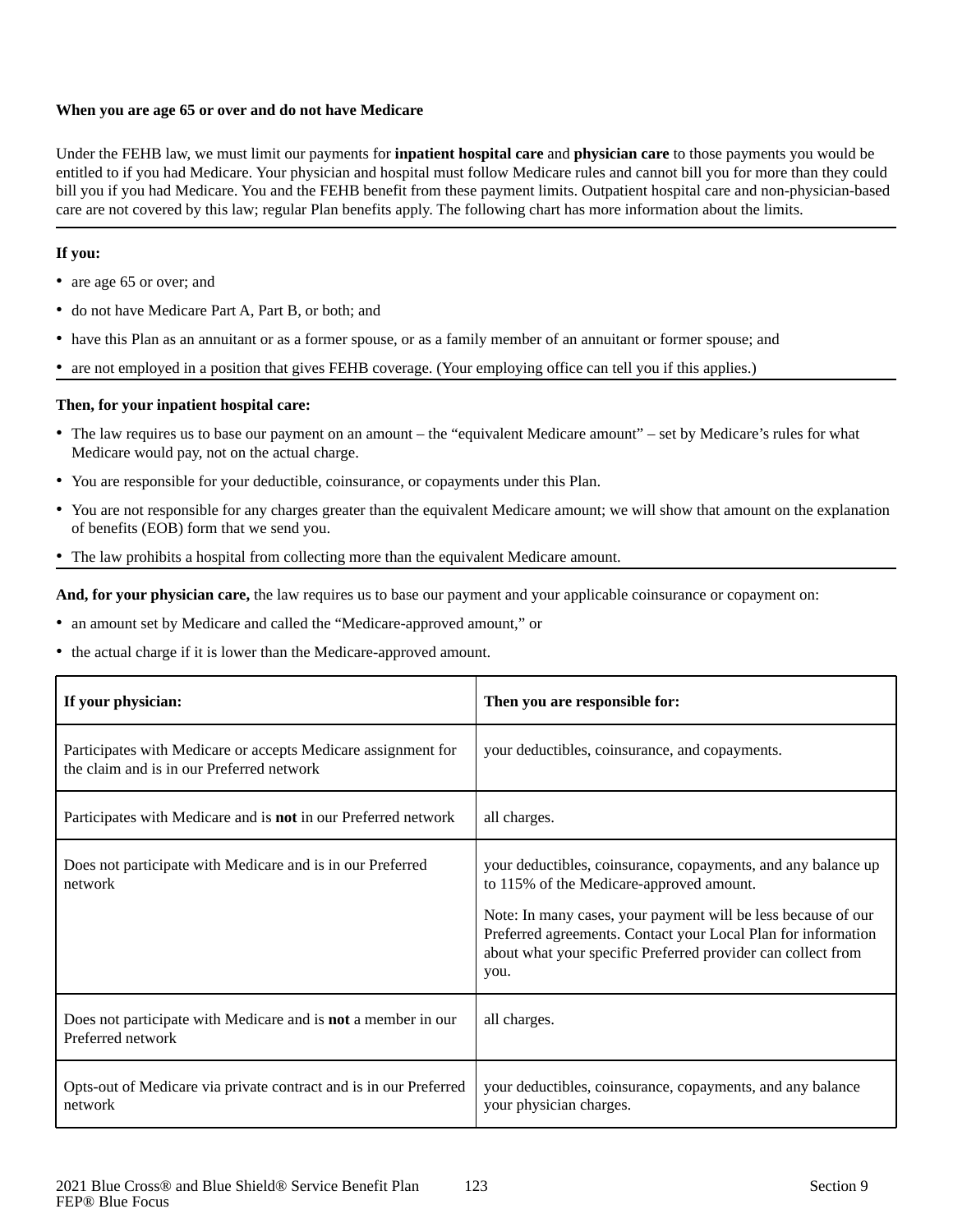**When you are age 65 or over and do not have Medicare**

Under the FEHB law, we must limit our payments for **inpatient hospital care** and **physician care** to those payments you would be entitled to if you had Medicare. Your physician and hospital must follow Medicare rules and cannot bill you for more than they could bill you if you had Medicare. You and the FEHB benefit from these payment limits. Outpatient hospital care and non-physician-based care are not covered by this law; regular Plan benefits apply. The following chart has more information about the limits.

**If you:**

- are age 65 or over; and
- do not have Medicare Part A, Part B, or both; and
- have this Plan as an annuitant or as a former spouse, or as a family member of an annuitant or former spouse; and
- are not employed in a position that gives FEHB coverage. (Your employing office can tell you if this applies.)

**Then, for your inpatient hospital care:**

- The law requires us to base our payment on an amount – the "equivalent Medicare amount" – set by Medicare's rules for what Medicare would pay, not on the actual charge.
- You are responsible for your deductible, coinsurance, or copayments under this Plan.
- You are not responsible for any charges greater than the equivalent Medicare amount; we will show that amount on the explanation of benefits (EOB) form that we send you.
- The law prohibits a hospital from collecting more than the equivalent Medicare amount.

**And, for your physician care,** the law requires us to base our payment and your applicable coinsurance or copayment on:

- an amount set by Medicare and called the "Medicare-approved amount," or
- the actual charge if it is lower than the Medicare-approved amount.

| If your physician: | Then you are responsible for: |
|---|---|
| Participates with Medicare or accepts Medicare assignment for the claim and is in our Preferred network | your deductibles, coinsurance, and copayments. |
| Participates with Medicare and is **not** in our Preferred network | all charges. |
| Does not participate with Medicare and is in our Preferred network | your deductibles, coinsurance, copayments, and any balance up to 115% of the Medicare-approved amount.<br><br>Note: In many cases, your payment will be less because of our Preferred agreements. Contact your Local Plan for information about what your specific Preferred provider can collect from you. |
| Does not participate with Medicare and is **not** a member in our Preferred network | all charges. |
| Opts-out of Medicare via private contract and is in our Preferred network | your deductibles, coinsurance, copayments, and any balance your physician charges. |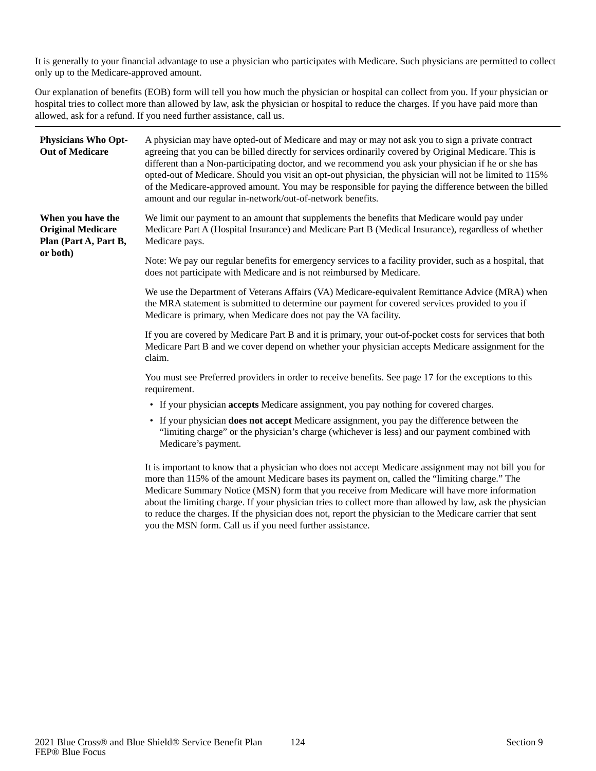It is generally to your financial advantage to use a physician who participates with Medicare. Such physicians are permitted to collect only up to the Medicare-approved amount.

Our explanation of benefits (EOB) form will tell you how much the physician or hospital can collect from you. If your physician or hospital tries to collect more than allowed by law, ask the physician or hospital to reduce the charges. If you have paid more than allowed, ask for a refund. If you need further assistance, call us.

| | |
|---|---|
| **Physicians Who Opt-Out of Medicare** | A physician may have opted-out of Medicare and may or may not ask you to sign a private contract agreeing that you can be billed directly for services ordinarily covered by Original Medicare. This is different than a Non-participating doctor, and we recommend you ask your physician if he or she has opted-out of Medicare. Should you visit an opt-out physician, the physician will not be limited to 115% of the Medicare-approved amount. You may be responsible for paying the difference between the billed amount and our regular in-network/out-of-network benefits. |
| **When you have the Original Medicare Plan (Part A, Part B, or both)** | We limit our payment to an amount that supplements the benefits that Medicare would pay under Medicare Part A (Hospital Insurance) and Medicare Part B (Medical Insurance), regardless of whether Medicare pays.<br><br>Note: We pay our regular benefits for emergency services to a facility provider, such as a hospital, that does not participate with Medicare and is not reimbursed by Medicare.<br><br>We use the Department of Veterans Affairs (VA) Medicare-equivalent Remittance Advice (MRA) when the MRA statement is submitted to determine our payment for covered services provided to you if Medicare is primary, when Medicare does not pay the VA facility.<br><br>If you are covered by Medicare Part B and it is primary, your out-of-pocket costs for services that both Medicare Part B and we cover depend on whether your physician accepts Medicare assignment for the claim.<br><br>You must see Preferred providers in order to receive benefits. See page 17 for the exceptions to this requirement.<br><br>• If your physician **accepts** Medicare assignment, you pay nothing for covered charges.<br>• If your physician **does not accept** Medicare assignment, you pay the difference between the "limiting charge" or the physician's charge (whichever is less) and our payment combined with Medicare's payment.<br><br>It is important to know that a physician who does not accept Medicare assignment may not bill you for more than 115% of the amount Medicare bases its payment on, called the "limiting charge." The Medicare Summary Notice (MSN) form that you receive from Medicare will have more information about the limiting charge. If your physician tries to collect more than allowed by law, ask the physician to reduce the charges. If the physician does not, report the physician to the Medicare carrier that sent you the MSN form. Call us if you need further assistance. |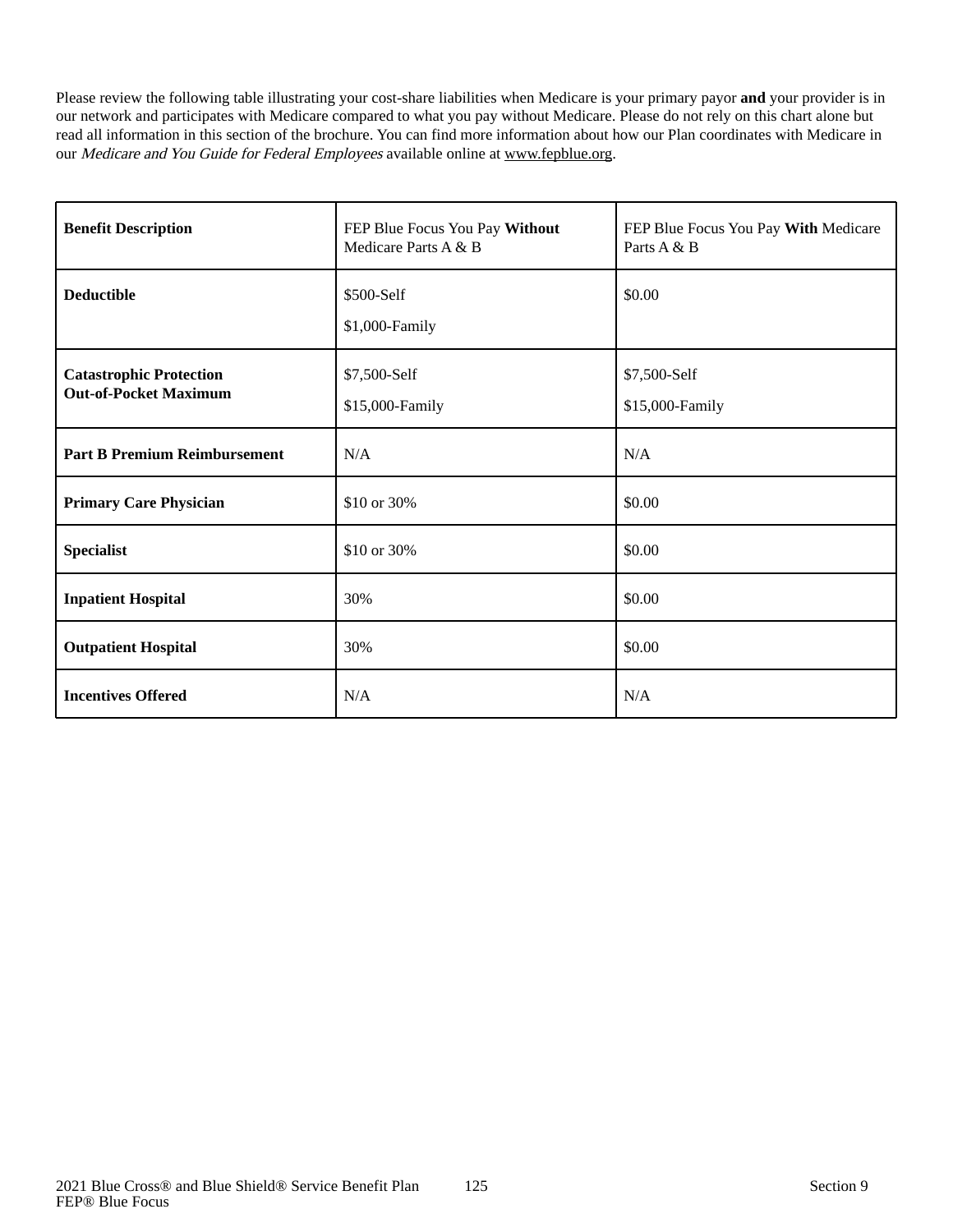Please review the following table illustrating your cost-share liabilities when Medicare is your primary payor **and** your provider is in our network and participates with Medicare compared to what you pay without Medicare. Please do not rely on this chart alone but read all information in this section of the brochure. You can find more information about how our Plan coordinates with Medicare in our *Medicare and You Guide for Federal Employees* available online at www.fepblue.org.

| **Benefit Description** | FEP Blue Focus You Pay **Without** Medicare Parts A & B | FEP Blue Focus You Pay **With** Medicare Parts A & B |
|---|---|---|
| **Deductible** | \$500-Self<br>\$1,000-Family | \$0.00 |
| **Catastrophic Protection Out-of-Pocket Maximum** | \$7,500-Self<br>\$15,000-Family | \$7,500-Self<br>\$15,000-Family |
| **Part B Premium Reimbursement** | N/A | N/A |
| **Primary Care Physician** | \$10 or 30% | \$0.00 |
| **Specialist** | \$10 or 30% | \$0.00 |
| **Inpatient Hospital** | 30% | \$0.00 |
| **Outpatient Hospital** | 30% | \$0.00 |
| **Incentives Offered** | N/A | N/A |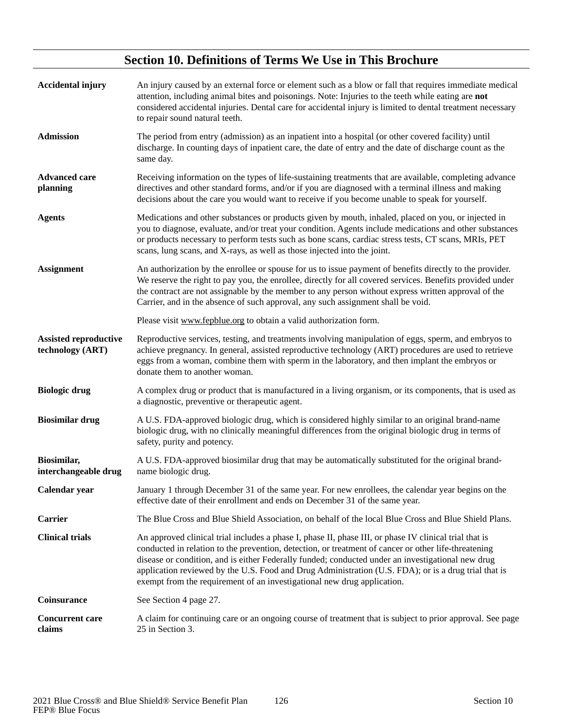## Section 10. Definitions of Terms We Use in This Brochure

**Accidental injury**

An injury caused by an external force or element such as a blow or fall that requires immediate medical attention, including animal bites and poisonings. Note: Injuries to the teeth while eating are **not** considered accidental injuries. Dental care for accidental injury is limited to dental treatment necessary to repair sound natural teeth.

**Admission**

The period from entry (admission) as an inpatient into a hospital (or other covered facility) until discharge. In counting days of inpatient care, the date of entry and the date of discharge count as the same day.

**Advanced care planning**

Receiving information on the types of life-sustaining treatments that are available, completing advance directives and other standard forms, and/or if you are diagnosed with a terminal illness and making decisions about the care you would want to receive if you become unable to speak for yourself.

**Agents**

Medications and other substances or products given by mouth, inhaled, placed on you, or injected in you to diagnose, evaluate, and/or treat your condition. Agents include medications and other substances or products necessary to perform tests such as bone scans, cardiac stress tests, CT scans, MRIs, PET scans, lung scans, and X-rays, as well as those injected into the joint.

**Assignment**

An authorization by the enrollee or spouse for us to issue payment of benefits directly to the provider. We reserve the right to pay you, the enrollee, directly for all covered services. Benefits provided under the contract are not assignable by the member to any person without express written approval of the Carrier, and in the absence of such approval, any such assignment shall be void.

Please visit www.fepblue.org to obtain a valid authorization form.

**Assisted reproductive technology (ART)**

Reproductive services, testing, and treatments involving manipulation of eggs, sperm, and embryos to achieve pregnancy. In general, assisted reproductive technology (ART) procedures are used to retrieve eggs from a woman, combine them with sperm in the laboratory, and then implant the embryos or donate them to another woman.

**Biologic drug**

A complex drug or product that is manufactured in a living organism, or its components, that is used as a diagnostic, preventive or therapeutic agent.

**Biosimilar drug**

A U.S. FDA-approved biologic drug, which is considered highly similar to an original brand-name biologic drug, with no clinically meaningful differences from the original biologic drug in terms of safety, purity and potency.

**Biosimilar, interchangeable drug**

A U.S. FDA-approved biosimilar drug that may be automatically substituted for the original brand-name biologic drug.

**Calendar year**

January 1 through December 31 of the same year. For new enrollees, the calendar year begins on the effective date of their enrollment and ends on December 31 of the same year.

**Carrier**

The Blue Cross and Blue Shield Association, on behalf of the local Blue Cross and Blue Shield Plans.

**Clinical trials**

An approved clinical trial includes a phase I, phase II, phase III, or phase IV clinical trial that is conducted in relation to the prevention, detection, or treatment of cancer or other life-threatening disease or condition, and is either Federally funded; conducted under an investigational new drug application reviewed by the U.S. Food and Drug Administration (U.S. FDA); or is a drug trial that is exempt from the requirement of an investigational new drug application.

**Coinsurance**

See Section 4 page 27.

**Concurrent care claims**

A claim for continuing care or an ongoing course of treatment that is subject to prior approval. See page 25 in Section 3.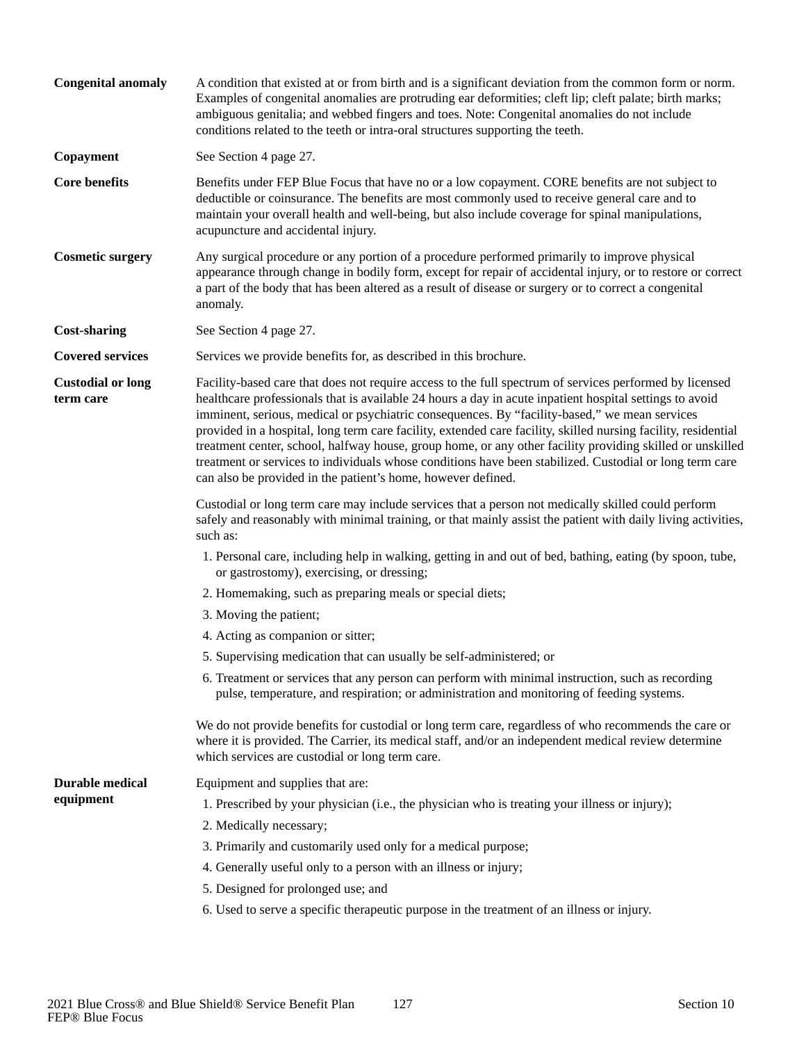**Congenital anomaly**

A condition that existed at or from birth and is a significant deviation from the common form or norm. Examples of congenital anomalies are protruding ear deformities; cleft lip; cleft palate; birth marks; ambiguous genitalia; and webbed fingers and toes. Note: Congenital anomalies do not include conditions related to the teeth or intra-oral structures supporting the teeth.

**Copayment**

See Section 4 page 27.

**Core benefits**

Benefits under FEP Blue Focus that have no or a low copayment. CORE benefits are not subject to deductible or coinsurance. The benefits are most commonly used to receive general care and to maintain your overall health and well-being, but also include coverage for spinal manipulations, acupuncture and accidental injury.

**Cosmetic surgery**

Any surgical procedure or any portion of a procedure performed primarily to improve physical appearance through change in bodily form, except for repair of accidental injury, or to restore or correct a part of the body that has been altered as a result of disease or surgery or to correct a congenital anomaly.

**Cost-sharing**

See Section 4 page 27.

**Covered services**

Services we provide benefits for, as described in this brochure.

**Custodial or long term care**

Facility-based care that does not require access to the full spectrum of services performed by licensed healthcare professionals that is available 24 hours a day in acute inpatient hospital settings to avoid imminent, serious, medical or psychiatric consequences. By "facility-based," we mean services provided in a hospital, long term care facility, extended care facility, skilled nursing facility, residential treatment center, school, halfway house, group home, or any other facility providing skilled or unskilled treatment or services to individuals whose conditions have been stabilized. Custodial or long term care can also be provided in the patient's home, however defined.

Custodial or long term care may include services that a person not medically skilled could perform safely and reasonably with minimal training, or that mainly assist the patient with daily living activities, such as:

1. Personal care, including help in walking, getting in and out of bed, bathing, eating (by spoon, tube, or gastrostomy), exercising, or dressing;
2. Homemaking, such as preparing meals or special diets;
3. Moving the patient;
4. Acting as companion or sitter;
5. Supervising medication that can usually be self-administered; or
6. Treatment or services that any person can perform with minimal instruction, such as recording pulse, temperature, and respiration; or administration and monitoring of feeding systems.

We do not provide benefits for custodial or long term care, regardless of who recommends the care or where it is provided. The Carrier, its medical staff, and/or an independent medical review determine which services are custodial or long term care.

**Durable medical equipment**

Equipment and supplies that are:

1. Prescribed by your physician (i.e., the physician who is treating your illness or injury);
2. Medically necessary;
3. Primarily and customarily used only for a medical purpose;
4. Generally useful only to a person with an illness or injury;
5. Designed for prolonged use; and
6. Used to serve a specific therapeutic purpose in the treatment of an illness or injury.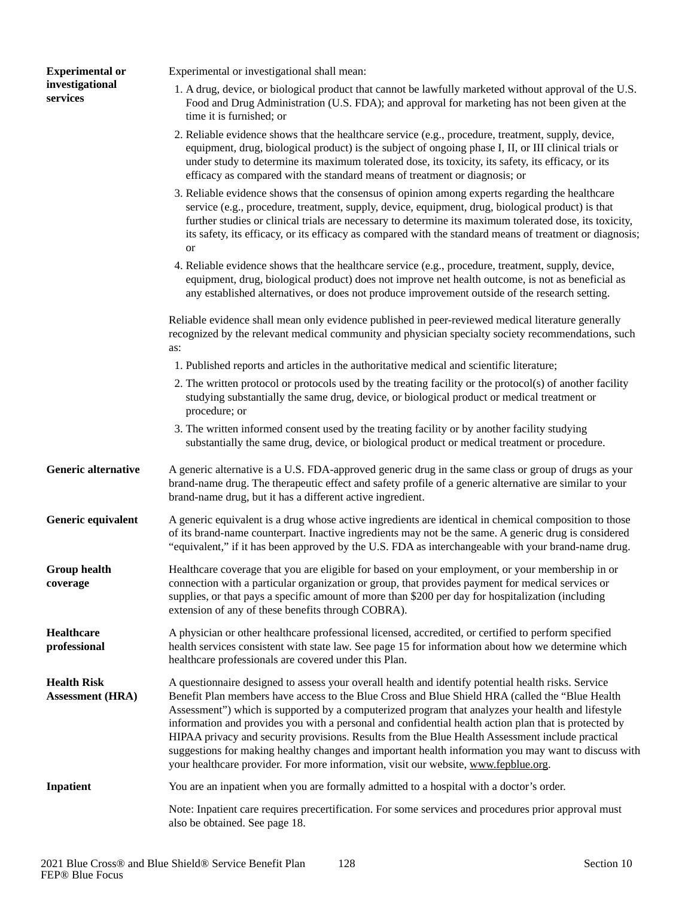**Experimental or investigational services**

Experimental or investigational shall mean:

1. A drug, device, or biological product that cannot be lawfully marketed without approval of the U.S. Food and Drug Administration (U.S. FDA); and approval for marketing has not been given at the time it is furnished; or
2. Reliable evidence shows that the healthcare service (e.g., procedure, treatment, supply, device, equipment, drug, biological product) is the subject of ongoing phase I, II, or III clinical trials or under study to determine its maximum tolerated dose, its toxicity, its safety, its efficacy, or its efficacy as compared with the standard means of treatment or diagnosis; or
3. Reliable evidence shows that the consensus of opinion among experts regarding the healthcare service (e.g., procedure, treatment, supply, device, equipment, drug, biological product) is that further studies or clinical trials are necessary to determine its maximum tolerated dose, its toxicity, its safety, its efficacy, or its efficacy as compared with the standard means of treatment or diagnosis; or
4. Reliable evidence shows that the healthcare service (e.g., procedure, treatment, supply, device, equipment, drug, biological product) does not improve net health outcome, is not as beneficial as any established alternatives, or does not produce improvement outside of the research setting.

Reliable evidence shall mean only evidence published in peer-reviewed medical literature generally recognized by the relevant medical community and physician specialty society recommendations, such as:

1. Published reports and articles in the authoritative medical and scientific literature;
2. The written protocol or protocols used by the treating facility or the protocol(s) of another facility studying substantially the same drug, device, or biological product or medical treatment or procedure; or
3. The written informed consent used by the treating facility or by another facility studying substantially the same drug, device, or biological product or medical treatment or procedure.

**Generic alternative**

A generic alternative is a U.S. FDA-approved generic drug in the same class or group of drugs as your brand-name drug. The therapeutic effect and safety profile of a generic alternative are similar to your brand-name drug, but it has a different active ingredient.

**Generic equivalent**

A generic equivalent is a drug whose active ingredients are identical in chemical composition to those of its brand-name counterpart. Inactive ingredients may not be the same. A generic drug is considered "equivalent," if it has been approved by the U.S. FDA as interchangeable with your brand-name drug.

**Group health coverage**

Healthcare coverage that you are eligible for based on your employment, or your membership in or connection with a particular organization or group, that provides payment for medical services or supplies, or that pays a specific amount of more than $200 per day for hospitalization (including extension of any of these benefits through COBRA).

**Healthcare professional**

A physician or other healthcare professional licensed, accredited, or certified to perform specified health services consistent with state law. See page 15 for information about how we determine which healthcare professionals are covered under this Plan.

**Health Risk Assessment (HRA)**

A questionnaire designed to assess your overall health and identify potential health risks. Service Benefit Plan members have access to the Blue Cross and Blue Shield HRA (called the "Blue Health Assessment") which is supported by a computerized program that analyzes your health and lifestyle information and provides you with a personal and confidential health action plan that is protected by HIPAA privacy and security provisions. Results from the Blue Health Assessment include practical suggestions for making healthy changes and important health information you may want to discuss with your healthcare provider. For more information, visit our website, www.fepblue.org.

**Inpatient**

You are an inpatient when you are formally admitted to a hospital with a doctor's order.

Note: Inpatient care requires precertification. For some services and procedures prior approval must also be obtained. See page 18.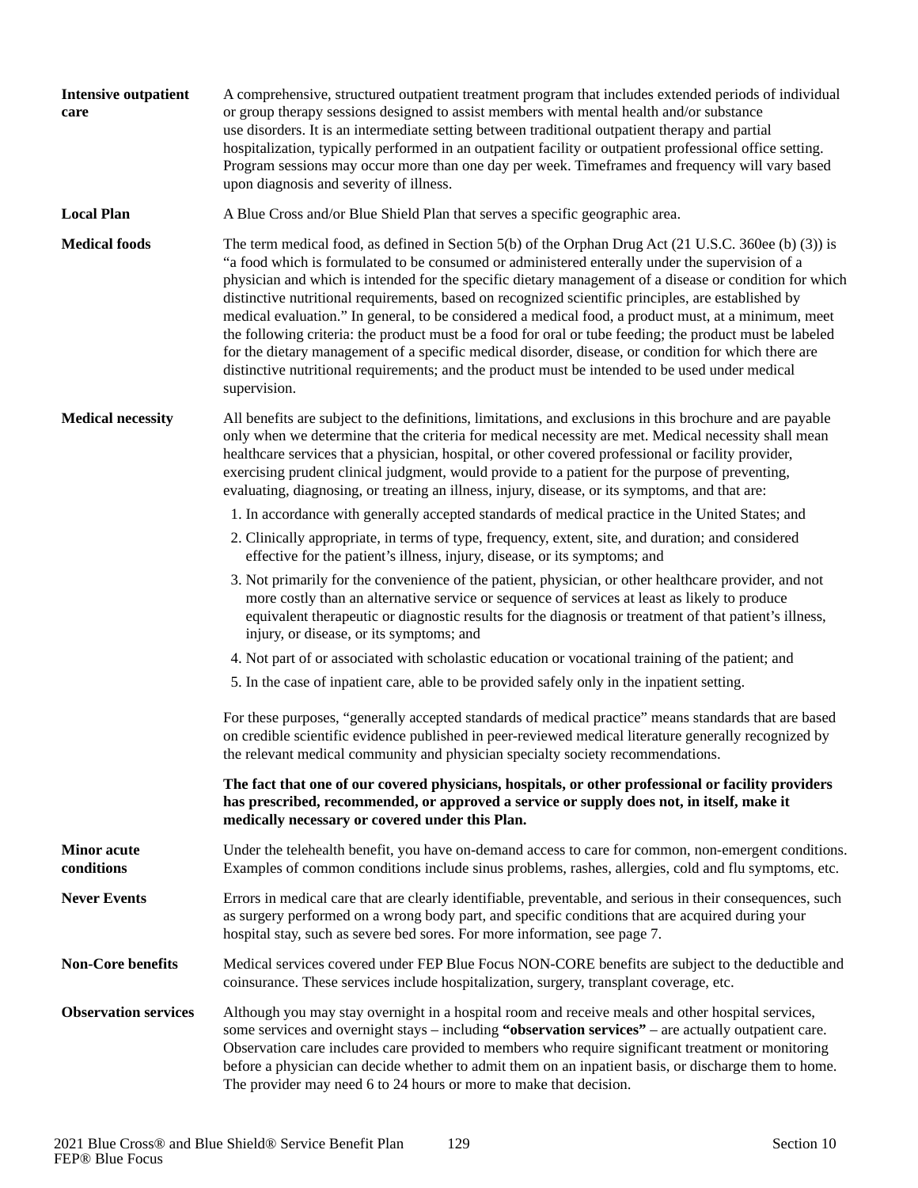**Intensive outpatient care**

A comprehensive, structured outpatient treatment program that includes extended periods of individual or group therapy sessions designed to assist members with mental health and/or substance use disorders. It is an intermediate setting between traditional outpatient therapy and partial hospitalization, typically performed in an outpatient facility or outpatient professional office setting. Program sessions may occur more than one day per week. Timeframes and frequency will vary based upon diagnosis and severity of illness.

**Local Plan**

A Blue Cross and/or Blue Shield Plan that serves a specific geographic area.

**Medical foods**

The term medical food, as defined in Section 5(b) of the Orphan Drug Act (21 U.S.C. 360ee (b) (3)) is "a food which is formulated to be consumed or administered enterally under the supervision of a physician and which is intended for the specific dietary management of a disease or condition for which distinctive nutritional requirements, based on recognized scientific principles, are established by medical evaluation." In general, to be considered a medical food, a product must, at a minimum, meet the following criteria: the product must be a food for oral or tube feeding; the product must be labeled for the dietary management of a specific medical disorder, disease, or condition for which there are distinctive nutritional requirements; and the product must be intended to be used under medical supervision.

**Medical necessity**

All benefits are subject to the definitions, limitations, and exclusions in this brochure and are payable only when we determine that the criteria for medical necessity are met. Medical necessity shall mean healthcare services that a physician, hospital, or other covered professional or facility provider, exercising prudent clinical judgment, would provide to a patient for the purpose of preventing, evaluating, diagnosing, or treating an illness, injury, disease, or its symptoms, and that are:

1. In accordance with generally accepted standards of medical practice in the United States; and
2. Clinically appropriate, in terms of type, frequency, extent, site, and duration; and considered effective for the patient's illness, injury, disease, or its symptoms; and
3. Not primarily for the convenience of the patient, physician, or other healthcare provider, and not more costly than an alternative service or sequence of services at least as likely to produce equivalent therapeutic or diagnostic results for the diagnosis or treatment of that patient's illness, injury, or disease, or its symptoms; and
4. Not part of or associated with scholastic education or vocational training of the patient; and
5. In the case of inpatient care, able to be provided safely only in the inpatient setting.

For these purposes, "generally accepted standards of medical practice" means standards that are based on credible scientific evidence published in peer-reviewed medical literature generally recognized by the relevant medical community and physician specialty society recommendations.

**The fact that one of our covered physicians, hospitals, or other professional or facility providers has prescribed, recommended, or approved a service or supply does not, in itself, make it medically necessary or covered under this Plan.**

**Minor acute conditions**

Under the telehealth benefit, you have on-demand access to care for common, non-emergent conditions. Examples of common conditions include sinus problems, rashes, allergies, cold and flu symptoms, etc.

**Never Events**

Errors in medical care that are clearly identifiable, preventable, and serious in their consequences, such as surgery performed on a wrong body part, and specific conditions that are acquired during your hospital stay, such as severe bed sores. For more information, see page 7.

**Non-Core benefits**

Medical services covered under FEP Blue Focus NON-CORE benefits are subject to the deductible and coinsurance. These services include hospitalization, surgery, transplant coverage, etc.

**Observation services**

Although you may stay overnight in a hospital room and receive meals and other hospital services, some services and overnight stays – including **"observation services"** – are actually outpatient care. Observation care includes care provided to members who require significant treatment or monitoring before a physician can decide whether to admit them on an inpatient basis, or discharge them to home. The provider may need 6 to 24 hours or more to make that decision.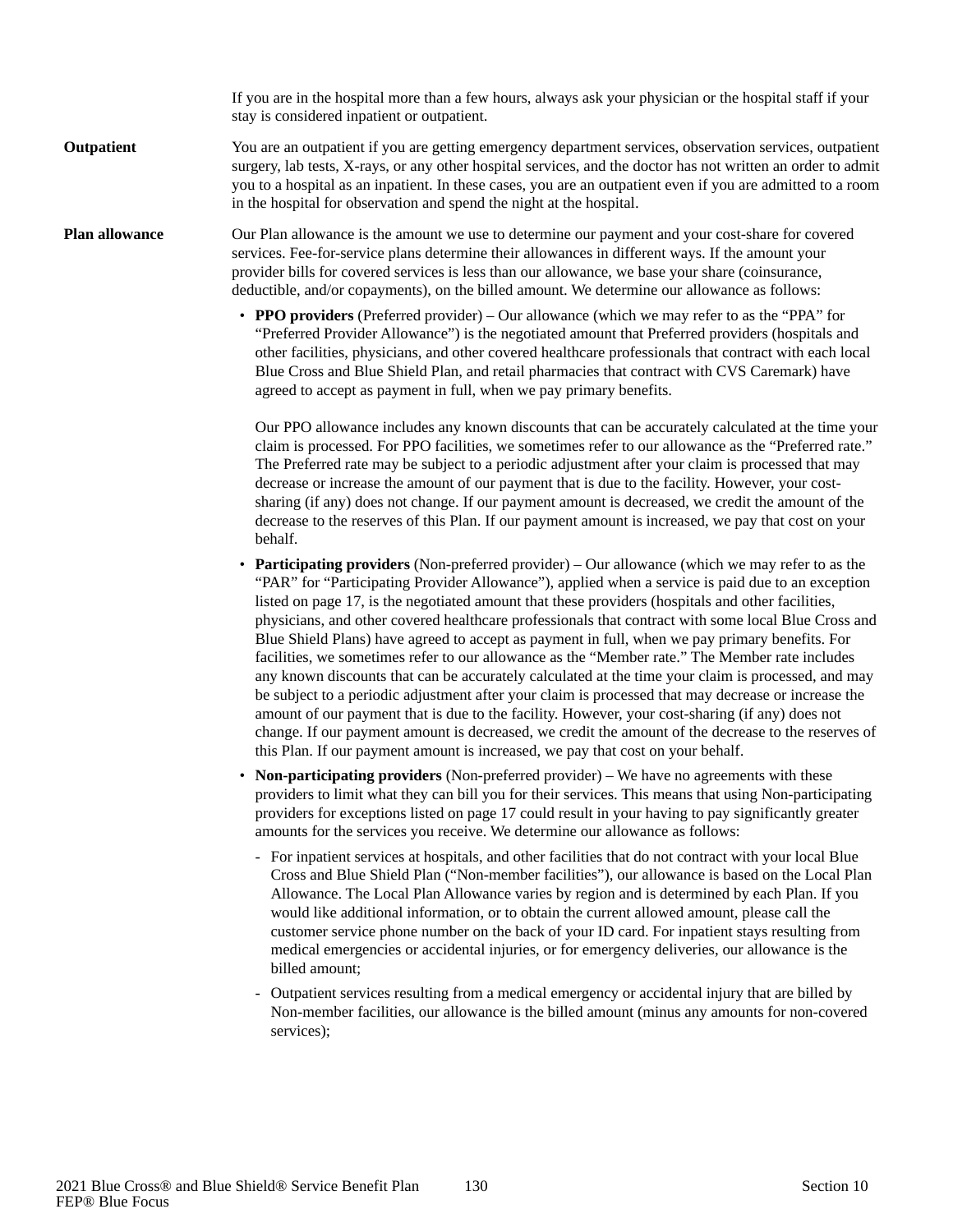If you are in the hospital more than a few hours, always ask your physician or the hospital staff if your stay is considered inpatient or outpatient.

**Outpatient**

You are an outpatient if you are getting emergency department services, observation services, outpatient surgery, lab tests, X-rays, or any other hospital services, and the doctor has not written an order to admit you to a hospital as an inpatient. In these cases, you are an outpatient even if you are admitted to a room in the hospital for observation and spend the night at the hospital.

**Plan allowance**

Our Plan allowance is the amount we use to determine our payment and your cost-share for covered services. Fee-for-service plans determine their allowances in different ways. If the amount your provider bills for covered services is less than our allowance, we base your share (coinsurance, deductible, and/or copayments), on the billed amount. We determine our allowance as follows:

- **PPO providers** (Preferred provider) – Our allowance (which we may refer to as the "PPA" for "Preferred Provider Allowance") is the negotiated amount that Preferred providers (hospitals and other facilities, physicians, and other covered healthcare professionals that contract with each local Blue Cross and Blue Shield Plan, and retail pharmacies that contract with CVS Caremark) have agreed to accept as payment in full, when we pay primary benefits.

  Our PPO allowance includes any known discounts that can be accurately calculated at the time your claim is processed. For PPO facilities, we sometimes refer to our allowance as the "Preferred rate." The Preferred rate may be subject to a periodic adjustment after your claim is processed that may decrease or increase the amount of our payment that is due to the facility. However, your cost-sharing (if any) does not change. If our payment amount is decreased, we credit the amount of the decrease to the reserves of this Plan. If our payment amount is increased, we pay that cost on your behalf.

- **Participating providers** (Non-preferred provider) – Our allowance (which we may refer to as the "PAR" for "Participating Provider Allowance"), applied when a service is paid due to an exception listed on page 17, is the negotiated amount that these providers (hospitals and other facilities, physicians, and other covered healthcare professionals that contract with some local Blue Cross and Blue Shield Plans) have agreed to accept as payment in full, when we pay primary benefits. For facilities, we sometimes refer to our allowance as the "Member rate." The Member rate includes any known discounts that can be accurately calculated at the time your claim is processed, and may be subject to a periodic adjustment after your claim is processed that may decrease or increase the amount of our payment that is due to the facility. However, your cost-sharing (if any) does not change. If our payment amount is decreased, we credit the amount of the decrease to the reserves of this Plan. If our payment amount is increased, we pay that cost on your behalf.

- **Non-participating providers** (Non-preferred provider) – We have no agreements with these providers to limit what they can bill you for their services. This means that using Non-participating providers for exceptions listed on page 17 could result in your having to pay significantly greater amounts for the services you receive. We determine our allowance as follows:
  - For inpatient services at hospitals, and other facilities that do not contract with your local Blue Cross and Blue Shield Plan ("Non-member facilities"), our allowance is based on the Local Plan Allowance. The Local Plan Allowance varies by region and is determined by each Plan. If you would like additional information, or to obtain the current allowed amount, please call the customer service phone number on the back of your ID card. For inpatient stays resulting from medical emergencies or accidental injuries, or for emergency deliveries, our allowance is the billed amount;
  - Outpatient services resulting from a medical emergency or accidental injury that are billed by Non-member facilities, our allowance is the billed amount (minus any amounts for non-covered services);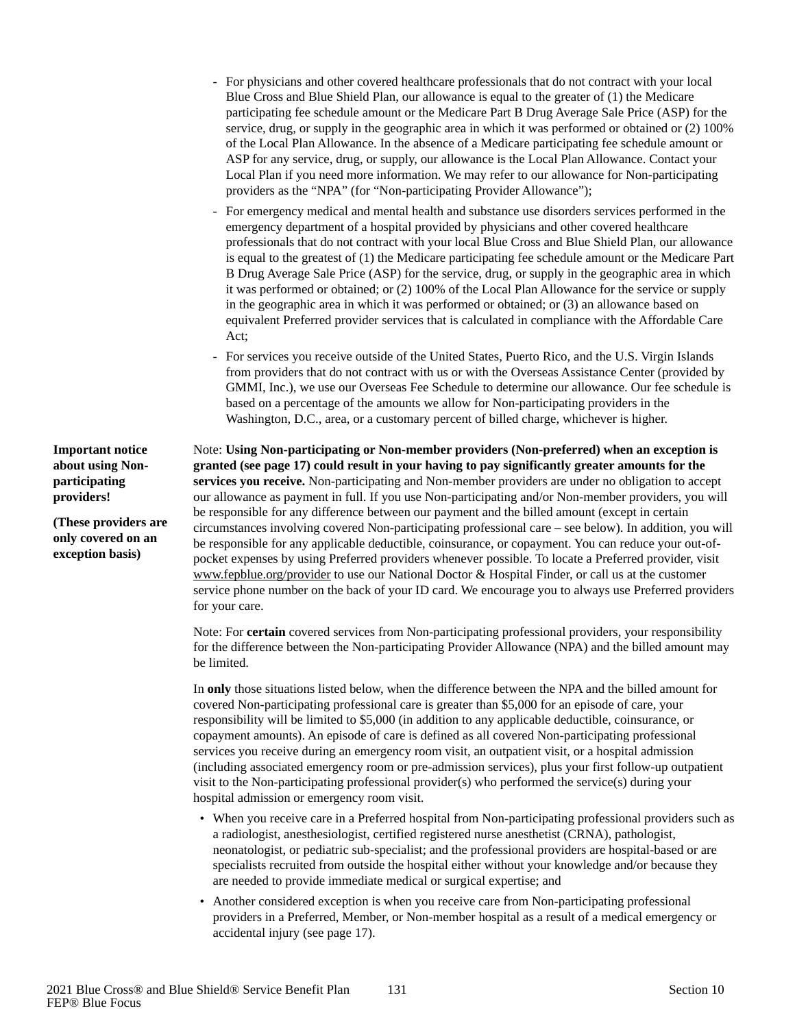- For physicians and other covered healthcare professionals that do not contract with your local Blue Cross and Blue Shield Plan, our allowance is equal to the greater of (1) the Medicare participating fee schedule amount or the Medicare Part B Drug Average Sale Price (ASP) for the service, drug, or supply in the geographic area in which it was performed or obtained or (2) 100% of the Local Plan Allowance. In the absence of a Medicare participating fee schedule amount or ASP for any service, drug, or supply, our allowance is the Local Plan Allowance. Contact your Local Plan if you need more information. We may refer to our allowance for Non-participating providers as the "NPA" (for "Non-participating Provider Allowance");
- For emergency medical and mental health and substance use disorders services performed in the emergency department of a hospital provided by physicians and other covered healthcare professionals that do not contract with your local Blue Cross and Blue Shield Plan, our allowance is equal to the greatest of (1) the Medicare participating fee schedule amount or the Medicare Part B Drug Average Sale Price (ASP) for the service, drug, or supply in the geographic area in which it was performed or obtained; or (2) 100% of the Local Plan Allowance for the service or supply in the geographic area in which it was performed or obtained; or (3) an allowance based on equivalent Preferred provider services that is calculated in compliance with the Affordable Care Act;
- For services you receive outside of the United States, Puerto Rico, and the U.S. Virgin Islands from providers that do not contract with us or with the Overseas Assistance Center (provided by GMMI, Inc.), we use our Overseas Fee Schedule to determine our allowance. Our fee schedule is based on a percentage of the amounts we allow for Non-participating providers in the Washington, D.C., area, or a customary percent of billed charge, whichever is higher.

**Important notice about using Non-participating providers!**

**(These providers are only covered on an exception basis)**

Note: **Using Non-participating or Non-member providers (Non-preferred) when an exception is granted (see page 17) could result in your having to pay significantly greater amounts for the services you receive.** Non-participating and Non-member providers are under no obligation to accept our allowance as payment in full. If you use Non-participating and/or Non-member providers, you will be responsible for any difference between our payment and the billed amount (except in certain circumstances involving covered Non-participating professional care – see below). In addition, you will be responsible for any applicable deductible, coinsurance, or copayment. You can reduce your out-of-pocket expenses by using Preferred providers whenever possible. To locate a Preferred provider, visit www.fepblue.org/provider to use our National Doctor & Hospital Finder, or call us at the customer service phone number on the back of your ID card. We encourage you to always use Preferred providers for your care.

Note: For **certain** covered services from Non-participating professional providers, your responsibility for the difference between the Non-participating Provider Allowance (NPA) and the billed amount may be limited.

In **only** those situations listed below, when the difference between the NPA and the billed amount for covered Non-participating professional care is greater than $5,000 for an episode of care, your responsibility will be limited to $5,000 (in addition to any applicable deductible, coinsurance, or copayment amounts). An episode of care is defined as all covered Non-participating professional services you receive during an emergency room visit, an outpatient visit, or a hospital admission (including associated emergency room or pre-admission services), plus your first follow-up outpatient visit to the Non-participating professional provider(s) who performed the service(s) during your hospital admission or emergency room visit.

- When you receive care in a Preferred hospital from Non-participating professional providers such as a radiologist, anesthesiologist, certified registered nurse anesthetist (CRNA), pathologist, neonatologist, or pediatric sub-specialist; and the professional providers are hospital-based or are specialists recruited from outside the hospital either without your knowledge and/or because they are needed to provide immediate medical or surgical expertise; and
- Another considered exception is when you receive care from Non-participating professional providers in a Preferred, Member, or Non-member hospital as a result of a medical emergency or accidental injury (see page 17).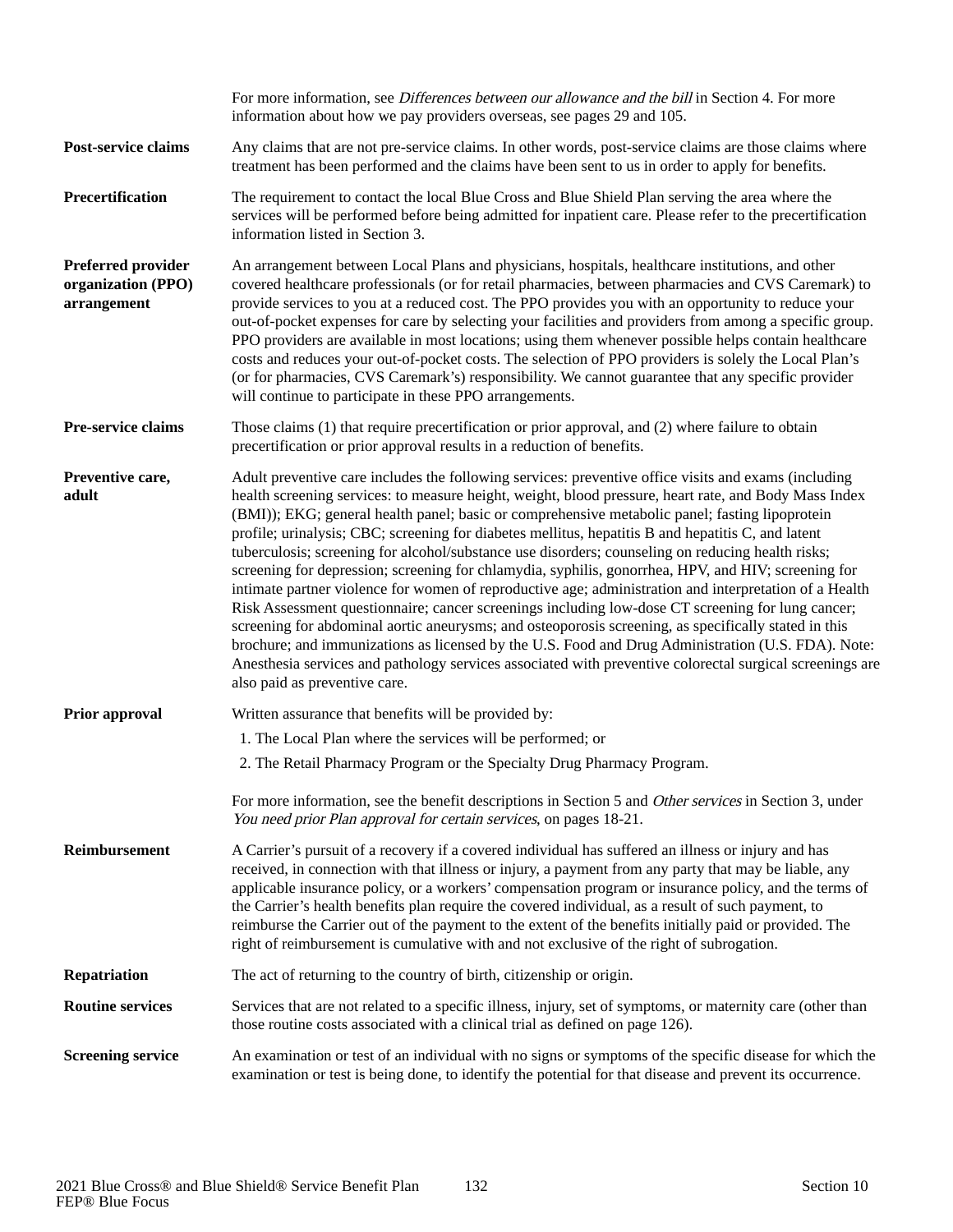For more information, see *Differences between our allowance and the bill* in Section 4. For more information about how we pay providers overseas, see pages 29 and 105.

**Post-service claims**

Any claims that are not pre-service claims. In other words, post-service claims are those claims where treatment has been performed and the claims have been sent to us in order to apply for benefits.

**Precertification**

The requirement to contact the local Blue Cross and Blue Shield Plan serving the area where the services will be performed before being admitted for inpatient care. Please refer to the precertification information listed in Section 3.

**Preferred provider organization (PPO) arrangement**

An arrangement between Local Plans and physicians, hospitals, healthcare institutions, and other covered healthcare professionals (or for retail pharmacies, between pharmacies and CVS Caremark) to provide services to you at a reduced cost. The PPO provides you with an opportunity to reduce your out-of-pocket expenses for care by selecting your facilities and providers from among a specific group. PPO providers are available in most locations; using them whenever possible helps contain healthcare costs and reduces your out-of-pocket costs. The selection of PPO providers is solely the Local Plan's (or for pharmacies, CVS Caremark's) responsibility. We cannot guarantee that any specific provider will continue to participate in these PPO arrangements.

**Pre-service claims**

Those claims (1) that require precertification or prior approval, and (2) where failure to obtain precertification or prior approval results in a reduction of benefits.

**Preventive care, adult**

Adult preventive care includes the following services: preventive office visits and exams (including health screening services: to measure height, weight, blood pressure, heart rate, and Body Mass Index (BMI)); EKG; general health panel; basic or comprehensive metabolic panel; fasting lipoprotein profile; urinalysis; CBC; screening for diabetes mellitus, hepatitis B and hepatitis C, and latent tuberculosis; screening for alcohol/substance use disorders; counseling on reducing health risks; screening for depression; screening for chlamydia, syphilis, gonorrhea, HPV, and HIV; screening for intimate partner violence for women of reproductive age; administration and interpretation of a Health Risk Assessment questionnaire; cancer screenings including low-dose CT screening for lung cancer; screening for abdominal aortic aneurysms; and osteoporosis screening, as specifically stated in this brochure; and immunizations as licensed by the U.S. Food and Drug Administration (U.S. FDA). Note: Anesthesia services and pathology services associated with preventive colorectal surgical screenings are also paid as preventive care.

**Prior approval**

Written assurance that benefits will be provided by:

1. The Local Plan where the services will be performed; or
2. The Retail Pharmacy Program or the Specialty Drug Pharmacy Program.

For more information, see the benefit descriptions in Section 5 and *Other services* in Section 3, under *You need prior Plan approval for certain services*, on pages 18-21.

**Reimbursement**

A Carrier's pursuit of a recovery if a covered individual has suffered an illness or injury and has received, in connection with that illness or injury, a payment from any party that may be liable, any applicable insurance policy, or a workers' compensation program or insurance policy, and the terms of the Carrier's health benefits plan require the covered individual, as a result of such payment, to reimburse the Carrier out of the payment to the extent of the benefits initially paid or provided. The right of reimbursement is cumulative with and not exclusive of the right of subrogation.

**Repatriation**

The act of returning to the country of birth, citizenship or origin.

**Routine services**

Services that are not related to a specific illness, injury, set of symptoms, or maternity care (other than those routine costs associated with a clinical trial as defined on page 126).

**Screening service**

An examination or test of an individual with no signs or symptoms of the specific disease for which the examination or test is being done, to identify the potential for that disease and prevent its occurrence.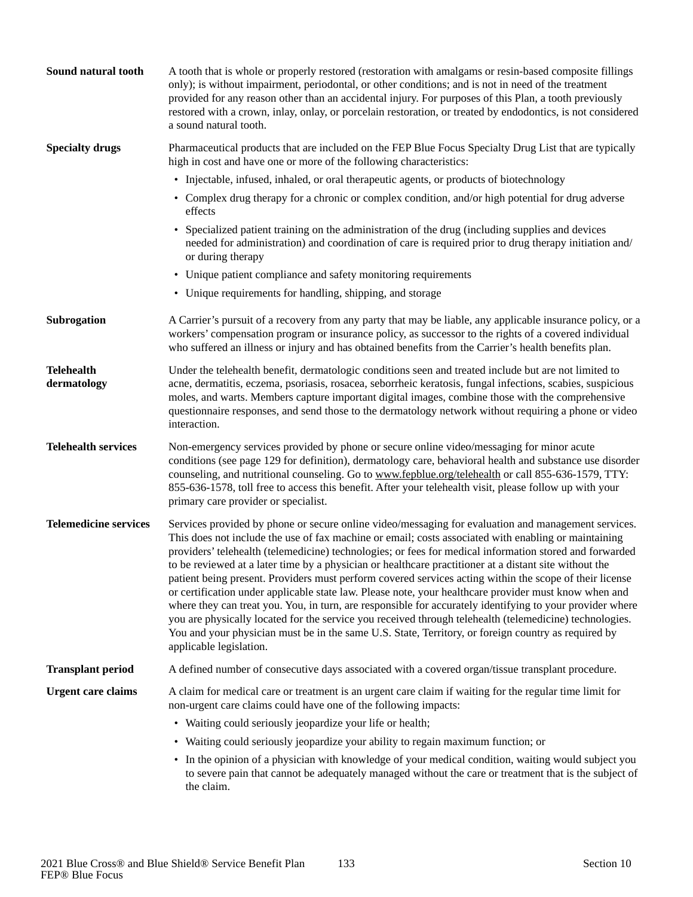**Sound natural tooth**

A tooth that is whole or properly restored (restoration with amalgams or resin-based composite fillings only); is without impairment, periodontal, or other conditions; and is not in need of the treatment provided for any reason other than an accidental injury. For purposes of this Plan, a tooth previously restored with a crown, inlay, onlay, or porcelain restoration, or treated by endodontics, is not considered a sound natural tooth.

**Specialty drugs**

Pharmaceutical products that are included on the FEP Blue Focus Specialty Drug List that are typically high in cost and have one or more of the following characteristics:

- Injectable, infused, inhaled, or oral therapeutic agents, or products of biotechnology
- Complex drug therapy for a chronic or complex condition, and/or high potential for drug adverse effects
- Specialized patient training on the administration of the drug (including supplies and devices needed for administration) and coordination of care is required prior to drug therapy initiation and/or during therapy
- Unique patient compliance and safety monitoring requirements
- Unique requirements for handling, shipping, and storage

**Subrogation**

A Carrier's pursuit of a recovery from any party that may be liable, any applicable insurance policy, or a workers' compensation program or insurance policy, as successor to the rights of a covered individual who suffered an illness or injury and has obtained benefits from the Carrier's health benefits plan.

**Telehealth dermatology**

Under the telehealth benefit, dermatologic conditions seen and treated include but are not limited to acne, dermatitis, eczema, psoriasis, rosacea, seborrheic keratosis, fungal infections, scabies, suspicious moles, and warts. Members capture important digital images, combine those with the comprehensive questionnaire responses, and send those to the dermatology network without requiring a phone or video interaction.

**Telehealth services**

Non-emergency services provided by phone or secure online video/messaging for minor acute conditions (see page 129 for definition), dermatology care, behavioral health and substance use disorder counseling, and nutritional counseling. Go to www.fepblue.org/telehealth or call 855-636-1579, TTY: 855-636-1578, toll free to access this benefit. After your telehealth visit, please follow up with your primary care provider or specialist.

**Telemedicine services**

Services provided by phone or secure online video/messaging for evaluation and management services. This does not include the use of fax machine or email; costs associated with enabling or maintaining providers' telehealth (telemedicine) technologies; or fees for medical information stored and forwarded to be reviewed at a later time by a physician or healthcare practitioner at a distant site without the patient being present. Providers must perform covered services acting within the scope of their license or certification under applicable state law. Please note, your healthcare provider must know when and where they can treat you. You, in turn, are responsible for accurately identifying to your provider where you are physically located for the service you received through telehealth (telemedicine) technologies. You and your physician must be in the same U.S. State, Territory, or foreign country as required by applicable legislation.

**Transplant period**

A defined number of consecutive days associated with a covered organ/tissue transplant procedure.

**Urgent care claims**

A claim for medical care or treatment is an urgent care claim if waiting for the regular time limit for non-urgent care claims could have one of the following impacts:

- Waiting could seriously jeopardize your life or health;
- Waiting could seriously jeopardize your ability to regain maximum function; or
- In the opinion of a physician with knowledge of your medical condition, waiting would subject you to severe pain that cannot be adequately managed without the care or treatment that is the subject of the claim.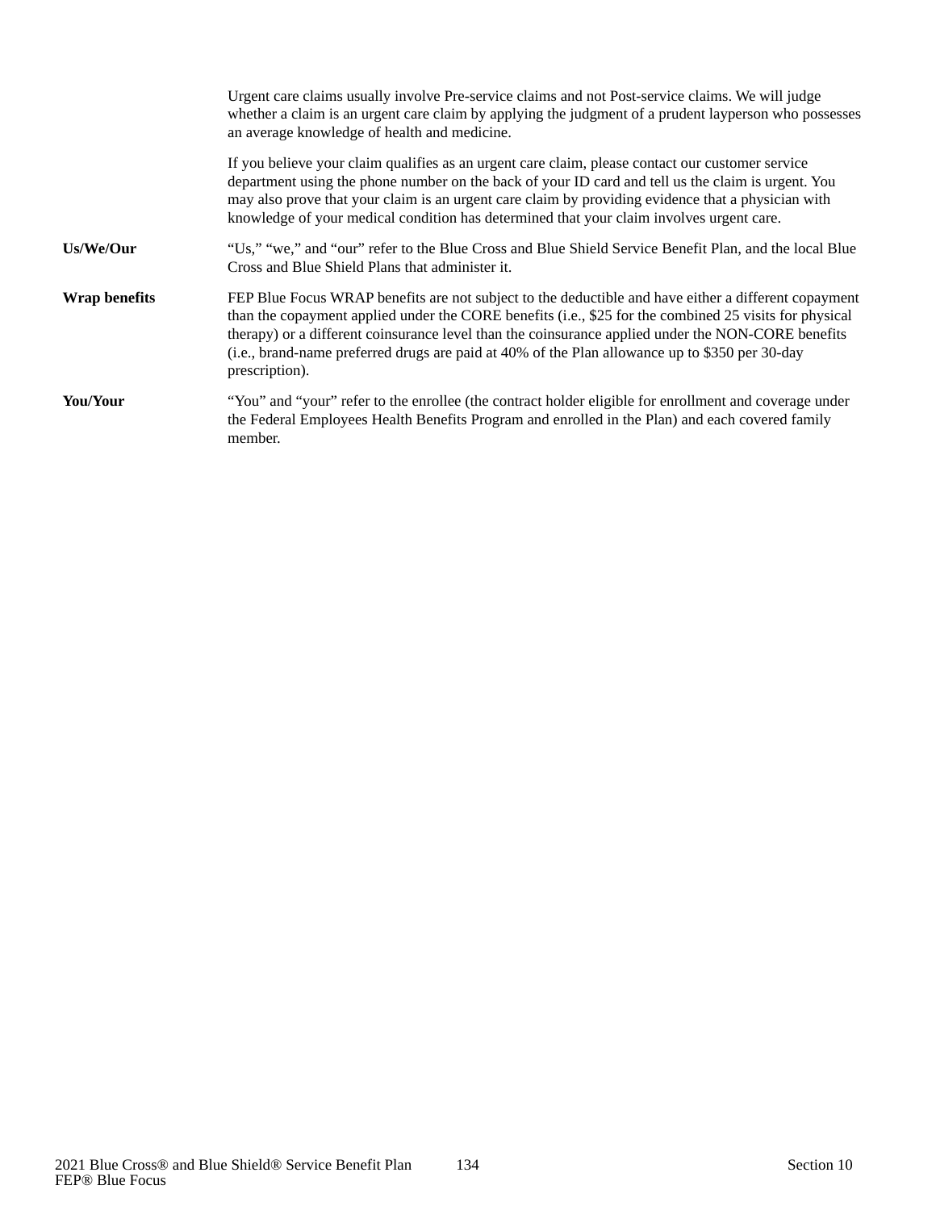Urgent care claims usually involve Pre-service claims and not Post-service claims. We will judge whether a claim is an urgent care claim by applying the judgment of a prudent layperson who possesses an average knowledge of health and medicine.

If you believe your claim qualifies as an urgent care claim, please contact our customer service department using the phone number on the back of your ID card and tell us the claim is urgent. You may also prove that your claim is an urgent care claim by providing evidence that a physician with knowledge of your medical condition has determined that your claim involves urgent care.

**Us/We/Our**

"Us," "we," and "our" refer to the Blue Cross and Blue Shield Service Benefit Plan, and the local Blue Cross and Blue Shield Plans that administer it.

**Wrap benefits**

FEP Blue Focus WRAP benefits are not subject to the deductible and have either a different copayment than the copayment applied under the CORE benefits (i.e., $25 for the combined 25 visits for physical therapy) or a different coinsurance level than the coinsurance applied under the NON-CORE benefits (i.e., brand-name preferred drugs are paid at 40% of the Plan allowance up to $350 per 30-day prescription).

**You/Your**

"You" and "your" refer to the enrollee (the contract holder eligible for enrollment and coverage under the Federal Employees Health Benefits Program and enrolled in the Plan) and each covered family member.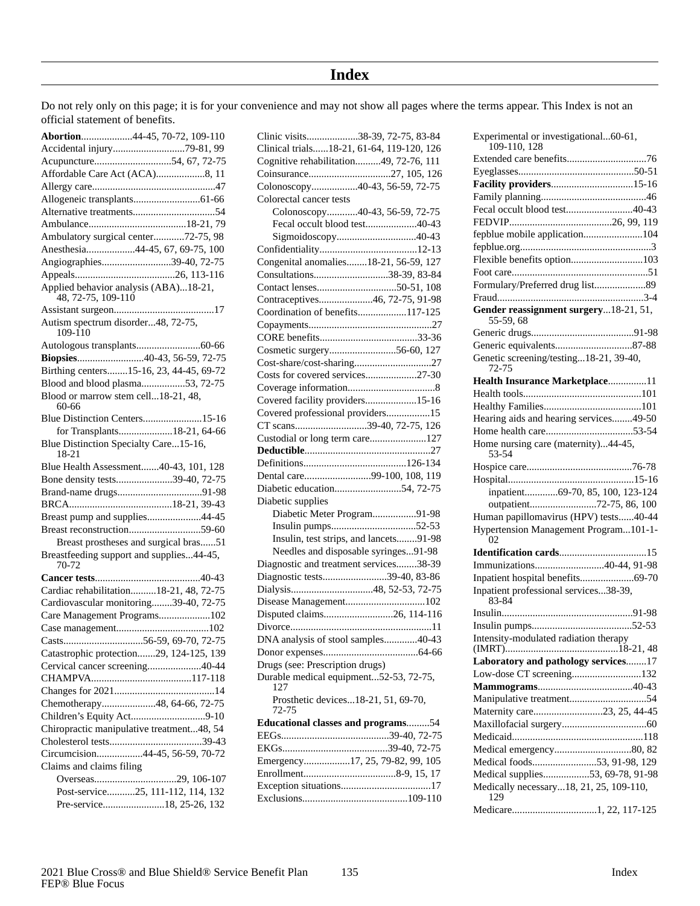# Index

Do not rely only on this page; it is for your convenience and may not show all pages where the terms appear. This Index is not an official statement of benefits.

**Abortion**....................44-45, 70-72, 109-110
Accidental injury............................79-81, 99
Acupuncture..............................54, 67, 72-75
Affordable Care Act (ACA)...................8, 11
Allergy care................................................47
Allogeneic transplants..........................61-66
Alternative treatments................................54
Ambulance......................................18-21, 79
Ambulatory surgical center............72-75, 98
Anesthesia...................44-45, 67, 69-75, 100
Angiographies...........................39-40, 72-75
Appeals.......................................26, 113-116
Applied behavior analysis (ABA)...18-21, 48, 72-75, 109-110
Assistant surgeon.......................................17
Autism spectrum disorder...48, 72-75, 109-110
Autologous transplants.........................60-66
**Biopsies**..........................40-43, 56-59, 72-75
Birthing centers........15-16, 23, 44-45, 69-72
Blood and blood plasma.................53, 72-75
Blood or marrow stem cell...18-21, 48, 60-66
Blue Distinction Centers.......................15-16
  for Transplants.....................18-21, 64-66
Blue Distinction Specialty Care...15-16, 18-21
Blue Health Assessment.......40-43, 101, 128
Bone density tests......................39-40, 72-75
Brand-name drugs.................................91-98
BRCA........................................18-21, 39-43
Breast pump and supplies.....................44-45
Breast reconstruction............................59-60
  Breast prostheses and surgical bras......51
Breastfeeding support and supplies...44-45, 70-72
**Cancer tests**.........................................40-43
Cardiac rehabilitation..........18-21, 48, 72-75
Cardiovascular monitoring........39-40, 72-75
Care Management Programs....................102
Case management....................................102
Casts...............................56-59, 69-70, 72-75
Catastrophic protection.......29, 124-125, 139
Cervical cancer screening.....................40-44
CHAMPVA.......................................117-118
Changes for 2021.......................................14
Chemotherapy.....................48, 64-66, 72-75
Children's Equity Act.............................9-10
Chiropractic manipulative treatment...48, 54
Cholesterol tests....................................39-43
Circumcision..................44-45, 56-59, 70-72
Claims and claims filing
  Overseas................................29, 106-107
  Post-service...........25, 111-112, 114, 132
  Pre-service........................18, 25-26, 132

Clinic visits....................38-39, 72-75, 83-84
Clinical trials......18-21, 61-64, 119-120, 126
Cognitive rehabilitation..........49, 72-76, 111
Coinsurance................................27, 105, 126
Colonoscopy..................40-43, 56-59, 72-75
Colorectal cancer tests
  Colonoscopy............40-43, 56-59, 72-75
  Fecal occult blood test....................40-43
  Sigmoidoscopy..............................40-43
Confidentiality......................................12-13
Congenital anomalies........18-21, 56-59, 127
Consultations.............................38-39, 83-84
Contact lenses...............................50-51, 108
Contraceptives.....................46, 72-75, 91-98
Coordination of benefits...................117-125
Copayments................................................27
CORE benefits......................................33-36
Cosmetic surgery..........................56-60, 127
Cost-share/cost-sharing..............................27
Costs for covered services....................27-30
Coverage information..................................8
Covered facility providers....................15-16
Covered professional providers.................15
CT scans............................39-40, 72-75, 126
Custodial or long term care......................127
**Deductible**.................................................27
Definitions........................................126-134
Dental care..........................99-100, 108, 119
Diabetic education..........................54, 72-75
Diabetic supplies
  Diabetic Meter Program.................91-98
  Insulin pumps.................................52-53
  Insulin, test strips, and lancets........91-98
  Needles and disposable syringes...91-98
Diagnostic and treatment services........38-39
Diagnostic tests.........................39-40, 83-86
Dialysis................................48, 52-53, 72-75
Disease Management..............................102
Disputed claims...........................26, 114-116
Divorce.......................................................11
DNA analysis of stool samples.............40-43
Donor expenses.....................................64-66
Drugs (see: Prescription drugs)
Durable medical equipment...52-53, 72-75, 127
  Prosthetic devices...18-21, 51, 69-70, 72-75
**Educational classes and programs**.........54
EEGs..........................................39-40, 72-75
EKGs.........................................39-40, 72-75
Emergency..................17, 25, 79-82, 99, 105
Enrollment....................................8-9, 15, 17
Exception situations...................................17
Exclusions.........................................109-110

Experimental or investigational...60-61, 109-110, 128
Extended care benefits...............................76
Eyeglasses.............................................50-51
**Facility providers**................................15-16
Family planning.........................................46
Fecal occult blood test..........................40-43
FEDVIP........................................26, 99, 119
fepblue mobile application.......................104
fepblue.org...................................................3
Flexible benefits option............................103
Foot care.....................................................51
Formulary/Preferred drug list....................89
Fraud.........................................................3-4
**Gender reassignment surgery**...18-21, 51, 55-59, 68
Generic drugs........................................91-98
Generic equivalents..............................87-88
Genetic screening/testing...18-21, 39-40, 72-75
**Health Insurance Marketplace**...............11
Health tools..............................................101
Healthy Families......................................101
Hearing aids and hearing services........49-50
Home health care..................................53-54
Home nursing care (maternity)...44-45, 53-54
Hospice care.........................................76-78
Hospital.................................................15-16
  inpatient.............69-70, 85, 100, 123-124
  outpatient..........................72-75, 86, 100
Human papillomavirus (HPV) tests......40-44
Hypertension Management Program...101-102
**Identification cards**..................................15
Immunizations...........................40-44, 91-98
Inpatient hospital benefits.....................69-70
Inpatient professional services...38-39, 83-84
Insulin...................................................91-98
Insulin pumps.......................................52-53
Intensity-modulated radiation therapy (IMRT)............................................18-21, 48
**Laboratory and pathology services**........17
Low-dose CT screening...........................132
**Mammograms**.....................................40-43
Manipulative treatment..............................54
Maternity care...........................23, 25, 44-45
Maxillofacial surgery.................................60
Medicaid..................................................118
Medical emergency..............................80, 82
Medical foods.........................53, 91-98, 129
Medical supplies..................53, 69-78, 91-98
Medically necessary...18, 21, 25, 109-110, 129
Medicare.................................1, 22, 117-125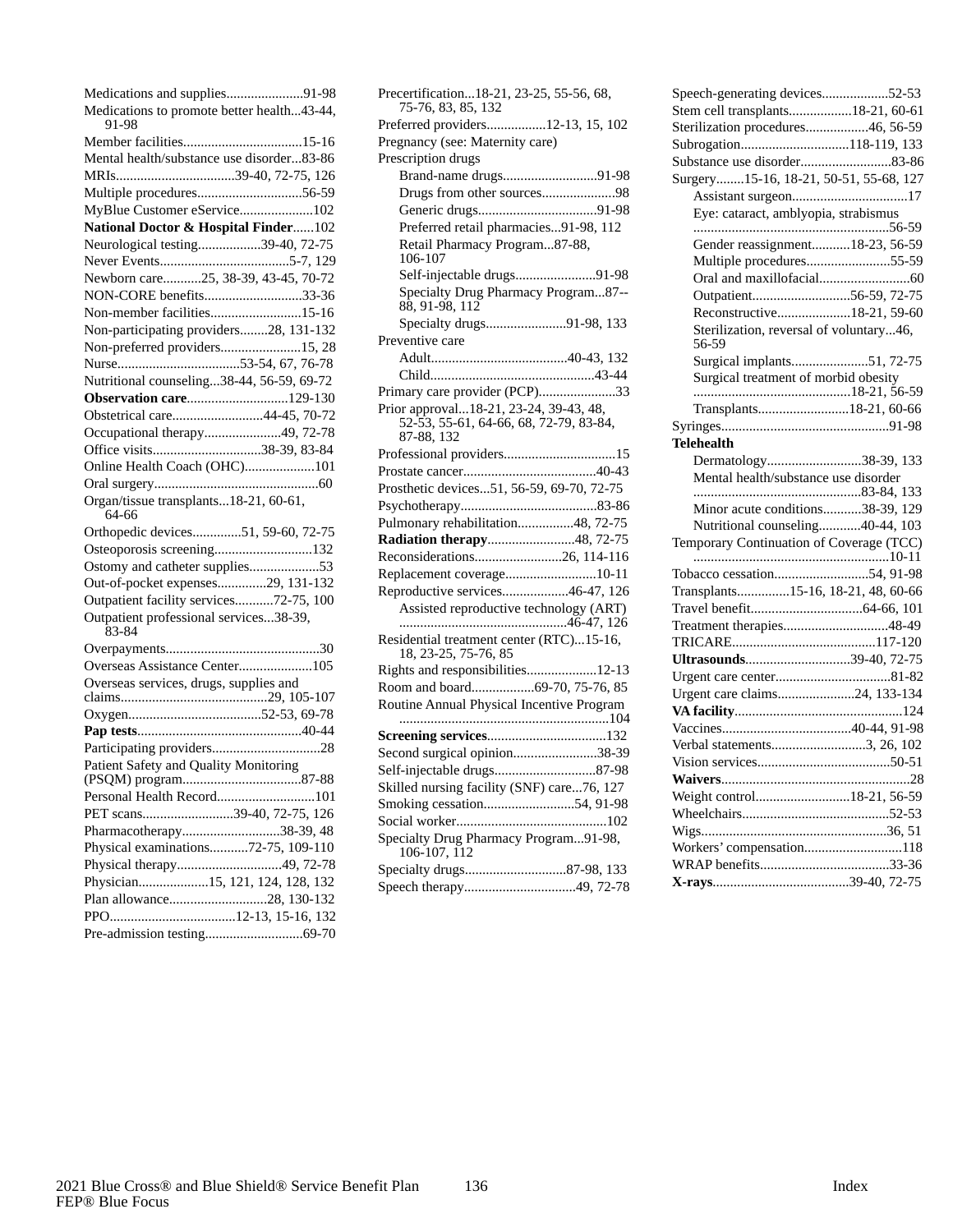Medications and supplies......................91-98
Medications to promote better health...43-44, 91-98
Member facilities..................................15-16
Mental health/substance use disorder...83-86
MRIs..................................39-40, 72-75, 126
Multiple procedures..............................56-59
MyBlue Customer eService.....................102
**National Doctor & Hospital Finder**......102
Neurological testing..................39-40, 72-75
Never Events.....................................5-7, 129
Newborn care...........25, 38-39, 43-45, 70-72
NON-CORE benefits............................33-36
Non-member facilities...........................15-16
Non-participating providers........28, 131-132
Non-preferred providers.......................15, 28
Nurse...................................53-54, 67, 76-78
Nutritional counseling...38-44, 56-59, 69-72
**Observation care**.............................129-130
Obstetrical care..........................44-45, 70-72
Occupational therapy......................49, 72-78
Office visits...............................38-39, 83-84
Online Health Coach (OHC)....................101
Oral surgery...............................................60
Organ/tissue transplants...18-21, 60-61, 64-66
Orthopedic devices.............51, 59-60, 72-75
Osteoporosis screening............................132
Ostomy and catheter supplies....................53
Out-of-pocket expenses.............29, 131-132
Outpatient facility services...........72-75, 100
Outpatient professional services...38-39, 83-84
Overpayments............................................30
Overseas Assistance Center.....................105
Overseas services, drugs, supplies and claims..........................................29, 105-107
Oxygen......................................52-53, 69-78
**Pap tests**...............................................40-44
Participating providers...............................28
Patient Safety and Quality Monitoring (PSQM) program..................................87-88
Personal Health Record............................101
PET scans..........................39-40, 72-75, 126
Pharmacotherapy............................38-39, 48
Physical examinations...........72-75, 109-110
Physical therapy..............................49, 72-78
Physician....................15, 121, 124, 128, 132
Plan allowance............................28, 130-132
PPO....................................12-13, 15-16, 132
Pre-admission testing............................69-70

Precertification...18-21, 23-25, 55-56, 68, 75-76, 83, 85, 132
Preferred providers.................12-13, 15, 102
Pregnancy (see: Maternity care)
Prescription drugs
- Brand-name drugs...........................91-98
- Drugs from other sources.....................98
- Generic drugs..................................91-98
- Preferred retail pharmacies...91-98, 112
- Retail Pharmacy Program...87-88, 106-107
- Self-injectable drugs.......................91-98
- Specialty Drug Pharmacy Program...87--88, 91-98, 112
- Specialty drugs.......................91-98, 133

Preventive care
- Adult.......................................40-43, 132
- Child...............................................43-44

Primary care provider (PCP)......................33
Prior approval...18-21, 23-24, 39-43, 48, 52-53, 55-61, 64-66, 68, 72-79, 83-84, 87-88, 132
Professional providers................................15
Prostate cancer......................................40-43
Prosthetic devices...51, 56-59, 69-70, 72-75
Psychotherapy.......................................83-86
Pulmonary rehabilitation................48, 72-75
**Radiation therapy**.........................48, 72-75
Reconsiderations.........................26, 114-116
Replacement coverage..........................10-11
Reproductive services...................46-47, 126
- Assisted reproductive technology (ART) ...............................................46-47, 126

Residential treatment center (RTC)...15-16, 18, 23-25, 75-76, 85
Rights and responsibilities....................12-13
Room and board..................69-70, 75-76, 85
Routine Annual Physical Incentive Program ..........................................................104
**Screening services**..................................132
Second surgical opinion........................38-39
Self-injectable drugs.............................87-98
Skilled nursing facility (SNF) care...76, 127
Smoking cessation..........................54, 91-98
Social worker...........................................102
Specialty Drug Pharmacy Program...91-98, 106-107, 112
Specialty drugs............................87-98, 133
Speech therapy................................49, 72-78

Speech-generating devices...................52-53
Stem cell transplants..................18-21, 60-61
Sterilization procedures..................46, 56-59
Subrogation...............................118-119, 133
Substance use disorder..........................83-86
Surgery........15-16, 18-21, 50-51, 55-68, 127
- Assistant surgeon.................................17
- Eye: cataract, amblyopia, strabismus .......................................................56-59
- Gender reassignment...........18-23, 56-59
- Multiple procedures........................55-59
- Oral and maxillofacial..........................60
- Outpatient............................56-59, 72-75
- Reconstructive.....................18-21, 59-60
- Sterilization, reversal of voluntary...46, 56-59
- Surgical implants......................51, 72-75
- Surgical treatment of morbid obesity ............................................18-21, 56-59
- Transplants..........................18-21, 60-66

Syringes................................................91-98
**Telehealth**
- Dermatology...........................38-39, 133
- Mental health/substance use disorder ................................................83-84, 133
- Minor acute conditions...........38-39, 129
- Nutritional counseling............40-44, 103

Temporary Continuation of Coverage (TCC) .......................................................10-11
Tobacco cessation...........................54, 91-98
Transplants...............15-16, 18-21, 48, 60-66
Travel benefit................................64-66, 101
Treatment therapies..............................48-49
TRICARE.........................................117-120
**Ultrasounds**..............................39-40, 72-75
Urgent care center.................................81-82
Urgent care claims......................24, 133-134
**VA facility**................................................124
Vaccines.....................................40-44, 91-98
Verbal statements...........................3, 26, 102
Vision services......................................50-51
**Waivers**......................................................28
Weight control...........................18-21, 56-59
Wheelchairs..........................................52-53
Wigs.....................................................36, 51
Workers' compensation............................118
WRAP benefits.....................................33-36
**X-rays**.......................................39-40, 72-75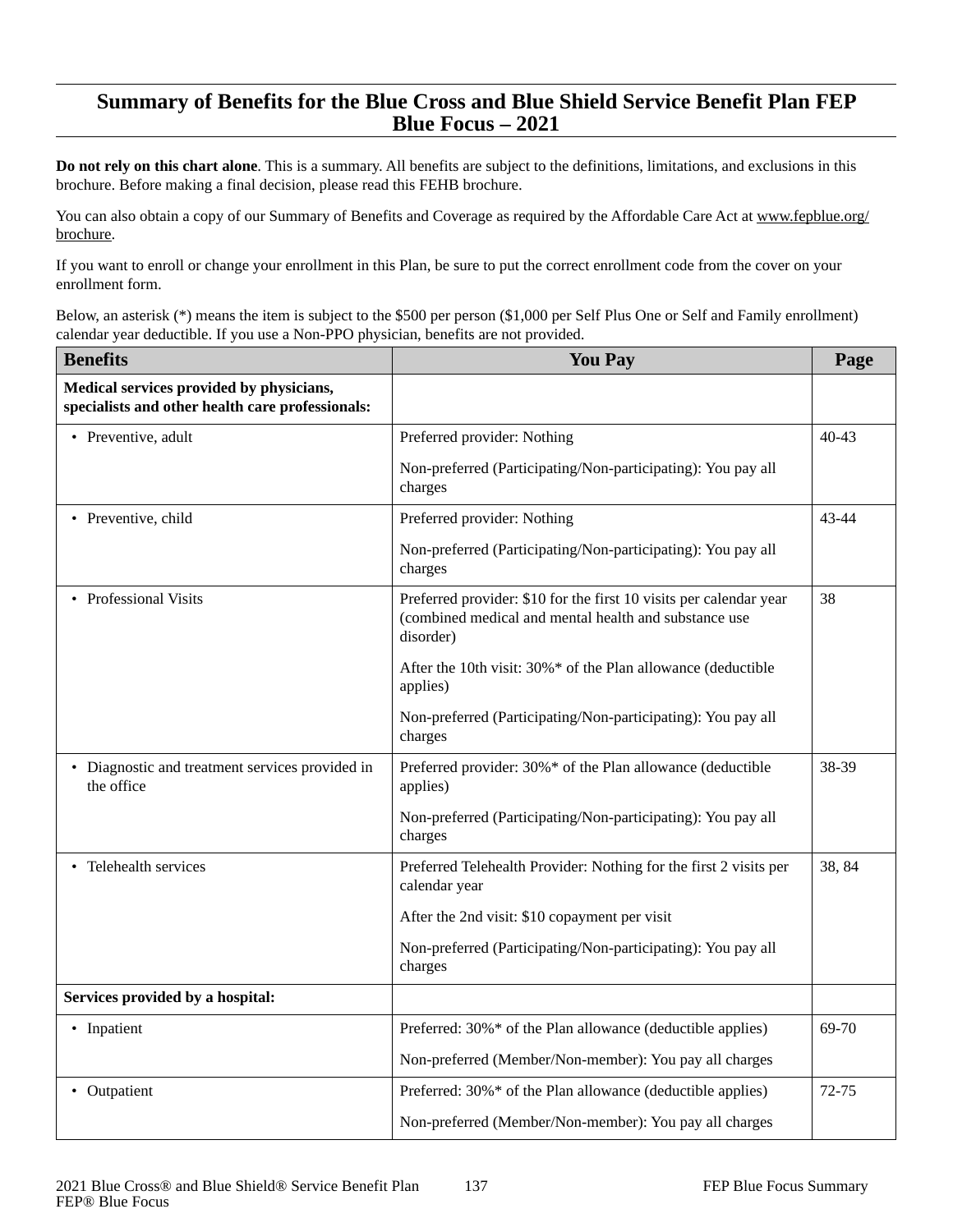## Summary of Benefits for the Blue Cross and Blue Shield Service Benefit Plan FEP Blue Focus – 2021

**Do not rely on this chart alone**. This is a summary. All benefits are subject to the definitions, limitations, and exclusions in this brochure. Before making a final decision, please read this FEHB brochure.

You can also obtain a copy of our Summary of Benefits and Coverage as required by the Affordable Care Act at www.fepblue.org/brochure.

If you want to enroll or change your enrollment in this Plan, be sure to put the correct enrollment code from the cover on your enrollment form.

Below, an asterisk (*) means the item is subject to the $500 per person ($1,000 per Self Plus One or Self and Family enrollment) calendar year deductible. If you use a Non-PPO physician, benefits are not provided.

| Benefits | You Pay | Page |
|---|---|---|
| **Medical services provided by physicians, specialists and other health care professionals:** | | |
| • Preventive, adult | Preferred provider: Nothing<br><br>Non-preferred (Participating/Non-participating): You pay all charges | 40-43 |
| • Preventive, child | Preferred provider: Nothing<br><br>Non-preferred (Participating/Non-participating): You pay all charges | 43-44 |
| • Professional Visits | Preferred provider: $10 for the first 10 visits per calendar year (combined medical and mental health and substance use disorder)<br><br>After the 10th visit: 30%* of the Plan allowance (deductible applies)<br><br>Non-preferred (Participating/Non-participating): You pay all charges | 38 |
| • Diagnostic and treatment services provided in the office | Preferred provider: 30%* of the Plan allowance (deductible applies)<br><br>Non-preferred (Participating/Non-participating): You pay all charges | 38-39 |
| • Telehealth services | Preferred Telehealth Provider: Nothing for the first 2 visits per calendar year<br><br>After the 2nd visit: $10 copayment per visit<br><br>Non-preferred (Participating/Non-participating): You pay all charges | 38, 84 |
| **Services provided by a hospital:** | | |
| • Inpatient | Preferred: 30%* of the Plan allowance (deductible applies)<br><br>Non-preferred (Member/Non-member): You pay all charges | 69-70 |
| • Outpatient | Preferred: 30%* of the Plan allowance (deductible applies)<br><br>Non-preferred (Member/Non-member): You pay all charges | 72-75 |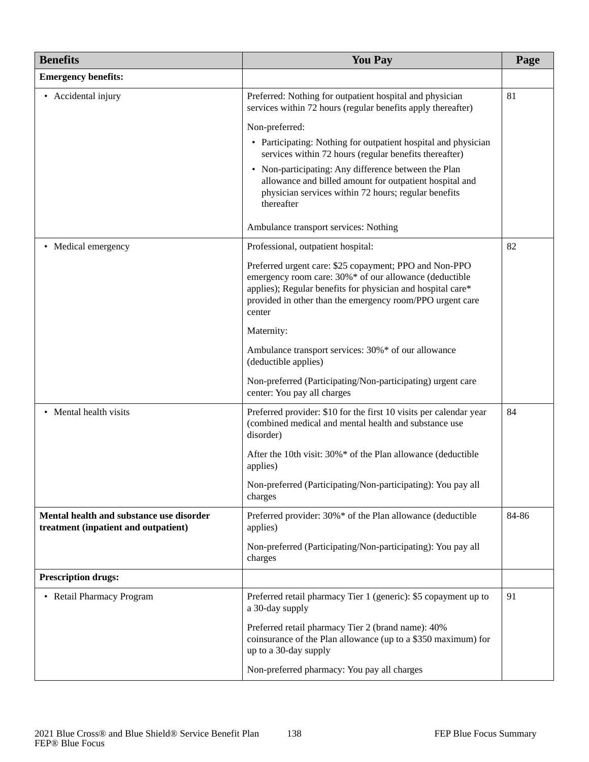| Benefits | You Pay | Page |
|---|---|---|
| **Emergency benefits:** | | |
| • Accidental injury | Preferred: Nothing for outpatient hospital and physician services within 72 hours (regular benefits apply thereafter)<br><br>Non-preferred:<br>• Participating: Nothing for outpatient hospital and physician services within 72 hours (regular benefits thereafter)<br>• Non-participating: Any difference between the Plan allowance and billed amount for outpatient hospital and physician services within 72 hours; regular benefits thereafter<br><br>Ambulance transport services: Nothing | 81 |
| • Medical emergency | Professional, outpatient hospital:<br><br>Preferred urgent care: $25 copayment; PPO and Non-PPO emergency room care: 30%* of our allowance (deductible applies); Regular benefits for physician and hospital care* provided in other than the emergency room/PPO urgent care center<br><br>Maternity:<br><br>Ambulance transport services: 30%* of our allowance (deductible applies)<br><br>Non-preferred (Participating/Non-participating) urgent care center: You pay all charges | 82 |
| • Mental health visits | Preferred provider: $10 for the first 10 visits per calendar year (combined medical and mental health and substance use disorder)<br><br>After the 10th visit: 30%* of the Plan allowance (deductible applies)<br><br>Non-preferred (Participating/Non-participating): You pay all charges | 84 |
| **Mental health and substance use disorder treatment (inpatient and outpatient)** | Preferred provider: 30%* of the Plan allowance (deductible applies)<br><br>Non-preferred (Participating/Non-participating): You pay all charges | 84-86 |
| **Prescription drugs:** | | |
| • Retail Pharmacy Program | Preferred retail pharmacy Tier 1 (generic): $5 copayment up to a 30-day supply<br><br>Preferred retail pharmacy Tier 2 (brand name): 40% coinsurance of the Plan allowance (up to a $350 maximum) for up to a 30-day supply<br><br>Non-preferred pharmacy: You pay all charges | 91 |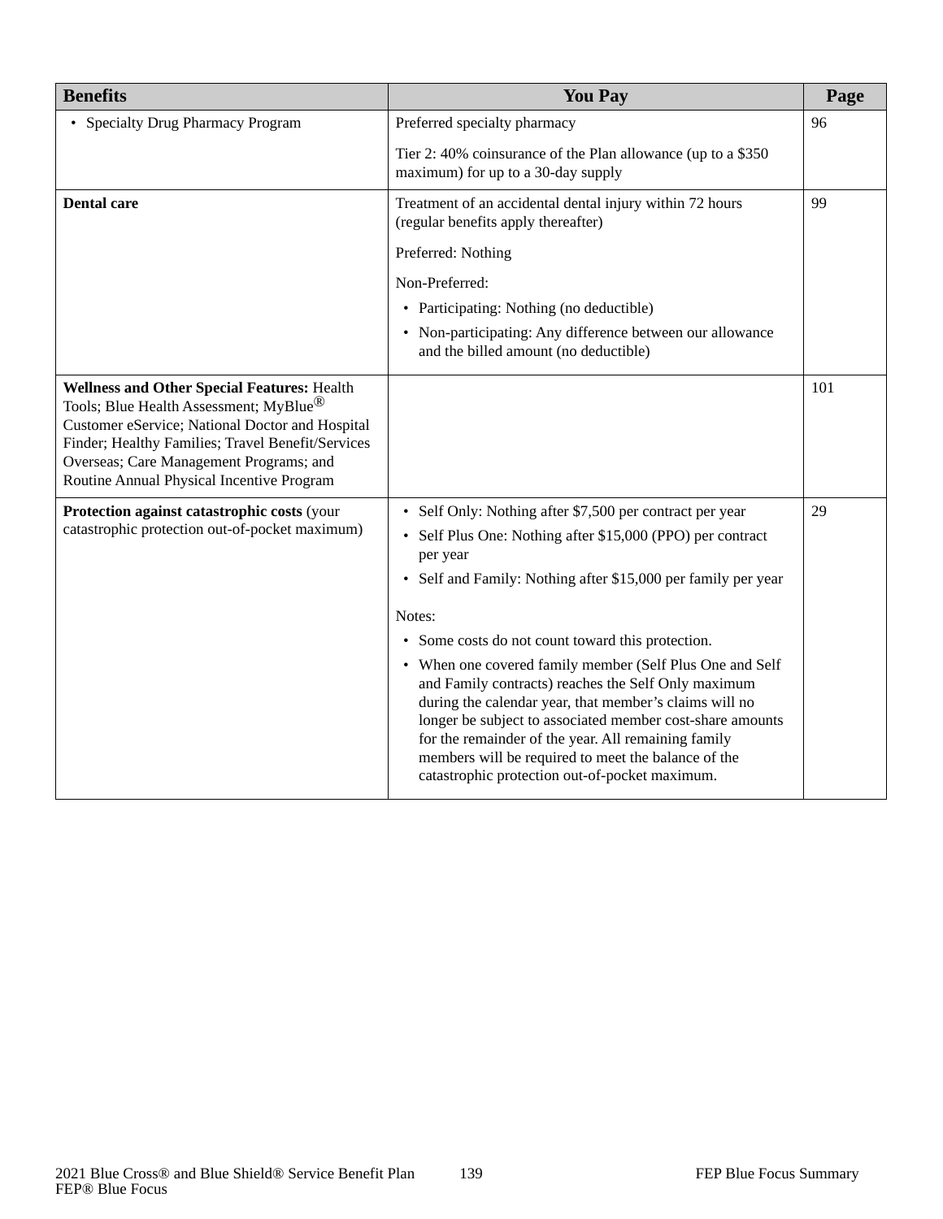| Benefits | You Pay | Page |
| --- | --- | --- |
| • Specialty Drug Pharmacy Program | Preferred specialty pharmacy<br><br>Tier 2: 40% coinsurance of the Plan allowance (up to a $350 maximum) for up to a 30-day supply | 96 |
| **Dental care** | Treatment of an accidental dental injury within 72 hours (regular benefits apply thereafter)<br><br>Preferred: Nothing<br><br>Non-Preferred:<br>• Participating: Nothing (no deductible)<br>• Non-participating: Any difference between our allowance and the billed amount (no deductible) | 99 |
| **Wellness and Other Special Features:** Health Tools; Blue Health Assessment; MyBlue® Customer eService; National Doctor and Hospital Finder; Healthy Families; Travel Benefit/Services Overseas; Care Management Programs; and Routine Annual Physical Incentive Program | | 101 |
| **Protection against catastrophic costs** (your catastrophic protection out-of-pocket maximum) | • Self Only: Nothing after $7,500 per contract per year<br>• Self Plus One: Nothing after $15,000 (PPO) per contract per year<br>• Self and Family: Nothing after $15,000 per family per year<br><br>Notes:<br>• Some costs do not count toward this protection.<br>• When one covered family member (Self Plus One and Self and Family contracts) reaches the Self Only maximum during the calendar year, that member's claims will no longer be subject to associated member cost-share amounts for the remainder of the year. All remaining family members will be required to meet the balance of the catastrophic protection out-of-pocket maximum. | 29 |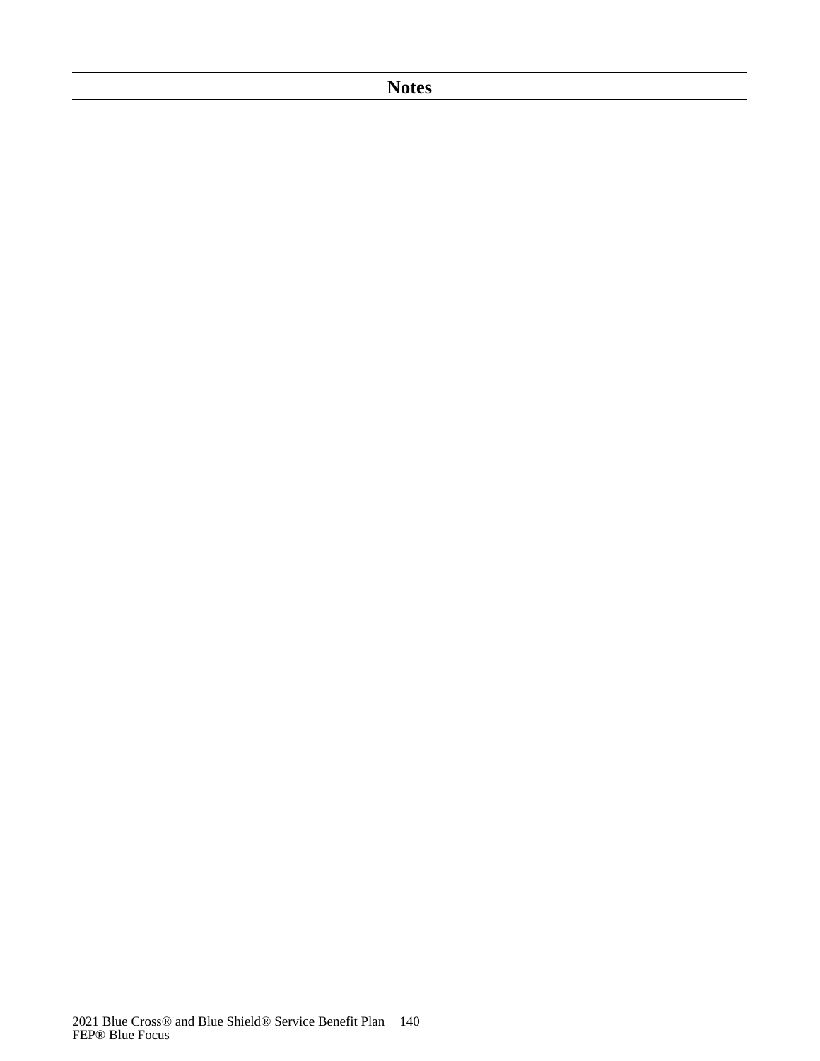# Notes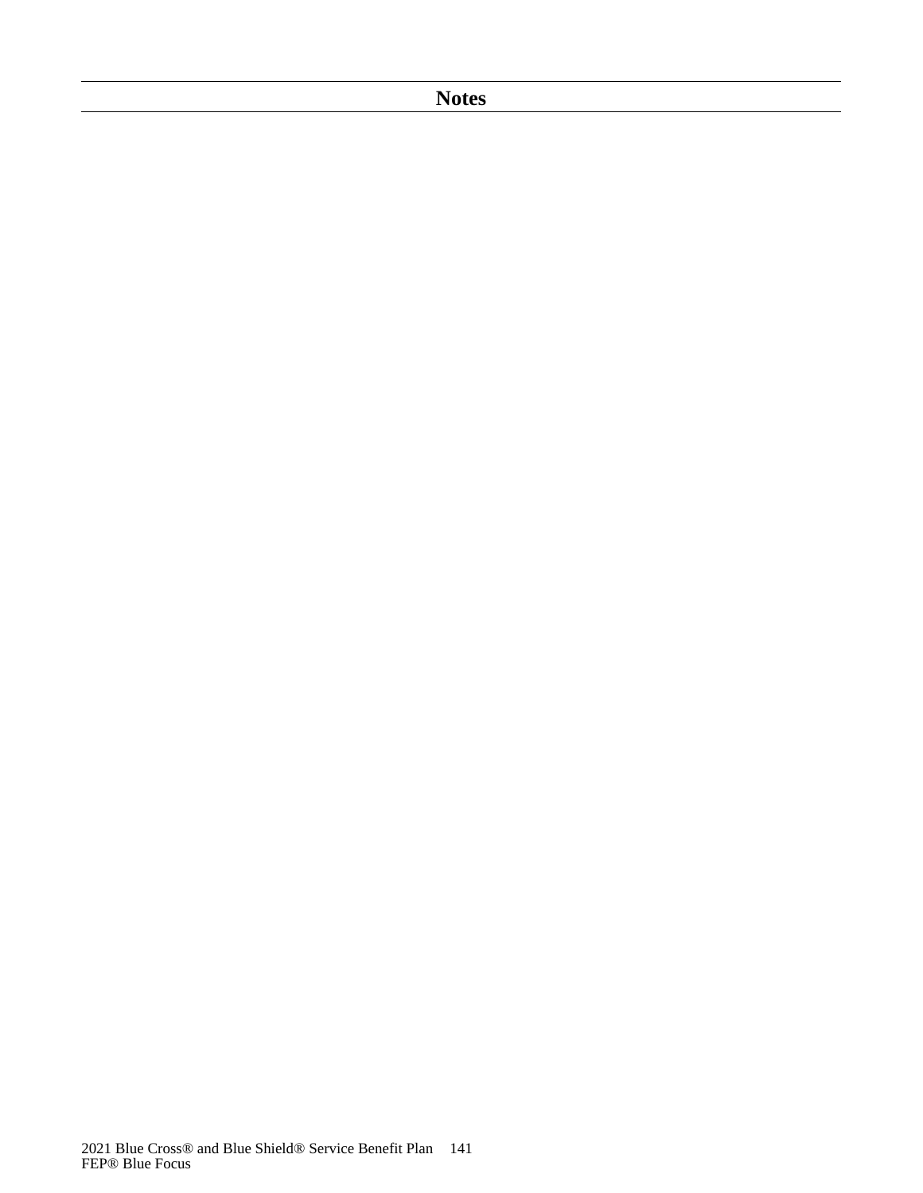# Notes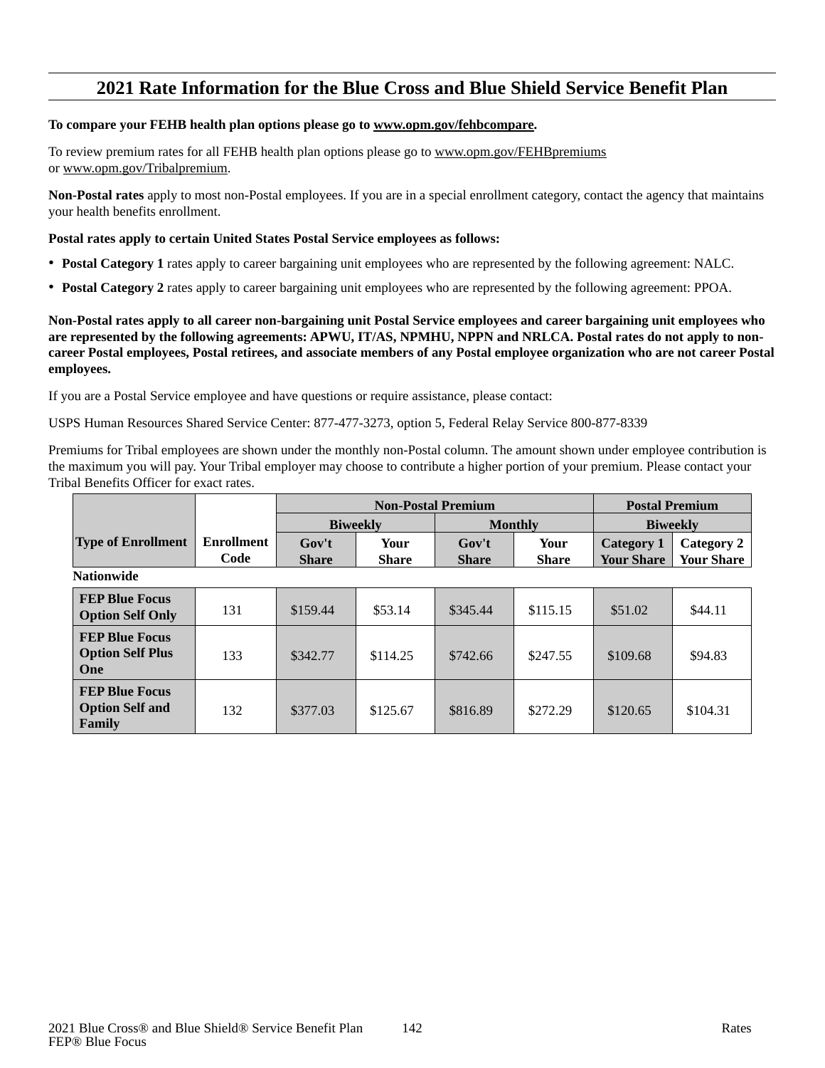## 2021 Rate Information for the Blue Cross and Blue Shield Service Benefit Plan

**To compare your FEHB health plan options please go to www.opm.gov/fehbcompare.**

To review premium rates for all FEHB health plan options please go to www.opm.gov/FEHBpremiums or www.opm.gov/Tribalpremium.

**Non-Postal rates** apply to most non-Postal employees. If you are in a special enrollment category, contact the agency that maintains your health benefits enrollment.

**Postal rates apply to certain United States Postal Service employees as follows:**

- **Postal Category 1** rates apply to career bargaining unit employees who are represented by the following agreement: NALC.
- **Postal Category 2** rates apply to career bargaining unit employees who are represented by the following agreement: PPOA.

**Non-Postal rates apply to all career non-bargaining unit Postal Service employees and career bargaining unit employees who are represented by the following agreements: APWU, IT/AS, NPMHU, NPPN and NRLCA. Postal rates do not apply to non-career Postal employees, Postal retirees, and associate members of any Postal employee organization who are not career Postal employees.**

If you are a Postal Service employee and have questions or require assistance, please contact:

USPS Human Resources Shared Service Center: 877-477-3273, option 5, Federal Relay Service 800-877-8339

Premiums for Tribal employees are shown under the monthly non-Postal column. The amount shown under employee contribution is the maximum you will pay. Your Tribal employer may choose to contribute a higher portion of your premium. Please contact your Tribal Benefits Officer for exact rates.

| Type of Enrollment | Enrollment Code | Non-Postal Premium | | | | Postal Premium | |
|---|---|---|---|---|---|---|---|
| | | Biweekly | | Monthly | | Biweekly | |
| | | Gov't Share | Your Share | Gov't Share | Your Share | Category 1 Your Share | Category 2 Your Share |
| **Nationwide** | | | | | | | |
| **FEP Blue Focus Option Self Only** | 131 | $159.44 | $53.14 | $345.44 | $115.15 | $51.02 | $44.11 |
| **FEP Blue Focus Option Self Plus One** | 133 | $342.77 | $114.25 | $742.66 | $247.55 | $109.68 | $94.83 |
| **FEP Blue Focus Option Self and Family** | 132 | $377.03 | $125.67 | $816.89 | $272.29 | $120.65 | $104.31 |